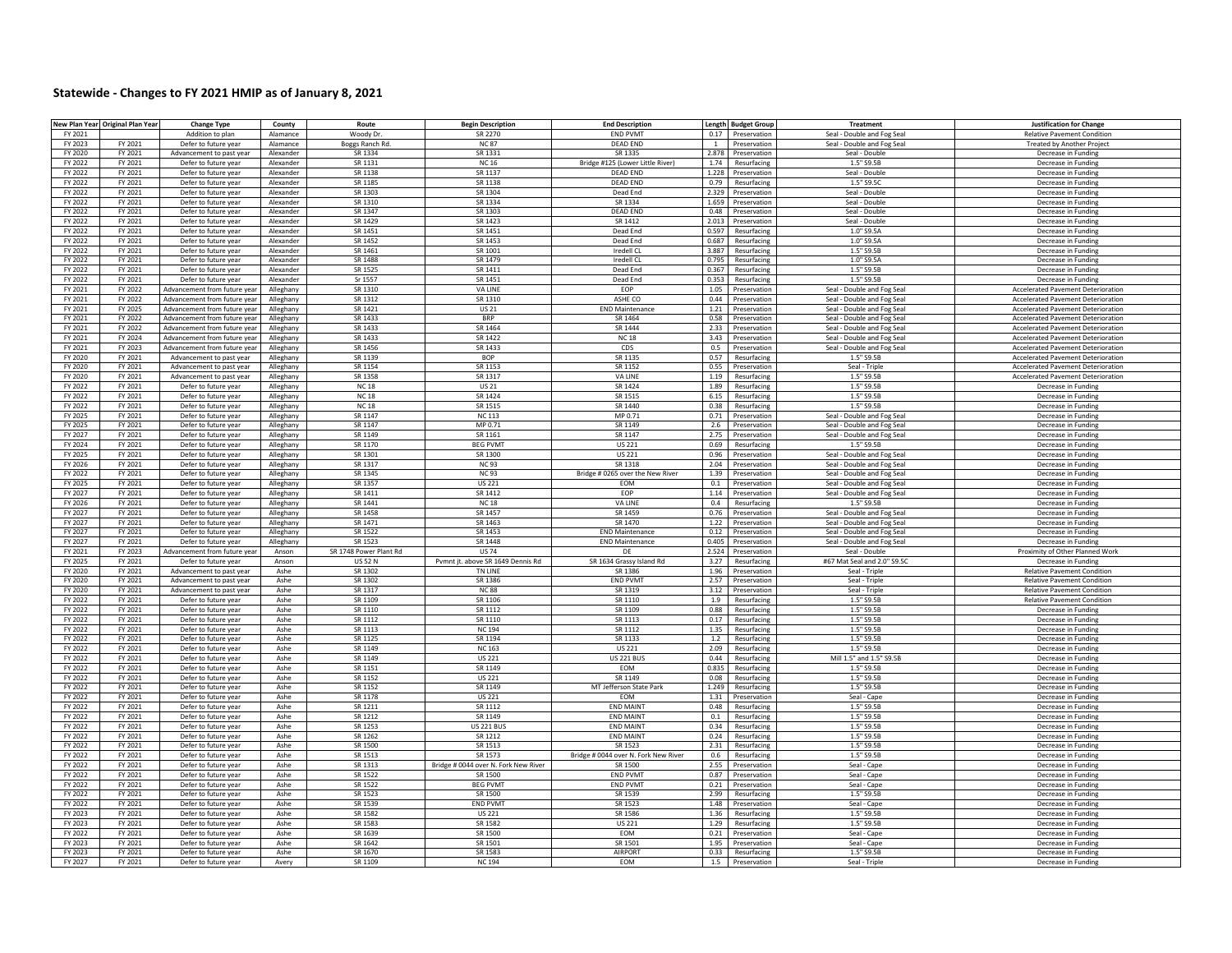# Statewide - Changes to FY 2021 HMIP as of January 8, 2021

| New Plan Year | Original Plan Year | Change Type | County | Route | Begin Description | End Description | Length | Budget Group | Treatment | Justification for Change |
|---|---|---|---|---|---|---|---|---|---|---|
| FY 2021 | | Addition to plan | Alamance | Woody Dr. | SR 2270 | END PVMT | 0.17 | Preservation | Seal - Double and Fog Seal | Relative Pavement Condition |
| FY 2023 | FY 2021 | Defer to future year | Alamance | Boggs Ranch Rd. | NC 87 | DEAD END | 1 | Preservation | Seal - Double and Fog Seal | Treated by Another Project |
| FY 2020 | FY 2021 | Advancement to past year | Alexander | SR 1334 | SR 1331 | SR 1335 | 2.878 | Preservation | Seal - Double | Decrease in Funding |
| FY 2022 | FY 2021 | Defer to future year | Alexander | SR 1131 | NC 16 | Bridge #125 (Lower Little River) | 1.74 | Resurfacing | 1.5" S9.5B | Decrease in Funding |
| FY 2022 | FY 2021 | Defer to future year | Alexander | SR 1138 | SR 1137 | DEAD END | 1.228 | Preservation | Seal - Double | Decrease in Funding |
| FY 2022 | FY 2021 | Defer to future year | Alexander | SR 1185 | SR 1138 | DEAD END | 0.79 | Resurfacing | 1.5" S9.5C | Decrease in Funding |
| FY 2022 | FY 2021 | Defer to future year | Alexander | SR 1303 | SR 1304 | Dead End | 2.329 | Preservation | Seal - Double | Decrease in Funding |
| FY 2022 | FY 2021 | Defer to future year | Alexander | SR 1310 | SR 1334 | SR 1334 | 1.659 | Preservation | Seal - Double | Decrease in Funding |
| FY 2022 | FY 2021 | Defer to future year | Alexander | SR 1347 | SR 1303 | DEAD END | 0.48 | Preservation | Seal - Double | Decrease in Funding |
| FY 2022 | FY 2021 | Defer to future year | Alexander | SR 1429 | SR 1423 | SR 1412 | 2.013 | Preservation | Seal - Double | Decrease in Funding |
| FY 2022 | FY 2021 | Defer to future year | Alexander | SR 1451 | SR 1451 | Dead End | 0.597 | Resurfacing | 1.0" S9.5A | Decrease in Funding |
| FY 2022 | FY 2021 | Defer to future year | Alexander | SR 1452 | SR 1453 | Dead End | 0.687 | Resurfacing | 1.0" S9.5A | Decrease in Funding |
| FY 2022 | FY 2021 | Defer to future year | Alexander | SR 1461 | SR 1001 | Iredell CL | 3.887 | Resurfacing | 1.5" S9.5B | Decrease in Funding |
| FY 2022 | FY 2021 | Defer to future year | Alexander | SR 1488 | SR 1479 | Iredell CL | 0.795 | Resurfacing | 1.0" S9.5A | Decrease in Funding |
| FY 2022 | FY 2021 | Defer to future year | Alexander | SR 1525 | SR 1411 | Dead End | 0.367 | Resurfacing | 1.5" S9.5B | Decrease in Funding |
| FY 2022 | FY 2021 | Defer to future year | Alexander | Sr 1557 | SR 1451 | Dead End | 0.353 | Resurfacing | 1.5" S9.5B | Decrease in Funding |
| FY 2021 | FY 2022 | Advancement from future year | Alleghany | SR 1310 | VA LINE | EOP | 1.05 | Preservation | Seal - Double and Fog Seal | Accelerated Pavement Deterioration |
| FY 2021 | FY 2022 | Advancement from future year | Alleghany | SR 1312 | SR 1310 | ASHE CO | 0.44 | Preservation | Seal - Double and Fog Seal | Accelerated Pavement Deterioration |
| FY 2021 | FY 2025 | Advancement from future year | Alleghany | SR 1421 | US 21 | END Maintenance | 1.21 | Preservation | Seal - Double and Fog Seal | Accelerated Pavement Deterioration |
| FY 2021 | FY 2022 | Advancement from future year | Alleghany | SR 1433 | BRP | SR 1464 | 0.58 | Preservation | Seal - Double and Fog Seal | Accelerated Pavement Deterioration |
| FY 2021 | FY 2022 | Advancement from future year | Alleghany | SR 1464 | SR 1433 | SR 1444 | 2.33 | Preservation | Seal - Double and Fog Seal | Accelerated Pavement Deterioration |
| FY 2021 | FY 2024 | Advancement from future year | Alleghany | SR 1433 | SR 1422 | NC 18 | 3.43 | Preservation | Seal - Double and Fog Seal | Accelerated Pavement Deterioration |
| FY 2021 | FY 2023 | Advancement from future year | Alleghany | SR 1456 | SR 1433 | CDS | 0.5 | Preservation | Seal - Double and Fog Seal | Accelerated Pavement Deterioration |
| FY 2020 | FY 2021 | Advancement to past year | Alleghany | SR 1139 | BOP | SR 1135 | 0.57 | Resurfacing | 1.5" S9.5B | Accelerated Pavement Deterioration |
| FY 2020 | FY 2021 | Advancement to past year | Alleghany | SR 1154 | SR 1153 | SR 1152 | 0.55 | Preservation | Seal - Triple | Accelerated Pavement Deterioration |
| FY 2020 | FY 2021 | Advancement to past year | Alleghany | SR 1358 | SR 1317 | VA LINE | 1.19 | Resurfacing | 1.5" S9.5B | Accelerated Pavement Deterioration |
| FY 2022 | FY 2021 | Defer to future year | Alleghany | NC 18 | US 21 | SR 1424 | 1.89 | Resurfacing | 1.5" S9.5B | Decrease in Funding |
| FY 2022 | FY 2021 | Defer to future year | Alleghany | NC 18 | SR 1424 | SR 1515 | 6.15 | Resurfacing | 1.5" S9.5B | Decrease in Funding |
| FY 2022 | FY 2021 | Defer to future year | Alleghany | NC 18 | SR 1515 | SR 1440 | 0.38 | Resurfacing | 1.5" S9.5B | Decrease in Funding |
| FY 2025 | FY 2021 | Defer to future year | Alleghany | SR 1147 | NC 113 | MP 0.71 | 0.71 | Preservation | Seal - Double and Fog Seal | Decrease in Funding |
| FY 2025 | FY 2021 | Defer to future year | Alleghany | SR 1147 | MP 0.71 | SR 1149 | 2.6 | Preservation | Seal - Double and Fog Seal | Decrease in Funding |
| FY 2027 | FY 2021 | Defer to future year | Alleghany | SR 1149 | SR 1161 | SR 1147 | 2.75 | Preservation | Seal - Double and Fog Seal | Decrease in Funding |
| FY 2024 | FY 2021 | Defer to future year | Alleghany | SR 1170 | BEG PVMT | US 221 | 0.69 | Resurfacing | 1.5" S9.5B | Decrease in Funding |
| FY 2025 | FY 2021 | Defer to future year | Alleghany | SR 1301 | SR 1300 | US 221 | 0.96 | Preservation | Seal - Double and Fog Seal | Decrease in Funding |
| FY 2026 | FY 2021 | Defer to future year | Alleghany | SR 1317 | NC 93 | SR 1318 | 2.04 | Preservation | Seal - Double and Fog Seal | Decrease in Funding |
| FY 2022 | FY 2021 | Defer to future year | Alleghany | SR 1345 | NC 93 | Bridge # 0265 over the New River | 1.39 | Preservation | Seal - Double and Fog Seal | Decrease in Funding |
| FY 2025 | FY 2021 | Defer to future year | Alleghany | SR 1357 | US 221 | EOM | 0.1 | Preservation | Seal - Double and Fog Seal | Decrease in Funding |
| FY 2027 | FY 2021 | Defer to future year | Alleghany | SR 1411 | SR 1412 | EOP | 1.14 | Preservation | Seal - Double and Fog Seal | Decrease in Funding |
| FY 2026 | FY 2021 | Defer to future year | Alleghany | SR 1441 | NC 18 | VA LINE | 0.4 | Resurfacing | 1.5" S9.5B | Decrease in Funding |
| FY 2027 | FY 2021 | Defer to future year | Alleghany | SR 1458 | SR 1457 | SR 1459 | 0.76 | Preservation | Seal - Double and Fog Seal | Decrease in Funding |
| FY 2027 | FY 2021 | Defer to future year | Alleghany | SR 1471 | SR 1463 | SR 1470 | 1.22 | Preservation | Seal - Double and Fog Seal | Decrease in Funding |
| FY 2027 | FY 2021 | Defer to future year | Alleghany | SR 1522 | SR 1453 | END Maintenance | 0.12 | Preservation | Seal - Double and Fog Seal | Decrease in Funding |
| FY 2027 | FY 2021 | Defer to future year | Alleghany | SR 1523 | SR 1448 | END Maintenance | 0.405 | Preservation | Seal - Double and Fog Seal | Decrease in Funding |
| FY 2021 | FY 2023 | Advancement from future year | Anson | SR 1748 Power Plant Rd | US 74 | DE | 2.524 | Preservation | Seal - Double | Proximity of Other Planned Work |
| FY 2025 | FY 2021 | Defer to future year | Anson | US 52 N | Pvmnt jt. above SR 1649 Dennis Rd | SR 1634 Grassy Island Rd | 3.27 | Resurfacing | #67 Mat Seal and 2.0" S9.5C | Decrease in Funding |
| FY 2020 | FY 2021 | Advancement to past year | Ashe | SR 1302 | TN LINE | SR 1386 | 1.96 | Preservation | Seal - Triple | Relative Pavement Condition |
| FY 2020 | FY 2021 | Advancement to past year | Ashe | SR 1302 | SR 1386 | END PVMT | 2.57 | Preservation | Seal - Triple | Relative Pavement Condition |
| FY 2020 | FY 2021 | Advancement to past year | Ashe | SR 1317 | NC 88 | SR 1319 | 3.12 | Preservation | Seal - Triple | Relative Pavement Condition |
| FY 2022 | FY 2021 | Defer to future year | Ashe | SR 1109 | SR 1106 | SR 1110 | 1.9 | Resurfacing | 1.5" S9.5B | Relative Pavement Condition |
| FY 2022 | FY 2021 | Defer to future year | Ashe | SR 1110 | SR 1112 | SR 1109 | 0.88 | Resurfacing | 1.5" S9.5B | Decrease in Funding |
| FY 2022 | FY 2021 | Defer to future year | Ashe | SR 1112 | SR 1110 | SR 1113 | 0.17 | Resurfacing | 1.5" S9.5B | Decrease in Funding |
| FY 2022 | FY 2021 | Defer to future year | Ashe | SR 1113 | NC 194 | SR 1112 | 1.35 | Resurfacing | 1.5" S9.5B | Decrease in Funding |
| FY 2022 | FY 2021 | Defer to future year | Ashe | SR 1125 | SR 1194 | SR 1133 | 1.2 | Resurfacing | 1.5" S9.5B | Decrease in Funding |
| FY 2022 | FY 2021 | Defer to future year | Ashe | SR 1149 | NC 163 | US 221 | 2.09 | Resurfacing | 1.5" S9.5B | Decrease in Funding |
| FY 2022 | FY 2021 | Defer to future year | Ashe | SR 1149 | US 221 | US 221 BUS | 0.44 | Resurfacing | Mill 1.5" and 1.5" S9.5B | Decrease in Funding |
| FY 2022 | FY 2021 | Defer to future year | Ashe | SR 1151 | SR 1149 | EOM | 0.835 | Resurfacing | 1.5" S9.5B | Decrease in Funding |
| FY 2022 | FY 2021 | Defer to future year | Ashe | SR 1152 | US 221 | SR 1149 | 0.08 | Resurfacing | 1.5" S9.5B | Decrease in Funding |
| FY 2022 | FY 2021 | Defer to future year | Ashe | SR 1152 | SR 1149 | MT Jefferson State Park | 1.249 | Resurfacing | 1.5" S9.5B | Decrease in Funding |
| FY 2022 | FY 2021 | Defer to future year | Ashe | SR 1178 | US 221 | EOM | 1.31 | Preservation | Seal - Cape | Decrease in Funding |
| FY 2022 | FY 2021 | Defer to future year | Ashe | SR 1211 | SR 1112 | END MAINT | 0.48 | Resurfacing | 1.5" S9.5B | Decrease in Funding |
| FY 2022 | FY 2021 | Defer to future year | Ashe | SR 1212 | SR 1149 | END MAINT | 0.1 | Resurfacing | 1.5" S9.5B | Decrease in Funding |
| FY 2022 | FY 2021 | Defer to future year | Ashe | SR 1253 | US 221 BUS | END MAINT | 0.34 | Resurfacing | 1.5" S9.5B | Decrease in Funding |
| FY 2022 | FY 2021 | Defer to future year | Ashe | SR 1262 | SR 1212 | END MAINT | 0.24 | Resurfacing | 1.5" S9.5B | Decrease in Funding |
| FY 2022 | FY 2021 | Defer to future year | Ashe | SR 1500 | SR 1513 | SR 1523 | 2.31 | Resurfacing | 1.5" S9.5B | Decrease in Funding |
| FY 2022 | FY 2021 | Defer to future year | Ashe | SR 1513 | SR 1573 | Bridge # 0044 over N. Fork New River | 0.6 | Resurfacing | 1.5" S9.5B | Decrease in Funding |
| FY 2022 | FY 2021 | Defer to future year | Ashe | SR 1313 | Bridge # 0044 over N. Fork New River | SR 1500 | 2.55 | Preservation | Seal - Cape | Decrease in Funding |
| FY 2022 | FY 2021 | Defer to future year | Ashe | SR 1522 | SR 1500 | END PVMT | 0.87 | Preservation | Seal - Cape | Decrease in Funding |
| FY 2022 | FY 2021 | Defer to future year | Ashe | SR 1522 | BEG PVMT | END PVMT | 0.21 | Preservation | Seal - Cape | Decrease in Funding |
| FY 2022 | FY 2021 | Defer to future year | Ashe | SR 1523 | SR 1500 | SR 1539 | 2.99 | Resurfacing | 1.5" S9.5B | Decrease in Funding |
| FY 2022 | FY 2021 | Defer to future year | Ashe | SR 1539 | END PVMT | SR 1523 | 1.48 | Preservation | Seal - Cape | Decrease in Funding |
| FY 2023 | FY 2021 | Defer to future year | Ashe | SR 1582 | US 221 | SR 1586 | 1.36 | Resurfacing | 1.5" S9.5B | Decrease in Funding |
| FY 2023 | FY 2021 | Defer to future year | Ashe | SR 1583 | SR 1582 | US 221 | 1.29 | Resurfacing | 1.5" S9.5B | Decrease in Funding |
| FY 2022 | FY 2021 | Defer to future year | Ashe | SR 1639 | SR 1500 | EOM | 0.21 | Preservation | Seal - Cape | Decrease in Funding |
| FY 2023 | FY 2021 | Defer to future year | Ashe | SR 1642 | SR 1501 | SR 1501 | 1.95 | Preservation | Seal - Cape | Decrease in Funding |
| FY 2023 | FY 2021 | Defer to future year | Ashe | SR 1670 | SR 1583 | AIRPORT | 0.33 | Resurfacing | 1.5" S9.5B | Decrease in Funding |
| FY 2027 | FY 2021 | Defer to future year | Avery | SR 1109 | NC 194 | EOM | 1.5 | Preservation | Seal - Triple | Decrease in Funding |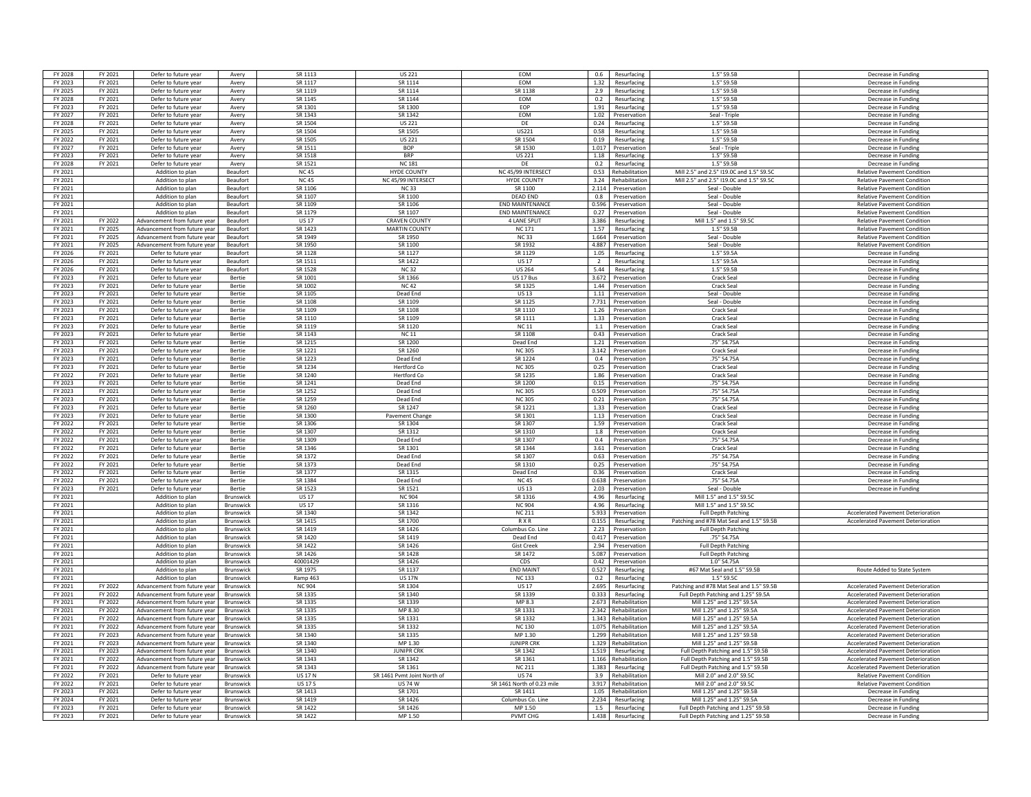| | | | | | | | | | | |
|---|---|---|---|---|---|---|---|---|---|---|
| FY 2028 | FY 2021 | Defer to future year | Avery | SR 1113 | US 221 | EOM | 0.6 | Resurfacing | 1.5" S9.5B | Decrease in Funding |
| FY 2023 | FY 2021 | Defer to future year | Avery | SR 1117 | SR 1114 | EOM | 1.32 | Resurfacing | 1.5" S9.5B | Decrease in Funding |
| FY 2025 | FY 2021 | Defer to future year | Avery | SR 1119 | SR 1114 | SR 1138 | 2.9 | Resurfacing | 1.5" S9.5B | Decrease in Funding |
| FY 2028 | FY 2021 | Defer to future year | Avery | SR 1145 | SR 1144 | EOM | 0.2 | Resurfacing | 1.5" S9.5B | Decrease in Funding |
| FY 2023 | FY 2021 | Defer to future year | Avery | SR 1301 | SR 1300 | EOP | 1.91 | Resurfacing | 1.5" S9.5B | Decrease in Funding |
| FY 2027 | FY 2021 | Defer to future year | Avery | SR 1343 | SR 1342 | EOM | 1.02 | Preservation | Seal - Triple | Decrease in Funding |
| FY 2028 | FY 2021 | Defer to future year | Avery | SR 1504 | US 221 | DE | 0.24 | Resurfacing | 1.5" S9.5B | Decrease in Funding |
| FY 2025 | FY 2021 | Defer to future year | Avery | SR 1504 | SR 1505 | US221 | 0.58 | Resurfacing | 1.5" S9.5B | Decrease in Funding |
| FY 2022 | FY 2021 | Defer to future year | Avery | SR 1505 | US 221 | SR 1504 | 0.19 | Resurfacing | 1.5" S9.5B | Decrease in Funding |
| FY 2027 | FY 2021 | Defer to future year | Avery | SR 1511 | BOP | SR 1530 | 1.017 | Preservation | Seal - Triple | Decrease in Funding |
| FY 2023 | FY 2021 | Defer to future year | Avery | SR 1518 | BRP | US 221 | 1.18 | Resurfacing | 1.5" S9.5B | Decrease in Funding |
| FY 2028 | FY 2021 | Defer to future year | Avery | SR 1521 | NC 181 | DE | 0.2 | Resurfacing | 1.5" S9.5B | Decrease in Funding |
| FY 2021 | | Addition to plan | Beaufort | NC 45 | HYDE COUNTY | NC 45/99 INTERSECT | 0.53 | Rehabilitation | Mill 2.5" and 2.5" I19.0C and 1.5" S9.5C | Relative Pavement Condition |
| FY 2021 | | Addition to plan | Beaufort | NC 45 | NC 45/99 INTERSECT | HYDE COUNTY | 3.24 | Rehabilitation | Mill 2.5" and 2.5" I19.0C and 1.5" S9.5C | Relative Pavement Condition |
| FY 2021 | | Addition to plan | Beaufort | SR 1106 | NC 33 | SR 1100 | 2.114 | Preservation | Seal - Double | Relative Pavement Condition |
| FY 2021 | | Addition to plan | Beaufort | SR 1107 | SR 1100 | DEAD END | 0.8 | Preservation | Seal - Double | Relative Pavement Condition |
| FY 2021 | | Addition to plan | Beaufort | SR 1109 | SR 1106 | END MAINTENANCE | 0.596 | Preservation | Seal - Double | Relative Pavement Condition |
| FY 2021 | | Addition to plan | Beaufort | SR 1179 | SR 1107 | END MAINTENANCE | 0.27 | Preservation | Seal - Double | Relative Pavement Condition |
| FY 2021 | FY 2022 | Advancement from future year | Beaufort | US 17 | CRAVEN COUNTY | 4 LANE SPLIT | 3.386 | Resurfacing | Mill 1.5" and 1.5" S9.5C | Relative Pavement Condition |
| FY 2021 | FY 2025 | Advancement from future year | Beaufort | SR 1423 | MARTIN COUNTY | NC 171 | 1.57 | Resurfacing | 1.5" S9.5B | Relative Pavement Condition |
| FY 2021 | FY 2025 | Advancement from future year | Beaufort | SR 1949 | SR 1950 | NC 33 | 1.664 | Preservation | Seal - Double | Relative Pavement Condition |
| FY 2021 | FY 2025 | Advancement from future year | Beaufort | SR 1950 | SR 1100 | SR 1932 | 4.887 | Preservation | Seal - Double | Relative Pavement Condition |
| FY 2026 | FY 2021 | Defer to future year | Beaufort | SR 1128 | SR 1127 | SR 1129 | 1.05 | Resurfacing | 1.5" S9.5A | Decrease in Funding |
| FY 2026 | FY 2021 | Defer to future year | Beaufort | SR 1511 | SR 1422 | US 17 | 2 | Resurfacing | 1.5" S9.5A | Decrease in Funding |
| FY 2026 | FY 2021 | Defer to future year | Beaufort | SR 1528 | NC 32 | US 264 | 5.44 | Resurfacing | 1.5" S9.5B | Decrease in Funding |
| FY 2023 | FY 2021 | Defer to future year | Bertie | SR 1001 | SR 1366 | US 17 Bus | 3.672 | Preservation | Crack Seal | Decrease in Funding |
| FY 2023 | FY 2021 | Defer to future year | Bertie | SR 1002 | NC 42 | SR 1325 | 1.44 | Preservation | Crack Seal | Decrease in Funding |
| FY 2023 | FY 2021 | Defer to future year | Bertie | SR 1105 | Dead End | US 13 | 1.11 | Preservation | Seal - Double | Decrease in Funding |
| FY 2023 | FY 2021 | Defer to future year | Bertie | SR 1108 | SR 1109 | SR 1125 | 7.731 | Preservation | Seal - Double | Decrease in Funding |
| FY 2023 | FY 2021 | Defer to future year | Bertie | SR 1109 | SR 1108 | SR 1110 | 1.26 | Preservation | Crack Seal | Decrease in Funding |
| FY 2023 | FY 2021 | Defer to future year | Bertie | SR 1110 | SR 1109 | SR 1111 | 1.33 | Preservation | Crack Seal | Decrease in Funding |
| FY 2023 | FY 2021 | Defer to future year | Bertie | SR 1119 | SR 1120 | NC 11 | 1.1 | Preservation | Crack Seal | Decrease in Funding |
| FY 2023 | FY 2021 | Defer to future year | Bertie | SR 1143 | NC 11 | SR 1108 | 0.43 | Preservation | Crack Seal | Decrease in Funding |
| FY 2023 | FY 2021 | Defer to future year | Bertie | SR 1215 | SR 1200 | Dead End | 1.21 | Preservation | .75" S4.75A | Decrease in Funding |
| FY 2023 | FY 2021 | Defer to future year | Bertie | SR 1221 | SR 1260 | NC 305 | 3.142 | Preservation | Crack Seal | Decrease in Funding |
| FY 2023 | FY 2021 | Defer to future year | Bertie | SR 1223 | Dead End | SR 1224 | 0.4 | Preservation | .75" S4.75A | Decrease in Funding |
| FY 2023 | FY 2021 | Defer to future year | Bertie | SR 1234 | Hertford Co | NC 305 | 0.25 | Preservation | Crack Seal | Decrease in Funding |
| FY 2022 | FY 2021 | Defer to future year | Bertie | SR 1240 | Hertford Co | SR 1235 | 1.86 | Preservation | Crack Seal | Decrease in Funding |
| FY 2023 | FY 2021 | Defer to future year | Bertie | SR 1241 | Dead End | SR 1200 | 0.15 | Preservation | .75" S4.75A | Decrease in Funding |
| FY 2023 | FY 2021 | Defer to future year | Bertie | SR 1252 | Dead End | NC 305 | 0.509 | Preservation | .75" S4.75A | Decrease in Funding |
| FY 2023 | FY 2021 | Defer to future year | Bertie | SR 1259 | Dead End | NC 305 | 0.21 | Preservation | .75" S4.75A | Decrease in Funding |
| FY 2023 | FY 2021 | Defer to future year | Bertie | SR 1260 | SR 1247 | SR 1221 | 1.33 | Preservation | Crack Seal | Decrease in Funding |
| FY 2023 | FY 2021 | Defer to future year | Bertie | SR 1300 | Pavement Change | SR 1301 | 1.13 | Preservation | Crack Seal | Decrease in Funding |
| FY 2022 | FY 2021 | Defer to future year | Bertie | SR 1306 | SR 1304 | SR 1307 | 1.59 | Preservation | Crack Seal | Decrease in Funding |
| FY 2022 | FY 2021 | Defer to future year | Bertie | SR 1307 | SR 1312 | SR 1310 | 1.8 | Preservation | Crack Seal | Decrease in Funding |
| FY 2022 | FY 2021 | Defer to future year | Bertie | SR 1309 | Dead End | SR 1307 | 0.4 | Preservation | .75" S4.75A | Decrease in Funding |
| FY 2022 | FY 2021 | Defer to future year | Bertie | SR 1346 | SR 1301 | SR 1344 | 3.61 | Preservation | Crack Seal | Decrease in Funding |
| FY 2022 | FY 2021 | Defer to future year | Bertie | SR 1372 | Dead End | SR 1307 | 0.63 | Preservation | .75" S4.75A | Decrease in Funding |
| FY 2022 | FY 2021 | Defer to future year | Bertie | SR 1373 | Dead End | SR 1310 | 0.25 | Preservation | .75" S4.75A | Decrease in Funding |
| FY 2022 | FY 2021 | Defer to future year | Bertie | SR 1377 | SR 1315 | Dead End | 0.36 | Preservation | Crack Seal | Decrease in Funding |
| FY 2022 | FY 2021 | Defer to future year | Bertie | SR 1384 | Dead End | NC 45 | 0.638 | Preservation | .75" S4.75A | Decrease in Funding |
| FY 2023 | FY 2021 | Defer to future year | Bertie | SR 1523 | SR 1521 | US 13 | 2.03 | Preservation | Seal - Double | Decrease in Funding |
| FY 2021 | | Addition to plan | Brunswick | US 17 | NC 904 | SR 1316 | 4.96 | Resurfacing | Mill 1.5" and 1.5" S9.5C | |
| FY 2021 | | Addition to plan | Brunswick | US 17 | SR 1316 | NC 904 | 4.96 | Resurfacing | Mill 1.5" and 1.5" S9.5C | |
| FY 2021 | | Addition to plan | Brunswick | SR 1340 | SR 1342 | NC 211 | 5.933 | Preservation | Full Depth Patching | Accelerated Pavement Deterioration |
| FY 2021 | | Addition to plan | Brunswick | SR 1415 | SR 1700 | R X R | 0.155 | Resurfacing | Patching and #78 Mat Seal and 1.5" S9.5B | Accelerated Pavement Deterioration |
| FY 2021 | | Addition to plan | Brunswick | SR 1419 | SR 1426 | Columbus Co. Line | 2.23 | Preservation | Full Depth Patching | |
| FY 2021 | | Addition to plan | Brunswick | SR 1420 | SR 1419 | Dead End | 0.417 | Preservation | .75" S4.75A | |
| FY 2021 | | Addition to plan | Brunswick | SR 1422 | SR 1426 | Gist Creek | 2.94 | Preservation | Full Depth Patching | |
| FY 2021 | | Addition to plan | Brunswick | SR 1426 | SR 1428 | SR 1472 | 5.087 | Preservation | Full Depth Patching | |
| FY 2021 | | Addition to plan | Brunswick | 40001429 | SR 1426 | CDS | 0.42 | Preservation | 1.0" S4.75A | |
| FY 2021 | | Addition to plan | Brunswick | SR 1975 | SR 1137 | END MAINT | 0.527 | Resurfacing | #67 Mat Seal and 1.5" S9.5B | Route Added to State System |
| FY 2021 | | Addition to plan | Brunswick | Ramp 463 | US 17N | NC 133 | 0.2 | Resurfacing | 1.5" S9.5C | |
| FY 2021 | FY 2022 | Advancement from future year | Brunswick | NC 904 | SR 1304 | US 17 | 2.695 | Resurfacing | Patching and #78 Mat Seal and 1.5" S9.5B | Accelerated Pavement Deterioration |
| FY 2021 | FY 2022 | Advancement from future year | Brunswick | SR 1335 | SR 1340 | SR 1339 | 0.333 | Resurfacing | Full Depth Patching and 1.25" S9.5A | Accelerated Pavement Deterioration |
| FY 2021 | FY 2022 | Advancement from future year | Brunswick | SR 1335 | SR 1339 | MP 8.3 | 2.673 | Rehabilitation | Mill 1.25" and 1.25" S9.5A | Accelerated Pavement Deterioration |
| FY 2021 | FY 2022 | Advancement from future year | Brunswick | SR 1335 | MP 8.30 | SR 1331 | 2.342 | Rehabilitation | Mill 1.25" and 1.25" S9.5A | Accelerated Pavement Deterioration |
| FY 2021 | FY 2022 | Advancement from future year | Brunswick | SR 1335 | SR 1331 | SR 1332 | 1.343 | Rehabilitation | Mill 1.25" and 1.25" S9.5A | Accelerated Pavement Deterioration |
| FY 2021 | FY 2022 | Advancement from future year | Brunswick | SR 1335 | SR 1332 | NC 130 | 1.075 | Rehabilitation | Mill 1.25" and 1.25" S9.5A | Accelerated Pavement Deterioration |
| FY 2021 | FY 2023 | Advancement from future year | Brunswick | SR 1340 | SR 1335 | MP 1.30 | 1.299 | Rehabilitation | Mill 1.25" and 1.25" S9.5B | Accelerated Pavement Deterioration |
| FY 2021 | FY 2023 | Advancement from future year | Brunswick | SR 1340 | MP 1.30 | JUNIPR CRK | 1.329 | Rehabilitation | Mill 1.25" and 1.25" S9.5B | Accelerated Pavement Deterioration |
| FY 2021 | FY 2023 | Advancement from future year | Brunswick | SR 1340 | JUNIPR CRK | SR 1342 | 1.519 | Resurfacing | Full Depth Patching and 1.5" S9.5B | Accelerated Pavement Deterioration |
| FY 2021 | FY 2022 | Advancement from future year | Brunswick | SR 1343 | SR 1342 | SR 1361 | 1.166 | Rehabilitation | Full Depth Patching and 1.5" S9.5B | Accelerated Pavement Deterioration |
| FY 2021 | FY 2022 | Advancement from future year | Brunswick | SR 1343 | SR 1361 | NC 211 | 1.383 | Resurfacing | Full Depth Patching and 1.5" S9.5B | Accelerated Pavement Deterioration |
| FY 2022 | FY 2021 | Defer to future year | Brunswick | US 17 N | SR 1461 Pvmt Joint North of | US 74 | 3.9 | Rehabilitation | Mill 2.0" and 2.0" S9.5C | Relative Pavement Condition |
| FY 2022 | FY 2021 | Defer to future year | Brunswick | US 17 S | US 74 W | SR 1461 North of 0.23 mile | 3.917 | Rehabilitation | Mill 2.0" and 2.0" S9.5C | Relative Pavement Condition |
| FY 2023 | FY 2021 | Defer to future year | Brunswick | SR 1413 | SR 1701 | SR 1411 | 1.05 | Rehabilitation | Mill 1.25" and 1.25" S9.5B | Decrease in Funding |
| FY 2024 | FY 2021 | Defer to future year | Brunswick | SR 1419 | SR 1426 | Columbus Co. Line | 2.234 | Resurfacing | Mill 1.25" and 1.25" S9.5A | Decrease in Funding |
| FY 2023 | FY 2021 | Defer to future year | Brunswick | SR 1422 | SR 1426 | MP 1.50 | 1.5 | Resurfacing | Full Depth Patching and 1.25" S9.5B | Decrease in Funding |
| FY 2023 | FY 2021 | Defer to future year | Brunswick | SR 1422 | MP 1.50 | PVMT CHG | 1.438 | Resurfacing | Full Depth Patching and 1.25" S9.5B | Decrease in Funding |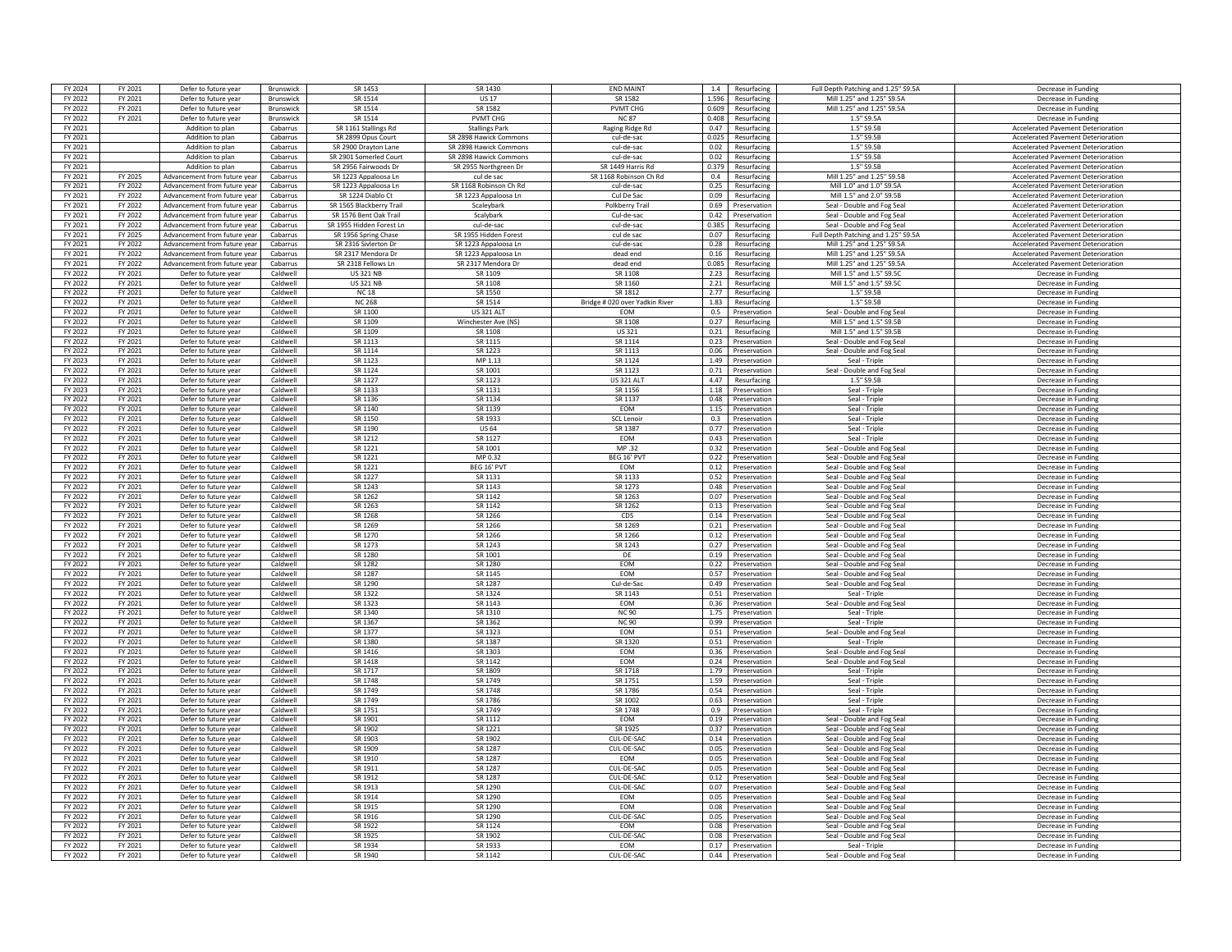| | | | | | | | | | | |
|---|---|---|---|---|---|---|---|---|---|---|
| FY 2024 | FY 2021 | Defer to future year | Brunswick | SR 1453 | SR 1430 | END MAINT | 1.4 | Resurfacing | Full Depth Patching and 1.25" S9.5A | Decrease in Funding |
| FY 2022 | FY 2021 | Defer to future year | Brunswick | SR 1514 | US 17 | SR 1582 | 1.596 | Resurfacing | Mill 1.25" and 1.25" S9.5A | Decrease in Funding |
| FY 2022 | FY 2021 | Defer to future year | Brunswick | SR 1514 | SR 1582 | PVMT CHG | 0.609 | Resurfacing | Mill 1.25" and 1.25" S9.5A | Decrease in Funding |
| FY 2022 | FY 2021 | Defer to future year | Brunswick | SR 1514 | PVMT CHG | NC 87 | 0.408 | Resurfacing | 1.5" S9.5A | Decrease in Funding |
| FY 2021 | | Addition to plan | Cabarrus | SR 1161 Stallings Rd | Stallings Park | Raging Ridge Rd | 0.47 | Resurfacing | 1.5" S9.5B | Accelerated Pavement Deterioration |
| FY 2021 | | Addition to plan | Cabarrus | SR 2899 Opus Court | SR 2898 Hawick Commons | cul-de-sac | 0.025 | Resurfacing | 1.5" S9.5B | Accelerated Pavement Deterioration |
| FY 2021 | | Addition to plan | Cabarrus | SR 2900 Drayton Lane | SR 2898 Hawick Commons | cul-de-sac | 0.02 | Resurfacing | 1.5" S9.5B | Accelerated Pavement Deterioration |
| FY 2021 | | Addition to plan | Cabarrus | SR 2901 Somerled Court | SR 2898 Hawick Commons | cul-de-sac | 0.02 | Resurfacing | 1.5" S9.5B | Accelerated Pavement Deterioration |
| FY 2021 | | Addition to plan | Cabarrus | SR 2956 Fairwoods Dr | SR 2955 Northgreen Dr | SR 1449 Harris Rd | 0.379 | Resurfacing | 1.5" S9.5B | Accelerated Pavement Deterioration |
| FY 2021 | FY 2025 | Advancement from future year | Cabarrus | SR 1223 Appaloosa Ln | cul de sac | SR 1168 Robinson Ch Rd | 0.4 | Resurfacing | Mill 1.25" and 1.25" S9.5B | Accelerated Pavement Deterioration |
| FY 2021 | FY 2022 | Advancement from future year | Cabarrus | SR 1223 Appaloosa Ln | SR 1168 Robinson Ch Rd | cul-de-sac | 0.25 | Resurfacing | Mill 1.0" and 1.0" S9.5A | Accelerated Pavement Deterioration |
| FY 2021 | FY 2022 | Advancement from future year | Cabarrus | SR 1224 Diablo Ct | SR 1223 Appaloosa Ln | Cul De Sac | 0.09 | Resurfacing | Mill 1.5" and 2.0" S9.5B | Accelerated Pavement Deterioration |
| FY 2021 | FY 2022 | Advancement from future year | Cabarrus | SR 1565 Blackberry Trail | Scaleybark | Polkberry Trail | 0.69 | Preservation | Seal - Double and Fog Seal | Accelerated Pavement Deterioration |
| FY 2021 | FY 2022 | Advancement from future year | Cabarrus | SR 1576 Bent Oak Trail | Scalybark | Cul-de-sac | 0.42 | Preservation | Seal - Double and Fog Seal | Accelerated Pavement Deterioration |
| FY 2021 | FY 2022 | Advancement from future year | Cabarrus | SR 1955 Hidden Forest Ln | cul-de-sac | cul-de-sac | 0.385 | Resurfacing | Seal - Double and Fog Seal | Accelerated Pavement Deterioration |
| FY 2021 | FY 2025 | Advancement from future year | Cabarrus | SR 1956 Spring Chase | SR 1955 Hidden Forest | cul de sac | 0.07 | Resurfacing | Full Depth Patching and 1.25" S9.5A | Accelerated Pavement Deterioration |
| FY 2021 | FY 2022 | Advancement from future year | Cabarrus | SR 2316 Sivlerton Dr | SR 1223 Appaloosa Ln | cul-de-sac | 0.28 | Resurfacing | Mill 1.25" and 1.25" S9.5A | Accelerated Pavement Deterioration |
| FY 2021 | FY 2022 | Advancement from future year | Cabarrus | SR 2317 Mendora Dr | SR 1223 Appaloosa Ln | dead end | 0.16 | Resurfacing | Mill 1.25" and 1.25" S9.5A | Accelerated Pavement Deterioration |
| FY 2021 | FY 2022 | Advancement from future year | Cabarrus | SR 2318 Fellows Ln | SR 2317 Mendora Dr | dead end | 0.085 | Resurfacing | Mill 1.25" and 1.25" S9.5A | Accelerated Pavement Deterioration |
| FY 2022 | FY 2021 | Defer to future year | Caldwell | US 321 NB | SR 1109 | SR 1108 | 2.23 | Resurfacing | Mill 1.5" and 1.5" S9.5C | Decrease in Funding |
| FY 2022 | FY 2021 | Defer to future year | Caldwell | US 321 NB | SR 1108 | SR 1160 | 2.21 | Resurfacing | Mill 1.5" and 1.5" S9.5C | Decrease in Funding |
| FY 2022 | FY 2021 | Defer to future year | Caldwell | NC 18 | SR 1550 | SR 1812 | 2.77 | Resurfacing | 1.5" S9.5B | Decrease in Funding |
| FY 2022 | FY 2021 | Defer to future year | Caldwell | NC 268 | SR 1514 | Bridge # 020 over Yadkin River | 1.83 | Resurfacing | 1.5" S9.5B | Decrease in Funding |
| FY 2022 | FY 2021 | Defer to future year | Caldwell | SR 1100 | US 321 ALT | EOM | 0.5 | Preservation | Seal - Double and Fog Seal | Decrease in Funding |
| FY 2022 | FY 2021 | Defer to future year | Caldwell | SR 1109 | Winchester Ave (NS) | SR 1108 | 0.27 | Resurfacing | Mill 1.5" and 1.5" S9.5B | Decrease in Funding |
| FY 2022 | FY 2021 | Defer to future year | Caldwell | SR 1109 | SR 1108 | US 321 | 0.21 | Resurfacing | Mill 1.5" and 1.5" S9.5B | Decrease in Funding |
| FY 2022 | FY 2021 | Defer to future year | Caldwell | SR 1113 | SR 1115 | SR 1114 | 0.23 | Preservation | Seal - Double and Fog Seal | Decrease in Funding |
| FY 2022 | FY 2021 | Defer to future year | Caldwell | SR 1114 | SR 1223 | SR 1113 | 0.06 | Preservation | Seal - Double and Fog Seal | Decrease in Funding |
| FY 2023 | FY 2021 | Defer to future year | Caldwell | SR 1123 | MP 1.13 | SR 1124 | 1.49 | Preservation | Seal - Triple | Decrease in Funding |
| FY 2022 | FY 2021 | Defer to future year | Caldwell | SR 1124 | SR 1001 | SR 1123 | 0.71 | Preservation | Seal - Double and Fog Seal | Decrease in Funding |
| FY 2022 | FY 2021 | Defer to future year | Caldwell | SR 1127 | SR 1123 | US 321 ALT | 4.47 | Resurfacing | 1.5" S9.5B | Decrease in Funding |
| FY 2023 | FY 2021 | Defer to future year | Caldwell | SR 1133 | SR 1131 | SR 1156 | 1.18 | Preservation | Seal - Triple | Decrease in Funding |
| FY 2022 | FY 2021 | Defer to future year | Caldwell | SR 1136 | SR 1134 | SR 1137 | 0.48 | Preservation | Seal - Triple | Decrease in Funding |
| FY 2022 | FY 2021 | Defer to future year | Caldwell | SR 1140 | SR 1139 | EOM | 1.15 | Preservation | Seal - Triple | Decrease in Funding |
| FY 2022 | FY 2021 | Defer to future year | Caldwell | SR 1150 | SR 1933 | SCL Lenoir | 0.3 | Preservation | Seal - Triple | Decrease in Funding |
| FY 2022 | FY 2021 | Defer to future year | Caldwell | SR 1190 | US 64 | SR 1387 | 0.77 | Preservation | Seal - Triple | Decrease in Funding |
| FY 2022 | FY 2021 | Defer to future year | Caldwell | SR 1212 | SR 1127 | EOM | 0.43 | Preservation | Seal - Triple | Decrease in Funding |
| FY 2022 | FY 2021 | Defer to future year | Caldwell | SR 1221 | SR 1001 | MP .32 | 0.32 | Preservation | Seal - Double and Fog Seal | Decrease in Funding |
| FY 2022 | FY 2021 | Defer to future year | Caldwell | SR 1221 | MP 0.32 | BEG 16' PVT | 0.22 | Preservation | Seal - Double and Fog Seal | Decrease in Funding |
| FY 2022 | FY 2021 | Defer to future year | Caldwell | SR 1221 | BEG 16' PVT | EOM | 0.12 | Preservation | Seal - Double and Fog Seal | Decrease in Funding |
| FY 2022 | FY 2021 | Defer to future year | Caldwell | SR 1227 | SR 1131 | SR 1133 | 0.52 | Preservation | Seal - Double and Fog Seal | Decrease in Funding |
| FY 2022 | FY 2021 | Defer to future year | Caldwell | SR 1243 | SR 1143 | SR 1273 | 0.48 | Preservation | Seal - Double and Fog Seal | Decrease in Funding |
| FY 2022 | FY 2021 | Defer to future year | Caldwell | SR 1262 | SR 1142 | SR 1263 | 0.07 | Preservation | Seal - Double and Fog Seal | Decrease in Funding |
| FY 2022 | FY 2021 | Defer to future year | Caldwell | SR 1263 | SR 1142 | SR 1262 | 0.13 | Preservation | Seal - Double and Fog Seal | Decrease in Funding |
| FY 2022 | FY 2021 | Defer to future year | Caldwell | SR 1268 | SR 1266 | CDS | 0.14 | Preservation | Seal - Double and Fog Seal | Decrease in Funding |
| FY 2022 | FY 2021 | Defer to future year | Caldwell | SR 1269 | SR 1266 | SR 1269 | 0.21 | Preservation | Seal - Double and Fog Seal | Decrease in Funding |
| FY 2022 | FY 2021 | Defer to future year | Caldwell | SR 1270 | SR 1266 | SR 1266 | 0.12 | Preservation | Seal - Double and Fog Seal | Decrease in Funding |
| FY 2022 | FY 2021 | Defer to future year | Caldwell | SR 1273 | SR 1243 | SR 1243 | 0.27 | Preservation | Seal - Double and Fog Seal | Decrease in Funding |
| FY 2022 | FY 2021 | Defer to future year | Caldwell | SR 1280 | SR 1001 | DE | 0.19 | Preservation | Seal - Double and Fog Seal | Decrease in Funding |
| FY 2022 | FY 2021 | Defer to future year | Caldwell | SR 1282 | SR 1280 | EOM | 0.22 | Preservation | Seal - Double and Fog Seal | Decrease in Funding |
| FY 2022 | FY 2021 | Defer to future year | Caldwell | SR 1287 | SR 1145 | EOM | 0.57 | Preservation | Seal - Double and Fog Seal | Decrease in Funding |
| FY 2022 | FY 2021 | Defer to future year | Caldwell | SR 1290 | SR 1287 | Cul-de-Sac | 0.49 | Preservation | Seal - Double and Fog Seal | Decrease in Funding |
| FY 2022 | FY 2021 | Defer to future year | Caldwell | SR 1322 | SR 1324 | SR 1143 | 0.51 | Preservation | Seal - Triple | Decrease in Funding |
| FY 2022 | FY 2021 | Defer to future year | Caldwell | SR 1323 | SR 1143 | EOM | 0.36 | Preservation | Seal - Double and Fog Seal | Decrease in Funding |
| FY 2022 | FY 2021 | Defer to future year | Caldwell | SR 1340 | SR 1310 | NC 90 | 1.75 | Preservation | Seal - Triple | Decrease in Funding |
| FY 2022 | FY 2021 | Defer to future year | Caldwell | SR 1367 | SR 1362 | NC 90 | 0.99 | Preservation | Seal - Triple | Decrease in Funding |
| FY 2022 | FY 2021 | Defer to future year | Caldwell | SR 1377 | SR 1323 | EOM | 0.51 | Preservation | Seal - Double and Fog Seal | Decrease in Funding |
| FY 2022 | FY 2021 | Defer to future year | Caldwell | SR 1380 | SR 1387 | SR 1320 | 0.51 | Preservation | Seal - Triple | Decrease in Funding |
| FY 2022 | FY 2021 | Defer to future year | Caldwell | SR 1416 | SR 1303 | EOM | 0.36 | Preservation | Seal - Double and Fog Seal | Decrease in Funding |
| FY 2022 | FY 2021 | Defer to future year | Caldwell | SR 1418 | SR 1142 | EOM | 0.24 | Preservation | Seal - Double and Fog Seal | Decrease in Funding |
| FY 2022 | FY 2021 | Defer to future year | Caldwell | SR 1717 | SR 1809 | SR 1718 | 1.79 | Preservation | Seal - Triple | Decrease in Funding |
| FY 2022 | FY 2021 | Defer to future year | Caldwell | SR 1748 | SR 1749 | SR 1751 | 1.59 | Preservation | Seal - Triple | Decrease in Funding |
| FY 2022 | FY 2021 | Defer to future year | Caldwell | SR 1749 | SR 1748 | SR 1786 | 0.54 | Preservation | Seal - Triple | Decrease in Funding |
| FY 2022 | FY 2021 | Defer to future year | Caldwell | SR 1749 | SR 1786 | SR 1002 | 0.63 | Preservation | Seal - Triple | Decrease in Funding |
| FY 2022 | FY 2021 | Defer to future year | Caldwell | SR 1751 | SR 1749 | SR 1748 | 0.9 | Preservation | Seal - Triple | Decrease in Funding |
| FY 2022 | FY 2021 | Defer to future year | Caldwell | SR 1901 | SR 1112 | EOM | 0.19 | Preservation | Seal - Double and Fog Seal | Decrease in Funding |
| FY 2022 | FY 2021 | Defer to future year | Caldwell | SR 1902 | SR 1221 | SR 1925 | 0.37 | Preservation | Seal - Double and Fog Seal | Decrease in Funding |
| FY 2022 | FY 2021 | Defer to future year | Caldwell | SR 1903 | SR 1902 | CUL-DE-SAC | 0.14 | Preservation | Seal - Double and Fog Seal | Decrease in Funding |
| FY 2022 | FY 2021 | Defer to future year | Caldwell | SR 1909 | SR 1287 | CUL-DE-SAC | 0.05 | Preservation | Seal - Double and Fog Seal | Decrease in Funding |
| FY 2022 | FY 2021 | Defer to future year | Caldwell | SR 1910 | SR 1287 | EOM | 0.05 | Preservation | Seal - Double and Fog Seal | Decrease in Funding |
| FY 2022 | FY 2021 | Defer to future year | Caldwell | SR 1911 | SR 1287 | CUL-DE-SAC | 0.05 | Preservation | Seal - Double and Fog Seal | Decrease in Funding |
| FY 2022 | FY 2021 | Defer to future year | Caldwell | SR 1912 | SR 1287 | CUL-DE-SAC | 0.12 | Preservation | Seal - Double and Fog Seal | Decrease in Funding |
| FY 2022 | FY 2021 | Defer to future year | Caldwell | SR 1913 | SR 1290 | CUL-DE-SAC | 0.07 | Preservation | Seal - Double and Fog Seal | Decrease in Funding |
| FY 2022 | FY 2021 | Defer to future year | Caldwell | SR 1914 | SR 1290 | EOM | 0.05 | Preservation | Seal - Double and Fog Seal | Decrease in Funding |
| FY 2022 | FY 2021 | Defer to future year | Caldwell | SR 1915 | SR 1290 | EOM | 0.08 | Preservation | Seal - Double and Fog Seal | Decrease in Funding |
| FY 2022 | FY 2021 | Defer to future year | Caldwell | SR 1916 | SR 1290 | CUL-DE-SAC | 0.05 | Preservation | Seal - Double and Fog Seal | Decrease in Funding |
| FY 2022 | FY 2021 | Defer to future year | Caldwell | SR 1922 | SR 1124 | EOM | 0.08 | Preservation | Seal - Double and Fog Seal | Decrease in Funding |
| FY 2022 | FY 2021 | Defer to future year | Caldwell | SR 1925 | SR 1902 | CUL-DE-SAC | 0.08 | Preservation | Seal - Double and Fog Seal | Decrease in Funding |
| FY 2022 | FY 2021 | Defer to future year | Caldwell | SR 1934 | SR 1933 | EOM | 0.17 | Preservation | Seal - Triple | Decrease in Funding |
| FY 2022 | FY 2021 | Defer to future year | Caldwell | SR 1940 | SR 1142 | CUL-DE-SAC | 0.44 | Preservation | Seal - Double and Fog Seal | Decrease in Funding |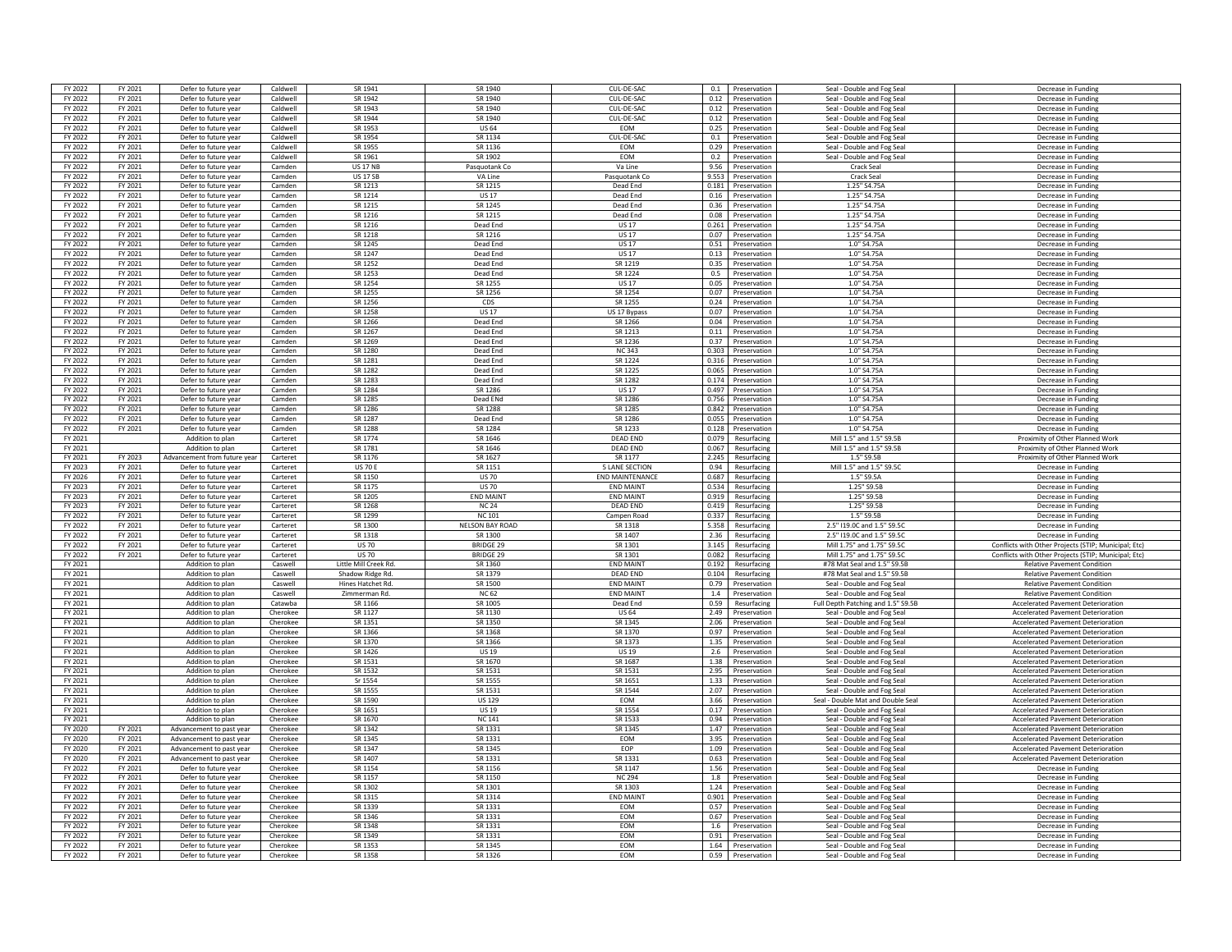| | | | | | | | | | | |
|---|---|---|---|---|---|---|---|---|---|---|
| FY 2022 | FY 2021 | Defer to future year | Caldwell | SR 1941 | SR 1940 | CUL-DE-SAC | 0.1 | Preservation | Seal - Double and Fog Seal | Decrease in Funding |
| FY 2022 | FY 2021 | Defer to future year | Caldwell | SR 1942 | SR 1940 | CUL-DE-SAC | 0.12 | Preservation | Seal - Double and Fog Seal | Decrease in Funding |
| FY 2022 | FY 2021 | Defer to future year | Caldwell | SR 1943 | SR 1940 | CUL-DE-SAC | 0.12 | Preservation | Seal - Double and Fog Seal | Decrease in Funding |
| FY 2022 | FY 2021 | Defer to future year | Caldwell | SR 1944 | SR 1940 | CUL-DE-SAC | 0.12 | Preservation | Seal - Double and Fog Seal | Decrease in Funding |
| FY 2022 | FY 2021 | Defer to future year | Caldwell | SR 1953 | US 64 | EOM | 0.25 | Preservation | Seal - Double and Fog Seal | Decrease in Funding |
| FY 2022 | FY 2021 | Defer to future year | Caldwell | SR 1954 | SR 1134 | CUL-DE-SAC | 0.1 | Preservation | Seal - Double and Fog Seal | Decrease in Funding |
| FY 2022 | FY 2021 | Defer to future year | Caldwell | SR 1955 | SR 1136 | EOM | 0.29 | Preservation | Seal - Double and Fog Seal | Decrease in Funding |
| FY 2022 | FY 2021 | Defer to future year | Caldwell | SR 1961 | SR 1902 | EOM | 0.2 | Preservation | Seal - Double and Fog Seal | Decrease in Funding |
| FY 2022 | FY 2021 | Defer to future year | Camden | US 17 NB | Pasquotank Co | Va Line | 9.56 | Preservation | Crack Seal | Decrease in Funding |
| FY 2022 | FY 2021 | Defer to future year | Camden | US 17 SB | VA Line | Pasquotank Co | 9.553 | Preservation | Crack Seal | Decrease in Funding |
| FY 2022 | FY 2021 | Defer to future year | Camden | SR 1213 | SR 1215 | Dead End | 0.181 | Preservation | 1.25" S4.75A | Decrease in Funding |
| FY 2022 | FY 2021 | Defer to future year | Camden | SR 1214 | US 17 | Dead End | 0.16 | Preservation | 1.25" S4.75A | Decrease in Funding |
| FY 2022 | FY 2021 | Defer to future year | Camden | SR 1215 | SR 1245 | Dead End | 0.36 | Preservation | 1.25" S4.75A | Decrease in Funding |
| FY 2022 | FY 2021 | Defer to future year | Camden | SR 1216 | SR 1215 | Dead End | 0.08 | Preservation | 1.25" S4.75A | Decrease in Funding |
| FY 2022 | FY 2021 | Defer to future year | Camden | SR 1216 | Dead End | US 17 | 0.261 | Preservation | 1.25" S4.75A | Decrease in Funding |
| FY 2022 | FY 2021 | Defer to future year | Camden | SR 1218 | SR 1216 | US 17 | 0.07 | Preservation | 1.25" S4.75A | Decrease in Funding |
| FY 2022 | FY 2021 | Defer to future year | Camden | SR 1245 | Dead End | US 17 | 0.51 | Preservation | 1.0" S4.75A | Decrease in Funding |
| FY 2022 | FY 2021 | Defer to future year | Camden | SR 1247 | Dead End | US 17 | 0.13 | Preservation | 1.0" S4.75A | Decrease in Funding |
| FY 2022 | FY 2021 | Defer to future year | Camden | SR 1252 | Dead End | SR 1219 | 0.35 | Preservation | 1.0" S4.75A | Decrease in Funding |
| FY 2022 | FY 2021 | Defer to future year | Camden | SR 1253 | Dead End | SR 1224 | 0.5 | Preservation | 1.0" S4.75A | Decrease in Funding |
| FY 2022 | FY 2021 | Defer to future year | Camden | SR 1254 | SR 1255 | US 17 | 0.05 | Preservation | 1.0" S4.75A | Decrease in Funding |
| FY 2022 | FY 2021 | Defer to future year | Camden | SR 1255 | SR 1256 | SR 1254 | 0.07 | Preservation | 1.0" S4.75A | Decrease in Funding |
| FY 2022 | FY 2021 | Defer to future year | Camden | SR 1256 | CDS | SR 1255 | 0.24 | Preservation | 1.0" S4.75A | Decrease in Funding |
| FY 2022 | FY 2021 | Defer to future year | Camden | SR 1258 | US 17 | US 17 Bypass | 0.07 | Preservation | 1.0" S4.75A | Decrease in Funding |
| FY 2022 | FY 2021 | Defer to future year | Camden | SR 1266 | Dead End | SR 1266 | 0.04 | Preservation | 1.0" S4.75A | Decrease in Funding |
| FY 2022 | FY 2021 | Defer to future year | Camden | SR 1267 | Dead End | SR 1213 | 0.11 | Preservation | 1.0" S4.75A | Decrease in Funding |
| FY 2022 | FY 2021 | Defer to future year | Camden | SR 1269 | Dead End | SR 1236 | 0.37 | Preservation | 1.0" S4.75A | Decrease in Funding |
| FY 2022 | FY 2021 | Defer to future year | Camden | SR 1280 | Dead End | NC 343 | 0.303 | Preservation | 1.0" S4.75A | Decrease in Funding |
| FY 2022 | FY 2021 | Defer to future year | Camden | SR 1281 | Dead End | SR 1224 | 0.316 | Preservation | 1.0" S4.75A | Decrease in Funding |
| FY 2022 | FY 2021 | Defer to future year | Camden | SR 1282 | Dead End | SR 1225 | 0.065 | Preservation | 1.0" S4.75A | Decrease in Funding |
| FY 2022 | FY 2021 | Defer to future year | Camden | SR 1283 | Dead End | SR 1282 | 0.174 | Preservation | 1.0" S4.75A | Decrease in Funding |
| FY 2022 | FY 2021 | Defer to future year | Camden | SR 1284 | SR 1286 | US 17 | 0.497 | Preservation | 1.0" S4.75A | Decrease in Funding |
| FY 2022 | FY 2021 | Defer to future year | Camden | SR 1285 | Dead ENd | SR 1286 | 0.756 | Preservation | 1.0" S4.75A | Decrease in Funding |
| FY 2022 | FY 2021 | Defer to future year | Camden | SR 1286 | SR 1288 | SR 1285 | 0.842 | Preservation | 1.0" S4.75A | Decrease in Funding |
| FY 2022 | FY 2021 | Defer to future year | Camden | SR 1287 | Dead End | SR 1286 | 0.055 | Preservation | 1.0" S4.75A | Decrease in Funding |
| FY 2022 | FY 2021 | Defer to future year | Camden | SR 1288 | SR 1284 | SR 1233 | 0.128 | Preservation | 1.0" S4.75A | Decrease in Funding |
| FY 2021 | | Addition to plan | Carteret | SR 1774 | SR 1646 | DEAD END | 0.079 | Resurfacing | Mill 1.5" and 1.5" S9.5B | Proximity of Other Planned Work |
| FY 2021 | | Addition to plan | Carteret | SR 1781 | SR 1646 | DEAD END | 0.067 | Resurfacing | Mill 1.5" and 1.5" S9.5B | Proximity of Other Planned Work |
| FY 2021 | FY 2023 | Advancement from future year | Carteret | SR 1176 | SR 1627 | SR 1177 | 2.245 | Resurfacing | 1.5" S9.5B | Proximity of Other Planned Work |
| FY 2023 | FY 2021 | Defer to future year | Carteret | US 70 E | SR 1151 | 5 LANE SECTION | 0.94 | Resurfacing | Mill 1.5" and 1.5" S9.5C | Decrease in Funding |
| FY 2026 | FY 2021 | Defer to future year | Carteret | SR 1150 | US 70 | END MAINTENANCE | 0.687 | Resurfacing | 1.5" S9.5A | Decrease in Funding |
| FY 2023 | FY 2021 | Defer to future year | Carteret | SR 1175 | US 70 | END MAINT | 0.534 | Resurfacing | 1.25" S9.5B | Decrease in Funding |
| FY 2023 | FY 2021 | Defer to future year | Carteret | SR 1205 | END MAINT | END MAINT | 0.919 | Resurfacing | 1.25" S9.5B | Decrease in Funding |
| FY 2023 | FY 2021 | Defer to future year | Carteret | SR 1268 | NC 24 | DEAD END | 0.419 | Resurfacing | 1.25" S9.5B | Decrease in Funding |
| FY 2022 | FY 2021 | Defer to future year | Carteret | SR 1299 | NC 101 | Campen Road | 0.337 | Resurfacing | 1.5" S9.5B | Decrease in Funding |
| FY 2022 | FY 2021 | Defer to future year | Carteret | SR 1300 | NELSON BAY ROAD | SR 1318 | 5.358 | Resurfacing | 2.5" I19.0C and 1.5" S9.5C | Decrease in Funding |
| FY 2022 | FY 2021 | Defer to future year | Carteret | SR 1318 | SR 1300 | SR 1407 | 2.36 | Resurfacing | 2.5" I19.0C and 1.5" S9.5C | Decrease in Funding |
| FY 2022 | FY 2021 | Defer to future year | Carteret | US 70 | BRIDGE 29 | SR 1301 | 3.145 | Resurfacing | Mill 1.75" and 1.75" S9.5C | Conflicts with Other Projects (STIP; Municipal; Etc) |
| FY 2022 | FY 2021 | Defer to future year | Carteret | US 70 | BRIDGE 29 | SR 1301 | 0.082 | Resurfacing | Mill 1.75" and 1.75" S9.5C | Conflicts with Other Projects (STIP; Municipal; Etc) |
| FY 2021 | | Addition to plan | Caswell | Little Mill Creek Rd. | SR 1360 | END MAINT | 0.192 | Resurfacing | #78 Mat Seal and 1.5" S9.5B | Relative Pavement Condition |
| FY 2021 | | Addition to plan | Caswell | Shadow Ridge Rd. | SR 1379 | DEAD END | 0.104 | Resurfacing | #78 Mat Seal and 1.5" S9.5B | Relative Pavement Condition |
| FY 2021 | | Addition to plan | Caswell | Hines Hatchet Rd. | SR 1500 | END MAINT | 0.79 | Preservation | Seal - Double and Fog Seal | Relative Pavement Condition |
| FY 2021 | | Addition to plan | Caswell | Zimmerman Rd. | NC 62 | END MAINT | 1.4 | Preservation | Seal - Double and Fog Seal | Relative Pavement Condition |
| FY 2021 | | Addition to plan | Catawba | SR 1166 | SR 1005 | Dead End | 0.59 | Resurfacing | Full Depth Patching and 1.5" S9.5B | Accelerated Pavement Deterioration |
| FY 2021 | | Addition to plan | Cherokee | SR 1127 | SR 1130 | US 64 | 2.49 | Preservation | Seal - Double and Fog Seal | Accelerated Pavement Deterioration |
| FY 2021 | | Addition to plan | Cherokee | SR 1351 | SR 1350 | SR 1345 | 2.06 | Preservation | Seal - Double and Fog Seal | Accelerated Pavement Deterioration |
| FY 2021 | | Addition to plan | Cherokee | SR 1366 | SR 1368 | SR 1370 | 0.97 | Preservation | Seal - Double and Fog Seal | Accelerated Pavement Deterioration |
| FY 2021 | | Addition to plan | Cherokee | SR 1370 | SR 1366 | SR 1373 | 1.35 | Preservation | Seal - Double and Fog Seal | Accelerated Pavement Deterioration |
| FY 2021 | | Addition to plan | Cherokee | SR 1426 | US 19 | US 19 | 2.6 | Preservation | Seal - Double and Fog Seal | Accelerated Pavement Deterioration |
| FY 2021 | | Addition to plan | Cherokee | SR 1531 | SR 1670 | SR 1687 | 1.38 | Preservation | Seal - Double and Fog Seal | Accelerated Pavement Deterioration |
| FY 2021 | | Addition to plan | Cherokee | SR 1532 | SR 1531 | SR 1531 | 2.95 | Preservation | Seal - Double and Fog Seal | Accelerated Pavement Deterioration |
| FY 2021 | | Addition to plan | Cherokee | Sr 1554 | SR 1555 | SR 1651 | 1.33 | Preservation | Seal - Double and Fog Seal | Accelerated Pavement Deterioration |
| FY 2021 | | Addition to plan | Cherokee | SR 1555 | SR 1531 | SR 1544 | 2.07 | Preservation | Seal - Double and Fog Seal | Accelerated Pavement Deterioration |
| FY 2021 | | Addition to plan | Cherokee | SR 1590 | US 129 | EOM | 3.66 | Preservation | Seal - Double Mat and Double Seal | Accelerated Pavement Deterioration |
| FY 2021 | | Addition to plan | Cherokee | SR 1651 | US 19 | SR 1554 | 0.17 | Preservation | Seal - Double and Fog Seal | Accelerated Pavement Deterioration |
| FY 2021 | | Addition to plan | Cherokee | SR 1670 | NC 141 | SR 1533 | 0.94 | Preservation | Seal - Double and Fog Seal | Accelerated Pavement Deterioration |
| FY 2020 | FY 2021 | Advancement to past year | Cherokee | SR 1342 | SR 1331 | SR 1345 | 1.47 | Preservation | Seal - Double and Fog Seal | Accelerated Pavement Deterioration |
| FY 2020 | FY 2021 | Advancement to past year | Cherokee | SR 1345 | SR 1331 | EOM | 3.95 | Preservation | Seal - Double and Fog Seal | Accelerated Pavement Deterioration |
| FY 2020 | FY 2021 | Advancement to past year | Cherokee | SR 1347 | SR 1345 | EOP | 1.09 | Preservation | Seal - Double and Fog Seal | Accelerated Pavement Deterioration |
| FY 2020 | FY 2021 | Advancement to past year | Cherokee | SR 1407 | SR 1331 | SR 1331 | 0.63 | Preservation | Seal - Double and Fog Seal | Accelerated Pavement Deterioration |
| FY 2022 | FY 2021 | Defer to future year | Cherokee | SR 1154 | SR 1156 | SR 1147 | 1.56 | Preservation | Seal - Double and Fog Seal | Decrease in Funding |
| FY 2022 | FY 2021 | Defer to future year | Cherokee | SR 1157 | SR 1150 | NC 294 | 1.8 | Preservation | Seal - Double and Fog Seal | Decrease in Funding |
| FY 2022 | FY 2021 | Defer to future year | Cherokee | SR 1302 | SR 1301 | SR 1303 | 1.24 | Preservation | Seal - Double and Fog Seal | Decrease in Funding |
| FY 2022 | FY 2021 | Defer to future year | Cherokee | SR 1315 | SR 1314 | END MAINT | 0.901 | Preservation | Seal - Double and Fog Seal | Decrease in Funding |
| FY 2022 | FY 2021 | Defer to future year | Cherokee | SR 1339 | SR 1331 | EOM | 0.57 | Preservation | Seal - Double and Fog Seal | Decrease in Funding |
| FY 2022 | FY 2021 | Defer to future year | Cherokee | SR 1346 | SR 1331 | EOM | 0.67 | Preservation | Seal - Double and Fog Seal | Decrease in Funding |
| FY 2022 | FY 2021 | Defer to future year | Cherokee | SR 1348 | SR 1331 | EOM | 1.6 | Preservation | Seal - Double and Fog Seal | Decrease in Funding |
| FY 2022 | FY 2021 | Defer to future year | Cherokee | SR 1349 | SR 1331 | EOM | 0.91 | Preservation | Seal - Double and Fog Seal | Decrease in Funding |
| FY 2022 | FY 2021 | Defer to future year | Cherokee | SR 1353 | SR 1345 | EOM | 1.64 | Preservation | Seal - Double and Fog Seal | Decrease in Funding |
| FY 2022 | FY 2021 | Defer to future year | Cherokee | SR 1358 | SR 1326 | EOM | 0.59 | Preservation | Seal - Double and Fog Seal | Decrease in Funding |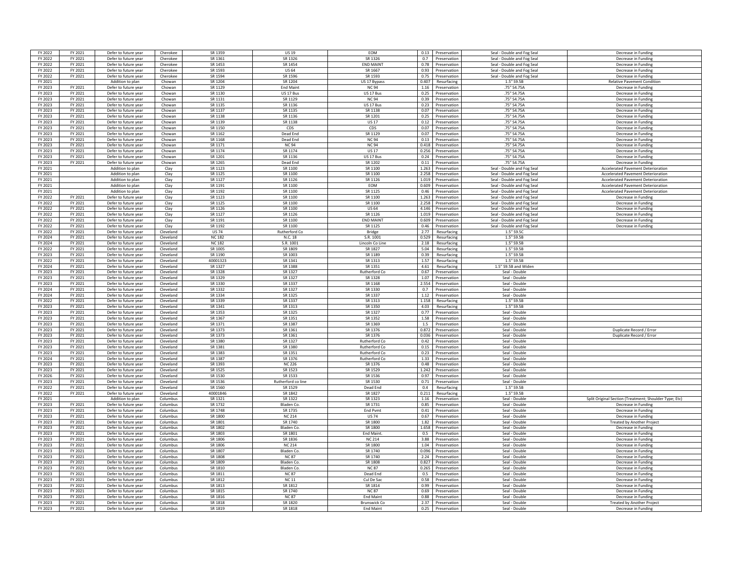| | | | | | | | | | | |
|---|---|---|---|---|---|---|---|---|---|---|
| FY 2022 | FY 2021 | Defer to future year | Cherokee | SR 1359 | US 19 | EOM | 0.13 | Preservation | Seal - Double and Fog Seal | Decrease in Funding |
| FY 2022 | FY 2021 | Defer to future year | Cherokee | SR 1361 | SR 1326 | SR 1326 | 0.7 | Preservation | Seal - Double and Fog Seal | Decrease in Funding |
| FY 2022 | FY 2021 | Defer to future year | Cherokee | SR 1453 | SR 1454 | END MAINT | 0.78 | Preservation | Seal - Double and Fog Seal | Decrease in Funding |
| FY 2022 | FY 2021 | Defer to future year | Cherokee | SR 1593 | US 64 | SR 1667 | 0.93 | Preservation | Seal - Double and Fog Seal | Decrease in Funding |
| FY 2022 | FY 2021 | Defer to future year | Cherokee | SR 1594 | SR 1596 | SR 1593 | 0.75 | Preservation | Seal - Double and Fog Seal | Decrease in Funding |
| FY 2021 | | Addition to plan | Chowan | SR 1204 | SR 1204 | US 17 Bypass | 0.407 | Resurfacing | 1.5" S9.5B | Relative Pavement Condition |
| FY 2023 | FY 2021 | Defer to future year | Chowan | SR 1129 | End Maint | NC 94 | 1.16 | Preservation | .75" S4.75A | Decrease in Funding |
| FY 2023 | FY 2021 | Defer to future year | Chowan | SR 1130 | US 17 Bus | US 17 Bus | 0.25 | Preservation | .75" S4.75A | Decrease in Funding |
| FY 2023 | FY 2021 | Defer to future year | Chowan | SR 1131 | SR 1129 | NC 94 | 0.39 | Preservation | .75" S4.75A | Decrease in Funding |
| FY 2023 | FY 2021 | Defer to future year | Chowan | SR 1135 | SR 1136 | US 17 Bus | 0.23 | Preservation | .75" S4.75A | Decrease in Funding |
| FY 2023 | FY 2021 | Defer to future year | Chowan | SR 1137 | SR 1135 | SR 1138 | 0.07 | Preservation | .75" S4.75A | Decrease in Funding |
| FY 2023 | FY 2021 | Defer to future year | Chowan | SR 1138 | SR 1136 | SR 1201 | 0.25 | Preservation | .75" S4.75A | Decrease in Funding |
| FY 2023 | FY 2021 | Defer to future year | Chowan | SR 1139 | SR 1138 | US 17 | 0.12 | Preservation | .75" S4.75A | Decrease in Funding |
| FY 2023 | FY 2021 | Defer to future year | Chowan | SR 1150 | CDS | CDS | 0.07 | Preservation | .75" S4.75A | Decrease in Funding |
| FY 2023 | FY 2021 | Defer to future year | Chowan | SR 1162 | Dead End | SR 1129 | 0.07 | Preservation | .75" S4.75A | Decrease in Funding |
| FY 2023 | FY 2021 | Defer to future year | Chowan | SR 1168 | Dead End | NC 94 | 0.13 | Preservation | .75" S4.75A | Decrease in Funding |
| FY 2023 | FY 2021 | Defer to future year | Chowan | SR 1171 | NC 94 | NC 94 | 0.418 | Preservation | .75" S4.75A | Decrease in Funding |
| FY 2023 | FY 2021 | Defer to future year | Chowan | SR 1174 | SR 1174 | US 17 | 0.256 | Preservation | .75" S4.75A | Decrease in Funding |
| FY 2023 | FY 2021 | Defer to future year | Chowan | SR 1201 | SR 1136 | US 17 Bus | 0.24 | Preservation | .75" S4.75A | Decrease in Funding |
| FY 2023 | FY 2021 | Defer to future year | Chowan | SR 1265 | Dead End | SR 1202 | 0.11 | Preservation | .75" S4.75A | Decrease in Funding |
| FY 2021 | | Addition to plan | Clay | SR 1123 | SR 1100 | SR 1100 | 1.263 | Preservation | Seal - Double and Fog Seal | Accelerated Pavement Deterioration |
| FY 2021 | | Addition to plan | Clay | SR 1125 | SR 1100 | SR 1100 | 2.258 | Preservation | Seal - Double and Fog Seal | Accelerated Pavement Deterioration |
| FY 2021 | | Addition to plan | Clay | SR 1127 | SR 1126 | SR 1126 | 1.019 | Preservation | Seal - Double and Fog Seal | Accelerated Pavement Deterioration |
| FY 2021 | | Addition to plan | Clay | SR 1191 | SR 1100 | EOM | 0.609 | Preservation | Seal - Double and Fog Seal | Accelerated Pavement Deterioration |
| FY 2021 | | Addition to plan | Clay | SR 1192 | SR 1100 | SR 1125 | 0.46 | Preservation | Seal - Double and Fog Seal | Accelerated Pavement Deterioration |
| FY 2022 | FY 2021 | Defer to future year | Clay | SR 1123 | SR 1100 | SR 1100 | 1.263 | Preservation | Seal - Double and Fog Seal | Decrease in Funding |
| FY 2022 | FY 2021 | Defer to future year | Clay | SR 1125 | SR 1100 | SR 1100 | 2.258 | Preservation | Seal - Double and Fog Seal | Decrease in Funding |
| FY 2022 | FY 2021 | Defer to future year | Clay | SR 1126 | SR 1100 | US 64 | 4.146 | Preservation | Seal - Double and Fog Seal | Decrease in Funding |
| FY 2022 | FY 2021 | Defer to future year | Clay | SR 1127 | SR 1126 | SR 1126 | 1.019 | Preservation | Seal - Double and Fog Seal | Decrease in Funding |
| FY 2022 | FY 2021 | Defer to future year | Clay | SR 1191 | SR 1100 | END MAINT | 0.609 | Preservation | Seal - Double and Fog Seal | Decrease in Funding |
| FY 2022 | FY 2021 | Defer to future year | Clay | SR 1192 | SR 1100 | SR 1125 | 0.46 | Preservation | Seal - Double and Fog Seal | Decrease in Funding |
| FY 2022 | FY 2021 | Defer to future year | Cleveland | US 74 | Rutherford Co | Bridge | 2.77 | Resurfacing | 1.5" S9.5C | |
| FY 2024 | FY 2021 | Defer to future year | Cleveland | NC 182 | N.C. 18 | S.R. 1001 | 0.529 | Resurfacing | 1.5" S9.5B | |
| FY 2024 | FY 2021 | Defer to future year | Cleveland | NC 182 | S.R. 1001 | Lincoln Co Line | 2.18 | Resurfacing | 1.5" S9.5B | |
| FY 2022 | FY 2021 | Defer to future year | Cleveland | SR 1005 | SR 1809 | SR 1827 | 5.04 | Resurfacing | 1.5" S9.5B | |
| FY 2023 | FY 2021 | Defer to future year | Cleveland | SR 1190 | SR 1003 | SR 1189 | 0.39 | Resurfacing | 1.5" S9.5B | |
| FY 2022 | FY 2021 | Defer to future year | Cleveland | 40001323 | SR 1341 | SR 1313 | 1.57 | Resurfacing | 1.5" S9.5B | |
| FY 2024 | FY 2021 | Defer to future year | Cleveland | SR 1327 | SR 1388 | SR 1351 | 4.61 | Resurfacing | 1.5" S9.5B and Widen | |
| FY 2023 | FY 2021 | Defer to future year | Cleveland | SR 1328 | SR 1327 | Rutherford Co | 0.67 | Preservation | Seal - Double | |
| FY 2023 | FY 2021 | Defer to future year | Cleveland | SR 1329 | SR 1327 | SR 1328 | 1.07 | Preservation | Seal - Double | |
| FY 2023 | FY 2021 | Defer to future year | Cleveland | SR 1330 | SR 1337 | SR 1168 | 2.554 | Preservation | Seal - Double | |
| FY 2024 | FY 2021 | Defer to future year | Cleveland | SR 1332 | SR 1327 | SR 1330 | 0.7 | Preservation | Seal - Double | |
| FY 2024 | FY 2021 | Defer to future year | Cleveland | SR 1334 | SR 1325 | SR 1337 | 1.12 | Preservation | Seal - Double | |
| FY 2022 | FY 2021 | Defer to future year | Cleveland | SR 1339 | SR 1337 | SR 1313 | 1.158 | Resurfacing | 1.5" S9.5B | |
| FY 2023 | FY 2021 | Defer to future year | Cleveland | SR 1341 | SR 1313 | SR 1350 | 4.03 | Resurfacing | 1.5" S9.5B | |
| FY 2023 | FY 2021 | Defer to future year | Cleveland | SR 1353 | SR 1325 | SR 1327 | 0.77 | Preservation | Seal - Double | |
| FY 2023 | FY 2021 | Defer to future year | Cleveland | SR 1367 | SR 1351 | SR 1352 | 1.58 | Preservation | Seal - Double | |
| FY 2023 | FY 2021 | Defer to future year | Cleveland | SR 1371 | SR 1387 | SR 1369 | 1.5 | Preservation | Seal - Double | |
| FY 2023 | FY 2021 | Defer to future year | Cleveland | SR 1373 | SR 1361 | SR 1376 | 0.872 | Preservation | Seal - Double | Duplicate Record / Error |
| FY 2023 | FY 2021 | Defer to future year | Cleveland | SR 1373 | SR 1361 | SR 1376 | 0.036 | Preservation | Seal - Double | Duplicate Record / Error |
| FY 2023 | FY 2021 | Defer to future year | Cleveland | SR 1380 | SR 1327 | Rutherford Co | 0.42 | Preservation | Seal - Double | |
| FY 2023 | FY 2021 | Defer to future year | Cleveland | SR 1381 | SR 1380 | Rutherford Co | 0.15 | Preservation | Seal - Double | |
| FY 2023 | FY 2021 | Defer to future year | Cleveland | SR 1383 | SR 1351 | Rutherford Co | 0.23 | Preservation | Seal - Double | |
| FY 2024 | FY 2021 | Defer to future year | Cleveland | SR 1387 | SR 1376 | Rutherford Co | 1.33 | Preservation | Seal - Double | |
| FY 2023 | FY 2021 | Defer to future year | Cleveland | SR 1393 | NC 226 | SR 1376 | 0.48 | Preservation | Seal - Double | |
| FY 2023 | FY 2021 | Defer to future year | Cleveland | SR 1525 | SR 1523 | SR 1529 | 1.242 | Preservation | Seal - Double | |
| FY 2026 | FY 2021 | Defer to future year | Cleveland | SR 1530 | SR 1533 | SR 1536 | 0.97 | Preservation | Seal - Double | |
| FY 2023 | FY 2021 | Defer to future year | Cleveland | SR 1536 | Rutherford co line | SR 1530 | 0.71 | Preservation | Seal - Double | |
| FY 2022 | FY 2021 | Defer to future year | Cleveland | SR 1560 | SR 1529 | Dead End | 0.4 | Resurfacing | 1.5" S9.5B | |
| FY 2022 | FY 2021 | Defer to future year | Cleveland | 40001846 | SR 1842 | SR 1827 | 0.211 | Resurfacing | 1.5" S9.5B | |
| FY 2021 | | Addition to plan | Columbus | SR 1321 | SR 1322 | SR 1323 | 1.16 | Preservation | Seal - Double | Split Original Section (Treatment; Shoulder Type; Etc) |
| FY 2023 | FY 2021 | Defer to future year | Columbus | SR 1732 | Bladen Co. | SR 1731 | 0.85 | Preservation | Seal - Double | Decrease in Funding |
| FY 2023 | FY 2021 | Defer to future year | Columbus | SR 1748 | SR 1735 | End Pvmt | 0.41 | Preservation | Seal - Double | Decrease in Funding |
| FY 2023 | FY 2021 | Defer to future year | Columbus | SR 1800 | NC 214 | US 74 | 0.67 | Preservation | Seal - Double | Decrease in Funding |
| FY 2023 | FY 2021 | Defer to future year | Columbus | SR 1801 | SR 1740 | SR 1800 | 1.82 | Preservation | Seal - Double | Treated by Another Project |
| FY 2023 | FY 2021 | Defer to future year | Columbus | SR 1802 | Bladen Co. | SR 1800 | 1.658 | Preservation | Seal - Double | Decrease in Funding |
| FY 2023 | FY 2021 | Defer to future year | Columbus | SR 1803 | SR 1801 | End Maint. | 0.5 | Preservation | Seal - Double | Decrease in Funding |
| FY 2023 | FY 2021 | Defer to future year | Columbus | SR 1806 | SR 1836 | NC 214 | 3.88 | Preservation | Seal - Double | Decrease in Funding |
| FY 2023 | FY 2021 | Defer to future year | Columbus | SR 1806 | NC 214 | SR 1800 | 1.04 | Preservation | Seal - Double | Decrease in Funding |
| FY 2023 | FY 2021 | Defer to future year | Columbus | SR 1807 | Bladen Co. | SR 1740 | 0.096 | Preservation | Seal - Double | Decrease in Funding |
| FY 2023 | FY 2021 | Defer to future year | Columbus | SR 1808 | NC 87 | SR 1740 | 2.24 | Preservation | Seal - Double | Decrease in Funding |
| FY 2023 | FY 2021 | Defer to future year | Columbus | SR 1809 | Bladen Co. | SR 1808 | 0.827 | Preservation | Seal - Double | Decrease in Funding |
| FY 2023 | FY 2021 | Defer to future year | Columbus | SR 1810 | Bladen Co. | NC 87 | 0.265 | Preservation | Seal - Double | Decrease in Funding |
| FY 2023 | FY 2021 | Defer to future year | Columbus | SR 1811 | NC 87 | Dead End | 0.5 | Preservation | Seal - Double | Decrease in Funding |
| FY 2023 | FY 2021 | Defer to future year | Columbus | SR 1812 | NC 11 | Cul De Sac | 0.58 | Preservation | Seal - Double | Decrease in Funding |
| FY 2023 | FY 2021 | Defer to future year | Columbus | SR 1813 | SR 1812 | SR 1814 | 0.99 | Preservation | Seal - Double | Decrease in Funding |
| FY 2023 | FY 2021 | Defer to future year | Columbus | SR 1815 | SR 1740 | NC 87 | 0.69 | Preservation | Seal - Double | Decrease in Funding |
| FY 2023 | FY 2021 | Defer to future year | Columbus | SR 1816 | NC 87 | End Maint | 0.88 | Preservation | Seal - Double | Decrease in Funding |
| FY 2023 | FY 2021 | Defer to future year | Columbus | SR 1818 | SR 1820 | Brunswick Co | 2.37 | Preservation | Seal - Double | Treated by Another Project |
| FY 2023 | FY 2021 | Defer to future year | Columbus | SR 1819 | SR 1818 | End Maint | 0.25 | Preservation | Seal - Double | Decrease in Funding |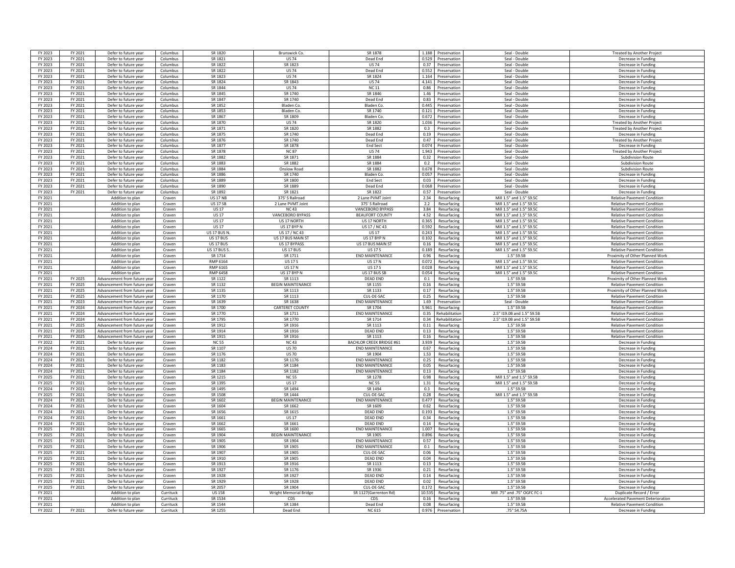| | | | | | | | | | | |
|---|---|---|---|---|---|---|---|---|---|---|
| FY 2023 | FY 2021 | Defer to future year | Columbus | SR 1820 | Brunswick Co. | SR 1878 | 1.188 | Preservation | Seal - Double | Treated by Another Project |
| FY 2023 | FY 2021 | Defer to future year | Columbus | SR 1821 | US 74 | Dead End | 0.529 | Preservation | Seal - Double | Decrease in Funding |
| FY 2023 | FY 2021 | Defer to future year | Columbus | SR 1822 | SR 1823 | US 74 | 0.37 | Preservation | Seal - Double | Decrease in Funding |
| FY 2023 | FY 2021 | Defer to future year | Columbus | SR 1822 | US 74 | Dead End | 0.552 | Preservation | Seal - Double | Decrease in Funding |
| FY 2023 | FY 2021 | Defer to future year | Columbus | SR 1823 | US 74 | SR 1824 | 1.164 | Preservation | Seal - Double | Decrease in Funding |
| FY 2023 | FY 2021 | Defer to future year | Columbus | SR 1824 | SR 1843 | US 74 | 4.141 | Preservation | Seal - Double | Decrease in Funding |
| FY 2023 | FY 2021 | Defer to future year | Columbus | SR 1844 | US 74 | NC 11 | 0.86 | Preservation | Seal - Double | Decrease in Funding |
| FY 2023 | FY 2021 | Defer to future year | Columbus | SR 1845 | SR 1740 | SR 1846 | 1.46 | Preservation | Seal - Double | Decrease in Funding |
| FY 2023 | FY 2021 | Defer to future year | Columbus | SR 1847 | SR 1740 | Dead End | 0.83 | Preservation | Seal - Double | Decrease in Funding |
| FY 2023 | FY 2021 | Defer to future year | Columbus | SR 1852 | Bladen Co. | Bladen Co. | 0.445 | Preservation | Seal - Double | Decrease in Funding |
| FY 2023 | FY 2021 | Defer to future year | Columbus | SR 1853 | Bladen Co. | SR 1740 | 0.121 | Preservation | Seal - Double | Decrease in Funding |
| FY 2023 | FY 2021 | Defer to future year | Columbus | SR 1867 | SR 1809 | Bladen Co. | 0.672 | Preservation | Seal - Double | Decrease in Funding |
| FY 2023 | FY 2021 | Defer to future year | Columbus | SR 1870 | US 74 | SR 1820 | 1.036 | Preservation | Seal - Double | Treated by Another Project |
| FY 2023 | FY 2021 | Defer to future year | Columbus | SR 1871 | SR 1820 | SR 1882 | 0.3 | Preservation | Seal - Double | Treated by Another Project |
| FY 2023 | FY 2021 | Defer to future year | Columbus | SR 1875 | SR 1740 | Dead End | 0.19 | Preservation | Seal - Double | Decrease in Funding |
| FY 2023 | FY 2021 | Defer to future year | Columbus | SR 1876 | SR 1740 | Dead End | 0.47 | Preservation | Seal - Double | Treated by Another Project |
| FY 2023 | FY 2021 | Defer to future year | Columbus | SR 1877 | SR 1878 | End Sect | 0.074 | Preservation | Seal - Double | Decrease in Funding |
| FY 2023 | FY 2021 | Defer to future year | Columbus | SR 1878 | NC 87 | US 74 | 1.943 | Preservation | Seal - Double | Treated by Another Project |
| FY 2023 | FY 2021 | Defer to future year | Columbus | SR 1882 | SR 1871 | SR 1884 | 0.32 | Preservation | Seal - Double | Subdivision Route |
| FY 2023 | FY 2021 | Defer to future year | Columbus | SR 1883 | SR 1882 | SR 1884 | 0.2 | Preservation | Seal - Double | Subdivision Route |
| FY 2023 | FY 2021 | Defer to future year | Columbus | SR 1884 | Onslow Road | SR 1882 | 0.678 | Preservation | Seal - Double | Subdivision Route |
| FY 2023 | FY 2021 | Defer to future year | Columbus | SR 1886 | SR 1740 | Bladen Co. | 0.057 | Preservation | Seal - Double | Decrease in Funding |
| FY 2023 | FY 2021 | Defer to future year | Columbus | SR 1889 | SR 1800 | End Sect | 0.03 | Preservation | Seal - Double | Decrease in Funding |
| FY 2023 | FY 2021 | Defer to future year | Columbus | SR 1890 | SR 1889 | Dead End | 0.068 | Preservation | Seal - Double | Decrease in Funding |
| FY 2023 | FY 2021 | Defer to future year | Columbus | SR 1892 | SR 1821 | SR 1822 | 0.57 | Preservation | Seal - Double | Decrease in Funding |
| FY 2021 | | Addition to plan | Craven | US 17 NB | 375' S Railroad | 2 Lane PVMT Joint | 2.34 | Resurfacing | Mill 1.5" and 1.5" S9.5C | Relative Pavement Condition |
| FY 2021 | | Addition to plan | Craven | US 17 SB | 2 Lane PVMT Joint | 375' S Railroad | 2.2 | Resurfacing | Mill 1.5" and 1.5" S9.5C | Relative Pavement Condition |
| FY 2021 | | Addition to plan | Craven | US 17 | NC 43 | VANCEBORO BYPASS | 3.84 | Resurfacing | Mill 1.5" and 1.5" S9.5C | Relative Pavement Condition |
| FY 2021 | | Addition to plan | Craven | US 17 | VANCEBORO BYPASS | BEAUFORT COUNTY | 4.52 | Resurfacing | Mill 1.5" and 1.5" S9.5C | Relative Pavement Condition |
| FY 2021 | | Addition to plan | Craven | US 17 | US 17 NORTH | US 17 NORTH | 0.365 | Resurfacing | Mill 1.5" and 1.5" S9.5C | Relative Pavement Condition |
| FY 2021 | | Addition to plan | Craven | US 17 | US 17 BYP N | US 17 / NC 43 | 0.592 | Resurfacing | Mill 1.5" and 1.5" S9.5C | Relative Pavement Condition |
| FY 2021 | | Addition to plan | Craven | US 17 BUS N. | US 17 / NC 43 | US 17 | 0.243 | Resurfacing | Mill 1.5" and 1.5" S9.5C | Relative Pavement Condition |
| FY 2021 | | Addition to plan | Craven | US 17 BUS | US 17 BUS MAIN ST | US 17 BYP N | 0.102 | Resurfacing | Mill 1.5" and 1.5" S9.5C | Relative Pavement Condition |
| FY 2021 | | Addition to plan | Craven | US 17 BUS | US 17 BYPASS | US 17 BUS MAIN ST | 0.16 | Resurfacing | Mill 1.5" and 1.5" S9.5C | Relative Pavement Condition |
| FY 2021 | | Addition to plan | Craven | US 17 BUS S. | US 17 BUS | US 17 S | 0.189 | Resurfacing | Mill 1.5" and 1.5" S9.5C | Relative Pavement Condition |
| FY 2021 | | Addition to plan | Craven | SR 1714 | SR 1711 | END MAINTENANCE | 0.96 | Resurfacing | 1.5" S9.5B | Proximity of Other Planned Work |
| FY 2021 | | Addition to plan | Craven | RMP 6164 | US 17 S | US 17 N | 0.072 | Resurfacing | Mill 1.5" and 1.5" S9.5C | Relative Pavement Condition |
| FY 2021 | | Addition to plan | Craven | RMP 6165 | US 17 N | US 17 S | 0.028 | Resurfacing | Mill 1.5" and 1.5" S9.5C | Relative Pavement Condition |
| FY 2021 | | Addition to plan | Craven | RMP 6458 | US 17 BYP N | US 17 BUS SB | 0.054 | Resurfacing | Mill 1.5" and 1.5" S9.5C | Relative Pavement Condition |
| FY 2021 | FY 2025 | Advancement from future year | Craven | SR 1113 | DEAD END | DEAD END | 0.1 | Resurfacing | 1.5" S9.5B | Proximity of Other Planned Work |
| FY 2021 | FY 2025 | Advancement from future year | Craven | SR 1132 | BEGIN MAINTENANCE | SR 1155 | 0.16 | Resurfacing | 1.5" S9.5B | Relative Pavement Condition |
| FY 2021 | FY 2025 | Advancement from future year | Craven | SR 1135 | SR 1113 | SR 1133 | 0.17 | Resurfacing | 1.5" S9.5B | Proximity of Other Planned Work |
| FY 2021 | FY 2025 | Advancement from future year | Craven | SR 1170 | SR 1113 | CUL-DE-SAC | 0.25 | Resurfacing | 1.5" S9.5B | Relative Pavement Condition |
| FY 2021 | FY 2023 | Advancement from future year | Craven | SR 1639 | SR 1638 | END MAINTENANCE | 1.69 | Preservation | Seal - Double | Relative Pavement Condition |
| FY 2021 | FY 2024 | Advancement from future year | Craven | SR 1700 | CARTERET COUNTY | SR 1704 | 5.961 | Resurfacing | 1.5" S9.5B | Relative Pavement Condition |
| FY 2021 | FY 2024 | Advancement from future year | Craven | SR 1770 | SR 1711 | END MAINTENANCE | 0.35 | Rehabilitation | 2.5" I19.0B and 1.5" S9.5B | Relative Pavement Condition |
| FY 2021 | FY 2024 | Advancement from future year | Craven | SR 1795 | SR 1770 | SR 1714 | 0.34 | Rehabilitation | 2.5" I19.0B and 1.5" S9.5B | Relative Pavement Condition |
| FY 2021 | FY 2025 | Advancement from future year | Craven | SR 1912 | SR 1916 | SR 1113 | 0.11 | Resurfacing | 1.5" S9.5B | Relative Pavement Condition |
| FY 2021 | FY 2025 | Advancement from future year | Craven | SR 1914 | SR 1916 | DEAD END | 0.13 | Resurfacing | 1.5" S9.5B | Relative Pavement Condition |
| FY 2021 | FY 2025 | Advancement from future year | Craven | SR 1915 | SR 1916 | SR 1113 | 0.16 | Resurfacing | 1.5" S9.5B | Relative Pavement Condition |
| FY 2022 | FY 2021 | Defer to future year | Craven | NC 55 | NC 43 | BACHLOR CREEK BRIDGE #61 | 3.939 | Resurfacing | 1.5" S9.5B | Decrease in Funding |
| FY 2024 | FY 2021 | Defer to future year | Craven | SR 1107 | US 70 | END MAINTENANCE | 0.67 | Resurfacing | 1.5" S9.5B | Decrease in Funding |
| FY 2024 | FY 2021 | Defer to future year | Craven | SR 1176 | US 70 | SR 1904 | 1.53 | Resurfacing | 1.5" S9.5B | Decrease in Funding |
| FY 2024 | FY 2021 | Defer to future year | Craven | SR 1182 | SR 1176 | END MAINTENANCE | 0.25 | Resurfacing | 1.5" S9.5B | Decrease in Funding |
| FY 2024 | FY 2021 | Defer to future year | Craven | SR 1183 | SR 1184 | END MAINTENANCE | 0.05 | Resurfacing | 1.5" S9.5B | Decrease in Funding |
| FY 2024 | FY 2021 | Defer to future year | Craven | SR 1184 | SR 1182 | END MAINTENANCE | 0.13 | Resurfacing | 1.5" S9.5B | Decrease in Funding |
| FY 2025 | FY 2021 | Defer to future year | Craven | SR 1215 | NC 55 | SR 1278 | 0.98 | Resurfacing | Mill 1.5" and 1.5" S9.5B | Decrease in Funding |
| FY 2025 | FY 2021 | Defer to future year | Craven | SR 1395 | US 17 | NC 55 | 1.31 | Resurfacing | Mill 1.5" and 1.5" S9.5B | Decrease in Funding |
| FY 2024 | FY 2021 | Defer to future year | Craven | SR 1495 | SR 1494 | SR 1494 | 0.3 | Resurfacing | 1.5" S9.5B | Decrease in Funding |
| FY 2025 | FY 2021 | Defer to future year | Craven | SR 1508 | SR 1444 | CUL-DE-SAC | 0.28 | Resurfacing | Mill 1.5" and 1.5" S9.5B | Decrease in Funding |
| FY 2024 | FY 2021 | Defer to future year | Craven | SR 1602 | BEGIN MAINTENANCE | END MAINTENANCE | 0.477 | Resurfacing | 1.5" S9.5B | Decrease in Funding |
| FY 2024 | FY 2021 | Defer to future year | Craven | SR 1604 | SR 1662 | SR 1609 | 0.62 | Resurfacing | 1.5" S9.5B | Decrease in Funding |
| FY 2024 | FY 2021 | Defer to future year | Craven | SR 1656 | SR 1615 | DEAD END | 0.193 | Resurfacing | 1.5" S9.5B | Decrease in Funding |
| FY 2024 | FY 2021 | Defer to future year | Craven | SR 1661 | US 17 | DEAD END | 0.34 | Resurfacing | 1.5" S9.5B | Decrease in Funding |
| FY 2024 | FY 2021 | Defer to future year | Craven | SR 1662 | SR 1661 | DEAD END | 0.14 | Resurfacing | 1.5" S9.5B | Decrease in Funding |
| FY 2025 | FY 2021 | Defer to future year | Craven | SR 1665 | SR 1600 | END MAINTENANCE | 1.007 | Resurfacing | 1.5" S9.5B | Decrease in Funding |
| FY 2025 | FY 2021 | Defer to future year | Craven | SR 1904 | BEGIN MAINTENANCE | SR 1905 | 0.896 | Resurfacing | 1.5" S9.5B | Decrease in Funding |
| FY 2025 | FY 2021 | Defer to future year | Craven | SR 1905 | SR 1904 | END MAINTENANCE | 0.57 | Resurfacing | 1.5" S9.5B | Decrease in Funding |
| FY 2025 | FY 2021 | Defer to future year | Craven | SR 1906 | SR 1905 | END MAINTENANCE | 0.1 | Resurfacing | 1.5" S9.5B | Decrease in Funding |
| FY 2025 | FY 2021 | Defer to future year | Craven | SR 1907 | SR 1905 | CUL-DE-SAC | 0.06 | Resurfacing | 1.5" S9.5B | Decrease in Funding |
| FY 2025 | FY 2021 | Defer to future year | Craven | SR 1910 | SR 1905 | DEAD END | 0.04 | Resurfacing | 1.5" S9.5B | Decrease in Funding |
| FY 2025 | FY 2021 | Defer to future year | Craven | SR 1913 | SR 1916 | SR 1113 | 0.13 | Resurfacing | 1.5" S9.5B | Decrease in Funding |
| FY 2025 | FY 2021 | Defer to future year | Craven | SR 1927 | SR 1176 | SR 1936 | 0.21 | Resurfacing | 1.5" S9.5B | Decrease in Funding |
| FY 2025 | FY 2021 | Defer to future year | Craven | SR 1928 | SR 1927 | DEAD END | 0.14 | Resurfacing | 1.5" S9.5B | Decrease in Funding |
| FY 2025 | FY 2021 | Defer to future year | Craven | SR 1929 | SR 1928 | DEAD END | 0.02 | Resurfacing | 1.5" S9.5B | Decrease in Funding |
| FY 2025 | FY 2021 | Defer to future year | Craven | SR 2057 | SR 1904 | CUL-DE-SAC | 0.172 | Resurfacing | 1.5" S9.5B | Decrease in Funding |
| FY 2021 | | Addition to plan | Currituck | US 158 | Wright Memorial Bridge | SR 1127(Garrenton Rd) | 10.535 | Resurfacing | Mill .75" and .75" OGFC FC-1 | Duplicate Record / Error |
| FY 2021 | | Addition to plan | Currituck | SR 1534 | CDS | CDS | 0.16 | Resurfacing | 1.5" S9.5B | Accelerated Pavement Deterioration |
| FY 2021 | | Addition to plan | Currituck | SR 1544 | SR 1384 | Dead End | 0.08 | Resurfacing | 1.5" S9.5B | Relative Pavement Condition |
| FY 2022 | FY 2021 | Defer to future year | Currituck | SR 1255 | Dead End | NC 615 | 0.976 | Preservation | .75" S4.75A | Decrease in Funding |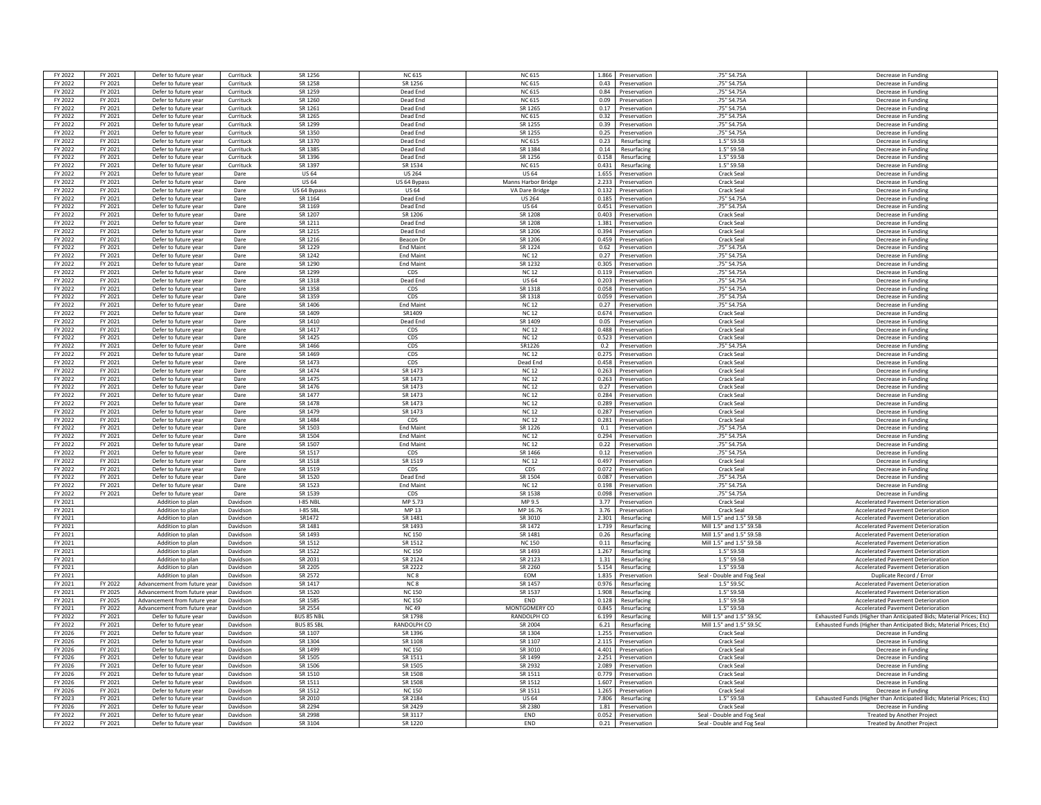| | | | | | | | | | | |
|---|---|---|---|---|---|---|---|---|---|---|
| FY 2022 | FY 2021 | Defer to future year | Currituck | SR 1256 | NC 615 | NC 615 | 1.866 | Preservation | .75" S4.75A | Decrease in Funding |
| FY 2022 | FY 2021 | Defer to future year | Currituck | SR 1258 | SR 1256 | NC 615 | 0.43 | Preservation | .75" S4.75A | Decrease in Funding |
| FY 2022 | FY 2021 | Defer to future year | Currituck | SR 1259 | Dead End | NC 615 | 0.84 | Preservation | .75" S4.75A | Decrease in Funding |
| FY 2022 | FY 2021 | Defer to future year | Currituck | SR 1260 | Dead End | NC 615 | 0.09 | Preservation | .75" S4.75A | Decrease in Funding |
| FY 2022 | FY 2021 | Defer to future year | Currituck | SR 1261 | Dead End | SR 1265 | 0.17 | Preservation | .75" S4.75A | Decrease in Funding |
| FY 2022 | FY 2021 | Defer to future year | Currituck | SR 1265 | Dead End | NC 615 | 0.32 | Preservation | .75" S4.75A | Decrease in Funding |
| FY 2022 | FY 2021 | Defer to future year | Currituck | SR 1299 | Dead End | SR 1255 | 0.39 | Preservation | .75" S4.75A | Decrease in Funding |
| FY 2022 | FY 2021 | Defer to future year | Currituck | SR 1350 | Dead End | SR 1255 | 0.25 | Preservation | .75" S4.75A | Decrease in Funding |
| FY 2022 | FY 2021 | Defer to future year | Currituck | SR 1370 | Dead End | NC 615 | 0.23 | Resurfacing | 1.5" S9.5B | Decrease in Funding |
| FY 2022 | FY 2021 | Defer to future year | Currituck | SR 1385 | Dead End | SR 1384 | 0.14 | Resurfacing | 1.5" S9.5B | Decrease in Funding |
| FY 2022 | FY 2021 | Defer to future year | Currituck | SR 1396 | Dead End | SR 1256 | 0.158 | Resurfacing | 1.5" S9.5B | Decrease in Funding |
| FY 2022 | FY 2021 | Defer to future year | Currituck | SR 1397 | SR 1534 | NC 615 | 0.431 | Resurfacing | 1.5" S9.5B | Decrease in Funding |
| FY 2022 | FY 2021 | Defer to future year | Dare | US 64 | US 264 | US 64 | 1.655 | Preservation | Crack Seal | Decrease in Funding |
| FY 2022 | FY 2021 | Defer to future year | Dare | US 64 | US 64 Bypass | Manns Harbor Bridge | 2.233 | Preservation | Crack Seal | Decrease in Funding |
| FY 2022 | FY 2021 | Defer to future year | Dare | US 64 Bypass | US 64 | VA Dare Bridge | 0.132 | Preservation | Crack Seal | Decrease in Funding |
| FY 2022 | FY 2021 | Defer to future year | Dare | SR 1164 | Dead End | US 264 | 0.185 | Preservation | .75" S4.75A | Decrease in Funding |
| FY 2022 | FY 2021 | Defer to future year | Dare | SR 1169 | Dead End | US 64 | 0.451 | Preservation | .75" S4.75A | Decrease in Funding |
| FY 2022 | FY 2021 | Defer to future year | Dare | SR 1207 | SR 1206 | SR 1208 | 0.403 | Preservation | Crack Seal | Decrease in Funding |
| FY 2022 | FY 2021 | Defer to future year | Dare | SR 1211 | Dead End | SR 1208 | 1.381 | Preservation | Crack Seal | Decrease in Funding |
| FY 2022 | FY 2021 | Defer to future year | Dare | SR 1215 | Dead End | SR 1206 | 0.394 | Preservation | Crack Seal | Decrease in Funding |
| FY 2022 | FY 2021 | Defer to future year | Dare | SR 1216 | Beacon Dr | SR 1206 | 0.459 | Preservation | Crack Seal | Decrease in Funding |
| FY 2022 | FY 2021 | Defer to future year | Dare | SR 1229 | End Maint | SR 1224 | 0.62 | Preservation | .75" S4.75A | Decrease in Funding |
| FY 2022 | FY 2021 | Defer to future year | Dare | SR 1242 | End Maint | NC 12 | 0.27 | Preservation | .75" S4.75A | Decrease in Funding |
| FY 2022 | FY 2021 | Defer to future year | Dare | SR 1290 | End Maint | SR 1232 | 0.305 | Preservation | .75" S4.75A | Decrease in Funding |
| FY 2022 | FY 2021 | Defer to future year | Dare | SR 1299 | CDS | NC 12 | 0.119 | Preservation | .75" S4.75A | Decrease in Funding |
| FY 2022 | FY 2021 | Defer to future year | Dare | SR 1318 | Dead End | US 64 | 0.203 | Preservation | .75" S4.75A | Decrease in Funding |
| FY 2022 | FY 2021 | Defer to future year | Dare | SR 1358 | CDS | SR 1318 | 0.058 | Preservation | .75" S4.75A | Decrease in Funding |
| FY 2022 | FY 2021 | Defer to future year | Dare | SR 1359 | CDS | SR 1318 | 0.059 | Preservation | .75" S4.75A | Decrease in Funding |
| FY 2022 | FY 2021 | Defer to future year | Dare | SR 1406 | End Maint | NC 12 | 0.27 | Preservation | .75" S4.75A | Decrease in Funding |
| FY 2022 | FY 2021 | Defer to future year | Dare | SR 1409 | SR1409 | NC 12 | 0.674 | Preservation | Crack Seal | Decrease in Funding |
| FY 2022 | FY 2021 | Defer to future year | Dare | SR 1410 | Dead End | SR 1409 | 0.05 | Preservation | Crack Seal | Decrease in Funding |
| FY 2022 | FY 2021 | Defer to future year | Dare | SR 1417 | CDS | NC 12 | 0.488 | Preservation | Crack Seal | Decrease in Funding |
| FY 2022 | FY 2021 | Defer to future year | Dare | SR 1425 | CDS | NC 12 | 0.523 | Preservation | Crack Seal | Decrease in Funding |
| FY 2022 | FY 2021 | Defer to future year | Dare | SR 1466 | CDS | SR1226 | 0.2 | Preservation | .75" S4.75A | Decrease in Funding |
| FY 2022 | FY 2021 | Defer to future year | Dare | SR 1469 | CDS | NC 12 | 0.275 | Preservation | Crack Seal | Decrease in Funding |
| FY 2022 | FY 2021 | Defer to future year | Dare | SR 1473 | CDS | Dead End | 0.458 | Preservation | Crack Seal | Decrease in Funding |
| FY 2022 | FY 2021 | Defer to future year | Dare | SR 1474 | SR 1473 | NC 12 | 0.263 | Preservation | Crack Seal | Decrease in Funding |
| FY 2022 | FY 2021 | Defer to future year | Dare | SR 1475 | SR 1473 | NC 12 | 0.263 | Preservation | Crack Seal | Decrease in Funding |
| FY 2022 | FY 2021 | Defer to future year | Dare | SR 1476 | SR 1473 | NC 12 | 0.27 | Preservation | Crack Seal | Decrease in Funding |
| FY 2022 | FY 2021 | Defer to future year | Dare | SR 1477 | SR 1473 | NC 12 | 0.284 | Preservation | Crack Seal | Decrease in Funding |
| FY 2022 | FY 2021 | Defer to future year | Dare | SR 1478 | SR 1473 | NC 12 | 0.289 | Preservation | Crack Seal | Decrease in Funding |
| FY 2022 | FY 2021 | Defer to future year | Dare | SR 1479 | SR 1473 | NC 12 | 0.287 | Preservation | Crack Seal | Decrease in Funding |
| FY 2022 | FY 2021 | Defer to future year | Dare | SR 1484 | CDS | NC 12 | 0.281 | Preservation | Crack Seal | Decrease in Funding |
| FY 2022 | FY 2021 | Defer to future year | Dare | SR 1503 | End Maint | SR 1226 | 0.1 | Preservation | .75" S4.75A | Decrease in Funding |
| FY 2022 | FY 2021 | Defer to future year | Dare | SR 1504 | End Maint | NC 12 | 0.294 | Preservation | .75" S4.75A | Decrease in Funding |
| FY 2022 | FY 2021 | Defer to future year | Dare | SR 1507 | End Maint | NC 12 | 0.22 | Preservation | .75" S4.75A | Decrease in Funding |
| FY 2022 | FY 2021 | Defer to future year | Dare | SR 1517 | CDS | SR 1466 | 0.12 | Preservation | .75" S4.75A | Decrease in Funding |
| FY 2022 | FY 2021 | Defer to future year | Dare | SR 1518 | SR 1519 | NC 12 | 0.497 | Preservation | Crack Seal | Decrease in Funding |
| FY 2022 | FY 2021 | Defer to future year | Dare | SR 1519 | CDS | CDS | 0.072 | Preservation | Crack Seal | Decrease in Funding |
| FY 2022 | FY 2021 | Defer to future year | Dare | SR 1520 | Dead End | SR 1504 | 0.087 | Preservation | .75" S4.75A | Decrease in Funding |
| FY 2022 | FY 2021 | Defer to future year | Dare | SR 1523 | End Maint | NC 12 | 0.198 | Preservation | .75" S4.75A | Decrease in Funding |
| FY 2022 | FY 2021 | Defer to future year | Dare | SR 1539 | CDS | SR 1538 | 0.098 | Preservation | .75" S4.75A | Decrease in Funding |
| FY 2021 | | Addition to plan | Davidson | I-85 NBL | MP 5.73 | MP 9.5 | 3.77 | Preservation | Crack Seal | Accelerated Pavement Deterioration |
| FY 2021 | | Addition to plan | Davidson | I-85 SBL | MP 13 | MP 16.76 | 3.76 | Preservation | Crack Seal | Accelerated Pavement Deterioration |
| FY 2021 | | Addition to plan | Davidson | SR1472 | SR 1481 | SR 3010 | 2.301 | Resurfacing | Mill 1.5" and 1.5" S9.5B | Accelerated Pavement Deterioration |
| FY 2021 | | Addition to plan | Davidson | SR 1481 | SR 1493 | SR 1472 | 1.739 | Resurfacing | Mill 1.5" and 1.5" S9.5B | Accelerated Pavement Deterioration |
| FY 2021 | | Addition to plan | Davidson | SR 1493 | NC 150 | SR 1481 | 0.26 | Resurfacing | Mill 1.5" and 1.5" S9.5B | Accelerated Pavement Deterioration |
| FY 2021 | | Addition to plan | Davidson | SR 1512 | SR 1512 | NC 150 | 0.11 | Resurfacing | Mill 1.5" and 1.5" S9.5B | Accelerated Pavement Deterioration |
| FY 2021 | | Addition to plan | Davidson | SR 1522 | NC 150 | SR 1493 | 1.267 | Resurfacing | 1.5" S9.5B | Accelerated Pavement Deterioration |
| FY 2021 | | Addition to plan | Davidson | SR 2031 | SR 2124 | SR 2123 | 1.31 | Resurfacing | 1.5" S9.5B | Accelerated Pavement Deterioration |
| FY 2021 | | Addition to plan | Davidson | SR 2205 | SR 2222 | SR 2260 | 5.154 | Resurfacing | 1.5" S9.5B | Accelerated Pavement Deterioration |
| FY 2021 | | Addition to plan | Davidson | SR 2572 | NC 8 | EOM | 1.835 | Preservation | Seal - Double and Fog Seal | Duplicate Record / Error |
| FY 2021 | FY 2022 | Advancement from future year | Davidson | SR 1417 | NC 8 | SR 1457 | 0.976 | Resurfacing | 1.5" S9.5C | Accelerated Pavement Deterioration |
| FY 2021 | FY 2025 | Advancement from future year | Davidson | SR 1520 | NC 150 | SR 1537 | 1.908 | Resurfacing | 1.5" S9.5B | Accelerated Pavement Deterioration |
| FY 2021 | FY 2025 | Advancement from future year | Davidson | SR 1585 | NC 150 | END | 0.128 | Resurfacing | 1.5" S9.5B | Accelerated Pavement Deterioration |
| FY 2021 | FY 2022 | Advancement from future year | Davidson | SR 2554 | NC 49 | MONTGOMERY CO | 0.845 | Resurfacing | 1.5" S9.5B | Accelerated Pavement Deterioration |
| FY 2022 | FY 2021 | Defer to future year | Davidson | BUS 85 NBL | SR 1798 | RANDOLPH CO | 6.199 | Resurfacing | Mill 1.5" and 1.5" S9.5C | Exhausted Funds (Higher than Anticipated Bids; Material Prices; Etc) |
| FY 2022 | FY 2021 | Defer to future year | Davidson | BUS 85 SBL | RANDOLPH CO | SR 2004 | 6.21 | Resurfacing | Mill 1.5" and 1.5" S9.5C | Exhausted Funds (Higher than Anticipated Bids; Material Prices; Etc) |
| FY 2026 | FY 2021 | Defer to future year | Davidson | SR 1107 | SR 1396 | SR 1304 | 1.255 | Preservation | Crack Seal | Decrease in Funding |
| FY 2026 | FY 2021 | Defer to future year | Davidson | SR 1304 | SR 1108 | SR 1107 | 2.115 | Preservation | Crack Seal | Decrease in Funding |
| FY 2026 | FY 2021 | Defer to future year | Davidson | SR 1499 | NC 150 | SR 3010 | 4.401 | Preservation | Crack Seal | Decrease in Funding |
| FY 2026 | FY 2021 | Defer to future year | Davidson | SR 1505 | SR 1511 | SR 1499 | 2.251 | Preservation | Crack Seal | Decrease in Funding |
| FY 2026 | FY 2021 | Defer to future year | Davidson | SR 1506 | SR 1505 | SR 2932 | 2.089 | Preservation | Crack Seal | Decrease in Funding |
| FY 2026 | FY 2021 | Defer to future year | Davidson | SR 1510 | SR 1508 | SR 1511 | 0.779 | Preservation | Crack Seal | Decrease in Funding |
| FY 2026 | FY 2021 | Defer to future year | Davidson | SR 1511 | SR 1508 | SR 1512 | 1.607 | Preservation | Crack Seal | Decrease in Funding |
| FY 2026 | FY 2021 | Defer to future year | Davidson | SR 1512 | NC 150 | SR 1511 | 1.265 | Preservation | Crack Seal | Decrease in Funding |
| FY 2023 | FY 2021 | Defer to future year | Davidson | SR 2010 | SR 2184 | US 64 | 7.806 | Resurfacing | 1.5" S9.5B | Exhausted Funds (Higher than Anticipated Bids; Material Prices; Etc) |
| FY 2026 | FY 2021 | Defer to future year | Davidson | SR 2294 | SR 2429 | SR 2380 | 1.81 | Preservation | Crack Seal | Decrease in Funding |
| FY 2022 | FY 2021 | Defer to future year | Davidson | SR 2998 | SR 3117 | END | 0.052 | Preservation | Seal - Double and Fog Seal | Treated by Another Project |
| FY 2022 | FY 2021 | Defer to future year | Davidson | SR 3104 | SR 1220 | END | 0.21 | Preservation | Seal - Double and Fog Seal | Treated by Another Project |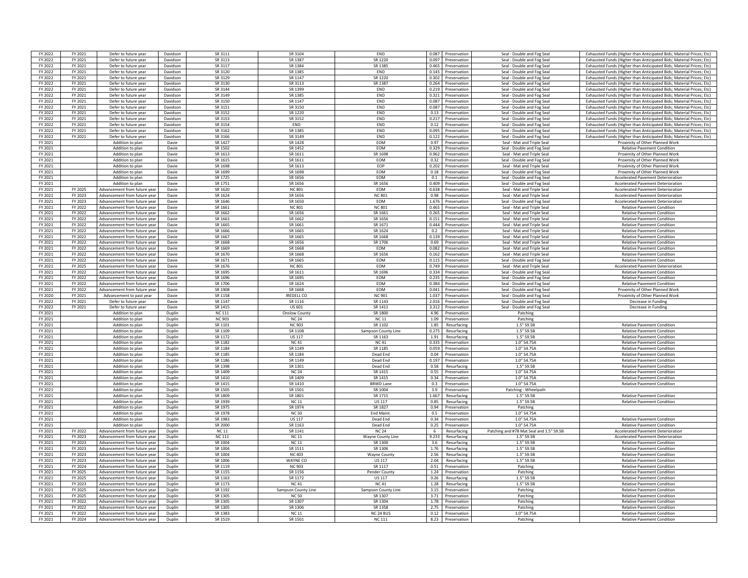| | | | | | | | | | | |
|---|---|---|---|---|---|---|---|---|---|---|
| FY 2022 | FY 2021 | Defer to future year | Davidson | SR 3111 | SR 3104 | END | 0.087 | Preservation | Seal - Double and Fog Seal | Exhausted Funds (Higher than Anticipated Bids; Material Prices; Etc) |
| FY 2022 | FY 2021 | Defer to future year | Davidson | SR 3113 | SR 1387 | SR 1220 | 0.097 | Preservation | Seal - Double and Fog Seal | Exhausted Funds (Higher than Anticipated Bids; Material Prices; Etc) |
| FY 2022 | FY 2021 | Defer to future year | Davidson | SR 3117 | SR 1384 | SR 1385 | 0.465 | Preservation | Seal - Double and Fog Seal | Exhausted Funds (Higher than Anticipated Bids; Material Prices; Etc) |
| FY 2022 | FY 2021 | Defer to future year | Davidson | SR 3120 | SR 1385 | END | 0.145 | Preservation | Seal - Double and Fog Seal | Exhausted Funds (Higher than Anticipated Bids; Material Prices; Etc) |
| FY 2022 | FY 2021 | Defer to future year | Davidson | SR 3129 | SR 1147 | SR 1220 | 0.302 | Preservation | Seal - Double and Fog Seal | Exhausted Funds (Higher than Anticipated Bids; Material Prices; Etc) |
| FY 2022 | FY 2021 | Defer to future year | Davidson | SR 3130 | SR 3113 | SR 1387 | 0.264 | Preservation | Seal - Double and Fog Seal | Exhausted Funds (Higher than Anticipated Bids; Material Prices; Etc) |
| FY 2022 | FY 2021 | Defer to future year | Davidson | SR 3144 | SR 1399 | END | 0.219 | Preservation | Seal - Double and Fog Seal | Exhausted Funds (Higher than Anticipated Bids; Material Prices; Etc) |
| FY 2022 | FY 2021 | Defer to future year | Davidson | SR 3149 | SR 1385 | END | 0.321 | Preservation | Seal - Double and Fog Seal | Exhausted Funds (Higher than Anticipated Bids; Material Prices; Etc) |
| FY 2022 | FY 2021 | Defer to future year | Davidson | SR 3150 | SR 1147 | END | 0.087 | Preservation | Seal - Double and Fog Seal | Exhausted Funds (Higher than Anticipated Bids; Material Prices; Etc) |
| FY 2022 | FY 2021 | Defer to future year | Davidson | SR 3151 | SR 3150 | END | 0.087 | Preservation | Seal - Double and Fog Seal | Exhausted Funds (Higher than Anticipated Bids; Material Prices; Etc) |
| FY 2022 | FY 2021 | Defer to future year | Davidson | SR 3152 | SR 1220 | END | 0.13 | Preservation | Seal - Double and Fog Seal | Exhausted Funds (Higher than Anticipated Bids; Material Prices; Etc) |
| FY 2022 | FY 2021 | Defer to future year | Davidson | SR 3153 | SR 3152 | END | 0.217 | Preservation | Seal - Double and Fog Seal | Exhausted Funds (Higher than Anticipated Bids; Material Prices; Etc) |
| FY 2022 | FY 2021 | Defer to future year | Davidson | SR 3154 | END | END | 0.12 | Preservation | Seal - Double and Fog Seal | Exhausted Funds (Higher than Anticipated Bids; Material Prices; Etc) |
| FY 2022 | FY 2021 | Defer to future year | Davidson | SR 3162 | SR 1385 | END | 0.095 | Preservation | Seal - Double and Fog Seal | Exhausted Funds (Higher than Anticipated Bids; Material Prices; Etc) |
| FY 2022 | FY 2021 | Defer to future year | Davidson | SR 3166 | SR 3149 | END | 0.122 | Preservation | Seal - Double and Fog Seal | Exhausted Funds (Higher than Anticipated Bids; Material Prices; Etc) |
| FY 2021 | | Addition to plan | Davie | SR 1427 | SR 1428 | EOM | 0.97 | Preservation | Seal - Mat and Triple Seal | Proximity of Other Planned Work |
| FY 2021 | | Addition to plan | Davie | SR 1502 | SR 1452 | EOM | 0.329 | Preservation | Seal - Double and Fog Seal | Relative Pavement Condition |
| FY 2021 | | Addition to plan | Davie | SR 1613 | SR 1611 | SR 1698 | 0.962 | Preservation | Seal - Mat and Triple Seal | Proximity of Other Planned Work |
| FY 2021 | | Addition to plan | Davie | SR 1615 | SR 1611 | EOM | 0.32 | Preservation | Seal - Double and Fog Seal | Proximity of Other Planned Work |
| FY 2021 | | Addition to plan | Davie | SR 1698 | SR 1613 | EOP | 0.202 | Preservation | Seal - Mat and Triple Seal | Proximity of Other Planned Work |
| FY 2021 | | Addition to plan | Davie | SR 1699 | SR 1698 | EOM | 0.18 | Preservation | Seal - Double and Fog Seal | Proximity of Other Planned Work |
| FY 2021 | | Addition to plan | Davie | SR 1725 | SR 1656 | EOM | 0.1 | Preservation | Seal - Double and Fog Seal | Accelerated Pavement Deterioration |
| FY 2021 | | Addition to plan | Davie | SR 1751 | SR 1656 | SR 1656 | 0.409 | Preservation | Seal - Double and Fog Seal | Accelerated Pavement Deterioration |
| FY 2021 | FY 2025 | Advancement from future year | Davie | SR 1620 | NC 801 | EOM | 0.638 | Preservation | Seal - Mat and Triple Seal | Accelerated Pavement Deterioration |
| FY 2021 | FY 2023 | Advancement from future year | Davie | SR 1624 | SR 1656 | NC 801 | 0.98 | Preservation | Seal - Mat and Triple Seal | Accelerated Pavement Deterioration |
| FY 2021 | FY 2023 | Advancement from future year | Davie | SR 1646 | SR 1650 | EOM | 1.676 | Preservation | Seal - Double and Fog Seal | Accelerated Pavement Deterioration |
| FY 2021 | FY 2022 | Advancement from future year | Davie | SR 1661 | NC 801 | NC 801 | 0.465 | Preservation | Seal - Mat and Triple Seal | Relative Pavement Condition |
| FY 2021 | FY 2022 | Advancement from future year | Davie | SR 1662 | SR 1656 | SR 1661 | 0.265 | Preservation | Seal - Mat and Triple Seal | Relative Pavement Condition |
| FY 2021 | FY 2022 | Advancement from future year | Davie | SR 1663 | SR 1662 | SR 1656 | 0.151 | Preservation | Seal - Mat and Triple Seal | Relative Pavement Condition |
| FY 2021 | FY 2022 | Advancement from future year | Davie | SR 1665 | SR 1661 | SR 1671 | 0.444 | Preservation | Seal - Mat and Triple Seal | Relative Pavement Condition |
| FY 2021 | FY 2022 | Advancement from future year | Davie | SR 1666 | SR 1665 | SR 1624 | 0.2 | Preservation | Seal - Mat and Triple Seal | Relative Pavement Condition |
| FY 2021 | FY 2022 | Advancement from future year | Davie | SR 1667 | SR 1665 | SR 1668 | 0.139 | Preservation | Seal - Mat and Triple Seal | Relative Pavement Condition |
| FY 2021 | FY 2022 | Advancement from future year | Davie | SR 1668 | SR 1656 | SR 1706 | 0.69 | Preservation | Seal - Mat and Triple Seal | Relative Pavement Condition |
| FY 2021 | FY 2022 | Advancement from future year | Davie | SR 1669 | SR 1668 | EOM | 0.082 | Preservation | Seal - Mat and Triple Seal | Relative Pavement Condition |
| FY 2021 | FY 2022 | Advancement from future year | Davie | SR 1670 | SR 1668 | SR 1656 | 0.162 | Preservation | Seal - Mat and Triple Seal | Relative Pavement Condition |
| FY 2021 | FY 2022 | Advancement from future year | Davie | SR 1671 | SR 1665 | EOM | 0.115 | Preservation | Seal - Double and Fog Seal | Relative Pavement Condition |
| FY 2021 | FY 2025 | Advancement from future year | Davie | SR 1676 | NC 801 | EOM | 0.749 | Preservation | Seal - Mat and Triple Seal | Accelerated Pavement Deterioration |
| FY 2021 | FY 2022 | Advancement from future year | Davie | SR 1695 | SR 1611 | SR 1696 | 0.334 | Preservation | Seal - Double and Fog Seal | Relative Pavement Condition |
| FY 2021 | FY 2022 | Advancement from future year | Davie | SR 1696 | SR 1695 | EOM | 0.235 | Preservation | Seal - Double and Fog Seal | Relative Pavement Condition |
| FY 2021 | FY 2022 | Advancement from future year | Davie | SR 1706 | SR 1624 | EOM | 0.384 | Preservation | Seal - Double and Fog Seal | Relative Pavement Condition |
| FY 2021 | FY 2022 | Advancement from future year | Davie | SR 1908 | SR 1668 | EOM | 0.041 | Preservation | Seal - Double and Fog Seal | Proximity of Other Planned Work |
| FY 2020 | FY 2021 | Advancement to past year | Davie | SR 1158 | IREDELL CO | NC 901 | 1.037 | Preservation | Seal - Double and Fog Seal | Proximity of Other Planned Work |
| FY 2022 | FY 2021 | Defer to future year | Davie | SR 1147 | SR 1116 | SR 1143 | 2.016 | Preservation | Seal - Double and Fog Seal | Decrease in Funding |
| FY 2022 | FY 2021 | Defer to future year | Davie | SR 1415 | US 601 | SR 1411 | 3.312 | Preservation | Seal - Double and Fog Seal | Decrease in Funding |
| FY 2021 | | Addition to plan | Duplin | NC 111 | Onslow County | SR 1800 | 4.96 | Preservation | Patching | |
| FY 2021 | | Addition to plan | Duplin | NC 903 | NC 24 | NC 11 | 1.09 | Preservation | Patching | |
| FY 2021 | | Addition to plan | Duplin | SR 1101 | NC 903 | SR 1102 | 1.85 | Resurfacing | 1.5" S9.5B | Relative Pavement Condition |
| FY 2021 | | Addition to plan | Duplin | SR 1109 | SR 1108 | Sampson County Line | 0.275 | Resurfacing | 1.5" S9.5B | Relative Pavement Condition |
| FY 2021 | | Addition to plan | Duplin | SR 1172 | US 117 | SR 1163 | 1.91 | Resurfacing | 1.5" S9.5B | Relative Pavement Condition |
| FY 2021 | | Addition to plan | Duplin | SR 1182 | NC 41 | NC 41 | 0.335 | Preservation | 1.0" S4.75A | Relative Pavement Condition |
| FY 2021 | | Addition to plan | Duplin | SR 1184 | SR 1149 | SR 1185 | 0.059 | Preservation | 1.0" S4.75A | Relative Pavement Condition |
| FY 2021 | | Addition to plan | Duplin | SR 1185 | SR 1184 | Dead End | 0.04 | Preservation | 1.0" S4.75A | Relative Pavement Condition |
| FY 2021 | | Addition to plan | Duplin | SR 1186 | SR 1149 | Dead End | 0.197 | Preservation | 1.0" S4.75A | Relative Pavement Condition |
| FY 2021 | | Addition to plan | Duplin | SR 1398 | SR 1301 | Dead End | 0.58 | Resurfacing | 1.5" S9.5B | Relative Pavement Condition |
| FY 2021 | | Addition to plan | Duplin | SR 1409 | NC 24 | SR 1415 | 0.55 | Preservation | 1.0" S4.75A | Relative Pavement Condition |
| FY 2021 | | Addition to plan | Duplin | SR 1410 | SR 1409 | SR 1415 | 0.34 | Preservation | 1.0" S4.75A | Relative Pavement Condition |
| FY 2021 | | Addition to plan | Duplin | SR 1415 | SR 1410 | BRWD Lane | 0.3 | Preservation | 1.0" S4.75A | Relative Pavement Condition |
| FY 2021 | | Addition to plan | Duplin | SR 1505 | SR 1501 | SR 1004 | 3.9 | Preservation | Patching - Wheelpath | |
| FY 2021 | | Addition to plan | Duplin | SR 1809 | SR 1801 | SR 1715 | 1.667 | Resurfacing | 1.5" S9.5B | Relative Pavement Condition |
| FY 2021 | | Addition to plan | Duplin | SR 1939 | NC 11 | US 117 | 0.85 | Resurfacing | 1.5" S9.5B | Relative Pavement Condition |
| FY 2021 | | Addition to plan | Duplin | SR 1975 | SR 1974 | SR 1827 | 0.94 | Preservation | Patching | |
| FY 2021 | | Addition to plan | Duplin | SR 1978 | NC 50 | End Maint. | 0.5 | Preservation | 1.0" S4.75A | |
| FY 2021 | | Addition to plan | Duplin | SR 1983 | US 117 | Dead End | 0.34 | Preservation | 1.0" S4.75A | Relative Pavement Condition |
| FY 2021 | | Addition to plan | Duplin | SR 2000 | SR 1163 | Dead End | 0.25 | Preservation | 1.0" S4.75A | Relative Pavement Condition |
| FY 2021 | FY 2022 | Advancement from future year | Duplin | NC 11 | SR 1141 | NC 24 | 6 | Resurfacing | Patching and #78 Mat Seal and 1.5" S9.5B | Accelerated Pavement Deterioration |
| FY 2021 | FY 2023 | Advancement from future year | Duplin | NC 111 | NC 11 | Wayne County Line | 9.233 | Resurfacing | 1.5" S9.5B | Accelerated Pavement Deterioration |
| FY 2021 | FY 2023 | Advancement from future year | Duplin | SR 1004 | NC 11 | SR 1300 | 3.6 | Resurfacing | 1.5" S9.5B | Relative Pavement Condition |
| FY 2021 | FY 2023 | Advancement from future year | Duplin | SR 1004 | SR 1511 | SR 1306 | 1.76 | Resurfacing | 1.5" S9.5B | Relative Pavement Condition |
| FY 2021 | FY 2023 | Advancement from future year | Duplin | SR 1004 | NC 403 | Wayne County | 2.56 | Resurfacing | 1.5" S9.5B | Relative Pavement Condition |
| FY 2021 | FY 2023 | Advancement from future year | Duplin | SR 1006 | WAYNE CO | US 117 | 2.04 | Resurfacing | 1.5" S9.5B | Relative Pavement Condition |
| FY 2021 | FY 2024 | Advancement from future year | Duplin | SR 1119 | NC 903 | SR 1117 | 0.51 | Preservation | Patching | Relative Pavement Condition |
| FY 2021 | FY 2025 | Advancement from future year | Duplin | SR 1155 | SR 1156 | Pender County | 1.24 | Preservation | Patching | Relative Pavement Condition |
| FY 2021 | FY 2025 | Advancement from future year | Duplin | SR 1163 | SR 1172 | US 117 | 0.26 | Resurfacing | 1.5" S9.5B | Relative Pavement Condition |
| FY 2021 | FY 2023 | Advancement from future year | Duplin | SR 1173 | NC 41 | NC 41 | 1.28 | Resurfacing | 1.5" S9.5B | Relative Pavement Condition |
| FY 2021 | FY 2025 | Advancement from future year | Duplin | SR 1192 | Sampson County Line | Sampson County Line | 3.15 | Preservation | Patching | Relative Pavement Condition |
| FY 2021 | FY 2025 | Advancement from future year | Duplin | SR 1305 | NC 50 | SR 1307 | 3.71 | Preservation | Patching | Relative Pavement Condition |
| FY 2021 | FY 2025 | Advancement from future year | Duplin | SR 1305 | SR 1307 | SR 1304 | 1.78 | Preservation | Patching | Relative Pavement Condition |
| FY 2021 | FY 2022 | Advancement from future year | Duplin | SR 1305 | SR 1306 | SR 1358 | 2.75 | Preservation | Patching | Relative Pavement Condition |
| FY 2021 | FY 2022 | Advancement from future year | Duplin | SR 1383 | NC 11 | NC 24 BUS | 0.12 | Preservation | 1.0" S4.75A | Relative Pavement Condition |
| FY 2021 | FY 2024 | Advancement from future year | Duplin | SR 1519 | SR 1501 | NC 111 | 8.23 | Preservation | Patching | Relative Pavement Condition |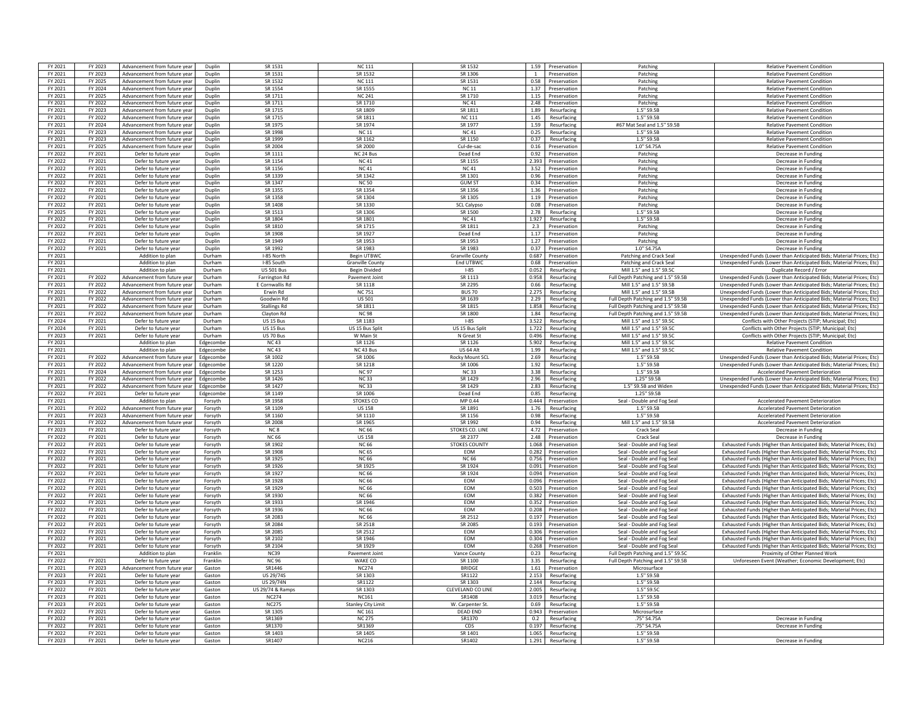| | | | | | | | | | | |
|---|---|---|---|---|---|---|---|---|---|---|
| FY 2021 | FY 2023 | Advancement from future year | Duplin | SR 1531 | NC 111 | SR 1532 | 1.59 | Preservation | Patching | Relative Pavement Condition |
| FY 2021 | FY 2023 | Advancement from future year | Duplin | SR 1531 | SR 1532 | SR 1306 | 1 | Preservation | Patching | Relative Pavement Condition |
| FY 2021 | FY 2025 | Advancement from future year | Duplin | SR 1532 | NC 111 | SR 1531 | 0.58 | Preservation | Patching | Relative Pavement Condition |
| FY 2021 | FY 2024 | Advancement from future year | Duplin | SR 1554 | SR 1555 | NC 11 | 1.37 | Preservation | Patching | Relative Pavement Condition |
| FY 2021 | FY 2025 | Advancement from future year | Duplin | SR 1711 | NC 241 | SR 1710 | 1.15 | Preservation | Patching | Relative Pavement Condition |
| FY 2021 | FY 2022 | Advancement from future year | Duplin | SR 1711 | SR 1710 | NC 41 | 2.48 | Preservation | Patching | Relative Pavement Condition |
| FY 2021 | FY 2023 | Advancement from future year | Duplin | SR 1715 | SR 1809 | SR 1811 | 1.89 | Resurfacing | 1.5" S9.5B | Relative Pavement Condition |
| FY 2021 | FY 2022 | Advancement from future year | Duplin | SR 1715 | SR 1811 | NC 111 | 1.45 | Resurfacing | 1.5" S9.5B | Relative Pavement Condition |
| FY 2021 | FY 2024 | Advancement from future year | Duplin | SR 1975 | SR 1974 | SR 1977 | 1.59 | Resurfacing | #67 Mat Seal and 1.5" S9.5B | Relative Pavement Condition |
| FY 2021 | FY 2023 | Advancement from future year | Duplin | SR 1998 | NC 11 | NC 41 | 0.25 | Resurfacing | 1.5" S9.5B | Relative Pavement Condition |
| FY 2021 | FY 2023 | Advancement from future year | Duplin | SR 1999 | SR 1162 | SR 1150 | 0.37 | Resurfacing | 1.5" S9.5B | Relative Pavement Condition |
| FY 2021 | FY 2025 | Advancement from future year | Duplin | SR 2004 | SR 2000 | Cul-de-sac | 0.16 | Preservation | 1.0" S4.75A | Relative Pavement Condition |
| FY 2022 | FY 2021 | Defer to future year | Duplin | SR 1111 | NC 24 Bus | Dead End | 0.92 | Preservation | Patching | Decrease in Funding |
| FY 2022 | FY 2021 | Defer to future year | Duplin | SR 1154 | NC 41 | SR 1155 | 2.393 | Preservation | Patching | Decrease in Funding |
| FY 2022 | FY 2021 | Defer to future year | Duplin | SR 1156 | NC 41 | NC 41 | 3.52 | Preservation | Patching | Decrease in Funding |
| FY 2022 | FY 2021 | Defer to future year | Duplin | SR 1339 | SR 1342 | SR 1301 | 0.96 | Preservation | Patching | Decrease in Funding |
| FY 2022 | FY 2021 | Defer to future year | Duplin | SR 1347 | NC 50 | GUM ST | 0.34 | Preservation | Patching | Decrease in Funding |
| FY 2022 | FY 2021 | Defer to future year | Duplin | SR 1355 | SR 1354 | SR 1356 | 1.36 | Preservation | Patching | Decrease in Funding |
| FY 2022 | FY 2021 | Defer to future year | Duplin | SR 1358 | SR 1304 | SR 1305 | 1.19 | Preservation | Patching | Decrease in Funding |
| FY 2022 | FY 2021 | Defer to future year | Duplin | SR 1408 | SR 1330 | SCL Calypso | 0.08 | Preservation | Patching | Decrease in Funding |
| FY 2025 | FY 2021 | Defer to future year | Duplin | SR 1513 | SR 1306 | SR 1500 | 2.78 | Resurfacing | 1.5" S9.5B | Decrease in Funding |
| FY 2022 | FY 2021 | Defer to future year | Duplin | SR 1804 | SR 1801 | NC 41 | 1.927 | Resurfacing | 1.5" S9.5B | Decrease in Funding |
| FY 2022 | FY 2021 | Defer to future year | Duplin | SR 1810 | SR 1715 | SR 1811 | 2.3 | Preservation | Patching | Decrease in Funding |
| FY 2022 | FY 2021 | Defer to future year | Duplin | SR 1908 | SR 1927 | Dead End | 1.17 | Preservation | Patching | Decrease in Funding |
| FY 2022 | FY 2021 | Defer to future year | Duplin | SR 1949 | SR 1953 | SR 1953 | 1.27 | Preservation | Patching | Decrease in Funding |
| FY 2022 | FY 2021 | Defer to future year | Duplin | SR 1992 | SR 1992 | SR 1983 | 0.37 | Preservation | 1.0" S4.75A | Decrease in Funding |
| FY 2021 | | Addition to plan | Durham | I-85 North | Begin UTBWC | Granville County | 0.687 | Preservation | Patching and Crack Seal | Unexpended Funds (Lower than Anticipated Bids; Material Prices; Etc) |
| FY 2021 | | Addition to plan | Durham | I-85 South | Granville County | End UTBWC | 0.68 | Preservation | Patching and Crack Seal | Unexpended Funds (Lower than Anticipated Bids; Material Prices; Etc) |
| FY 2021 | | Addition to plan | Durham | US 501 Bus | Begin Divided | I-85 | 0.052 | Resurfacing | Mill 1.5" and 1.5" S9.5C | Duplicate Record / Error |
| FY 2021 | FY 2022 | Advancement from future year | Durham | Farrington Rd | Pavement Joint | SR 1113 | 0.958 | Resurfacing | Full Depth Patching and 1.5" S9.5B | Unexpended Funds (Lower than Anticipated Bids; Material Prices; Etc) |
| FY 2021 | FY 2022 | Advancement from future year | Durham | E Cornwallis Rd | SR 1118 | SR 2295 | 0.66 | Resurfacing | Mill 1.5" and 1.5" S9.5B | Unexpended Funds (Lower than Anticipated Bids; Material Prices; Etc) |
| FY 2021 | FY 2022 | Advancement from future year | Durham | Erwin Rd | NC 751 | BUS 70 | 2.275 | Resurfacing | Mill 1.5" and 1.5" S9.5B | Unexpended Funds (Lower than Anticipated Bids; Material Prices; Etc) |
| FY 2021 | FY 2022 | Advancement from future year | Durham | Goodwin Rd | US 501 | SR 1639 | 2.29 | Resurfacing | Full Depth Patching and 1.5" S9.5B | Unexpended Funds (Lower than Anticipated Bids; Material Prices; Etc) |
| FY 2021 | FY 2022 | Advancement from future year | Durham | Stallings Rd | SR 1811 | SR 1815 | 1.858 | Resurfacing | Full Depth Patching and 1.5" S9.5B | Unexpended Funds (Lower than Anticipated Bids; Material Prices; Etc) |
| FY 2021 | FY 2022 | Advancement from future year | Durham | Clayton Rd | NC 98 | SR 1800 | 1.84 | Resurfacing | Full Depth Patching and 1.5" S9.5B | Unexpended Funds (Lower than Anticipated Bids; Material Prices; Etc) |
| FY 2024 | FY 2021 | Defer to future year | Durham | US 15 Bus | SR 1183 | I-85 | 3.522 | Resurfacing | Mill 1.5" and 1.5" S9.5C | Conflicts with Other Projects (STIP; Municipal; Etc) |
| FY 2024 | FY 2021 | Defer to future year | Durham | US 15 Bus | US 15 Bus Split | US 15 Bus Split | 1.722 | Resurfacing | Mill 1.5" and 1.5" S9.5C | Conflicts with Other Projects (STIP; Municipal; Etc) |
| FY 2023 | FY 2021 | Defer to future year | Durham | US 70 Bus | W Main St | N Great St | 0.496 | Resurfacing | Mill 1.5" and 1.5" S9.5C | Conflicts with Other Projects (STIP; Municipal; Etc) |
| FY 2021 | | Addition to plan | Edgecombe | NC 43 | SR 1126 | SR 1126 | 5.902 | Resurfacing | Mill 1.5" and 1.5" S9.5C | Relative Pavement Condition |
| FY 2021 | | Addition to plan | Edgecombe | NC 43 | NC 43 Bus | US 64 Alt | 1.99 | Resurfacing | Mill 1.5" and 1.5" S9.5C | Relative Pavement Condition |
| FY 2021 | FY 2022 | Advancement from future year | Edgecombe | SR 1002 | SR 1006 | Rocky Mount SCL | 2.69 | Resurfacing | 1.5" S9.5B | Unexpended Funds (Lower than Anticipated Bids; Material Prices; Etc) |
| FY 2021 | FY 2022 | Advancement from future year | Edgecombe | SR 1220 | SR 1218 | SR 1006 | 1.92 | Resurfacing | 1.5" S9.5B | Unexpended Funds (Lower than Anticipated Bids; Material Prices; Etc) |
| FY 2021 | FY 2024 | Advancement from future year | Edgecombe | SR 1253 | NC 97 | NC 33 | 3.38 | Resurfacing | 1.5" S9.5B | Accelerated Pavement Deterioration |
| FY 2021 | FY 2022 | Advancement from future year | Edgecombe | SR 1426 | NC 33 | SR 1429 | 2.96 | Resurfacing | 1.25" S9.5B | Unexpended Funds (Lower than Anticipated Bids; Material Prices; Etc) |
| FY 2021 | FY 2022 | Advancement from future year | Edgecombe | SR 1427 | NC 33 | SR 1429 | 2.83 | Resurfacing | 1.5" S9.5B and Widen | Unexpended Funds (Lower than Anticipated Bids; Material Prices; Etc) |
| FY 2022 | FY 2021 | Defer to future year | Edgecombe | SR 1149 | SR 1006 | Dead End | 0.85 | Resurfacing | 1.25" S9.5B | |
| FY 2021 | | Addition to plan | Forsyth | SR 1958 | STOKES CO | MP 0.44 | 0.444 | Preservation | Seal - Double and Fog Seal | Accelerated Pavement Deterioration |
| FY 2021 | FY 2022 | Advancement from future year | Forsyth | SR 1109 | US 158 | SR 1891 | 1.76 | Resurfacing | 1.5" S9.5B | Accelerated Pavement Deterioration |
| FY 2021 | FY 2023 | Advancement from future year | Forsyth | SR 1160 | SR 1110 | SR 1156 | 0.98 | Resurfacing | 1.5" S9.5B | Accelerated Pavement Deterioration |
| FY 2021 | FY 2022 | Advancement from future year | Forsyth | SR 2008 | SR 1965 | SR 1992 | 0.94 | Resurfacing | Mill 1.5" and 1.5" S9.5B | Accelerated Pavement Deterioration |
| FY 2023 | FY 2021 | Defer to future year | Forsyth | NC 8 | NC 66 | STOKES CO. LINE | 4.72 | Preservation | Crack Seal | Decrease in Funding |
| FY 2022 | FY 2021 | Defer to future year | Forsyth | NC 66 | US 158 | SR 2377 | 2.48 | Preservation | Crack Seal | Decrease in Funding |
| FY 2022 | FY 2021 | Defer to future year | Forsyth | SR 1902 | NC 66 | STOKES COUNTY | 1.068 | Preservation | Seal - Double and Fog Seal | Exhausted Funds (Higher than Anticipated Bids; Material Prices; Etc) |
| FY 2022 | FY 2021 | Defer to future year | Forsyth | SR 1908 | NC 65 | EOM | 0.282 | Preservation | Seal - Double and Fog Seal | Exhausted Funds (Higher than Anticipated Bids; Material Prices; Etc) |
| FY 2022 | FY 2021 | Defer to future year | Forsyth | SR 1925 | NC 66 | NC 66 | 0.756 | Preservation | Seal - Double and Fog Seal | Exhausted Funds (Higher than Anticipated Bids; Material Prices; Etc) |
| FY 2022 | FY 2021 | Defer to future year | Forsyth | SR 1926 | SR 1925 | SR 1924 | 0.091 | Preservation | Seal - Double and Fog Seal | Exhausted Funds (Higher than Anticipated Bids; Material Prices; Etc) |
| FY 2022 | FY 2021 | Defer to future year | Forsyth | SR 1927 | NC 66 | SR 1924 | 0.094 | Preservation | Seal - Double and Fog Seal | Exhausted Funds (Higher than Anticipated Bids; Material Prices; Etc) |
| FY 2022 | FY 2021 | Defer to future year | Forsyth | SR 1928 | NC 66 | EOM | 0.096 | Preservation | Seal - Double and Fog Seal | Exhausted Funds (Higher than Anticipated Bids; Material Prices; Etc) |
| FY 2022 | FY 2021 | Defer to future year | Forsyth | SR 1929 | NC 66 | EOM | 0.503 | Preservation | Seal - Double and Fog Seal | Exhausted Funds (Higher than Anticipated Bids; Material Prices; Etc) |
| FY 2022 | FY 2021 | Defer to future year | Forsyth | SR 1930 | NC 66 | EOM | 0.382 | Preservation | Seal - Double and Fog Seal | Exhausted Funds (Higher than Anticipated Bids; Material Prices; Etc) |
| FY 2022 | FY 2021 | Defer to future year | Forsyth | SR 1933 | SR 1946 | EOM | 0.352 | Preservation | Seal - Double and Fog Seal | Exhausted Funds (Higher than Anticipated Bids; Material Prices; Etc) |
| FY 2022 | FY 2021 | Defer to future year | Forsyth | SR 1936 | NC 66 | EOM | 0.208 | Preservation | Seal - Double and Fog Seal | Exhausted Funds (Higher than Anticipated Bids; Material Prices; Etc) |
| FY 2022 | FY 2021 | Defer to future year | Forsyth | SR 2083 | NC 66 | SR 2512 | 0.197 | Preservation | Seal - Double and Fog Seal | Exhausted Funds (Higher than Anticipated Bids; Material Prices; Etc) |
| FY 2022 | FY 2021 | Defer to future year | Forsyth | SR 2084 | SR 2518 | SR 2085 | 0.193 | Preservation | Seal - Double and Fog Seal | Exhausted Funds (Higher than Anticipated Bids; Material Prices; Etc) |
| FY 2022 | FY 2021 | Defer to future year | Forsyth | SR 2085 | SR 2512 | EOM | 0.306 | Preservation | Seal - Double and Fog Seal | Exhausted Funds (Higher than Anticipated Bids; Material Prices; Etc) |
| FY 2022 | FY 2021 | Defer to future year | Forsyth | SR 2102 | SR 1946 | EOM | 0.304 | Preservation | Seal - Double and Fog Seal | Exhausted Funds (Higher than Anticipated Bids; Material Prices; Etc) |
| FY 2022 | FY 2021 | Defer to future year | Forsyth | SR 2104 | SR 1929 | EOM | 0.268 | Preservation | Seal - Double and Fog Seal | Exhausted Funds (Higher than Anticipated Bids; Material Prices; Etc) |
| FY 2021 | | Addition to plan | Franklin | NC39 | Pavement Joint | Vance County | 0.23 | Resurfacing | Full Depth Patching and 1.5" S9.5C | Proximity of Other Planned Work |
| FY 2022 | FY 2021 | Defer to future year | Franklin | NC 96 | WAKE CO | SR 1100 | 3.35 | Resurfacing | Full Depth Patching and 1.5" S9.5B | Unforeseen Event (Weather; Economic Development; Etc) |
| FY 2021 | FY 2023 | Advancement from future year | Gaston | SR1446 | NC274 | BRIDGE | 1.61 | Preservation | Microsurface | |
| FY 2023 | FY 2021 | Defer to future year | Gaston | US 29/74S | SR 1303 | SR1122 | 2.153 | Resurfacing | 1.5" S9.5B | |
| FY 2023 | FY 2021 | Defer to future year | Gaston | US 29/74N | SR1122 | SR 1303 | 2.144 | Resurfacing | 1.5" S9.5B | |
| FY 2022 | FY 2021 | Defer to future year | Gaston | US 29/74 & Ramps | SR 1303 | CLEVELAND CO LINE | 2.005 | Resurfacing | 1.5" S9.5C | |
| FY 2023 | FY 2021 | Defer to future year | Gaston | NC274 | NC161 | SR1408 | 3.019 | Resurfacing | 1.5" S9.5B | |
| FY 2023 | FY 2021 | Defer to future year | Gaston | NC275 | Stanley City Limit | W. Carpenter St. | 0.69 | Resurfacing | 1.5" S9.5B | |
| FY 2022 | FY 2021 | Defer to future year | Gaston | SR 1305 | NC 161 | DEAD END | 0.943 | Preservation | Microsurface | |
| FY 2022 | FY 2021 | Defer to future year | Gaston | SR1369 | NC 275 | SR1370 | 0.2 | Resurfacing | .75" S4.75A | Decrease in Funding |
| FY 2022 | FY 2021 | Defer to future year | Gaston | SR1370 | SR1369 | CDS | 0.197 | Resurfacing | .75" S4.75A | Decrease in Funding |
| FY 2022 | FY 2021 | Defer to future year | Gaston | SR 1403 | SR 1405 | SR 1401 | 1.065 | Resurfacing | 1.5" S9.5B | |
| FY 2023 | FY 2021 | Defer to future year | Gaston | SR1407 | NC216 | SR1402 | 1.291 | Resurfacing | 1.5" S9.5B | Decrease in Funding |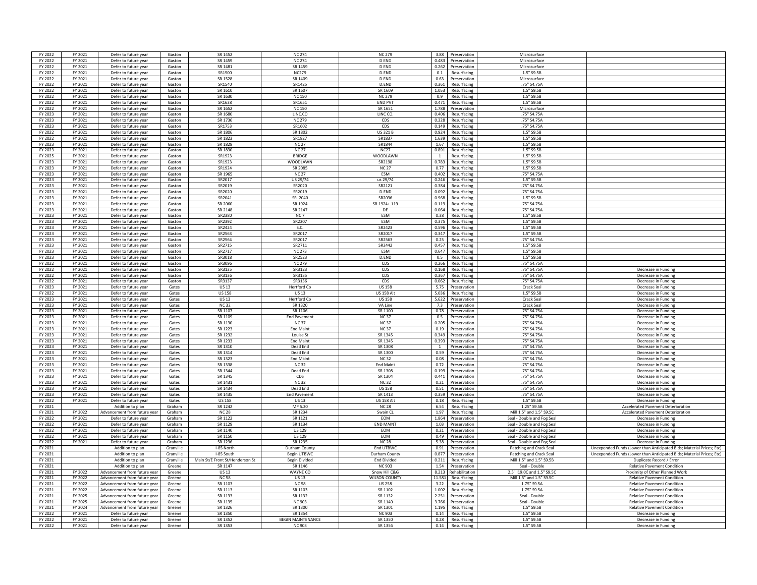| | | | | | | | | | | |
|---|---|---|---|---|---|---|---|---|---|---|
| FY 2022 | FY 2021 | Defer to future year | Gaston | SR 1452 | NC 274 | NC 279 | 3.88 | Preservation | Microsurface | |
| FY 2022 | FY 2021 | Defer to future year | Gaston | SR 1459 | NC 274 | D END | 0.483 | Preservation | Microsurface | |
| FY 2022 | FY 2021 | Defer to future year | Gaston | SR 1481 | SR 1459 | D END | 0.262 | Preservation | Microsurface | |
| FY 2022 | FY 2021 | Defer to future year | Gaston | SR1500 | NC279 | D.END | 0.1 | Resurfacing | 1.5" S9.5B | |
| FY 2022 | FY 2021 | Defer to future year | Gaston | SR 1528 | SR 1409 | D END | 0.63 | Preservation | Microsurface | |
| FY 2022 | FY 2021 | Defer to future year | Gaston | SR1540 | SR1425 | D.END | 0.361 | Resurfacing | .75" S4.75A | |
| FY 2022 | FY 2021 | Defer to future year | Gaston | SR 1610 | SR 1607 | SR 1609 | 1.053 | Resurfacing | 1.5" S9.5B | |
| FY 2022 | FY 2021 | Defer to future year | Gaston | SR 1630 | NC 150 | NC 279 | 0.9 | Resurfacing | 1.5" S9.5B | |
| FY 2022 | FY 2021 | Defer to future year | Gaston | SR1638 | SR1651 | END PVT | 0.471 | Resurfacing | 1.5" S9.5B | |
| FY 2022 | FY 2021 | Defer to future year | Gaston | SR 1652 | NC 150 | SR 1651 | 1.788 | Preservation | Microsurface | |
| FY 2023 | FY 2021 | Defer to future year | Gaston | SR 1680 | LINC.CO | LINC CO. | 0.406 | Resurfacing | .75" S4.75A | |
| FY 2023 | FY 2021 | Defer to future year | Gaston | SR 1736 | NC 279 | CDS | 0.328 | Resurfacing | .75" S4.75A | |
| FY 2023 | FY 2021 | Defer to future year | Gaston | SR1753 | SR1602 | CDS | 0.149 | Resurfacing | .75" S4.75A | |
| FY 2022 | FY 2021 | Defer to future year | Gaston | SR 1806 | SR 1802 | US 321 B | 0.924 | Resurfacing | 1.5" S9.5B | |
| FY 2022 | FY 2021 | Defer to future year | Gaston | SR 1823 | SR1827 | SR1837 | 1.639 | Resurfacing | 1.5" S9.5B | |
| FY 2023 | FY 2021 | Defer to future year | Gaston | SR 1828 | NC 27 | SR1844 | 1.67 | Resurfacing | 1.5" S9.5B | |
| FY 2023 | FY 2021 | Defer to future year | Gaston | SR 1830 | NC 27 | NC27 | 0.891 | Resurfacing | 1.5" S9.5B | |
| FY 2025 | FY 2021 | Defer to future year | Gaston | SR1923 | BRIDGE | WOODLAWN | 1 | Resurfacing | 1.5" S9.5B | |
| FY 2023 | FY 2021 | Defer to future year | Gaston | SR1923 | WOODLAWN | SR2198 | 0.783 | Resurfacing | 1.5" S9.5B | |
| FY 2023 | FY 2021 | Defer to future year | Gaston | SR1924 | SR 2085 | NC 27 | 0.77 | Resurfacing | 1.5" S9.5B | |
| FY 2023 | FY 2021 | Defer to future year | Gaston | SR 1965 | NC 27 | ESM | 0.402 | Resurfacing | .75" S4.75A | |
| FY 2023 | FY 2021 | Defer to future year | Gaston | SR2017 | US 29/74 | us 29/74 | 0.246 | Resurfacing | 1.5" S9.5B | |
| FY 2023 | FY 2021 | Defer to future year | Gaston | SR2019 | SR2020 | SR2121 | 0.384 | Resurfacing | .75" S4.75A | |
| FY 2023 | FY 2021 | Defer to future year | Gaston | SR2020 | SR2019 | D.END | 0.092 | Resurfacing | .75" S4.75A | |
| FY 2023 | FY 2021 | Defer to future year | Gaston | SR2041 | SR 2040 | SR2036 | 0.968 | Resurfacing | 1.5" S9.5B | |
| FY 2023 | FY 2021 | Defer to future year | Gaston | SR 2060 | SR 1924 | SR 1924+.119 | 0.119 | Resurfacing | .75" S4.75A | |
| FY 2023 | FY 2021 | Defer to future year | Gaston | SR 2148 | SR 2147 | DE | 0.064 | Resurfacing | .75" S4.75A | |
| FY 2023 | FY 2021 | Defer to future year | Gaston | SR2380 | NC 7 | ESM | 0.38 | Resurfacing | 1.5" S9.5B | |
| FY 2023 | FY 2021 | Defer to future year | Gaston | SR2392 | SR2207 | ESM | 0.375 | Resurfacing | 1.5" S9.5B | |
| FY 2023 | FY 2021 | Defer to future year | Gaston | SR2424 | S.C. | SR2423 | 0.596 | Resurfacing | 1.5" S9.5B | |
| FY 2023 | FY 2021 | Defer to future year | Gaston | SR2563 | SR2017 | SR2017 | 0.347 | Resurfacing | 1.5" S9.5B | |
| FY 2023 | FY 2021 | Defer to future year | Gaston | SR2564 | SR2017 | SR2563 | 0.25 | Resurfacing | .75" S4.75A | |
| FY 2023 | FY 2021 | Defer to future year | Gaston | SR2715 | SR2711 | SR2442 | 0.457 | Resurfacing | 1.5" S9.5B | |
| FY 2023 | FY 2021 | Defer to future year | Gaston | SR2717 | NC 273 | ESM | 0.647 | Resurfacing | 1.5" S9.5B | |
| FY 2023 | FY 2021 | Defer to future year | Gaston | SR3018 | SR2523 | D.END | 0.5 | Resurfacing | 1.5" S9.5B | |
| FY 2022 | FY 2021 | Defer to future year | Gaston | SR3096 | NC 279 | CDS | 0.266 | Resurfacing | .75" S4.75A | |
| FY 2022 | FY 2021 | Defer to future year | Gaston | SR3135 | SR3123 | CDS | 0.168 | Resurfacing | .75" S4.75A | Decrease in Funding |
| FY 2022 | FY 2021 | Defer to future year | Gaston | SR3136 | SR3135 | CDS | 0.367 | Resurfacing | .75" S4.75A | Decrease in Funding |
| FY 2022 | FY 2021 | Defer to future year | Gaston | SR3137 | SR3136 | CDS | 0.062 | Resurfacing | .75" S4.75A | Decrease in Funding |
| FY 2023 | FY 2021 | Defer to future year | Gates | US 13 | Hertford Co | US 158 | 5.75 | Preservation | Crack Seal | Decrease in Funding |
| FY 2022 | FY 2021 | Defer to future year | Gates | US 158 | US 13 | US 158 Alt | 5.036 | Resurfacing | 1.5" S9.5B | Decrease in Funding |
| FY 2023 | FY 2021 | Defer to future year | Gates | US 13 | Hertford Co | US 158 | 5.622 | Preservation | Crack Seal | Decrease in Funding |
| FY 2023 | FY 2021 | Defer to future year | Gates | NC 32 | SR 1320 | VA Line | 7.3 | Preservation | Crack Seal | Decrease in Funding |
| FY 2023 | FY 2021 | Defer to future year | Gates | SR 1107 | SR 1109 | SR 1106 | 0.78 | Preservation | .75" S4.75A | Decrease in Funding |
| FY 2023 | FY 2021 | Defer to future year | Gates | SR 1109 | End Pavement | NC 37 | 0.5 | Preservation | .75" S4.75A | Decrease in Funding |
| FY 2023 | FY 2021 | Defer to future year | Gates | SR 1130 | NC 37 | NC 37 | 0.205 | Preservation | .75" S4.75A | Decrease in Funding |
| FY 2023 | FY 2021 | Defer to future year | Gates | SR 1223 | End Maint | NC 37 | 0.19 | Preservation | .75" S4.75A | Decrease in Funding |
| FY 2023 | FY 2021 | Defer to future year | Gates | SR 1232 | Louise St | SR 1345 | 0.349 | Preservation | .75" S4.75A | Decrease in Funding |
| FY 2023 | FY 2021 | Defer to future year | Gates | SR 1233 | End Maint | SR 1345 | 0.393 | Preservation | .75" S4.75A | Decrease in Funding |
| FY 2023 | FY 2021 | Defer to future year | Gates | SR 1310 | Dead End | SR 1308 | 1 | Preservation | .75" S4.75A | Decrease in Funding |
| FY 2023 | FY 2021 | Defer to future year | Gates | SR 1314 | Dead End | SR 1300 | 0.59 | Preservation | .75" S4.75A | Decrease in Funding |
| FY 2023 | FY 2021 | Defer to future year | Gates | SR 1323 | End Maint | NC 32 | 0.08 | Preservation | .75" S4.75A | Decrease in Funding |
| FY 2023 | FY 2021 | Defer to future year | Gates | SR 1338 | NC 32 | End Maint | 0.72 | Preservation | .75" S4.75A | Decrease in Funding |
| FY 2023 | FY 2021 | Defer to future year | Gates | SR 1344 | Dead End | SR 1308 | 0.199 | Preservation | .75" S4.75A | Decrease in Funding |
| FY 2023 | FY 2021 | Defer to future year | Gates | SR 1345 | CDS | SR 1304 | 0.441 | Preservation | .75" S4.75A | Decrease in Funding |
| FY 2023 | FY 2021 | Defer to future year | Gates | SR 1431 | NC 32 | NC 32 | 0.21 | Preservation | .75" S4.75A | Decrease in Funding |
| FY 2023 | FY 2021 | Defer to future year | Gates | SR 1434 | Dead End | US 158 | 0.51 | Preservation | .75" S4.75A | Decrease in Funding |
| FY 2023 | FY 2021 | Defer to future year | Gates | SR 1435 | End Pavement | SR 1413 | 0.359 | Preservation | .75" S4.75A | Decrease in Funding |
| FY 2022 | FY 2021 | Defer to future year | Gates | US 158 | US 13 | US 158 Alt | 0.18 | Resurfacing | 1.5" S9.5B | Decrease in Funding |
| FY 2021 | | Addition to plan | Graham | SR 1242 | MP 5.20 | NC 28 | 6.54 | Resurfacing | 1.25" S9.5B | Accelerated Pavement Deterioration |
| FY 2021 | FY 2022 | Advancement from future year | Graham | NC 28 | SR 1234 | Swain CL | 1.97 | Resurfacing | Mill 1.5" and 1.5" S9.5C | Accelerated Pavement Deterioration |
| FY 2022 | FY 2021 | Defer to future year | Graham | SR 1122 | SR 1121 | EOM | 1.864 | Preservation | Seal - Double and Fog Seal | Decrease in Funding |
| FY 2022 | FY 2021 | Defer to future year | Graham | SR 1129 | SR 1134 | END MAINT | 1.03 | Preservation | Seal - Double and Fog Seal | Decrease in Funding |
| FY 2022 | FY 2021 | Defer to future year | Graham | SR 1140 | US 129 | EOM | 0.21 | Preservation | Seal - Double and Fog Seal | Decrease in Funding |
| FY 2022 | FY 2021 | Defer to future year | Graham | SR 1150 | US 129 | EOM | 0.49 | Preservation | Seal - Double and Fog Seal | Decrease in Funding |
| FY 2022 | FY 2021 | Defer to future year | Graham | SR 1236 | SR 1235 | NC 28 | 5.38 | Preservation | Seal - Double and Fog Seal | Decrease in Funding |
| FY 2021 | | Addition to plan | Granville | I-85 North | Durham County | End UTBWC | 0.91 | Preservation | Patching and Crack Seal | Unexpended Funds (Lower than Anticipated Bids; Material Prices; Etc) |
| FY 2021 | | Addition to plan | Granville | I-85 South | Begin UTBWC | Durham County | 0.877 | Preservation | Patching and Crack Seal | Unexpended Funds (Lower than Anticipated Bids; Material Prices; Etc) |
| FY 2021 | | Addition to plan | Granville | Main St/E Front St/Henderson St | Begin Divided | End Divided | 0.211 | Resurfacing | Mill 1.5" and 1.5" S9.5B | Duplicate Record / Error |
| FY 2021 | | Addition to plan | Greene | SR 1147 | SR 1146 | NC 903 | 1.54 | Preservation | Seal - Double | Relative Pavement Condition |
| FY 2021 | FY 2022 | Advancement from future year | Greene | US 13 | WAYNE CO | Snow Hill C&G | 8.213 | Rehabilitation | 2.5" I19.0C and 1.5" S9.5C | Proximity of Other Planned Work |
| FY 2021 | FY 2022 | Advancement from future year | Greene | NC 58 | US 13 | WILSON COUNTY | 11.581 | Resurfacing | Mill 1.5" and 1.5" S9.5C | Relative Pavement Condition |
| FY 2021 | FY 2022 | Advancement from future year | Greene | SR 1103 | NC 58 | US 258 | 3.22 | Resurfacing | 1.75" S9.5A | Relative Pavement Condition |
| FY 2021 | FY 2022 | Advancement from future year | Greene | SR 1113 | SR 1103 | SR 1102 | 1.002 | Resurfacing | 1.75" S9.5A | Relative Pavement Condition |
| FY 2021 | FY 2025 | Advancement from future year | Greene | SR 1133 | SR 1132 | SR 1130 | 2.251 | Preservation | Seal - Double | Relative Pavement Condition |
| FY 2021 | FY 2025 | Advancement from future year | Greene | SR 1135 | NC 903 | SR 1140 | 3.766 | Preservation | Seal - Double | Relative Pavement Condition |
| FY 2021 | FY 2024 | Advancement from future year | Greene | SR 1326 | SR 1300 | SR 1301 | 1.195 | Resurfacing | 1.5" S9.5B | Relative Pavement Condition |
| FY 2022 | FY 2021 | Defer to future year | Greene | SR 1350 | SR 1354 | NC 903 | 0.14 | Resurfacing | 1.5" S9.5B | Decrease in Funding |
| FY 2022 | FY 2021 | Defer to future year | Greene | SR 1352 | BEGIN MAINTENANCE | SR 1350 | 0.28 | Resurfacing | 1.5" S9.5B | Decrease in Funding |
| FY 2022 | FY 2021 | Defer to future year | Greene | SR 1353 | NC 903 | SR 1356 | 0.14 | Resurfacing | 1.5" S9.5B | Decrease in Funding |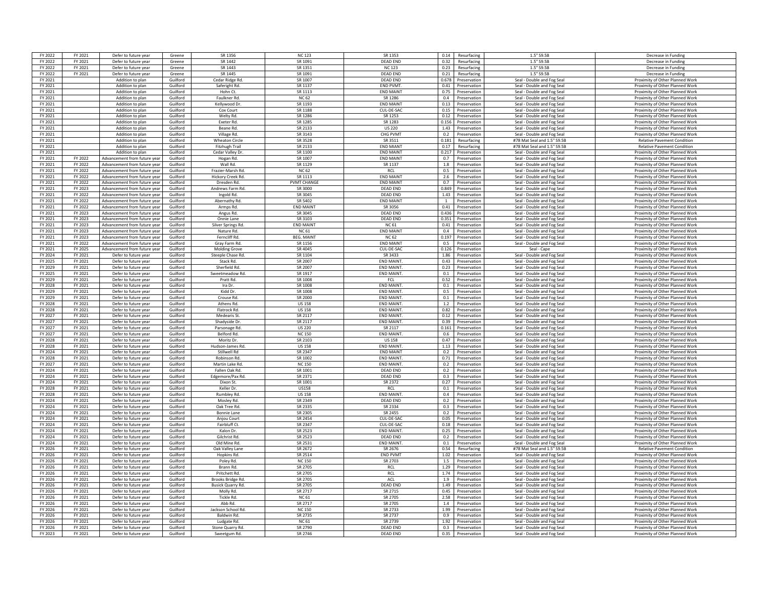| FY 2022 | FY 2021 | Defer to future year | Greene | SR 1356 | NC 123 | SR 1353 | 0.14 | Resurfacing | 1.5" S9.5B | Decrease in Funding |
|---|---|---|---|---|---|---|---|---|---|---|
| FY 2022 | FY 2021 | Defer to future year | Greene | SR 1442 | SR 1091 | DEAD END | 0.32 | Resurfacing | 1.5" S9.5B | Decrease in Funding |
| FY 2022 | FY 2021 | Defer to future year | Greene | SR 1443 | SR 1351 | NC 123 | 0.23 | Resurfacing | 1.5" S9.5B | Decrease in Funding |
| FY 2022 | FY 2021 | Defer to future year | Greene | SR 1445 | SR 1091 | DEAD END | 0.21 | Resurfacing | 1.5" S9.5B | Decrease in Funding |
| FY 2021 | | Addition to plan | Guilford | Cedar Ridge Rd. | SR 1007 | DEAD END | 0.678 | Preservation | Seal - Double and Fog Seal | Proximity of Other Planned Work |
| FY 2021 | | Addition to plan | Guilford | Saferight Rd. | SR 1137 | END PVMT. | 0.41 | Preservation | Seal - Double and Fog Seal | Proximity of Other Planned Work |
| FY 2021 | | Addition to plan | Guilford | Hohn Ct. | SR 1113 | END MAINT | 0.75 | Preservation | Seal - Double and Fog Seal | Proximity of Other Planned Work |
| FY 2021 | | Addition to plan | Guilford | Faulkner Rd. | NC 62 | SR 1286 | 0.4 | Preservation | Seal - Double and Fog Seal | Proximity of Other Planned Work |
| FY 2021 | | Addition to plan | Guilford | Kellywood Dr. | SR 1193 | END MAINT | 0.13 | Preservation | Seal - Double and Fog Seal | Proximity of Other Planned Work |
| FY 2021 | | Addition to plan | Guilford | Cox Court | SR 1188 | CUL-DE-SAC | 0.15 | Preservation | Seal - Double and Fog Seal | Proximity of Other Planned Work |
| FY 2021 | | Addition to plan | Guilford | Welty Rd. | SR 1286 | SR 1253 | 0.12 | Preservation | Seal - Double and Fog Seal | Proximity of Other Planned Work |
| FY 2021 | | Addition to plan | Guilford | Exeter Rd. | SR 1285 | SR 1283 | 0.156 | Preservation | Seal - Double and Fog Seal | Proximity of Other Planned Work |
| FY 2021 | | Addition to plan | Guilford | Beane Rd. | SR 2133 | US 220 | 1.43 | Preservation | Seal - Double and Fog Seal | Proximity of Other Planned Work |
| FY 2021 | | Addition to plan | Guilford | Village Rd. | SR 3143 | CHG PVMT | 0.2 | Preservation | Seal - Double and Fog Seal | Proximity of Other Planned Work |
| FY 2021 | | Addition to plan | Guilford | Wheaton Circle | SR 3528 | SR 3511 | 0.181 | Resurfacing | #78 Mat Seal and 1.5" S9.5B | Relative Pavement Condition |
| FY 2021 | | Addition to plan | Guilford | Fitzhugh Trail | SR 2133 | END MIANT | 0.17 | Resurfacing | #78 Mat Seal and 1.5" S9.5B | Relative Pavement Condition |
| FY 2021 | | Addition to plan | Guilford | Cedar Valley Dr. | SR 1100 | END MAINT | 0.217 | Preservation | Seal - Double and Fog Seal | Proximity of Other Planned Work |
| FY 2021 | FY 2022 | Advancement from future year | Guilford | Hogan Rd. | SR 1007 | END MAINT | 0.7 | Preservation | Seal - Double and Fog Seal | Proximity of Other Planned Work |
| FY 2021 | FY 2022 | Advancement from future year | Guilford | Wall Rd. | SR 1129 | SR 1137 | 1.8 | Preservation | Seal - Double and Fog Seal | Proximity of Other Planned Work |
| FY 2021 | FY 2022 | Advancement from future year | Guilford | Frazier-Marsh Rd. | NC 62 | RCL | 0.5 | Preservation | Seal - Double and Fog Seal | Proximity of Other Planned Work |
| FY 2021 | FY 2022 | Advancement from future year | Guilford | Hickory Creek Rd. | SR 1113 | END MAINT | 2.6 | Preservation | Seal - Double and Fog Seal | Proximity of Other Planned Work |
| FY 2021 | FY 2022 | Advancement from future year | Guilford | Dresden Rd. | PVMT CHANGE | END MAINT | 0.7 | Preservation | Seal - Double and Fog Seal | Proximity of Other Planned Work |
| FY 2021 | FY 2023 | Advancement from future year | Guilford | Andrews Farm Rd. | SR 3000 | DEAD END | 0.849 | Preservation | Seal - Double and Fog Seal | Proximity of Other Planned Work |
| FY 2021 | FY 2022 | Advancement from future year | Guilford | Ingold Rd. | SR 3045 | DEAD END | 1.43 | Preservation | Seal - Double and Fog Seal | Proximity of Other Planned Work |
| FY 2021 | FY 2022 | Advancement from future year | Guilford | Abernathy Rd. | SR 5402 | END MAINT | 1 | Preservation | Seal - Double and Fog Seal | Proximity of Other Planned Work |
| FY 2021 | FY 2022 | Advancement from future year | Guilford | Armps Rd. | END MAINT | SR 3056 | 0.41 | Preservation | Seal - Double and Fog Seal | Proximity of Other Planned Work |
| FY 2021 | FY 2023 | Advancement from future year | Guilford | Angus Rd. | SR 3045 | DEAD END | 0.436 | Preservation | Seal - Double and Fog Seal | Proximity of Other Planned Work |
| FY 2021 | FY 2023 | Advancement from future year | Guilford | Onnie Lane | SR 3103 | DEAD END | 0.351 | Preservation | Seal - Double and Fog Seal | Proximity of Other Planned Work |
| FY 2021 | FY 2023 | Advancement from future year | Guilford | Silver Springs Rd. | END MAINT | NC 61 | 0.41 | Preservation | Seal - Double and Fog Seal | Proximity of Other Planned Work |
| FY 2021 | FY 2023 | Advancement from future year | Guilford | Nature Rd. | NC 61 | END MAINT | 0.4 | Preservation | Seal - Double and Fog Seal | Proximity of Other Planned Work |
| FY 2021 | FY 2023 | Advancement from future year | Guilford | Ferncliff Rd. | BEG. MAINT | NC 62 | 0.197 | Preservation | Seal - Double and Fog Seal | Proximity of Other Planned Work |
| FY 2021 | FY 2022 | Advancement from future year | Guilford | Gray Farm Rd. | SR 1156 | END MAINT | 0.5 | Preservation | Seal - Double and Fog Seal | Proximity of Other Planned Work |
| FY 2021 | FY 2025 | Advancement from future year | Guilford | Molding Grove | SR 4045 | CUL-DE-SAC | 0.126 | Preservation | Seal - Cape | Proximity of Other Planned Work |
| FY 2024 | FY 2021 | Defer to future year | Guilford | Steeple Chase Rd. | SR 1104 | SR 3433 | 1.86 | Preservation | Seal - Double and Fog Seal | Proximity of Other Planned Work |
| FY 2025 | FY 2021 | Defer to future year | Guilford | Stack Rd. | SR 2007 | END MAINT. | 0.43 | Preservation | Seal - Double and Fog Seal | Proximity of Other Planned Work |
| FY 2029 | FY 2021 | Defer to future year | Guilford | Sherfield Rd. | SR 2007 | END MAINT. | 0.23 | Preservation | Seal - Double and Fog Seal | Proximity of Other Planned Work |
| FY 2025 | FY 2021 | Defer to future year | Guilford | Sweetmeadow Rd. | SR 1917 | END MAINT. | 0.1 | Preservation | Seal - Double and Fog Seal | Proximity of Other Planned Work |
| FY 2029 | FY 2021 | Defer to future year | Guilford | Pratt Rd. | SR 1008 | FCL | 0.52 | Preservation | Seal - Double and Fog Seal | Proximity of Other Planned Work |
| FY 2028 | FY 2021 | Defer to future year | Guilford | Ira Dr. | SR 1008 | END MAINT. | 0.1 | Preservation | Seal - Double and Fog Seal | Proximity of Other Planned Work |
| FY 2029 | FY 2021 | Defer to future year | Guilford | Kidd Dr. | SR 1008 | END MAINT. | 0.5 | Preservation | Seal - Double and Fog Seal | Proximity of Other Planned Work |
| FY 2029 | FY 2021 | Defer to future year | Guilford | Crouse Rd. | SR 2000 | END MAINT. | 0.1 | Preservation | Seal - Double and Fog Seal | Proximity of Other Planned Work |
| FY 2028 | FY 2021 | Defer to future year | Guilford | Athens Rd. | US 158 | END MAINT. | 1.2 | Preservation | Seal - Double and Fog Seal | Proximity of Other Planned Work |
| FY 2028 | FY 2021 | Defer to future year | Guilford | Flatrock Rd. | US 158 | END MAINT. | 0.82 | Preservation | Seal - Double and Fog Seal | Proximity of Other Planned Work |
| FY 2027 | FY 2021 | Defer to future year | Guilford | Medearis St. | SR 2117 | END MAINT. | 0.12 | Preservation | Seal - Double and Fog Seal | Proximity of Other Planned Work |
| FY 2027 | FY 2021 | Defer to future year | Guilford | Shadyside Dr. | SR 2117 | END MAINT. | 0.39 | Preservation | Seal - Double and Fog Seal | Proximity of Other Planned Work |
| FY 2027 | FY 2021 | Defer to future year | Guilford | Parsonage Rd. | US 220 | SR 2117 | 0.161 | Preservation | Seal - Double and Fog Seal | Proximity of Other Planned Work |
| FY 2027 | FY 2021 | Defer to future year | Guilford | Belford Rd. | NC 150 | END MAINT. | 0.6 | Preservation | Seal - Double and Fog Seal | Proximity of Other Planned Work |
| FY 2028 | FY 2021 | Defer to future year | Guilford | Moritz Dr. | SR 2103 | US 158 | 0.47 | Preservation | Seal - Double and Fog Seal | Proximity of Other Planned Work |
| FY 2028 | FY 2021 | Defer to future year | Guilford | Hudson-James Rd. | US 158 | END MAINT. | 1.13 | Preservation | Seal - Double and Fog Seal | Proximity of Other Planned Work |
| FY 2024 | FY 2021 | Defer to future year | Guilford | Stillwell Rd | SR 2347 | END MAINT | 0.2 | Preservation | Seal - Double and Fog Seal | Proximity of Other Planned Work |
| FY 2028 | FY 2021 | Defer to future year | Guilford | Robinson Rd. | SR 1002 | END MAINT. | 0.71 | Preservation | Seal - Double and Fog Seal | Proximity of Other Planned Work |
| FY 2027 | FY 2021 | Defer to future year | Guilford | Martin Lake Rd. | NC 150 | END MAINT. | 0.2 | Preservation | Seal - Double and Fog Seal | Proximity of Other Planned Work |
| FY 2024 | FY 2021 | Defer to future year | Guilford | Fallen Oak Rd. | SR 1001 | DEAD END | 0.2 | Preservation | Seal - Double and Fog Seal | Proximity of Other Planned Work |
| FY 2024 | FY 2021 | Defer to future year | Guilford | Edgemore/Pax Rd. | SR 2371 | DEAD END | 0.3 | Preservation | Seal - Double and Fog Seal | Proximity of Other Planned Work |
| FY 2024 | FY 2021 | Defer to future year | Guilford | Dixon St. | SR 1001 | SR 2372 | 0.27 | Preservation | Seal - Double and Fog Seal | Proximity of Other Planned Work |
| FY 2028 | FY 2021 | Defer to future year | Guilford | Keller Dr. | US158 | RCL | 0.1 | Preservation | Seal - Double and Fog Seal | Proximity of Other Planned Work |
| FY 2028 | FY 2021 | Defer to future year | Guilford | Rumbley Rd. | US 158 | END MAINT. | 0.4 | Preservation | Seal - Double and Fog Seal | Proximity of Other Planned Work |
| FY 2024 | FY 2021 | Defer to future year | Guilford | Mosley Rd. | SR 2349 | DEAD END | 0.2 | Preservation | Seal - Double and Fog Seal | Proximity of Other Planned Work |
| FY 2024 | FY 2021 | Defer to future year | Guilford | Oak Tree Rd. | SR 2335 | SR 2334 | 0.3 | Preservation | Seal - Double and Fog Seal | Proximity of Other Planned Work |
| FY 2024 | FY 2021 | Defer to future year | Guilford | Bonnie Lane | SR 2305 | SR 2455 | 0.2 | Preservation | Seal - Double and Fog Seal | Proximity of Other Planned Work |
| FY 2024 | FY 2021 | Defer to future year | Guilford | Anjou Court | SR 2454 | CUL-DE-SAC | 0.05 | Preservation | Seal - Double and Fog Seal | Proximity of Other Planned Work |
| FY 2024 | FY 2021 | Defer to future year | Guilford | Fairbluff Ct. | SR 2347 | CUL-DE-SAC | 0.18 | Preservation | Seal - Double and Fog Seal | Proximity of Other Planned Work |
| FY 2024 | FY 2021 | Defer to future year | Guilford | Kalon Dr. | SR 2523 | END MAINT. | 0.25 | Preservation | Seal - Double and Fog Seal | Proximity of Other Planned Work |
| FY 2024 | FY 2021 | Defer to future year | Guilford | Gilchrist Rd. | SR 2523 | DEAD END | 0.2 | Preservation | Seal - Double and Fog Seal | Proximity of Other Planned Work |
| FY 2024 | FY 2021 | Defer to future year | Guilford | Old Mine Rd. | SR 2531 | END MAINT. | 0.1 | Preservation | Seal - Double and Fog Seal | Proximity of Other Planned Work |
| FY 2026 | FY 2021 | Defer to future year | Guilford | Oak Valley Lane | SR 2672 | SR 2676 | 0.54 | Resurfacing | #78 Mat Seal and 1.5" S9.5B | Relative Pavement Condition |
| FY 2026 | FY 2021 | Defer to future year | Guilford | Hopkins Rd. | SR 2514 | END PVMT | 1.02 | Preservation | Seal - Double and Fog Seal | Proximity of Other Planned Work |
| FY 2026 | FY 2021 | Defer to future year | Guilford | Poley Rd. | NC 150 | SR 2703 | 1.5 | Preservation | Seal - Double and Fog Seal | Proximity of Other Planned Work |
| FY 2026 | FY 2021 | Defer to future year | Guilford | Brann Rd. | SR 2705 | RCL | 1.29 | Preservation | Seal - Double and Fog Seal | Proximity of Other Planned Work |
| FY 2026 | FY 2021 | Defer to future year | Guilford | Pritchett Rd. | SR 2705 | RCL | 1.74 | Preservation | Seal - Double and Fog Seal | Proximity of Other Planned Work |
| FY 2026 | FY 2021 | Defer to future year | Guilford | Brooks Bridge Rd. | SR 2705 | ACL | 1.9 | Preservation | Seal - Double and Fog Seal | Proximity of Other Planned Work |
| FY 2026 | FY 2021 | Defer to future year | Guilford | Busick Quarry Rd. | SR 2705 | DEAD END | 1.49 | Preservation | Seal - Double and Fog Seal | Proximity of Other Planned Work |
| FY 2026 | FY 2021 | Defer to future year | Guilford | Molly Rd. | SR 2717 | SR 2715 | 0.45 | Preservation | Seal - Double and Fog Seal | Proximity of Other Planned Work |
| FY 2026 | FY 2021 | Defer to future year | Guilford | Tickle Rd. | NC 61 | SR 2705 | 2.58 | Preservation | Seal - Double and Fog Seal | Proximity of Other Planned Work |
| FY 2026 | FY 2021 | Defer to future year | Guilford | Abb Rd. | SR 2717 | SR 2705 | 1.4 | Preservation | Seal - Double and Fog Seal | Proximity of Other Planned Work |
| FY 2026 | FY 2021 | Defer to future year | Guilford | Jackson School Rd. | NC 150 | SR 2733 | 1.99 | Preservation | Seal - Double and Fog Seal | Proximity of Other Planned Work |
| FY 2026 | FY 2021 | Defer to future year | Guilford | Baldwin Rd. | SR 2735 | SR 2737 | 0.9 | Preservation | Seal - Double and Fog Seal | Proximity of Other Planned Work |
| FY 2026 | FY 2021 | Defer to future year | Guilford | Ludgate Rd. | NC 61 | SR 2739 | 1.92 | Preservation | Seal - Double and Fog Seal | Proximity of Other Planned Work |
| FY 2026 | FY 2021 | Defer to future year | Guilford | Stone Quarry Rd. | SR 2790 | DEAD END | 0.3 | Preservation | Seal - Double and Fog Seal | Proximity of Other Planned Work |
| FY 2023 | FY 2021 | Defer to future year | Guilford | Sweetgum Rd. | SR 2746 | DEAD END | 0.35 | Preservation | Seal - Double and Fog Seal | Proximity of Other Planned Work |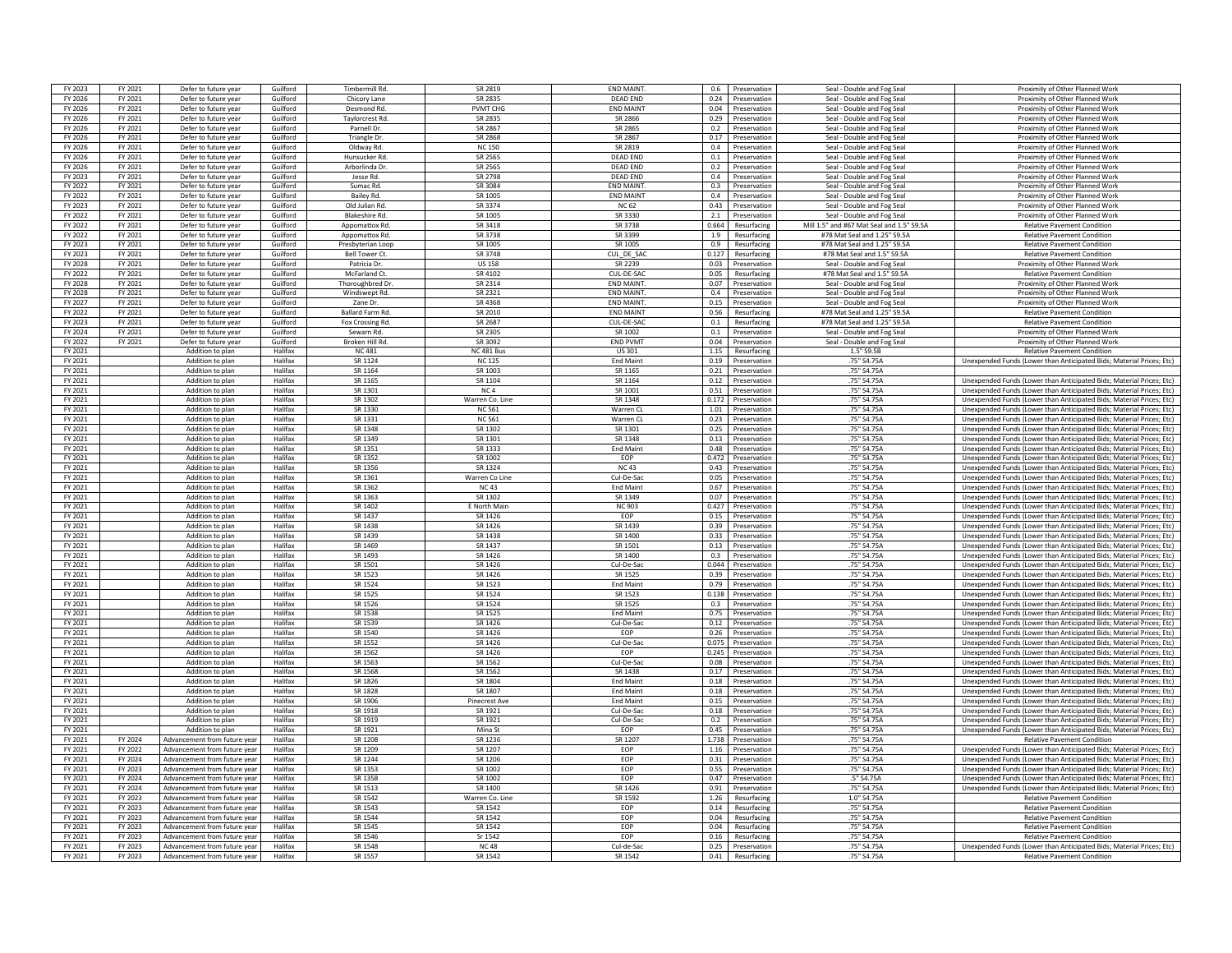| | | | | | | | | | | |
|---|---|---|---|---|---|---|---|---|---|---|
| FY 2023 | FY 2021 | Defer to future year | Guilford | Timbermill Rd. | SR 2819 | END MAINT. | 0.6 | Preservation | Seal - Double and Fog Seal | Proximity of Other Planned Work |
| FY 2026 | FY 2021 | Defer to future year | Guilford | Chicory Lane | SR 2835 | DEAD END | 0.24 | Preservation | Seal - Double and Fog Seal | Proximity of Other Planned Work |
| FY 2026 | FY 2021 | Defer to future year | Guilford | Desmond Rd. | PVMT CHG | END MAINT | 0.04 | Preservation | Seal - Double and Fog Seal | Proximity of Other Planned Work |
| FY 2026 | FY 2021 | Defer to future year | Guilford | Taylorcrest Rd. | SR 2835 | SR 2866 | 0.29 | Preservation | Seal - Double and Fog Seal | Proximity of Other Planned Work |
| FY 2026 | FY 2021 | Defer to future year | Guilford | Parnell Dr. | SR 2867 | SR 2865 | 0.2 | Preservation | Seal - Double and Fog Seal | Proximity of Other Planned Work |
| FY 2026 | FY 2021 | Defer to future year | Guilford | Triangle Dr. | SR 2868 | SR 2867 | 0.17 | Preservation | Seal - Double and Fog Seal | Proximity of Other Planned Work |
| FY 2026 | FY 2021 | Defer to future year | Guilford | Oldway Rd. | NC 150 | SR 2819 | 0.4 | Preservation | Seal - Double and Fog Seal | Proximity of Other Planned Work |
| FY 2026 | FY 2021 | Defer to future year | Guilford | Hunsucker Rd. | SR 2565 | DEAD END | 0.1 | Preservation | Seal - Double and Fog Seal | Proximity of Other Planned Work |
| FY 2026 | FY 2021 | Defer to future year | Guilford | Arborlinda Dr. | SR 2565 | DEAD END | 0.2 | Preservation | Seal - Double and Fog Seal | Proximity of Other Planned Work |
| FY 2023 | FY 2021 | Defer to future year | Guilford | Jesse Rd. | SR 2798 | DEAD END | 0.4 | Preservation | Seal - Double and Fog Seal | Proximity of Other Planned Work |
| FY 2022 | FY 2021 | Defer to future year | Guilford | Sumac Rd. | SR 3084 | END MAINT. | 0.3 | Preservation | Seal - Double and Fog Seal | Proximity of Other Planned Work |
| FY 2022 | FY 2021 | Defer to future year | Guilford | Bailey Rd. | SR 1005 | END MAINT | 0.4 | Preservation | Seal - Double and Fog Seal | Proximity of Other Planned Work |
| FY 2023 | FY 2021 | Defer to future year | Guilford | Old Julian Rd. | SR 3374 | NC 62 | 0.43 | Preservation | Seal - Double and Fog Seal | Proximity of Other Planned Work |
| FY 2022 | FY 2021 | Defer to future year | Guilford | Blakeshire Rd. | SR 1005 | SR 3330 | 2.1 | Preservation | Seal - Double and Fog Seal | Proximity of Other Planned Work |
| FY 2022 | FY 2021 | Defer to future year | Guilford | Appomattox Rd. | SR 3418 | SR 3738 | 0.664 | Resurfacing | Mill 1.5" and #67 Mat Seal and 1.5" S9.5A | Relative Pavement Condition |
| FY 2022 | FY 2021 | Defer to future year | Guilford | Appomattox Rd. | SR 3738 | SR 3399 | 1.9 | Resurfacing | #78 Mat Seal and 1.25" S9.5A | Relative Pavement Condition |
| FY 2023 | FY 2021 | Defer to future year | Guilford | Presbyterian Loop | SR 1005 | SR 1005 | 0.9 | Resurfacing | #78 Mat Seal and 1.25" S9.5A | Relative Pavement Condition |
| FY 2023 | FY 2021 | Defer to future year | Guilford | Bell Tower Ct. | SR 3748 | CUL_DE_SAC | 0.127 | Resurfacing | #78 Mat Seal and 1.5" S9.5A | Relative Pavement Condition |
| FY 2028 | FY 2021 | Defer to future year | Guilford | Patricia Dr. | US 158 | SR 2239 | 0.03 | Preservation | Seal - Double and Fog Seal | Proximity of Other Planned Work |
| FY 2022 | FY 2021 | Defer to future year | Guilford | McFarland Ct. | SR 4102 | CUL-DE-SAC | 0.05 | Resurfacing | #78 Mat Seal and 1.5" S9.5A | Relative Pavement Condition |
| FY 2028 | FY 2021 | Defer to future year | Guilford | Thoroughbred Dr. | SR 2314 | END MAINT. | 0.07 | Preservation | Seal - Double and Fog Seal | Proximity of Other Planned Work |
| FY 2028 | FY 2021 | Defer to future year | Guilford | Windswept Rd. | SR 2321 | END MAINT. | 0.4 | Preservation | Seal - Double and Fog Seal | Proximity of Other Planned Work |
| FY 2027 | FY 2021 | Defer to future year | Guilford | Zane Dr. | SR 4368 | END MAINT. | 0.15 | Preservation | Seal - Double and Fog Seal | Proximity of Other Planned Work |
| FY 2022 | FY 2021 | Defer to future year | Guilford | Ballard Farm Rd. | SR 2010 | END MAINT | 0.56 | Resurfacing | #78 Mat Seal and 1.25" S9.5A | Relative Pavement Condition |
| FY 2023 | FY 2021 | Defer to future year | Guilford | Fox Crossing Rd. | SR 2687 | CUL-DE-SAC | 0.1 | Resurfacing | #78 Mat Seal and 1.25" S9.5A | Relative Pavement Condition |
| FY 2024 | FY 2021 | Defer to future year | Guilford | Sewarn Rd. | SR 2305 | SR 1002 | 0.1 | Preservation | Seal - Double and Fog Seal | Proximity of Other Planned Work |
| FY 2022 | FY 2021 | Defer to future year | Guilford | Broken Hill Rd. | SR 3092 | END PVMT | 0.04 | Preservation | Seal - Double and Fog Seal | Proximity of Other Planned Work |
| FY 2021 | | Addition to plan | Halifax | NC 481 | NC 481 Bus | US 301 | 1.15 | Resurfacing | 1.5" S9.5B | Relative Pavement Condition |
| FY 2021 | | Addition to plan | Halifax | SR 1124 | NC 125 | End Maint | 0.19 | Preservation | .75" S4.75A | Unexpended Funds (Lower than Anticipated Bids; Material Prices; Etc) |
| FY 2021 | | Addition to plan | Halifax | SR 1164 | SR 1003 | SR 1165 | 0.21 | Preservation | .75" S4.75A | |
| FY 2021 | | Addition to plan | Halifax | SR 1165 | SR 1104 | SR 1164 | 0.12 | Preservation | .75" S4.75A | Unexpended Funds (Lower than Anticipated Bids; Material Prices; Etc) |
| FY 2021 | | Addition to plan | Halifax | SR 1301 | NC 4 | SR 1001 | 0.51 | Preservation | .75" S4.75A | Unexpended Funds (Lower than Anticipated Bids; Material Prices; Etc) |
| FY 2021 | | Addition to plan | Halifax | SR 1302 | Warren Co. Line | SR 1348 | 0.172 | Preservation | .75" S4.75A | Unexpended Funds (Lower than Anticipated Bids; Material Prices; Etc) |
| FY 2021 | | Addition to plan | Halifax | SR 1330 | NC 561 | Warren CL | 1.01 | Preservation | .75" S4.75A | Unexpended Funds (Lower than Anticipated Bids; Material Prices; Etc) |
| FY 2021 | | Addition to plan | Halifax | SR 1331 | NC 561 | Warren CL | 0.23 | Preservation | .75" S4.75A | Unexpended Funds (Lower than Anticipated Bids; Material Prices; Etc) |
| FY 2021 | | Addition to plan | Halifax | SR 1348 | SR 1302 | SR 1301 | 0.25 | Preservation | .75" S4.75A | Unexpended Funds (Lower than Anticipated Bids; Material Prices; Etc) |
| FY 2021 | | Addition to plan | Halifax | SR 1349 | SR 1301 | SR 1348 | 0.13 | Preservation | .75" S4.75A | Unexpended Funds (Lower than Anticipated Bids; Material Prices; Etc) |
| FY 2021 | | Addition to plan | Halifax | SR 1351 | SR 1333 | End Maint | 0.48 | Preservation | .75" S4.75A | Unexpended Funds (Lower than Anticipated Bids; Material Prices; Etc) |
| FY 2021 | | Addition to plan | Halifax | SR 1352 | SR 1002 | EOP | 0.472 | Preservation | .75" S4.75A | Unexpended Funds (Lower than Anticipated Bids; Material Prices; Etc) |
| FY 2021 | | Addition to plan | Halifax | SR 1356 | SR 1324 | NC 43 | 0.43 | Preservation | .75" S4.75A | Unexpended Funds (Lower than Anticipated Bids; Material Prices; Etc) |
| FY 2021 | | Addition to plan | Halifax | SR 1361 | Warren Co Line | Cul-De-Sac | 0.05 | Preservation | .75" S4.75A | Unexpended Funds (Lower than Anticipated Bids; Material Prices; Etc) |
| FY 2021 | | Addition to plan | Halifax | SR 1362 | NC 43 | End Maint | 0.67 | Preservation | .75" S4.75A | Unexpended Funds (Lower than Anticipated Bids; Material Prices; Etc) |
| FY 2021 | | Addition to plan | Halifax | SR 1363 | SR 1302 | SR 1349 | 0.07 | Preservation | .75" S4.75A | Unexpended Funds (Lower than Anticipated Bids; Material Prices; Etc) |
| FY 2021 | | Addition to plan | Halifax | SR 1402 | E North Main | NC 903 | 0.427 | Preservation | .75" S4.75A | Unexpended Funds (Lower than Anticipated Bids; Material Prices; Etc) |
| FY 2021 | | Addition to plan | Halifax | SR 1437 | SR 1426 | EOP | 0.15 | Preservation | .75" S4.75A | Unexpended Funds (Lower than Anticipated Bids; Material Prices; Etc) |
| FY 2021 | | Addition to plan | Halifax | SR 1438 | SR 1426 | SR 1439 | 0.39 | Preservation | .75" S4.75A | Unexpended Funds (Lower than Anticipated Bids; Material Prices; Etc) |
| FY 2021 | | Addition to plan | Halifax | SR 1439 | SR 1438 | SR 1400 | 0.33 | Preservation | .75" S4.75A | Unexpended Funds (Lower than Anticipated Bids; Material Prices; Etc) |
| FY 2021 | | Addition to plan | Halifax | SR 1469 | SR 1437 | SR 1501 | 0.13 | Preservation | .75" S4.75A | Unexpended Funds (Lower than Anticipated Bids; Material Prices; Etc) |
| FY 2021 | | Addition to plan | Halifax | SR 1493 | SR 1426 | SR 1400 | 0.3 | Preservation | .75" S4.75A | Unexpended Funds (Lower than Anticipated Bids; Material Prices; Etc) |
| FY 2021 | | Addition to plan | Halifax | SR 1501 | SR 1426 | Cul-De-Sac | 0.044 | Preservation | .75" S4.75A | Unexpended Funds (Lower than Anticipated Bids; Material Prices; Etc) |
| FY 2021 | | Addition to plan | Halifax | SR 1523 | SR 1426 | SR 1525 | 0.39 | Preservation | .75" S4.75A | Unexpended Funds (Lower than Anticipated Bids; Material Prices; Etc) |
| FY 2021 | | Addition to plan | Halifax | SR 1524 | SR 1523 | End Maint | 0.79 | Preservation | .75" S4.75A | Unexpended Funds (Lower than Anticipated Bids; Material Prices; Etc) |
| FY 2021 | | Addition to plan | Halifax | SR 1525 | SR 1524 | SR 1523 | 0.138 | Preservation | .75" S4.75A | Unexpended Funds (Lower than Anticipated Bids; Material Prices; Etc) |
| FY 2021 | | Addition to plan | Halifax | SR 1526 | SR 1524 | SR 1525 | 0.3 | Preservation | .75" S4.75A | Unexpended Funds (Lower than Anticipated Bids; Material Prices; Etc) |
| FY 2021 | | Addition to plan | Halifax | SR 1538 | SR 1525 | End Maint | 0.75 | Preservation | .75" S4.75A | Unexpended Funds (Lower than Anticipated Bids; Material Prices; Etc) |
| FY 2021 | | Addition to plan | Halifax | SR 1539 | SR 1426 | Cul-De-Sac | 0.12 | Preservation | .75" S4.75A | Unexpended Funds (Lower than Anticipated Bids; Material Prices; Etc) |
| FY 2021 | | Addition to plan | Halifax | SR 1540 | SR 1426 | EOP | 0.26 | Preservation | .75" S4.75A | Unexpended Funds (Lower than Anticipated Bids; Material Prices; Etc) |
| FY 2021 | | Addition to plan | Halifax | SR 1552 | SR 1426 | Cul-De-Sac | 0.075 | Preservation | .75" S4.75A | Unexpended Funds (Lower than Anticipated Bids; Material Prices; Etc) |
| FY 2021 | | Addition to plan | Halifax | SR 1562 | SR 1426 | EOP | 0.245 | Preservation | .75" S4.75A | Unexpended Funds (Lower than Anticipated Bids; Material Prices; Etc) |
| FY 2021 | | Addition to plan | Halifax | SR 1563 | SR 1562 | Cul-De-Sac | 0.08 | Preservation | .75" S4.75A | Unexpended Funds (Lower than Anticipated Bids; Material Prices; Etc) |
| FY 2021 | | Addition to plan | Halifax | SR 1568 | SR 1562 | SR 1438 | 0.17 | Preservation | .75" S4.75A | Unexpended Funds (Lower than Anticipated Bids; Material Prices; Etc) |
| FY 2021 | | Addition to plan | Halifax | SR 1826 | SR 1804 | End Maint | 0.18 | Preservation | .75" S4.75A | Unexpended Funds (Lower than Anticipated Bids; Material Prices; Etc) |
| FY 2021 | | Addition to plan | Halifax | SR 1828 | SR 1807 | End Maint | 0.18 | Preservation | .75" S4.75A | Unexpended Funds (Lower than Anticipated Bids; Material Prices; Etc) |
| FY 2021 | | Addition to plan | Halifax | SR 1906 | Pinecrest Ave | End Maint | 0.15 | Preservation | .75" S4.75A | Unexpended Funds (Lower than Anticipated Bids; Material Prices; Etc) |
| FY 2021 | | Addition to plan | Halifax | SR 1918 | SR 1921 | Cul-De-Sac | 0.18 | Preservation | .75" S4.75A | Unexpended Funds (Lower than Anticipated Bids; Material Prices; Etc) |
| FY 2021 | | Addition to plan | Halifax | SR 1919 | SR 1921 | Cul-De-Sac | 0.2 | Preservation | .75" S4.75A | Unexpended Funds (Lower than Anticipated Bids; Material Prices; Etc) |
| FY 2021 | | Addition to plan | Halifax | SR 1921 | Mina St | EOP | 0.45 | Preservation | .75" S4.75A | Unexpended Funds (Lower than Anticipated Bids; Material Prices; Etc) |
| FY 2021 | FY 2024 | Advancement from future year | Halifax | SR 1208 | SR 1236 | SR 1207 | 1.738 | Preservation | .75" S4.75A | Relative Pavement Condition |
| FY 2021 | FY 2022 | Advancement from future year | Halifax | SR 1209 | SR 1207 | EOP | 1.16 | Preservation | .75" S4.75A | Unexpended Funds (Lower than Anticipated Bids; Material Prices; Etc) |
| FY 2021 | FY 2024 | Advancement from future year | Halifax | SR 1244 | SR 1206 | EOP | 0.31 | Preservation | .75" S4.75A | Unexpended Funds (Lower than Anticipated Bids; Material Prices; Etc) |
| FY 2021 | FY 2023 | Advancement from future year | Halifax | SR 1353 | SR 1002 | EOP | 0.55 | Preservation | .75" S4.75A | Unexpended Funds (Lower than Anticipated Bids; Material Prices; Etc) |
| FY 2021 | FY 2024 | Advancement from future year | Halifax | SR 1358 | SR 1002 | EOP | 0.47 | Preservation | .5" S4.75A | Unexpended Funds (Lower than Anticipated Bids; Material Prices; Etc) |
| FY 2021 | FY 2024 | Advancement from future year | Halifax | SR 1513 | SR 1400 | SR 1426 | 0.91 | Preservation | .75" S4.75A | Unexpended Funds (Lower than Anticipated Bids; Material Prices; Etc) |
| FY 2021 | FY 2023 | Advancement from future year | Halifax | SR 1542 | Warren Co. Line | SR 1592 | 1.26 | Resurfacing | 1.0" S4.75A | Relative Pavement Condition |
| FY 2021 | FY 2023 | Advancement from future year | Halifax | SR 1543 | SR 1542 | EOP | 0.14 | Resurfacing | .75" S4.75A | Relative Pavement Condition |
| FY 2021 | FY 2023 | Advancement from future year | Halifax | SR 1544 | SR 1542 | EOP | 0.04 | Resurfacing | .75" S4.75A | Relative Pavement Condition |
| FY 2021 | FY 2023 | Advancement from future year | Halifax | SR 1545 | SR 1542 | EOP | 0.04 | Resurfacing | .75" S4.75A | Relative Pavement Condition |
| FY 2021 | FY 2023 | Advancement from future year | Halifax | Sr 1546 | Sr 1542 | EOP | 0.16 | Resurfacing | .75" S4.75A | Relative Pavement Condition |
| FY 2021 | FY 2023 | Advancement from future year | Halifax | SR 1548 | NC 48 | Cul-de-Sac | 0.25 | Preservation | .75" S4.75A | Unexpended Funds (Lower than Anticipated Bids; Material Prices; Etc) |
| FY 2021 | FY 2023 | Advancement from future year | Halifax | SR 1557 | SR 1542 | SR 1542 | 0.41 | Resurfacing | .75" S4.75A | Relative Pavement Condition |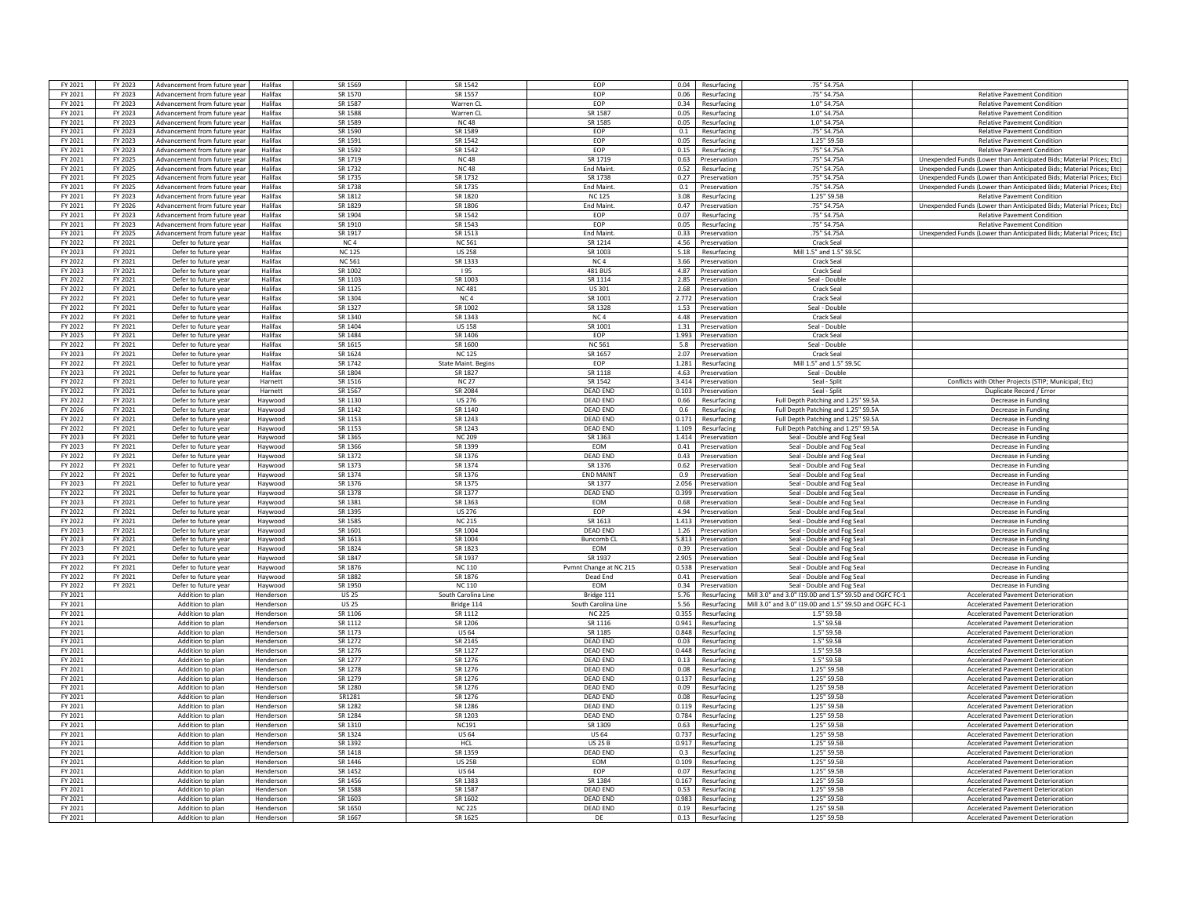| | | | | | | | | | | |
|---|---|---|---|---|---|---|---|---|---|---|
| FY 2021 | FY 2023 | Advancement from future year | Halifax | SR 1569 | SR 1542 | EOP | 0.04 | Resurfacing | .75" S4.75A | |
| FY 2021 | FY 2023 | Advancement from future year | Halifax | SR 1570 | SR 1557 | EOP | 0.06 | Resurfacing | .75" S4.75A | Relative Pavement Condition |
| FY 2021 | FY 2023 | Advancement from future year | Halifax | SR 1587 | Warren CL | EOP | 0.34 | Resurfacing | 1.0" S4.75A | Relative Pavement Condition |
| FY 2021 | FY 2023 | Advancement from future year | Halifax | SR 1588 | Warren CL | SR 1587 | 0.05 | Resurfacing | 1.0" S4.75A | Relative Pavement Condition |
| FY 2021 | FY 2023 | Advancement from future year | Halifax | SR 1589 | NC 48 | SR 1585 | 0.05 | Resurfacing | 1.0" S4.75A | Relative Pavement Condition |
| FY 2021 | FY 2023 | Advancement from future year | Halifax | SR 1590 | SR 1589 | EOP | 0.1 | Resurfacing | .75" S4.75A | Relative Pavement Condition |
| FY 2021 | FY 2023 | Advancement from future year | Halifax | SR 1591 | SR 1542 | EOP | 0.05 | Resurfacing | 1.25" S9.5B | Relative Pavement Condition |
| FY 2021 | FY 2023 | Advancement from future year | Halifax | SR 1592 | SR 1542 | EOP | 0.15 | Resurfacing | .75" S4.75A | Relative Pavement Condition |
| FY 2021 | FY 2025 | Advancement from future year | Halifax | SR 1719 | NC 48 | SR 1719 | 0.63 | Preservation | .75" S4.75A | Unexpended Funds (Lower than Anticipated Bids; Material Prices; Etc) |
| FY 2021 | FY 2025 | Advancement from future year | Halifax | SR 1732 | NC 48 | End Maint. | 0.52 | Resurfacing | .75" S4.75A | Unexpended Funds (Lower than Anticipated Bids; Material Prices; Etc) |
| FY 2021 | FY 2025 | Advancement from future year | Halifax | SR 1735 | SR 1732 | SR 1738 | 0.27 | Preservation | .75" S4.75A | Unexpended Funds (Lower than Anticipated Bids; Material Prices; Etc) |
| FY 2021 | FY 2025 | Advancement from future year | Halifax | SR 1738 | SR 1735 | End Maint. | 0.1 | Preservation | .75" S4.75A | Unexpended Funds (Lower than Anticipated Bids; Material Prices; Etc) |
| FY 2021 | FY 2023 | Advancement from future year | Halifax | SR 1812 | SR 1820 | NC 125 | 3.08 | Resurfacing | 1.25" S9.5B | Relative Pavement Condition |
| FY 2021 | FY 2026 | Advancement from future year | Halifax | SR 1829 | SR 1806 | End Maint. | 0.47 | Preservation | .75" S4.75A | Unexpended Funds (Lower than Anticipated Bids; Material Prices; Etc) |
| FY 2021 | FY 2023 | Advancement from future year | Halifax | SR 1904 | SR 1542 | EOP | 0.07 | Resurfacing | .75" S4.75A | Relative Pavement Condition |
| FY 2021 | FY 2023 | Advancement from future year | Halifax | SR 1910 | SR 1543 | EOP | 0.05 | Resurfacing | .75" S4.75A | Relative Pavement Condition |
| FY 2021 | FY 2025 | Advancement from future year | Halifax | SR 1917 | SR 1513 | End Maint. | 0.33 | Preservation | .75" S4.75A | Unexpended Funds (Lower than Anticipated Bids; Material Prices; Etc) |
| FY 2022 | FY 2021 | Defer to future year | Halifax | NC 4 | NC 561 | SR 1214 | 4.56 | Preservation | Crack Seal | |
| FY 2023 | FY 2021 | Defer to future year | Halifax | NC 125 | US 258 | SR 1003 | 5.18 | Resurfacing | Mill 1.5" and 1.5" S9.5C | |
| FY 2022 | FY 2021 | Defer to future year | Halifax | NC 561 | SR 1333 | NC 4 | 3.66 | Preservation | Crack Seal | |
| FY 2023 | FY 2021 | Defer to future year | Halifax | SR 1002 | I 95 | 481 BUS | 4.87 | Preservation | Crack Seal | |
| FY 2022 | FY 2021 | Defer to future year | Halifax | SR 1103 | SR 1003 | SR 1114 | 2.85 | Preservation | Seal - Double | |
| FY 2022 | FY 2021 | Defer to future year | Halifax | SR 1125 | NC 481 | US 301 | 2.68 | Preservation | Crack Seal | |
| FY 2022 | FY 2021 | Defer to future year | Halifax | SR 1304 | NC 4 | SR 1001 | 2.772 | Preservation | Crack Seal | |
| FY 2022 | FY 2021 | Defer to future year | Halifax | SR 1327 | SR 1002 | SR 1328 | 1.53 | Preservation | Seal - Double | |
| FY 2022 | FY 2021 | Defer to future year | Halifax | SR 1340 | SR 1343 | NC 4 | 4.48 | Preservation | Crack Seal | |
| FY 2022 | FY 2021 | Defer to future year | Halifax | SR 1404 | US 158 | SR 1001 | 1.31 | Preservation | Seal - Double | |
| FY 2025 | FY 2021 | Defer to future year | Halifax | SR 1484 | SR 1406 | EOP | 1.993 | Preservation | Crack Seal | |
| FY 2022 | FY 2021 | Defer to future year | Halifax | SR 1615 | SR 1600 | NC 561 | 5.8 | Preservation | Seal - Double | |
| FY 2023 | FY 2021 | Defer to future year | Halifax | SR 1624 | NC 125 | SR 1657 | 2.07 | Preservation | Crack Seal | |
| FY 2022 | FY 2021 | Defer to future year | Halifax | SR 1742 | State Maint. Begins | EOP | 1.281 | Resurfacing | Mill 1.5" and 1.5" S9.5C | |
| FY 2023 | FY 2021 | Defer to future year | Halifax | SR 1804 | SR 1827 | SR 1118 | 4.63 | Preservation | Seal - Double | |
| FY 2022 | FY 2021 | Defer to future year | Harnett | SR 1516 | NC 27 | SR 1542 | 3.414 | Preservation | Seal - Split | Conflicts with Other Projects (STIP; Municipal; Etc) |
| FY 2022 | FY 2021 | Defer to future year | Harnett | SR 1567 | SR 2084 | DEAD END | 0.103 | Preservation | Seal - Split | Duplicate Record / Error |
| FY 2022 | FY 2021 | Defer to future year | Haywood | SR 1130 | US 276 | DEAD END | 0.66 | Resurfacing | Full Depth Patching and 1.25" S9.5A | Decrease in Funding |
| FY 2026 | FY 2021 | Defer to future year | Haywood | SR 1142 | SR 1140 | DEAD END | 0.6 | Resurfacing | Full Depth Patching and 1.25" S9.5A | Decrease in Funding |
| FY 2022 | FY 2021 | Defer to future year | Haywood | SR 1153 | SR 1243 | DEAD END | 0.171 | Resurfacing | Full Depth Patching and 1.25" S9.5A | Decrease in Funding |
| FY 2022 | FY 2021 | Defer to future year | Haywood | SR 1153 | SR 1243 | DEAD END | 1.109 | Resurfacing | Full Depth Patching and 1.25" S9.5A | Decrease in Funding |
| FY 2023 | FY 2021 | Defer to future year | Haywood | SR 1365 | NC 209 | SR 1363 | 1.414 | Preservation | Seal - Double and Fog Seal | Decrease in Funding |
| FY 2023 | FY 2021 | Defer to future year | Haywood | SR 1366 | SR 1399 | EOM | 0.41 | Preservation | Seal - Double and Fog Seal | Decrease in Funding |
| FY 2022 | FY 2021 | Defer to future year | Haywood | SR 1372 | SR 1376 | DEAD END | 0.43 | Preservation | Seal - Double and Fog Seal | Decrease in Funding |
| FY 2022 | FY 2021 | Defer to future year | Haywood | SR 1373 | SR 1374 | SR 1376 | 0.62 | Preservation | Seal - Double and Fog Seal | Decrease in Funding |
| FY 2022 | FY 2021 | Defer to future year | Haywood | SR 1374 | SR 1376 | END MAINT | 0.9 | Preservation | Seal - Double and Fog Seal | Decrease in Funding |
| FY 2023 | FY 2021 | Defer to future year | Haywood | SR 1376 | SR 1375 | SR 1377 | 2.056 | Preservation | Seal - Double and Fog Seal | Decrease in Funding |
| FY 2022 | FY 2021 | Defer to future year | Haywood | SR 1378 | SR 1377 | DEAD END | 0.399 | Preservation | Seal - Double and Fog Seal | Decrease in Funding |
| FY 2023 | FY 2021 | Defer to future year | Haywood | SR 1381 | SR 1363 | EOM | 0.68 | Preservation | Seal - Double and Fog Seal | Decrease in Funding |
| FY 2022 | FY 2021 | Defer to future year | Haywood | SR 1395 | US 276 | EOP | 4.94 | Preservation | Seal - Double and Fog Seal | Decrease in Funding |
| FY 2022 | FY 2021 | Defer to future year | Haywood | SR 1585 | NC 215 | SR 1613 | 1.413 | Preservation | Seal - Double and Fog Seal | Decrease in Funding |
| FY 2023 | FY 2021 | Defer to future year | Haywood | SR 1601 | SR 1004 | DEAD END | 1.26 | Preservation | Seal - Double and Fog Seal | Decrease in Funding |
| FY 2023 | FY 2021 | Defer to future year | Haywood | SR 1613 | SR 1004 | Buncomb CL | 5.813 | Preservation | Seal - Double and Fog Seal | Decrease in Funding |
| FY 2023 | FY 2021 | Defer to future year | Haywood | SR 1824 | SR 1823 | EOM | 0.39 | Preservation | Seal - Double and Fog Seal | Decrease in Funding |
| FY 2023 | FY 2021 | Defer to future year | Haywood | SR 1847 | SR 1937 | SR 1937 | 2.905 | Preservation | Seal - Double and Fog Seal | Decrease in Funding |
| FY 2022 | FY 2021 | Defer to future year | Haywood | SR 1876 | NC 110 | Pvmnt Change at NC 215 | 0.538 | Preservation | Seal - Double and Fog Seal | Decrease in Funding |
| FY 2022 | FY 2021 | Defer to future year | Haywood | SR 1882 | SR 1876 | Dead End | 0.41 | Preservation | Seal - Double and Fog Seal | Decrease in Funding |
| FY 2022 | FY 2021 | Defer to future year | Haywood | SR 1950 | NC 110 | EOM | 0.34 | Preservation | Seal - Double and Fog Seal | Decrease in Funding |
| FY 2021 | | Addition to plan | Henderson | US 25 | South Carolina Line | Bridge 111 | 5.76 | Resurfacing | Mill 3.0" and 3.0" I19.0D and 1.5" S9.5D and OGFC FC-1 | Accelerated Pavement Deterioration |
| FY 2021 | | Addition to plan | Henderson | US 25 | Bridge 114 | South Carolina Line | 5.56 | Resurfacing | Mill 3.0" and 3.0" I19.0D and 1.5" S9.5D and OGFC FC-1 | Accelerated Pavement Deterioration |
| FY 2021 | | Addition to plan | Henderson | SR 1106 | SR 1112 | NC 225 | 0.355 | Resurfacing | 1.5" S9.5B | Accelerated Pavement Deterioration |
| FY 2021 | | Addition to plan | Henderson | SR 1112 | SR 1206 | SR 1116 | 0.941 | Resurfacing | 1.5" S9.5B | Accelerated Pavement Deterioration |
| FY 2021 | | Addition to plan | Henderson | SR 1173 | US 64 | SR 1185 | 0.848 | Resurfacing | 1.5" S9.5B | Accelerated Pavement Deterioration |
| FY 2021 | | Addition to plan | Henderson | SR 1272 | SR 2145 | DEAD END | 0.03 | Resurfacing | 1.5" S9.5B | Accelerated Pavement Deterioration |
| FY 2021 | | Addition to plan | Henderson | SR 1276 | SR 1127 | DEAD END | 0.448 | Resurfacing | 1.5" S9.5B | Accelerated Pavement Deterioration |
| FY 2021 | | Addition to plan | Henderson | SR 1277 | SR 1276 | DEAD END | 0.13 | Resurfacing | 1.5" S9.5B | Accelerated Pavement Deterioration |
| FY 2021 | | Addition to plan | Henderson | SR 1278 | SR 1276 | DEAD END | 0.08 | Resurfacing | 1.25" S9.5B | Accelerated Pavement Deterioration |
| FY 2021 | | Addition to plan | Henderson | SR 1279 | SR 1276 | DEAD END | 0.137 | Resurfacing | 1.25" S9.5B | Accelerated Pavement Deterioration |
| FY 2021 | | Addition to plan | Henderson | SR 1280 | SR 1276 | DEAD END | 0.09 | Resurfacing | 1.25" S9.5B | Accelerated Pavement Deterioration |
| FY 2021 | | Addition to plan | Henderson | SR1281 | SR 1276 | DEAD END | 0.08 | Resurfacing | 1.25" S9.5B | Accelerated Pavement Deterioration |
| FY 2021 | | Addition to plan | Henderson | SR 1282 | SR 1286 | DEAD END | 0.119 | Resurfacing | 1.25" S9.5B | Accelerated Pavement Deterioration |
| FY 2021 | | Addition to plan | Henderson | SR 1284 | SR 1203 | DEAD END | 0.784 | Resurfacing | 1.25" S9.5B | Accelerated Pavement Deterioration |
| FY 2021 | | Addition to plan | Henderson | SR 1310 | NC191 | SR 1309 | 0.63 | Resurfacing | 1.25" S9.5B | Accelerated Pavement Deterioration |
| FY 2021 | | Addition to plan | Henderson | SR 1324 | US 64 | US 64 | 0.737 | Resurfacing | 1.25" S9.5B | Accelerated Pavement Deterioration |
| FY 2021 | | Addition to plan | Henderson | SR 1392 | HCL | US 25 B | 0.917 | Resurfacing | 1.25" S9.5B | Accelerated Pavement Deterioration |
| FY 2021 | | Addition to plan | Henderson | SR 1418 | SR 1359 | DEAD END | 0.3 | Resurfacing | 1.25" S9.5B | Accelerated Pavement Deterioration |
| FY 2021 | | Addition to plan | Henderson | SR 1446 | US 25B | EOM | 0.109 | Resurfacing | 1.25" S9.5B | Accelerated Pavement Deterioration |
| FY 2021 | | Addition to plan | Henderson | SR 1452 | US 64 | EOP | 0.07 | Resurfacing | 1.25" S9.5B | Accelerated Pavement Deterioration |
| FY 2021 | | Addition to plan | Henderson | SR 1456 | SR 1383 | SR 1384 | 0.167 | Resurfacing | 1.25" S9.5B | Accelerated Pavement Deterioration |
| FY 2021 | | Addition to plan | Henderson | SR 1588 | SR 1587 | DEAD END | 0.53 | Resurfacing | 1.25" S9.5B | Accelerated Pavement Deterioration |
| FY 2021 | | Addition to plan | Henderson | SR 1603 | SR 1602 | DEAD END | 0.983 | Resurfacing | 1.25" S9.5B | Accelerated Pavement Deterioration |
| FY 2021 | | Addition to plan | Henderson | SR 1650 | NC 225 | DEAD END | 0.19 | Resurfacing | 1.25" S9.5B | Accelerated Pavement Deterioration |
| FY 2021 | | Addition to plan | Henderson | SR 1667 | SR 1625 | DE | 0.13 | Resurfacing | 1.25" S9.5B | Accelerated Pavement Deterioration |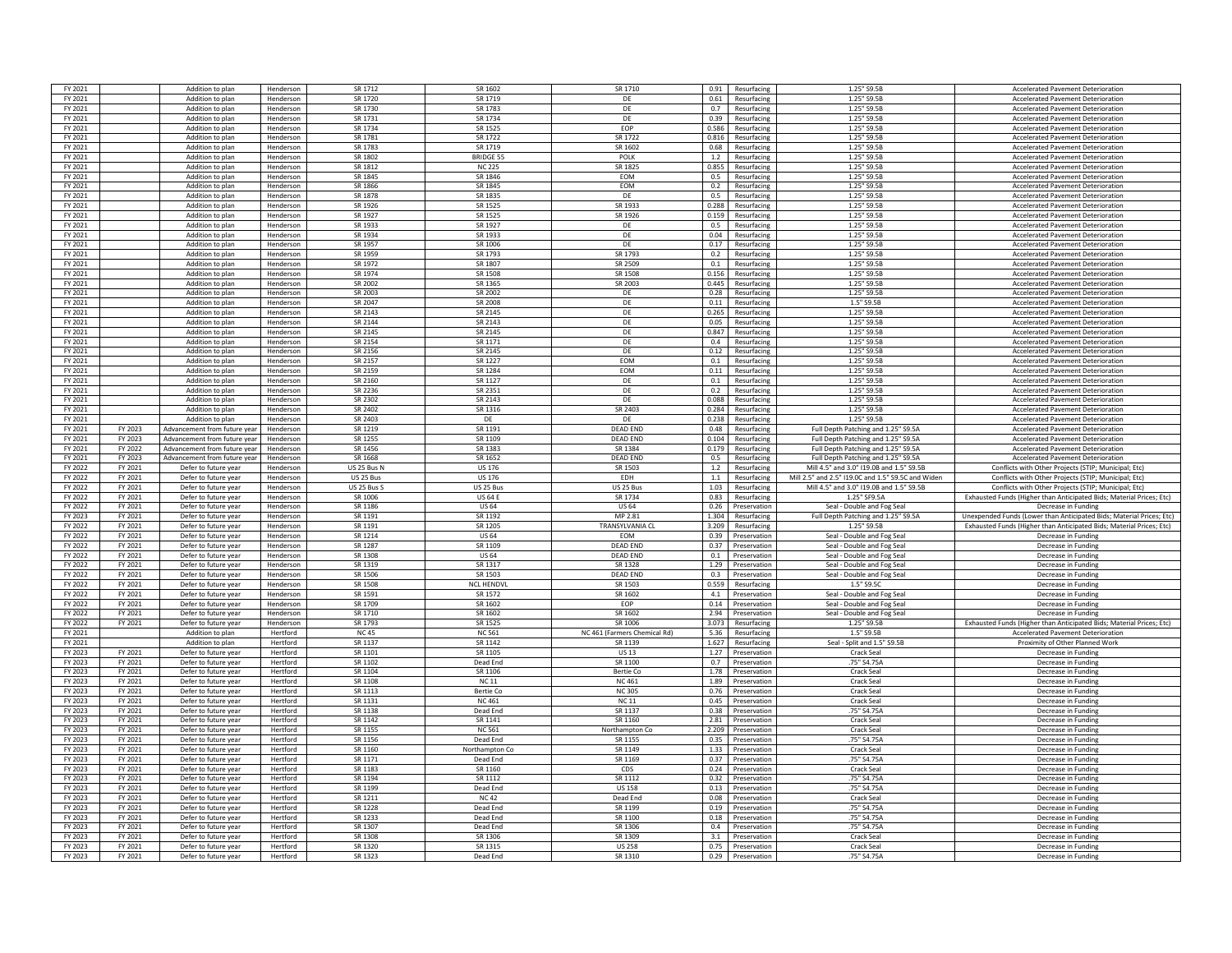| FY 2021 | | Addition to plan | Henderson | SR 1712 | SR 1602 | SR 1710 | 0.91 | Resurfacing | 1.25" S9.5B | Accelerated Pavement Deterioration |
|---|---|---|---|---|---|---|---|---|---|---|
| FY 2021 | | Addition to plan | Henderson | SR 1720 | SR 1719 | DE | 0.61 | Resurfacing | 1.25" S9.5B | Accelerated Pavement Deterioration |
| FY 2021 | | Addition to plan | Henderson | SR 1730 | SR 1783 | DE | 0.7 | Resurfacing | 1.25" S9.5B | Accelerated Pavement Deterioration |
| FY 2021 | | Addition to plan | Henderson | SR 1731 | SR 1734 | DE | 0.39 | Resurfacing | 1.25" S9.5B | Accelerated Pavement Deterioration |
| FY 2021 | | Addition to plan | Henderson | SR 1734 | SR 1525 | EOP | 0.586 | Resurfacing | 1.25" S9.5B | Accelerated Pavement Deterioration |
| FY 2021 | | Addition to plan | Henderson | SR 1781 | SR 1722 | SR 1722 | 0.816 | Resurfacing | 1.25" S9.5B | Accelerated Pavement Deterioration |
| FY 2021 | | Addition to plan | Henderson | SR 1783 | SR 1719 | SR 1602 | 0.68 | Resurfacing | 1.25" S9.5B | Accelerated Pavement Deterioration |
| FY 2021 | | Addition to plan | Henderson | SR 1802 | BRIDGE 55 | POLK | 1.2 | Resurfacing | 1.25" S9.5B | Accelerated Pavement Deterioration |
| FY 2021 | | Addition to plan | Henderson | SR 1812 | NC 225 | SR 1825 | 0.855 | Resurfacing | 1.25" S9.5B | Accelerated Pavement Deterioration |
| FY 2021 | | Addition to plan | Henderson | SR 1845 | SR 1846 | EOM | 0.5 | Resurfacing | 1.25" S9.5B | Accelerated Pavement Deterioration |
| FY 2021 | | Addition to plan | Henderson | SR 1866 | SR 1845 | EOM | 0.2 | Resurfacing | 1.25" S9.5B | Accelerated Pavement Deterioration |
| FY 2021 | | Addition to plan | Henderson | SR 1878 | SR 1835 | DE | 0.5 | Resurfacing | 1.25" S9.5B | Accelerated Pavement Deterioration |
| FY 2021 | | Addition to plan | Henderson | SR 1926 | SR 1525 | SR 1933 | 0.288 | Resurfacing | 1.25" S9.5B | Accelerated Pavement Deterioration |
| FY 2021 | | Addition to plan | Henderson | SR 1927 | SR 1525 | SR 1926 | 0.159 | Resurfacing | 1.25" S9.5B | Accelerated Pavement Deterioration |
| FY 2021 | | Addition to plan | Henderson | SR 1933 | SR 1927 | DE | 0.5 | Resurfacing | 1.25" S9.5B | Accelerated Pavement Deterioration |
| FY 2021 | | Addition to plan | Henderson | SR 1934 | SR 1933 | DE | 0.04 | Resurfacing | 1.25" S9.5B | Accelerated Pavement Deterioration |
| FY 2021 | | Addition to plan | Henderson | SR 1957 | SR 1006 | DE | 0.17 | Resurfacing | 1.25" S9.5B | Accelerated Pavement Deterioration |
| FY 2021 | | Addition to plan | Henderson | SR 1959 | SR 1793 | SR 1793 | 0.2 | Resurfacing | 1.25" S9.5B | Accelerated Pavement Deterioration |
| FY 2021 | | Addition to plan | Henderson | SR 1972 | SR 1807 | SR 2509 | 0.1 | Resurfacing | 1.25" S9.5B | Accelerated Pavement Deterioration |
| FY 2021 | | Addition to plan | Henderson | SR 1974 | SR 1508 | SR 1508 | 0.156 | Resurfacing | 1.25" S9.5B | Accelerated Pavement Deterioration |
| FY 2021 | | Addition to plan | Henderson | SR 2002 | SR 1365 | SR 2003 | 0.445 | Resurfacing | 1.25" S9.5B | Accelerated Pavement Deterioration |
| FY 2021 | | Addition to plan | Henderson | SR 2003 | SR 2002 | DE | 0.28 | Resurfacing | 1.25" S9.5B | Accelerated Pavement Deterioration |
| FY 2021 | | Addition to plan | Henderson | SR 2047 | SR 2008 | DE | 0.11 | Resurfacing | 1.5" S9.5B | Accelerated Pavement Deterioration |
| FY 2021 | | Addition to plan | Henderson | SR 2143 | SR 2145 | DE | 0.265 | Resurfacing | 1.25" S9.5B | Accelerated Pavement Deterioration |
| FY 2021 | | Addition to plan | Henderson | SR 2144 | SR 2143 | DE | 0.05 | Resurfacing | 1.25" S9.5B | Accelerated Pavement Deterioration |
| FY 2021 | | Addition to plan | Henderson | SR 2145 | SR 2145 | DE | 0.847 | Resurfacing | 1.25" S9.5B | Accelerated Pavement Deterioration |
| FY 2021 | | Addition to plan | Henderson | SR 2154 | SR 1171 | DE | 0.4 | Resurfacing | 1.25" S9.5B | Accelerated Pavement Deterioration |
| FY 2021 | | Addition to plan | Henderson | SR 2156 | SR 2145 | DE | 0.12 | Resurfacing | 1.25" S9.5B | Accelerated Pavement Deterioration |
| FY 2021 | | Addition to plan | Henderson | SR 2157 | SR 1227 | EOM | 0.1 | Resurfacing | 1.25" S9.5B | Accelerated Pavement Deterioration |
| FY 2021 | | Addition to plan | Henderson | SR 2159 | SR 1284 | EOM | 0.11 | Resurfacing | 1.25" S9.5B | Accelerated Pavement Deterioration |
| FY 2021 | | Addition to plan | Henderson | SR 2160 | SR 1127 | DE | 0.1 | Resurfacing | 1.25" S9.5B | Accelerated Pavement Deterioration |
| FY 2021 | | Addition to plan | Henderson | SR 2236 | SR 2351 | DE | 0.2 | Resurfacing | 1.25" S9.5B | Accelerated Pavement Deterioration |
| FY 2021 | | Addition to plan | Henderson | SR 2302 | SR 2143 | DE | 0.088 | Resurfacing | 1.25" S9.5B | Accelerated Pavement Deterioration |
| FY 2021 | | Addition to plan | Henderson | SR 2402 | SR 1316 | SR 2403 | 0.284 | Resurfacing | 1.25" S9.5B | Accelerated Pavement Deterioration |
| FY 2021 | | Addition to plan | Henderson | SR 2403 | DE | DE | 0.238 | Resurfacing | 1.25" S9.5B | Accelerated Pavement Deterioration |
| FY 2021 | FY 2023 | Advancement from future year | Henderson | SR 1219 | SR 1191 | DEAD END | 0.48 | Resurfacing | Full Depth Patching and 1.25" S9.5A | Accelerated Pavement Deterioration |
| FY 2021 | FY 2023 | Advancement from future year | Henderson | SR 1255 | SR 1109 | DEAD END | 0.104 | Resurfacing | Full Depth Patching and 1.25" S9.5A | Accelerated Pavement Deterioration |
| FY 2021 | FY 2022 | Advancement from future year | Henderson | SR 1456 | SR 1383 | SR 1384 | 0.179 | Resurfacing | Full Depth Patching and 1.25" S9.5A | Accelerated Pavement Deterioration |
| FY 2021 | FY 2023 | Advancement from future year | Henderson | SR 1668 | SR 1652 | DEAD END | 0.5 | Resurfacing | Full Depth Patching and 1.25" S9.5A | Accelerated Pavement Deterioration |
| FY 2022 | FY 2021 | Defer to future year | Henderson | US 25 Bus N | US 176 | SR 1503 | 1.2 | Resurfacing | Mill 4.5" and 3.0" I19.0B and 1.5" S9.5B | Conflicts with Other Projects (STIP; Municipal; Etc) |
| FY 2022 | FY 2021 | Defer to future year | Henderson | US 25 Bus | US 176 | EDH | 1.1 | Resurfacing | Mill 2.5" and 2.5" I19.0C and 1.5" S9.5C and Widen | Conflicts with Other Projects (STIP; Municipal; Etc) |
| FY 2022 | FY 2021 | Defer to future year | Henderson | US 25 Bus S | US 25 Bus | US 25 Bus | 1.03 | Resurfacing | Mill 4.5" and 3.0" I19.0B and 1.5" S9.5B | Conflicts with Other Projects (STIP; Municipal; Etc) |
| FY 2022 | FY 2021 | Defer to future year | Henderson | SR 1006 | US 64 E | SR 1734 | 0.83 | Resurfacing | 1.25" SF9.5A | Exhausted Funds (Higher than Anticipated Bids; Material Prices; Etc) |
| FY 2022 | FY 2021 | Defer to future year | Henderson | SR 1186 | US 64 | US 64 | 0.26 | Preservation | Seal - Double and Fog Seal | Decrease in Funding |
| FY 2023 | FY 2021 | Defer to future year | Henderson | SR 1191 | SR 1192 | MP 2.81 | 1.304 | Resurfacing | Full Depth Patching and 1.25" S9.5A | Unexpended Funds (Lower than Anticipated Bids; Material Prices; Etc) |
| FY 2022 | FY 2021 | Defer to future year | Henderson | SR 1191 | SR 1205 | TRANSYLVANIA CL | 3.209 | Resurfacing | 1.25" S9.5B | Exhausted Funds (Higher than Anticipated Bids; Material Prices; Etc) |
| FY 2022 | FY 2021 | Defer to future year | Henderson | SR 1214 | US 64 | EOM | 0.39 | Preservation | Seal - Double and Fog Seal | Decrease in Funding |
| FY 2022 | FY 2021 | Defer to future year | Henderson | SR 1287 | SR 1109 | DEAD END | 0.37 | Preservation | Seal - Double and Fog Seal | Decrease in Funding |
| FY 2022 | FY 2021 | Defer to future year | Henderson | SR 1308 | US 64 | DEAD END | 0.1 | Preservation | Seal - Double and Fog Seal | Decrease in Funding |
| FY 2022 | FY 2021 | Defer to future year | Henderson | SR 1319 | SR 1317 | SR 1328 | 1.29 | Preservation | Seal - Double and Fog Seal | Decrease in Funding |
| FY 2022 | FY 2021 | Defer to future year | Henderson | SR 1506 | SR 1503 | DEAD END | 0.3 | Preservation | Seal - Double and Fog Seal | Decrease in Funding |
| FY 2022 | FY 2021 | Defer to future year | Henderson | SR 1508 | NCL HENDVL | SR 1503 | 0.559 | Resurfacing | 1.5" S9.5C | Decrease in Funding |
| FY 2022 | FY 2021 | Defer to future year | Henderson | SR 1591 | SR 1572 | SR 1602 | 4.1 | Preservation | Seal - Double and Fog Seal | Decrease in Funding |
| FY 2022 | FY 2021 | Defer to future year | Henderson | SR 1709 | SR 1602 | EOP | 0.14 | Preservation | Seal - Double and Fog Seal | Decrease in Funding |
| FY 2022 | FY 2021 | Defer to future year | Henderson | SR 1710 | SR 1602 | SR 1602 | 2.94 | Preservation | Seal - Double and Fog Seal | Decrease in Funding |
| FY 2022 | FY 2021 | Defer to future year | Henderson | SR 1793 | SR 1525 | SR 1006 | 3.073 | Resurfacing | 1.25" S9.5B | Exhausted Funds (Higher than Anticipated Bids; Material Prices; Etc) |
| FY 2021 | | Addition to plan | Hertford | NC 45 | NC 561 | NC 461 (Farmers Chemical Rd) | 5.36 | Resurfacing | 1.5" S9.5B | Accelerated Pavement Deterioration |
| FY 2021 | | Addition to plan | Hertford | SR 1137 | SR 1142 | SR 1139 | 1.627 | Resurfacing | Seal - Split and 1.5" S9.5B | Proximity of Other Planned Work |
| FY 2023 | FY 2021 | Defer to future year | Hertford | SR 1101 | SR 1105 | US 13 | 1.27 | Preservation | Crack Seal | Decrease in Funding |
| FY 2023 | FY 2021 | Defer to future year | Hertford | SR 1102 | Dead End | SR 1100 | 0.7 | Preservation | .75" S4.75A | Decrease in Funding |
| FY 2023 | FY 2021 | Defer to future year | Hertford | SR 1104 | SR 1106 | Bertie Co | 1.78 | Preservation | Crack Seal | Decrease in Funding |
| FY 2023 | FY 2021 | Defer to future year | Hertford | SR 1108 | NC 11 | NC 461 | 1.89 | Preservation | Crack Seal | Decrease in Funding |
| FY 2023 | FY 2021 | Defer to future year | Hertford | SR 1113 | Bertie Co | NC 305 | 0.76 | Preservation | Crack Seal | Decrease in Funding |
| FY 2023 | FY 2021 | Defer to future year | Hertford | SR 1131 | NC 461 | NC 11 | 0.45 | Preservation | Crack Seal | Decrease in Funding |
| FY 2023 | FY 2021 | Defer to future year | Hertford | SR 1138 | Dead End | SR 1137 | 0.38 | Preservation | .75" S4.75A | Decrease in Funding |
| FY 2023 | FY 2021 | Defer to future year | Hertford | SR 1142 | SR 1141 | SR 1160 | 2.81 | Preservation | Crack Seal | Decrease in Funding |
| FY 2023 | FY 2021 | Defer to future year | Hertford | SR 1155 | NC 561 | Northampton Co | 2.209 | Preservation | Crack Seal | Decrease in Funding |
| FY 2023 | FY 2021 | Defer to future year | Hertford | SR 1156 | Dead End | SR 1155 | 0.35 | Preservation | .75" S4.75A | Decrease in Funding |
| FY 2023 | FY 2021 | Defer to future year | Hertford | SR 1160 | Northampton Co | SR 1149 | 1.33 | Preservation | Crack Seal | Decrease in Funding |
| FY 2023 | FY 2021 | Defer to future year | Hertford | SR 1171 | Dead End | SR 1169 | 0.37 | Preservation | .75" S4.75A | Decrease in Funding |
| FY 2023 | FY 2021 | Defer to future year | Hertford | SR 1183 | SR 1160 | CDS | 0.24 | Preservation | Crack Seal | Decrease in Funding |
| FY 2023 | FY 2021 | Defer to future year | Hertford | SR 1194 | SR 1112 | SR 1112 | 0.32 | Preservation | .75" S4.75A | Decrease in Funding |
| FY 2023 | FY 2021 | Defer to future year | Hertford | SR 1199 | Dead End | US 158 | 0.13 | Preservation | .75" S4.75A | Decrease in Funding |
| FY 2023 | FY 2021 | Defer to future year | Hertford | SR 1211 | NC 42 | Dead End | 0.08 | Preservation | Crack Seal | Decrease in Funding |
| FY 2023 | FY 2021 | Defer to future year | Hertford | SR 1228 | Dead End | SR 1199 | 0.19 | Preservation | .75" S4.75A | Decrease in Funding |
| FY 2023 | FY 2021 | Defer to future year | Hertford | SR 1233 | Dead End | SR 1100 | 0.18 | Preservation | .75" S4.75A | Decrease in Funding |
| FY 2023 | FY 2021 | Defer to future year | Hertford | SR 1307 | Dead End | SR 1306 | 0.4 | Preservation | .75" S4.75A | Decrease in Funding |
| FY 2023 | FY 2021 | Defer to future year | Hertford | SR 1308 | SR 1306 | SR 1309 | 3.1 | Preservation | Crack Seal | Decrease in Funding |
| FY 2023 | FY 2021 | Defer to future year | Hertford | SR 1320 | SR 1315 | US 258 | 0.75 | Preservation | Crack Seal | Decrease in Funding |
| FY 2023 | FY 2021 | Defer to future year | Hertford | SR 1323 | Dead End | SR 1310 | 0.29 | Preservation | .75" S4.75A | Decrease in Funding |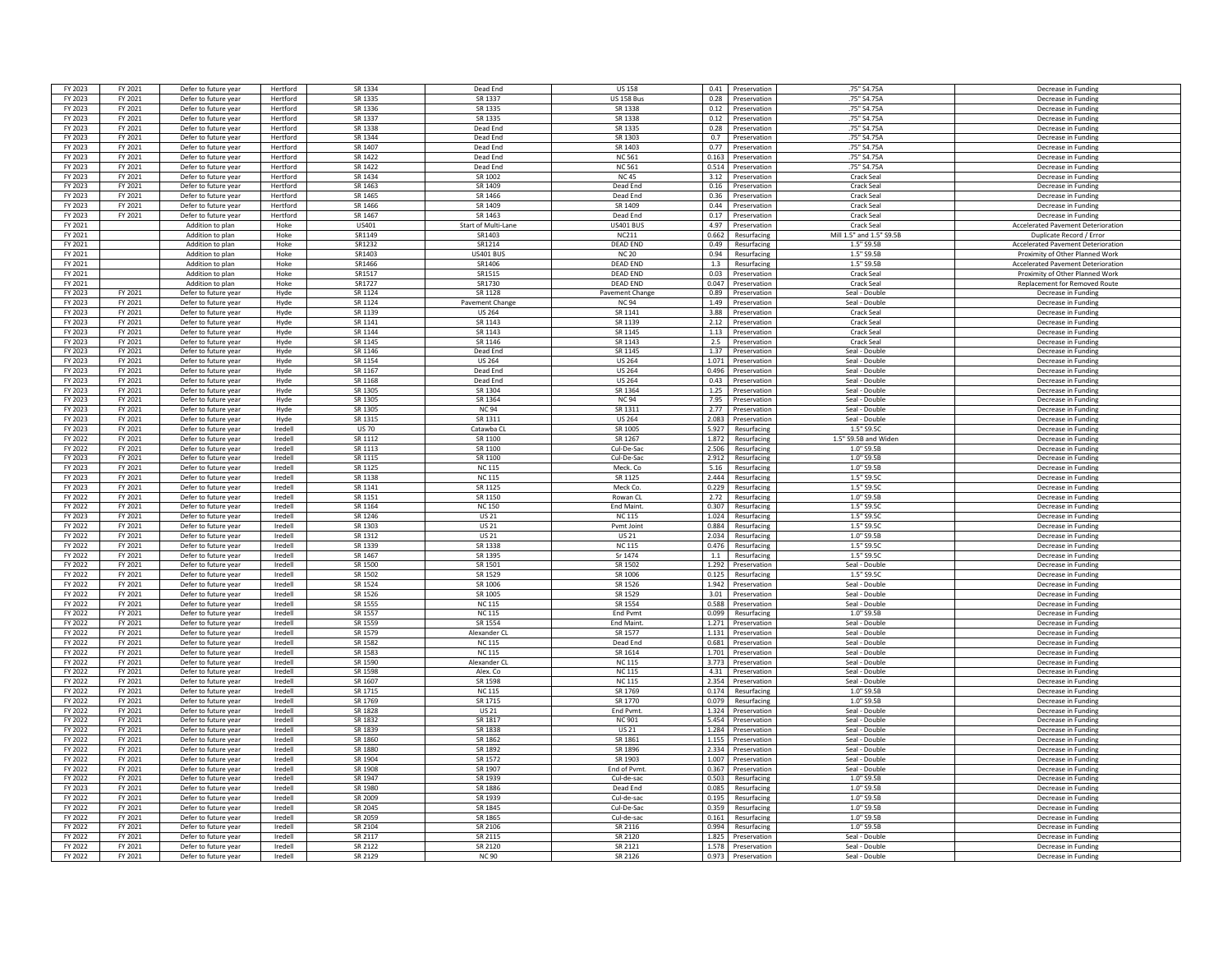| | | | | | | | | | | |
|---|---|---|---|---|---|---|---|---|---|---|
| FY 2023 | FY 2021 | Defer to future year | Hertford | SR 1334 | Dead End | US 158 | 0.41 | Preservation | .75" S4.75A | Decrease in Funding |
| FY 2023 | FY 2021 | Defer to future year | Hertford | SR 1335 | SR 1337 | US 158 Bus | 0.28 | Preservation | .75" S4.75A | Decrease in Funding |
| FY 2023 | FY 2021 | Defer to future year | Hertford | SR 1336 | SR 1335 | SR 1338 | 0.12 | Preservation | .75" S4.75A | Decrease in Funding |
| FY 2023 | FY 2021 | Defer to future year | Hertford | SR 1337 | SR 1335 | SR 1338 | 0.12 | Preservation | .75" S4.75A | Decrease in Funding |
| FY 2023 | FY 2021 | Defer to future year | Hertford | SR 1338 | Dead End | SR 1335 | 0.28 | Preservation | .75" S4.75A | Decrease in Funding |
| FY 2023 | FY 2021 | Defer to future year | Hertford | SR 1344 | Dead End | SR 1303 | 0.7 | Preservation | .75" S4.75A | Decrease in Funding |
| FY 2023 | FY 2021 | Defer to future year | Hertford | SR 1407 | Dead End | SR 1403 | 0.77 | Preservation | .75" S4.75A | Decrease in Funding |
| FY 2023 | FY 2021 | Defer to future year | Hertford | SR 1422 | Dead End | NC 561 | 0.163 | Preservation | .75" S4.75A | Decrease in Funding |
| FY 2023 | FY 2021 | Defer to future year | Hertford | SR 1422 | Dead End | NC 561 | 0.514 | Preservation | .75" S4.75A | Decrease in Funding |
| FY 2023 | FY 2021 | Defer to future year | Hertford | SR 1434 | SR 1002 | NC 45 | 3.12 | Preservation | Crack Seal | Decrease in Funding |
| FY 2023 | FY 2021 | Defer to future year | Hertford | SR 1463 | SR 1409 | Dead End | 0.16 | Preservation | Crack Seal | Decrease in Funding |
| FY 2023 | FY 2021 | Defer to future year | Hertford | SR 1465 | SR 1466 | Dead End | 0.36 | Preservation | Crack Seal | Decrease in Funding |
| FY 2023 | FY 2021 | Defer to future year | Hertford | SR 1466 | SR 1409 | Dead End | 0.44 | Preservation | Crack Seal | Decrease in Funding |
| FY 2023 | FY 2021 | Defer to future year | Hertford | SR 1467 | SR 1463 | Dead End | 0.17 | Preservation | Crack Seal | Decrease in Funding |
| FY 2021 | | Addition to plan | Hoke | US401 | Start of Multi-Lane | US401 BUS | 4.97 | Preservation | Crack Seal | Accelerated Pavement Deterioration |
| FY 2021 | | Addition to plan | Hoke | SR1149 | SR1403 | NC211 | 0.662 | Resurfacing | Mill 1.5" and 1.5" S9.5B | Duplicate Record / Error |
| FY 2021 | | Addition to plan | Hoke | SR1232 | SR1214 | DEAD END | 0.49 | Resurfacing | 1.5" S9.5B | Accelerated Pavement Deterioration |
| FY 2021 | | Addition to plan | Hoke | SR1403 | US401 BUS | NC 20 | 0.94 | Resurfacing | 1.5" S9.5B | Proximity of Other Planned Work |
| FY 2021 | | Addition to plan | Hoke | SR1466 | SR1406 | DEAD END | 1.3 | Resurfacing | 1.5" S9.5B | Accelerated Pavement Deterioration |
| FY 2021 | | Addition to plan | Hoke | SR1517 | SR1515 | DEAD END | 0.03 | Preservation | Crack Seal | Proximity of Other Planned Work |
| FY 2021 | | Addition to plan | Hoke | SR1727 | SR1730 | DEAD END | 0.047 | Preservation | Crack Seal | Replacement for Removed Route |
| FY 2023 | FY 2021 | Defer to future year | Hyde | SR 1124 | SR 1128 | Pavement Change | 0.89 | Preservation | Seal - Double | Decrease in Funding |
| FY 2023 | FY 2021 | Defer to future year | Hyde | SR 1124 | Pavement Change | NC 94 | 1.49 | Preservation | Seal - Double | Decrease in Funding |
| FY 2023 | FY 2021 | Defer to future year | Hyde | SR 1139 | US 264 | SR 1141 | 3.88 | Preservation | Crack Seal | Decrease in Funding |
| FY 2023 | FY 2021 | Defer to future year | Hyde | SR 1141 | SR 1143 | SR 1139 | 2.12 | Preservation | Crack Seal | Decrease in Funding |
| FY 2023 | FY 2021 | Defer to future year | Hyde | SR 1144 | SR 1143 | SR 1145 | 1.13 | Preservation | Crack Seal | Decrease in Funding |
| FY 2023 | FY 2021 | Defer to future year | Hyde | SR 1145 | SR 1146 | SR 1143 | 2.5 | Preservation | Crack Seal | Decrease in Funding |
| FY 2023 | FY 2021 | Defer to future year | Hyde | SR 1146 | Dead End | SR 1145 | 1.37 | Preservation | Seal - Double | Decrease in Funding |
| FY 2023 | FY 2021 | Defer to future year | Hyde | SR 1154 | US 264 | US 264 | 1.071 | Preservation | Seal - Double | Decrease in Funding |
| FY 2023 | FY 2021 | Defer to future year | Hyde | SR 1167 | Dead End | US 264 | 0.496 | Preservation | Seal - Double | Decrease in Funding |
| FY 2023 | FY 2021 | Defer to future year | Hyde | SR 1168 | Dead End | US 264 | 0.43 | Preservation | Seal - Double | Decrease in Funding |
| FY 2023 | FY 2021 | Defer to future year | Hyde | SR 1305 | SR 1364 | SR 1364 | 1.25 | Preservation | Seal - Double | Decrease in Funding |
| FY 2023 | FY 2021 | Defer to future year | Hyde | SR 1305 | SR 1364 | NC 94 | 7.95 | Preservation | Seal - Double | Decrease in Funding |
| FY 2023 | FY 2021 | Defer to future year | Hyde | SR 1305 | NC 94 | SR 1311 | 2.77 | Preservation | Seal - Double | Decrease in Funding |
| FY 2023 | FY 2021 | Defer to future year | Hyde | SR 1315 | SR 1311 | US 264 | 2.083 | Preservation | Seal - Double | Decrease in Funding |
| FY 2023 | FY 2021 | Defer to future year | Iredell | US 70 | Catawba CL | SR 1005 | 5.927 | Resurfacing | 1.5" S9.5C | Decrease in Funding |
| FY 2022 | FY 2021 | Defer to future year | Iredell | SR 1112 | SR 1100 | SR 1267 | 1.872 | Resurfacing | 1.5" S9.5B and Widen | Decrease in Funding |
| FY 2022 | FY 2021 | Defer to future year | Iredell | SR 1113 | SR 1100 | Cul-De-Sac | 2.506 | Resurfacing | 1.0" S9.5B | Decrease in Funding |
| FY 2023 | FY 2021 | Defer to future year | Iredell | SR 1115 | SR 1100 | Cul-De-Sac | 2.912 | Resurfacing | 1.0" S9.5B | Decrease in Funding |
| FY 2023 | FY 2021 | Defer to future year | Iredell | SR 1125 | NC 115 | Meck. Co | 5.16 | Resurfacing | 1.0" S9.5B | Decrease in Funding |
| FY 2023 | FY 2021 | Defer to future year | Iredell | SR 1138 | NC 115 | SR 1125 | 2.444 | Resurfacing | 1.5" S9.5C | Decrease in Funding |
| FY 2023 | FY 2021 | Defer to future year | Iredell | SR 1141 | SR 1125 | Meck Co. | 0.229 | Resurfacing | 1.5" S9.5C | Decrease in Funding |
| FY 2022 | FY 2021 | Defer to future year | Iredell | SR 1151 | SR 1150 | Rowan CL | 2.72 | Resurfacing | 1.0" S9.5B | Decrease in Funding |
| FY 2022 | FY 2021 | Defer to future year | Iredell | SR 1164 | NC 150 | End Maint. | 0.307 | Resurfacing | 1.5" S9.5C | Decrease in Funding |
| FY 2023 | FY 2021 | Defer to future year | Iredell | SR 1246 | US 21 | NC 115 | 1.024 | Resurfacing | 1.5" S9.5C | Decrease in Funding |
| FY 2022 | FY 2021 | Defer to future year | Iredell | SR 1303 | US 21 | Pvmt Joint | 0.884 | Resurfacing | 1.5" S9.5C | Decrease in Funding |
| FY 2022 | FY 2021 | Defer to future year | Iredell | SR 1312 | US 21 | SR 1100 | 2.034 | Resurfacing | 1.0" S9.5B | Decrease in Funding |
| FY 2022 | FY 2021 | Defer to future year | Iredell | SR 1339 | SR 1338 | NC 115 | 0.476 | Resurfacing | 1.5" S9.5C | Decrease in Funding |
| FY 2022 | FY 2021 | Defer to future year | Iredell | SR 1467 | SR 1395 | Sr 1474 | 1.1 | Resurfacing | 1.5" S9.5C | Decrease in Funding |
| FY 2022 | FY 2021 | Defer to future year | Iredell | SR 1500 | SR 1501 | SR 1502 | 1.292 | Preservation | Seal - Double | Decrease in Funding |
| FY 2022 | FY 2021 | Defer to future year | Iredell | SR 1502 | SR 1529 | SR 1006 | 0.125 | Resurfacing | 1.5" S9.5C | Decrease in Funding |
| FY 2022 | FY 2021 | Defer to future year | Iredell | SR 1524 | SR 1006 | SR 1526 | 1.942 | Preservation | Seal - Double | Decrease in Funding |
| FY 2022 | FY 2021 | Defer to future year | Iredell | SR 1526 | SR 1005 | SR 1529 | 3.01 | Preservation | Seal - Double | Decrease in Funding |
| FY 2022 | FY 2021 | Defer to future year | Iredell | SR 1555 | NC 115 | SR 1554 | 0.588 | Preservation | Seal - Double | Decrease in Funding |
| FY 2022 | FY 2021 | Defer to future year | Iredell | SR 1557 | NC 115 | End Pvmt | 0.099 | Resurfacing | 1.0" S9.5B | Decrease in Funding |
| FY 2022 | FY 2021 | Defer to future year | Iredell | SR 1559 | SR 1554 | End Maint. | 1.271 | Preservation | Seal - Double | Decrease in Funding |
| FY 2022 | FY 2021 | Defer to future year | Iredell | SR 1579 | Alexander CL | SR 1577 | 1.131 | Preservation | Seal - Double | Decrease in Funding |
| FY 2022 | FY 2021 | Defer to future year | Iredell | SR 1582 | NC 115 | Dead End | 0.681 | Preservation | Seal - Double | Decrease in Funding |
| FY 2022 | FY 2021 | Defer to future year | Iredell | SR 1583 | NC 115 | SR 1614 | 1.701 | Preservation | Seal - Double | Decrease in Funding |
| FY 2022 | FY 2021 | Defer to future year | Iredell | SR 1590 | Alexander CL | NC 115 | 3.773 | Preservation | Seal - Double | Decrease in Funding |
| FY 2022 | FY 2021 | Defer to future year | Iredell | SR 1598 | Alex. Co | NC 115 | 4.31 | Preservation | Seal - Double | Decrease in Funding |
| FY 2022 | FY 2021 | Defer to future year | Iredell | SR 1607 | SR 1598 | NC 115 | 2.354 | Preservation | Seal - Double | Decrease in Funding |
| FY 2022 | FY 2021 | Defer to future year | Iredell | SR 1715 | NC 115 | SR 1769 | 0.174 | Resurfacing | 1.0" S9.5B | Decrease in Funding |
| FY 2022 | FY 2021 | Defer to future year | Iredell | SR 1769 | SR 1715 | SR 1770 | 0.079 | Resurfacing | 1.0" S9.5B | Decrease in Funding |
| FY 2022 | FY 2021 | Defer to future year | Iredell | SR 1828 | US 21 | End Pvmt. | 1.324 | Preservation | Seal - Double | Decrease in Funding |
| FY 2022 | FY 2021 | Defer to future year | Iredell | SR 1832 | SR 1817 | NC 901 | 5.454 | Preservation | Seal - Double | Decrease in Funding |
| FY 2022 | FY 2021 | Defer to future year | Iredell | SR 1839 | SR 1838 | US 21 | 1.284 | Preservation | Seal - Double | Decrease in Funding |
| FY 2022 | FY 2021 | Defer to future year | Iredell | SR 1860 | SR 1862 | SR 1861 | 1.155 | Preservation | Seal - Double | Decrease in Funding |
| FY 2022 | FY 2021 | Defer to future year | Iredell | SR 1880 | SR 1892 | SR 1896 | 2.334 | Preservation | Seal - Double | Decrease in Funding |
| FY 2022 | FY 2021 | Defer to future year | Iredell | SR 1904 | SR 1572 | SR 1903 | 1.007 | Preservation | Seal - Double | Decrease in Funding |
| FY 2022 | FY 2021 | Defer to future year | Iredell | SR 1908 | SR 1907 | End of Pvmt. | 0.367 | Preservation | Seal - Double | Decrease in Funding |
| FY 2022 | FY 2021 | Defer to future year | Iredell | SR 1947 | SR 1939 | Cul-de-sac | 0.503 | Resurfacing | 1.0" S9.5B | Decrease in Funding |
| FY 2023 | FY 2021 | Defer to future year | Iredell | SR 1980 | SR 1886 | Dead End | 0.085 | Resurfacing | 1.0" S9.5B | Decrease in Funding |
| FY 2022 | FY 2021 | Defer to future year | Iredell | SR 2009 | SR 1939 | Cul-de-sac | 0.195 | Resurfacing | 1.0" S9.5B | Decrease in Funding |
| FY 2022 | FY 2021 | Defer to future year | Iredell | SR 2045 | SR 1845 | Cul-De-Sac | 0.359 | Resurfacing | 1.0" S9.5B | Decrease in Funding |
| FY 2022 | FY 2021 | Defer to future year | Iredell | SR 2059 | SR 1865 | Cul-de-sac | 0.161 | Resurfacing | 1.0" S9.5B | Decrease in Funding |
| FY 2022 | FY 2021 | Defer to future year | Iredell | SR 2104 | SR 2106 | SR 2116 | 0.994 | Resurfacing | 1.0" S9.5B | Decrease in Funding |
| FY 2022 | FY 2021 | Defer to future year | Iredell | SR 2117 | SR 2115 | SR 2120 | 1.825 | Preservation | Seal - Double | Decrease in Funding |
| FY 2022 | FY 2021 | Defer to future year | Iredell | SR 2122 | SR 2120 | SR 2121 | 1.578 | Preservation | Seal - Double | Decrease in Funding |
| FY 2022 | FY 2021 | Defer to future year | Iredell | SR 2129 | NC 90 | SR 2126 | 0.973 | Preservation | Seal - Double | Decrease in Funding |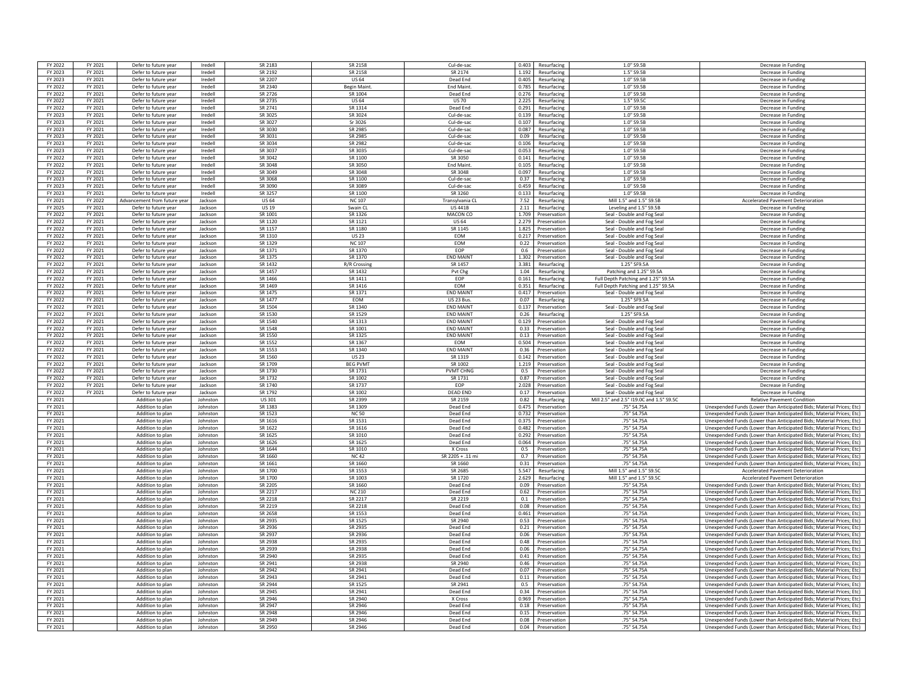| | | | | | | | | | | |
|---|---|---|---|---|---|---|---|---|---|---|
| FY 2022 | FY 2021 | Defer to future year | Iredell | SR 2183 | SR 2158 | Cul-de-sac | 0.403 | Resurfacing | 1.0" S9.5B | Decrease in Funding |
| FY 2023 | FY 2021 | Defer to future year | Iredell | SR 2192 | SR 2158 | SR 2174 | 1.192 | Resurfacing | 1.5" S9.5B | Decrease in Funding |
| FY 2023 | FY 2021 | Defer to future year | Iredell | SR 2207 | US 64 | Dead End | 0.405 | Resurfacing | 1.0" S9.5B | Decrease in Funding |
| FY 2022 | FY 2021 | Defer to future year | Iredell | SR 2340 | Begin Maint. | End Maint. | 0.785 | Resurfacing | 1.0" S9.5B | Decrease in Funding |
| FY 2022 | FY 2021 | Defer to future year | Iredell | SR 2726 | SR 1004 | Dead End | 0.276 | Resurfacing | 1.0" S9.5B | Decrease in Funding |
| FY 2022 | FY 2021 | Defer to future year | Iredell | SR 2735 | US 64 | US 70 | 2.225 | Resurfacing | 1.5" S9.5C | Decrease in Funding |
| FY 2022 | FY 2021 | Defer to future year | Iredell | SR 2741 | SR 1314 | Dead End | 0.291 | Resurfacing | 1.0" S9.5B | Decrease in Funding |
| FY 2023 | FY 2021 | Defer to future year | Iredell | SR 3025 | SR 3024 | Cul-de-sac | 0.139 | Resurfacing | 1.0" S9.5B | Decrease in Funding |
| FY 2023 | FY 2021 | Defer to future year | Iredell | SR 3027 | Sr 3026 | Cul-de-sac | 0.107 | Resurfacing | 1.0" S9.5B | Decrease in Funding |
| FY 2023 | FY 2021 | Defer to future year | Iredell | SR 3030 | SR 2985 | Cul-de-sac | 0.087 | Resurfacing | 1.0" S9.5B | Decrease in Funding |
| FY 2023 | FY 2021 | Defer to future year | Iredell | SR 3031 | SR 2985 | Cul-de-sac | 0.09 | Resurfacing | 1.0" S9.5B | Decrease in Funding |
| FY 2023 | FY 2021 | Defer to future year | Iredell | SR 3034 | SR 2982 | Cul-de-sac | 0.106 | Resurfacing | 1.0" S9.5B | Decrease in Funding |
| FY 2023 | FY 2021 | Defer to future year | Iredell | SR 3037 | SR 3035 | Cul-de-sac | 0.053 | Resurfacing | 1.0" S9.5B | Decrease in Funding |
| FY 2022 | FY 2021 | Defer to future year | Iredell | SR 3042 | SR 1100 | SR 3050 | 0.141 | Resurfacing | 1.0" S9.5B | Decrease in Funding |
| FY 2022 | FY 2021 | Defer to future year | Iredell | SR 3048 | SR 3050 | End Maint. | 0.105 | Resurfacing | 1.0" S9.5B | Decrease in Funding |
| FY 2022 | FY 2021 | Defer to future year | Iredell | SR 3049 | SR 3048 | SR 3048 | 0.097 | Resurfacing | 1.0" S9.5B | Decrease in Funding |
| FY 2023 | FY 2021 | Defer to future year | Iredell | SR 3068 | SR 1100 | Cul-de-sac | 0.37 | Resurfacing | 1.0" S9.5B | Decrease in Funding |
| FY 2023 | FY 2021 | Defer to future year | Iredell | SR 3090 | SR 3089 | Cul-de-sac | 0.459 | Resurfacing | 1.0" S9.5B | Decrease in Funding |
| FY 2023 | FY 2021 | Defer to future year | Iredell | SR 3257 | SR 1100 | SR 3260 | 0.133 | Resurfacing | 1.0" S9.5B | Decrease in Funding |
| FY 2021 | FY 2022 | Advancement from future year | Jackson | US 64 | NC 107 | Transylvania CL | 7.52 | Resurfacing | Mill 1.5" and 1.5" S9.5B | Accelerated Pavement Deterioration |
| FY 2025 | FY 2021 | Defer to future year | Jackson | US 19 | Swain CL | US 441B | 2.11 | Resurfacing | Leveling and 1.5" S9.5B | Decrease in Funding |
| FY 2022 | FY 2021 | Defer to future year | Jackson | SR 1001 | SR 1326 | MACON CO | 1.709 | Preservation | Seal - Double and Fog Seal | Decrease in Funding |
| FY 2022 | FY 2021 | Defer to future year | Jackson | SR 1120 | SR 1121 | US 64 | 2.279 | Preservation | Seal - Double and Fog Seal | Decrease in Funding |
| FY 2022 | FY 2021 | Defer to future year | Jackson | SR 1157 | SR 1180 | SR 1145 | 1.825 | Preservation | Seal - Double and Fog Seal | Decrease in Funding |
| FY 2022 | FY 2021 | Defer to future year | Jackson | SR 1310 | US 23 | EOM | 0.217 | Preservation | Seal - Double and Fog Seal | Decrease in Funding |
| FY 2022 | FY 2021 | Defer to future year | Jackson | SR 1329 | NC 107 | EOM | 0.22 | Preservation | Seal - Double and Fog Seal | Decrease in Funding |
| FY 2022 | FY 2021 | Defer to future year | Jackson | SR 1371 | SR 1370 | EOP | 0.6 | Preservation | Seal - Double and Fog Seal | Decrease in Funding |
| FY 2022 | FY 2021 | Defer to future year | Jackson | SR 1375 | SR 1370 | END MAINT | 1.302 | Preservation | Seal - Double and Fog Seal | Decrease in Funding |
| FY 2022 | FY 2021 | Defer to future year | Jackson | SR 1432 | R/R Crossing | SR 1457 | 3.381 | Resurfacing | 1.25" SF9.5A | Decrease in Funding |
| FY 2022 | FY 2021 | Defer to future year | Jackson | SR 1457 | SR 1432 | Pvt Chg | 1.04 | Resurfacing | Patching and 1.25" S9.5A | Decrease in Funding |
| FY 2022 | FY 2021 | Defer to future year | Jackson | SR 1466 | SR 1411 | EOP | 0.161 | Resurfacing | Full Depth Patching and 1.25" S9.5A | Decrease in Funding |
| FY 2022 | FY 2021 | Defer to future year | Jackson | SR 1469 | SR 1416 | EOM | 0.351 | Resurfacing | Full Depth Patching and 1.25" S9.5A | Decrease in Funding |
| FY 2022 | FY 2021 | Defer to future year | Jackson | SR 1475 | SR 1371 | END MAINT | 0.417 | Preservation | Seal - Double and Fog Seal | Decrease in Funding |
| FY 2022 | FY 2021 | Defer to future year | Jackson | SR 1477 | EOM | US 23 Bus. | 0.07 | Resurfacing | 1.25" SF9.5A | Decrease in Funding |
| FY 2022 | FY 2021 | Defer to future year | Jackson | SR 1504 | SR 1340 | END MAINT | 0.137 | Preservation | Seal - Double and Fog Seal | Decrease in Funding |
| FY 2022 | FY 2021 | Defer to future year | Jackson | SR 1530 | SR 1529 | END MAINT | 0.26 | Resurfacing | 1.25" SF9.5A | Decrease in Funding |
| FY 2022 | FY 2021 | Defer to future year | Jackson | SR 1540 | SR 1313 | END MAINT | 0.129 | Preservation | Seal - Double and Fog Seal | Decrease in Funding |
| FY 2022 | FY 2021 | Defer to future year | Jackson | SR 1548 | SR 1001 | END MAINT | 0.33 | Preservation | Seal - Double and Fog Seal | Decrease in Funding |
| FY 2022 | FY 2021 | Defer to future year | Jackson | SR 1550 | SR 1325 | END MAINT | 0.13 | Preservation | Seal - Double and Fog Seal | Decrease in Funding |
| FY 2022 | FY 2021 | Defer to future year | Jackson | SR 1552 | SR 1367 | EOM | 0.504 | Preservation | Seal - Double and Fog Seal | Decrease in Funding |
| FY 2022 | FY 2021 | Defer to future year | Jackson | SR 1553 | SR 1340 | END MAINT | 0.36 | Preservation | Seal - Double and Fog Seal | Decrease in Funding |
| FY 2022 | FY 2021 | Defer to future year | Jackson | SR 1560 | US 23 | SR 1319 | 0.142 | Preservation | Seal - Double and Fog Seal | Decrease in Funding |
| FY 2022 | FY 2021 | Defer to future year | Jackson | SR 1709 | BEG PVMT | SR 1002 | 1.219 | Preservation | Seal - Double and Fog Seal | Decrease in Funding |
| FY 2022 | FY 2021 | Defer to future year | Jackson | SR 1730 | SR 1731 | PVMT CHNG | 0.5 | Preservation | Seal - Double and Fog Seal | Decrease in Funding |
| FY 2022 | FY 2021 | Defer to future year | Jackson | SR 1732 | SR 1002 | SR 1731 | 0.87 | Preservation | Seal - Double and Fog Seal | Decrease in Funding |
| FY 2022 | FY 2021 | Defer to future year | Jackson | SR 1740 | SR 1737 | EOP | 2.028 | Preservation | Seal - Double and Fog Seal | Decrease in Funding |
| FY 2022 | FY 2021 | Defer to future year | Jackson | SR 1792 | SR 1002 | DEAD END | 0.17 | Preservation | Seal - Double and Fog Seal | Decrease in Funding |
| FY 2021 | | Addition to plan | Johnston | US 301 | SR 2399 | SR 2159 | 0.82 | Resurfacing | Mill 2.5" and 2.5" I19.0C and 1.5" S9.5C | Relative Pavement Condition |
| FY 2021 | | Addition to plan | Johnston | SR 1383 | SR 1309 | Dead End | 0.475 | Preservation | .75" S4.75A | Unexpended Funds (Lower than Anticipated Bids; Material Prices; Etc) |
| FY 2021 | | Addition to plan | Johnston | SR 1523 | NC 50 | Dead End | 0.732 | Preservation | .75" S4.75A | Unexpended Funds (Lower than Anticipated Bids; Material Prices; Etc) |
| FY 2021 | | Addition to plan | Johnston | SR 1616 | SR 1531 | Dead End | 0.375 | Preservation | .75" S4.75A | Unexpended Funds (Lower than Anticipated Bids; Material Prices; Etc) |
| FY 2021 | | Addition to plan | Johnston | SR 1622 | SR 1616 | Dead End | 0.482 | Preservation | .75" S4.75A | Unexpended Funds (Lower than Anticipated Bids; Material Prices; Etc) |
| FY 2021 | | Addition to plan | Johnston | SR 1625 | SR 1010 | Dead End | 0.292 | Preservation | .75" S4.75A | Unexpended Funds (Lower than Anticipated Bids; Material Prices; Etc) |
| FY 2021 | | Addition to plan | Johnston | SR 1626 | SR 1625 | Dead End | 0.064 | Preservation | .75" S4.75A | Unexpended Funds (Lower than Anticipated Bids; Material Prices; Etc) |
| FY 2021 | | Addition to plan | Johnston | SR 1644 | SR 1010 | X Cross | 0.5 | Preservation | .75" S4.75A | Unexpended Funds (Lower than Anticipated Bids; Material Prices; Etc) |
| FY 2021 | | Addition to plan | Johnston | SR 1660 | NC 42 | SR 2205 + .11 mi | 0.7 | Preservation | .75" S4.75A | Unexpended Funds (Lower than Anticipated Bids; Material Prices; Etc) |
| FY 2021 | | Addition to plan | Johnston | SR 1661 | SR 1660 | SR 1660 | 0.31 | Preservation | .75" S4.75A | Unexpended Funds (Lower than Anticipated Bids; Material Prices; Etc) |
| FY 2021 | | Addition to plan | Johnston | SR 1700 | SR 1553 | SR 2685 | 5.547 | Resurfacing | Mill 1.5" and 1.5" S9.5C | Accelerated Pavement Deterioration |
| FY 2021 | | Addition to plan | Johnston | SR 1700 | SR 1003 | SR 1720 | 2.629 | Resurfacing | Mill 1.5" and 1.5" S9.5C | Accelerated Pavement Deterioration |
| FY 2021 | | Addition to plan | Johnston | SR 2205 | SR 1660 | Dead End | 0.09 | Preservation | .75" S4.75A | Unexpended Funds (Lower than Anticipated Bids; Material Prices; Etc) |
| FY 2021 | | Addition to plan | Johnston | SR 2217 | NC 210 | Dead End | 0.62 | Preservation | .75" S4.75A | Unexpended Funds (Lower than Anticipated Bids; Material Prices; Etc) |
| FY 2021 | | Addition to plan | Johnston | SR 2218 | SR 2217 | SR 2219 | 0.1 | Preservation | .75" S4.75A | Unexpended Funds (Lower than Anticipated Bids; Material Prices; Etc) |
| FY 2021 | | Addition to plan | Johnston | SR 2219 | SR 2218 | Dead End | 0.08 | Preservation | .75" S4.75A | Unexpended Funds (Lower than Anticipated Bids; Material Prices; Etc) |
| FY 2021 | | Addition to plan | Johnston | SR 2658 | SR 1553 | Dead End | 0.461 | Preservation | .75" S4.75A | Unexpended Funds (Lower than Anticipated Bids; Material Prices; Etc) |
| FY 2021 | | Addition to plan | Johnston | SR 2935 | SR 1525 | SR 2940 | 0.53 | Preservation | .75" S4.75A | Unexpended Funds (Lower than Anticipated Bids; Material Prices; Etc) |
| FY 2021 | | Addition to plan | Johnston | SR 2936 | SR 2935 | Dead End | 0.21 | Preservation | .75" S4.75A | Unexpended Funds (Lower than Anticipated Bids; Material Prices; Etc) |
| FY 2021 | | Addition to plan | Johnston | SR 2937 | SR 2936 | Dead End | 0.06 | Preservation | .75" S4.75A | Unexpended Funds (Lower than Anticipated Bids; Material Prices; Etc) |
| FY 2021 | | Addition to plan | Johnston | SR 2938 | SR 2935 | Dead End | 0.48 | Preservation | .75" S4.75A | Unexpended Funds (Lower than Anticipated Bids; Material Prices; Etc) |
| FY 2021 | | Addition to plan | Johnston | SR 2939 | SR 2938 | Dead End | 0.06 | Preservation | .75" S4.75A | Unexpended Funds (Lower than Anticipated Bids; Material Prices; Etc) |
| FY 2021 | | Addition to plan | Johnston | SR 2940 | SR 2935 | Dead End | 0.41 | Preservation | .75" S4.75A | Unexpended Funds (Lower than Anticipated Bids; Material Prices; Etc) |
| FY 2021 | | Addition to plan | Johnston | SR 2941 | SR 2938 | SR 2940 | 0.46 | Preservation | .75" S4.75A | Unexpended Funds (Lower than Anticipated Bids; Material Prices; Etc) |
| FY 2021 | | Addition to plan | Johnston | SR 2942 | SR 2941 | Dead End | 0.07 | Preservation | .75" S4.75A | Unexpended Funds (Lower than Anticipated Bids; Material Prices; Etc) |
| FY 2021 | | Addition to plan | Johnston | SR 2943 | SR 2941 | Dead End | 0.11 | Preservation | .75" S4.75A | Unexpended Funds (Lower than Anticipated Bids; Material Prices; Etc) |
| FY 2021 | | Addition to plan | Johnston | SR 2944 | SR 1525 | SR 2941 | 0.5 | Preservation | .75" S4.75A | Unexpended Funds (Lower than Anticipated Bids; Material Prices; Etc) |
| FY 2021 | | Addition to plan | Johnston | SR 2945 | SR 2941 | Dead End | 0.34 | Preservation | .75" S4.75A | Unexpended Funds (Lower than Anticipated Bids; Material Prices; Etc) |
| FY 2021 | | Addition to plan | Johnston | SR 2946 | SR 2940 | X Cross | 0.969 | Preservation | .75" S4.75A | Unexpended Funds (Lower than Anticipated Bids; Material Prices; Etc) |
| FY 2021 | | Addition to plan | Johnston | SR 2947 | SR 2946 | Dead End | 0.18 | Preservation | .75" S4.75A | Unexpended Funds (Lower than Anticipated Bids; Material Prices; Etc) |
| FY 2021 | | Addition to plan | Johnston | SR 2948 | SR 2946 | Dead End | 0.15 | Preservation | .75" S4.75A | Unexpended Funds (Lower than Anticipated Bids; Material Prices; Etc) |
| FY 2021 | | Addition to plan | Johnston | SR 2949 | SR 2946 | Dead End | 0.08 | Preservation | .75" S4.75A | Unexpended Funds (Lower than Anticipated Bids; Material Prices; Etc) |
| FY 2021 | | Addition to plan | Johnston | SR 2950 | SR 2946 | Dead End | 0.04 | Preservation | .75" S4.75A | Unexpended Funds (Lower than Anticipated Bids; Material Prices; Etc) |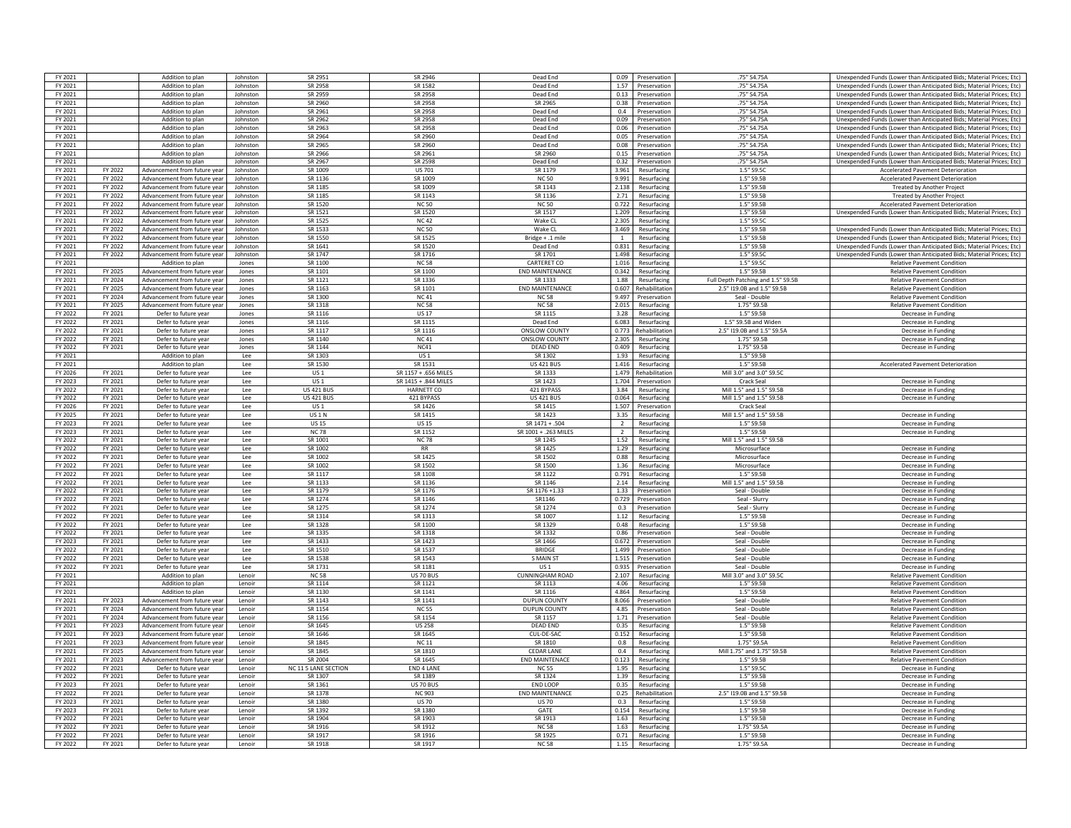| | | | | | | | | | | |
|---|---|---|---|---|---|---|---|---|---|---|
| FY 2021 | | Addition to plan | Johnston | SR 2951 | SR 2946 | Dead End | 0.09 | Preservation | .75" S4.75A | Unexpended Funds (Lower than Anticipated Bids; Material Prices; Etc) |
| FY 2021 | | Addition to plan | Johnston | SR 2958 | SR 1582 | Dead End | 1.57 | Preservation | .75" S4.75A | Unexpended Funds (Lower than Anticipated Bids; Material Prices; Etc) |
| FY 2021 | | Addition to plan | Johnston | SR 2959 | SR 2958 | Dead End | 0.13 | Preservation | .75" S4.75A | Unexpended Funds (Lower than Anticipated Bids; Material Prices; Etc) |
| FY 2021 | | Addition to plan | Johnston | SR 2960 | SR 2958 | SR 2965 | 0.38 | Preservation | .75" S4.75A | Unexpended Funds (Lower than Anticipated Bids; Material Prices; Etc) |
| FY 2021 | | Addition to plan | Johnston | SR 2961 | SR 2958 | Dead End | 0.4 | Preservation | .75" S4.75A | Unexpended Funds (Lower than Anticipated Bids; Material Prices; Etc) |
| FY 2021 | | Addition to plan | Johnston | SR 2962 | SR 2958 | Dead End | 0.09 | Preservation | .75" S4.75A | Unexpended Funds (Lower than Anticipated Bids; Material Prices; Etc) |
| FY 2021 | | Addition to plan | Johnston | SR 2963 | SR 2958 | Dead End | 0.06 | Preservation | .75" S4.75A | Unexpended Funds (Lower than Anticipated Bids; Material Prices; Etc) |
| FY 2021 | | Addition to plan | Johnston | SR 2964 | SR 2960 | Dead End | 0.05 | Preservation | .75" S4.75A | Unexpended Funds (Lower than Anticipated Bids; Material Prices; Etc) |
| FY 2021 | | Addition to plan | Johnston | SR 2965 | SR 2960 | Dead End | 0.08 | Preservation | .75" S4.75A | Unexpended Funds (Lower than Anticipated Bids; Material Prices; Etc) |
| FY 2021 | | Addition to plan | Johnston | SR 2966 | SR 2961 | SR 2960 | 0.15 | Preservation | .75" S4.75A | Unexpended Funds (Lower than Anticipated Bids; Material Prices; Etc) |
| FY 2021 | | Addition to plan | Johnston | SR 2967 | SR 2598 | Dead End | 0.32 | Preservation | .75" S4.75A | Unexpended Funds (Lower than Anticipated Bids; Material Prices; Etc) |
| FY 2021 | FY 2022 | Advancement from future year | Johnston | SR 1009 | US 701 | SR 1179 | 3.961 | Resurfacing | 1.5" S9.5C | Accelerated Pavement Deterioration |
| FY 2021 | FY 2022 | Advancement from future year | Johnston | SR 1136 | SR 1009 | NC 50 | 9.991 | Resurfacing | 1.5" S9.5B | Accelerated Pavement Deterioration |
| FY 2021 | FY 2022 | Advancement from future year | Johnston | SR 1185 | SR 1009 | SR 1143 | 2.138 | Resurfacing | 1.5" S9.5B | Treated by Another Project |
| FY 2021 | FY 2022 | Advancement from future year | Johnston | SR 1185 | SR 1143 | SR 1136 | 2.71 | Resurfacing | 1.5" S9.5B | Treated by Another Project |
| FY 2021 | FY 2022 | Advancement from future year | Johnston | SR 1520 | NC 50 | NC 50 | 0.722 | Resurfacing | 1.5" S9.5B | Accelerated Pavement Deterioration |
| FY 2021 | FY 2022 | Advancement from future year | Johnston | SR 1521 | SR 1520 | SR 1517 | 1.209 | Resurfacing | 1.5" S9.5B | Unexpended Funds (Lower than Anticipated Bids; Material Prices; Etc) |
| FY 2021 | FY 2022 | Advancement from future year | Johnston | SR 1525 | NC 42 | Wake CL | 2.305 | Resurfacing | 1.5" S9.5C | |
| FY 2021 | FY 2022 | Advancement from future year | Johnston | SR 1533 | NC 50 | Wake CL | 3.469 | Resurfacing | 1.5" S9.5B | Unexpended Funds (Lower than Anticipated Bids; Material Prices; Etc) |
| FY 2021 | FY 2022 | Advancement from future year | Johnston | SR 1550 | SR 1525 | Bridge + .1 mile | 1 | Resurfacing | 1.5" S9.5B | Unexpended Funds (Lower than Anticipated Bids; Material Prices; Etc) |
| FY 2021 | FY 2022 | Advancement from future year | Johnston | SR 1641 | SR 1520 | Dead End | 0.831 | Resurfacing | 1.5" S9.5B | Unexpended Funds (Lower than Anticipated Bids; Material Prices; Etc) |
| FY 2021 | FY 2022 | Advancement from future year | Johnston | SR 1747 | SR 1716 | SR 1701 | 1.498 | Resurfacing | 1.5" S9.5C | Unexpended Funds (Lower than Anticipated Bids; Material Prices; Etc) |
| FY 2021 | | Addition to plan | Jones | SR 1100 | NC 58 | CARTERET CO | 1.016 | Resurfacing | 1.5" S9.5C | Relative Pavement Condition |
| FY 2021 | FY 2025 | Advancement from future year | Jones | SR 1101 | SR 1100 | END MAINTENANCE | 0.342 | Resurfacing | 1.5" S9.5B | Relative Pavement Condition |
| FY 2021 | FY 2024 | Advancement from future year | Jones | SR 1121 | SR 1336 | SR 1333 | 1.88 | Resurfacing | Full Depth Patching and 1.5" S9.5B | Relative Pavement Condition |
| FY 2021 | FY 2025 | Advancement from future year | Jones | SR 1163 | SR 1101 | END MAINTENANCE | 0.607 | Rehabilitation | 2.5" I19.0B and 1.5" S9.5B | Relative Pavement Condition |
| FY 2021 | FY 2024 | Advancement from future year | Jones | SR 1300 | NC 41 | NC 58 | 9.497 | Preservation | Seal - Double | Relative Pavement Condition |
| FY 2021 | FY 2025 | Advancement from future year | Jones | SR 1318 | NC 58 | NC 58 | 2.015 | Resurfacing | 1.75" S9.5B | Relative Pavement Condition |
| FY 2022 | FY 2021 | Defer to future year | Jones | SR 1116 | US 17 | SR 1115 | 3.28 | Resurfacing | 1.5" S9.5B | Decrease in Funding |
| FY 2022 | FY 2021 | Defer to future year | Jones | SR 1116 | SR 1115 | Dead End | 6.083 | Resurfacing | 1.5" S9.5B and Widen | Decrease in Funding |
| FY 2022 | FY 2021 | Defer to future year | Jones | SR 1117 | SR 1116 | ONSLOW COUNTY | 0.773 | Rehabilitation | 2.5" I19.0B and 1.5" S9.5A | Decrease in Funding |
| FY 2022 | FY 2021 | Defer to future year | Jones | SR 1140 | NC 41 | ONSLOW COUNTY | 2.305 | Resurfacing | 1.75" S9.5B | Decrease in Funding |
| FY 2022 | FY 2021 | Defer to future year | Jones | SR 1144 | NC41 | DEAD END | 0.409 | Resurfacing | 1.75" S9.5B | Decrease in Funding |
| FY 2021 | | Addition to plan | Lee | SR 1303 | US 1 | SR 1302 | 1.93 | Resurfacing | 1.5" S9.5B | |
| FY 2021 | | Addition to plan | Lee | SR 1530 | SR 1531 | US 421 BUS | 1.416 | Resurfacing | 1.5" S9.5B | Accelerated Pavement Deterioration |
| FY 2026 | FY 2021 | Defer to future year | Lee | US 1 | SR 1157 + .656 MILES | SR 1333 | 1.479 | Rehabilitation | Mill 3.0" and 3.0" S9.5C | |
| FY 2023 | FY 2021 | Defer to future year | Lee | US 1 | SR 1415 + .844 MILES | SR 1423 | 1.704 | Preservation | Crack Seal | Decrease in Funding |
| FY 2022 | FY 2021 | Defer to future year | Lee | US 421 BUS | HARNETT CO | 421 BYPASS | 3.84 | Resurfacing | Mill 1.5" and 1.5" S9.5B | Decrease in Funding |
| FY 2022 | FY 2021 | Defer to future year | Lee | US 421 BUS | 421 BYPASS | US 421 BUS | 0.064 | Resurfacing | Mill 1.5" and 1.5" S9.5B | Decrease in Funding |
| FY 2026 | FY 2021 | Defer to future year | Lee | US 1 | SR 1426 | SR 1415 | 1.507 | Preservation | Crack Seal | |
| FY 2025 | FY 2021 | Defer to future year | Lee | US 1 N | SR 1415 | SR 1423 | 3.35 | Resurfacing | Mill 1.5" and 1.5" S9.5B | Decrease in Funding |
| FY 2023 | FY 2021 | Defer to future year | Lee | US 15 | US 15 | SR 1471 + .504 | 2 | Resurfacing | 1.5" S9.5B | Decrease in Funding |
| FY 2023 | FY 2021 | Defer to future year | Lee | NC 78 | SR 1152 | SR 1001 + .263 MILES | 2 | Resurfacing | 1.5" S9.5B | Decrease in Funding |
| FY 2022 | FY 2021 | Defer to future year | Lee | SR 1001 | NC 78 | SR 1245 | 1.52 | Resurfacing | Mill 1.5" and 1.5" S9.5B | |
| FY 2022 | FY 2021 | Defer to future year | Lee | SR 1002 | RR | SR 1425 | 1.29 | Resurfacing | Microsurface | Decrease in Funding |
| FY 2022 | FY 2021 | Defer to future year | Lee | SR 1002 | SR 1425 | SR 1502 | 0.88 | Resurfacing | Microsurface | Decrease in Funding |
| FY 2022 | FY 2021 | Defer to future year | Lee | SR 1002 | SR 1502 | SR 1500 | 1.36 | Resurfacing | Microsurface | Decrease in Funding |
| FY 2022 | FY 2021 | Defer to future year | Lee | SR 1117 | SR 1108 | SR 1122 | 0.791 | Resurfacing | 1.5" S9.5B | Decrease in Funding |
| FY 2022 | FY 2021 | Defer to future year | Lee | SR 1133 | SR 1136 | SR 1146 | 2.14 | Resurfacing | Mill 1.5" and 1.5" S9.5B | Decrease in Funding |
| FY 2022 | FY 2021 | Defer to future year | Lee | SR 1179 | SR 1176 | SR 1176 +1.33 | 1.33 | Preservation | Seal - Double | Decrease in Funding |
| FY 2022 | FY 2021 | Defer to future year | Lee | SR 1274 | SR 1146 | SR1146 | 0.729 | Preservation | Seal - Slurry | Decrease in Funding |
| FY 2022 | FY 2021 | Defer to future year | Lee | SR 1275 | SR 1274 | SR 1274 | 0.3 | Preservation | Seal - Slurry | Decrease in Funding |
| FY 2022 | FY 2021 | Defer to future year | Lee | SR 1314 | SR 1313 | SR 1007 | 1.12 | Resurfacing | 1.5" S9.5B | Decrease in Funding |
| FY 2022 | FY 2021 | Defer to future year | Lee | SR 1328 | SR 1100 | SR 1329 | 0.48 | Resurfacing | 1.5" S9.5B | Decrease in Funding |
| FY 2022 | FY 2021 | Defer to future year | Lee | SR 1335 | SR 1318 | SR 1332 | 0.86 | Preservation | Seal - Double | Decrease in Funding |
| FY 2023 | FY 2021 | Defer to future year | Lee | SR 1433 | SR 1423 | SR 1466 | 0.672 | Preservation | Seal - Double | Decrease in Funding |
| FY 2022 | FY 2021 | Defer to future year | Lee | SR 1510 | SR 1537 | BRIDGE | 1.499 | Preservation | Seal - Double | Decrease in Funding |
| FY 2022 | FY 2021 | Defer to future year | Lee | SR 1538 | SR 1543 | S MAIN ST | 1.515 | Preservation | Seal - Double | Decrease in Funding |
| FY 2022 | FY 2021 | Defer to future year | Lee | SR 1731 | SR 1181 | US 1 | 0.935 | Preservation | Seal - Double | Decrease in Funding |
| FY 2021 | | Addition to plan | Lenoir | NC 58 | US 70 BUS | CUNNINGHAM ROAD | 2.107 | Resurfacing | Mill 3.0" and 3.0" S9.5C | Relative Pavement Condition |
| FY 2021 | | Addition to plan | Lenoir | SR 1114 | SR 1121 | SR 1113 | 4.06 | Resurfacing | 1.5" S9.5B | Relative Pavement Condition |
| FY 2021 | | Addition to plan | Lenoir | SR 1130 | SR 1141 | SR 1116 | 4.864 | Resurfacing | 1.5" S9.5B | Relative Pavement Condition |
| FY 2021 | FY 2023 | Advancement from future year | Lenoir | SR 1143 | SR 1141 | DUPLIN COUNTY | 8.066 | Preservation | Seal - Double | Relative Pavement Condition |
| FY 2021 | FY 2024 | Advancement from future year | Lenoir | SR 1154 | NC 55 | DUPLIN COUNTY | 4.85 | Preservation | Seal - Double | Relative Pavement Condition |
| FY 2021 | FY 2024 | Advancement from future year | Lenoir | SR 1156 | SR 1154 | SR 1157 | 1.71 | Preservation | Seal - Double | Relative Pavement Condition |
| FY 2021 | FY 2023 | Advancement from future year | Lenoir | SR 1645 | US 258 | DEAD END | 0.35 | Resurfacing | 1.5" S9.5B | Relative Pavement Condition |
| FY 2021 | FY 2023 | Advancement from future year | Lenoir | SR 1646 | SR 1645 | CUL-DE-SAC | 0.152 | Resurfacing | 1.5" S9.5B | Relative Pavement Condition |
| FY 2021 | FY 2023 | Advancement from future year | Lenoir | SR 1845 | NC 11 | SR 1810 | 0.8 | Resurfacing | 1.75" S9.5A | Relative Pavement Condition |
| FY 2021 | FY 2025 | Advancement from future year | Lenoir | SR 1845 | SR 1810 | CEDAR LANE | 0.4 | Resurfacing | Mill 1.75" and 1.75" S9.5B | Relative Pavement Condition |
| FY 2021 | FY 2023 | Advancement from future year | Lenoir | SR 2004 | SR 1645 | END MAINTENACE | 0.123 | Resurfacing | 1.5" S9.5B | Relative Pavement Condition |
| FY 2022 | FY 2021 | Defer to future year | Lenoir | NC 11 5 LANE SECTION | END 4 LANE | NC 55 | 1.95 | Resurfacing | 1.5" S9.5C | Decrease in Funding |
| FY 2022 | FY 2021 | Defer to future year | Lenoir | SR 1307 | SR 1389 | SR 1324 | 1.39 | Resurfacing | 1.5" S9.5B | Decrease in Funding |
| FY 2023 | FY 2021 | Defer to future year | Lenoir | SR 1361 | US 70 BUS | END LOOP | 0.35 | Resurfacing | 1.5" S9.5B | Decrease in Funding |
| FY 2022 | FY 2021 | Defer to future year | Lenoir | SR 1378 | NC 903 | END MAINTENANCE | 0.25 | Rehabilitation | 2.5" I19.0B and 1.5" S9.5B | Decrease in Funding |
| FY 2023 | FY 2021 | Defer to future year | Lenoir | SR 1380 | US 70 | US 70 | 0.3 | Resurfacing | 1.5" S9.5B | Decrease in Funding |
| FY 2023 | FY 2021 | Defer to future year | Lenoir | SR 1392 | SR 1380 | GATE | 0.154 | Resurfacing | 1.5" S9.5B | Decrease in Funding |
| FY 2022 | FY 2021 | Defer to future year | Lenoir | SR 1904 | SR 1903 | SR 1913 | 1.63 | Resurfacing | 1.5" S9.5B | Decrease in Funding |
| FY 2022 | FY 2021 | Defer to future year | Lenoir | SR 1916 | SR 1912 | NC 58 | 1.63 | Resurfacing | 1.75" S9.5A | Decrease in Funding |
| FY 2022 | FY 2021 | Defer to future year | Lenoir | SR 1917 | SR 1916 | SR 1925 | 0.71 | Resurfacing | 1.5" S9.5B | Decrease in Funding |
| FY 2022 | FY 2021 | Defer to future year | Lenoir | SR 1918 | SR 1917 | NC 58 | 1.15 | Resurfacing | 1.75" S9.5A | Decrease in Funding |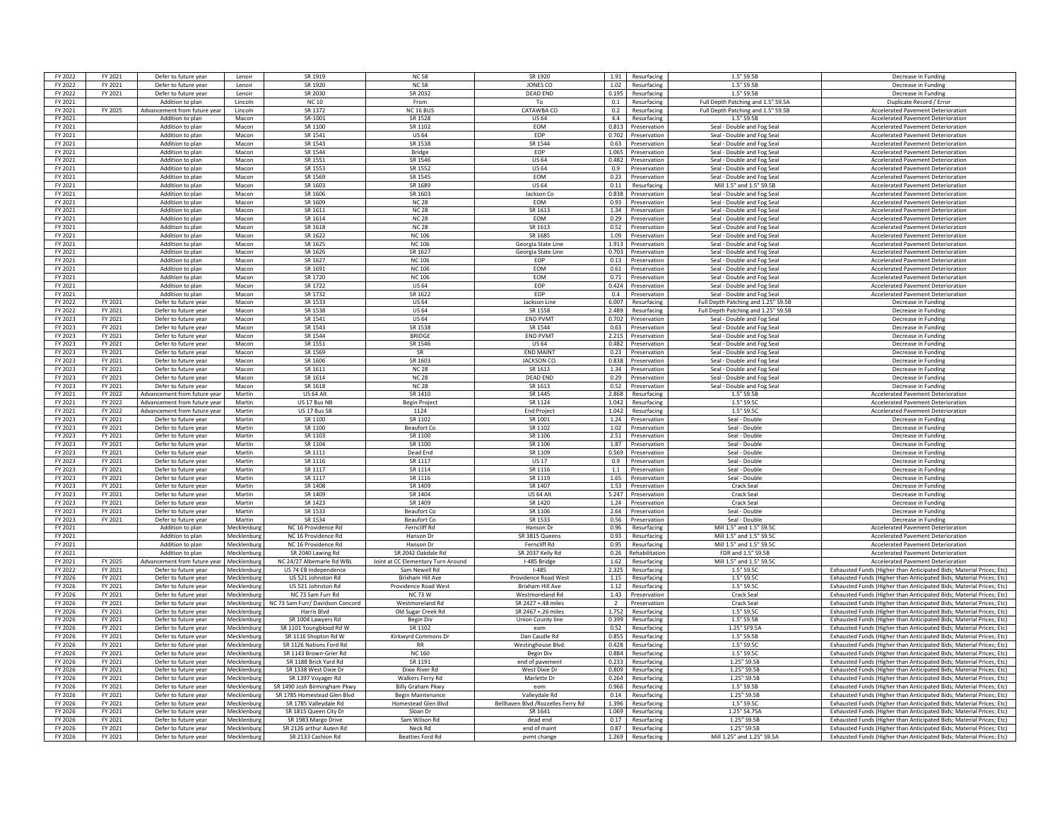| | | | | | | | | | | |
|---|---|---|---|---|---|---|---|---|---|---|
| FY 2022 | FY 2021 | Defer to future year | Lenoir | SR 1919 | NC 58 | SR 1920 | 1.91 | Resurfacing | 1.5" S9.5B | Decrease in Funding |
| FY 2022 | FY 2021 | Defer to future year | Lenoir | SR 1920 | NC 58 | JONES CO | 1.02 | Resurfacing | 1.5" S9.5B | Decrease in Funding |
| FY 2022 | FY 2021 | Defer to future year | Lenoir | SR 2030 | SR 2032 | DEAD END | 0.195 | Resurfacing | 1.5" S9.5B | Decrease in Funding |
| FY 2021 | | Addition to plan | Lincoln | NC 10 | From | To | 0.1 | Resurfacing | Full Depth Patching and 1.5" S9.5A | Duplicate Record / Error |
| FY 2021 | FY 2025 | Advancement from future year | Lincoln | SR 1372 | NC 16 BUS | CATAWBA CO | 0.2 | Resurfacing | Full Depth Patching and 1.5" S9.5B | Accelerated Pavement Deterioration |
| FY 2021 | | Addition to plan | Macon | SR-1001 | SR 1528 | US 64 | 4.4 | Resurfacing | 1.5" S9.5B | Accelerated Pavement Deterioration |
| FY 2021 | | Addition to plan | Macon | SR 1100 | SR 1102 | EOM | 0.813 | Preservation | Seal - Double and Fog Seal | Accelerated Pavement Deterioration |
| FY 2021 | | Addition to plan | Macon | SR 1541 | US 64 | EOP | 0.702 | Preservation | Seal - Double and Fog Seal | Accelerated Pavement Deterioration |
| FY 2021 | | Addition to plan | Macon | SR 1543 | SR 1538 | SR 1544 | 0.63 | Preservation | Seal - Double and Fog Seal | Accelerated Pavement Deterioration |
| FY 2021 | | Addition to plan | Macon | SR 1544 | Bridge | EOP | 1.065 | Preservation | Seal - Double and Fog Seal | Accelerated Pavement Deterioration |
| FY 2021 | | Addition to plan | Macon | SR 1551 | SR 1546 | US 64 | 0.482 | Preservation | Seal - Double and Fog Seal | Accelerated Pavement Deterioration |
| FY 2021 | | Addition to plan | Macon | SR 1553 | SR 1552 | US 64 | 0.9 | Preservation | Seal - Double and Fog Seal | Accelerated Pavement Deterioration |
| FY 2021 | | Addition to plan | Macon | SR 1569 | SR 1545 | EOM | 0.23 | Preservation | Seal - Double and Fog Seal | Accelerated Pavement Deterioration |
| FY 2021 | | Addition to plan | Macon | SR 1603 | SR 1689 | US 64 | 0.11 | Resurfacing | Mill 1.5" and 1.5" S9.5B | Accelerated Pavement Deterioration |
| FY 2021 | | Addition to plan | Macon | SR 1606 | SR 1603 | Jackson Co | 0.838 | Preservation | Seal - Double and Fog Seal | Accelerated Pavement Deterioration |
| FY 2021 | | Addition to plan | Macon | SR 1609 | NC 28 | EOM | 0.93 | Preservation | Seal - Double and Fog Seal | Accelerated Pavement Deterioration |
| FY 2021 | | Addition to plan | Macon | SR 1611 | NC 28 | SR 1613 | 1.34 | Preservation | Seal - Double and Fog Seal | Accelerated Pavement Deterioration |
| FY 2021 | | Addition to plan | Macon | SR 1614 | NC 28 | EOM | 0.29 | Preservation | Seal - Double and Fog Seal | Accelerated Pavement Deterioration |
| FY 2021 | | Addition to plan | Macon | SR 1618 | NC 28 | SR 1613 | 0.52 | Preservation | Seal - Double and Fog Seal | Accelerated Pavement Deterioration |
| FY 2021 | | Addition to plan | Macon | SR 1622 | NC 106 | SR 1685 | 1.09 | Preservation | Seal - Double and Fog Seal | Accelerated Pavement Deterioration |
| FY 2021 | | Addition to plan | Macon | SR 1625 | NC 106 | Georgia State Line | 1.913 | Preservation | Seal - Double and Fog Seal | Accelerated Pavement Deterioration |
| FY 2021 | | Addition to plan | Macon | SR 1626 | SR 1627 | Georgia State Line | 0.703 | Preservation | Seal - Double and Fog Seal | Accelerated Pavement Deterioration |
| FY 2021 | | Addition to plan | Macon | SR 1627 | NC 106 | EOP | 0.13 | Preservation | Seal - Double and Fog Seal | Accelerated Pavement Deterioration |
| FY 2021 | | Addition to plan | Macon | SR 1691 | NC 106 | EOM | 0.61 | Preservation | Seal - Double and Fog Seal | Accelerated Pavement Deterioration |
| FY 2021 | | Addition to plan | Macon | SR 1720 | NC 106 | EOM | 0.71 | Preservation | Seal - Double and Fog Seal | Accelerated Pavement Deterioration |
| FY 2021 | | Addition to plan | Macon | SR 1722 | US 64 | EOP | 0.424 | Preservation | Seal - Double and Fog Seal | Accelerated Pavement Deterioration |
| FY 2021 | | Addition to plan | Macon | SR 1732 | SR 1622 | EOP | 0.4 | Preservation | Seal - Double and Fog Seal | Accelerated Pavement Deterioration |
| FY 2022 | FY 2021 | Defer to future year | Macon | SR 1533 | US 64 | Jackson Line | 6.007 | Resurfacing | Full Depth Patching and 1.25" S9.5B | Decrease in Funding |
| FY 2022 | FY 2021 | Defer to future year | Macon | SR 1538 | US 64 | SR 1558 | 2.489 | Resurfacing | Full Depth Patching and 1.25" S9.5B | Decrease in Funding |
| FY 2023 | FY 2021 | Defer to future year | Macon | SR 1541 | US 64 | END PVMT | 0.702 | Preservation | Seal - Double and Fog Seal | Decrease in Funding |
| FY 2023 | FY 2021 | Defer to future year | Macon | SR 1543 | SR 1538 | SR 1544 | 0.63 | Preservation | Seal - Double and Fog Seal | Decrease in Funding |
| FY 2023 | FY 2021 | Defer to future year | Macon | SR 1544 | BRIDGE | END PVMT | 2.215 | Preservation | Seal - Double and Fog Seal | Decrease in Funding |
| FY 2023 | FY 2021 | Defer to future year | Macon | SR 1551 | SR 1546 | US 64 | 0.482 | Preservation | Seal - Double and Fog Seal | Decrease in Funding |
| FY 2023 | FY 2021 | Defer to future year | Macon | SR 1569 | SR | END MAINT | 0.23 | Preservation | Seal - Double and Fog Seal | Decrease in Funding |
| FY 2023 | FY 2021 | Defer to future year | Macon | SR 1606 | SR 1603 | JACKSON CO. | 0.838 | Preservation | Seal - Double and Fog Seal | Decrease in Funding |
| FY 2023 | FY 2021 | Defer to future year | Macon | SR 1611 | NC 28 | SR 1613 | 1.34 | Preservation | Seal - Double and Fog Seal | Decrease in Funding |
| FY 2023 | FY 2021 | Defer to future year | Macon | SR 1614 | NC 28 | DEAD END | 0.29 | Preservation | Seal - Double and Fog Seal | Decrease in Funding |
| FY 2023 | FY 2021 | Defer to future year | Macon | SR 1618 | NC 28 | SR 1613 | 0.52 | Preservation | Seal - Double and Fog Seal | Decrease in Funding |
| FY 2021 | FY 2022 | Advancement from future year | Martin | US 64 Alt | SR 1410 | SR 1445 | 2.868 | Resurfacing | 1.5" S9.5B | Accelerated Pavement Deterioration |
| FY 2021 | FY 2022 | Advancement from future year | Martin | US 17 Bus NB | Begin Project | SR 1124 | 1.042 | Resurfacing | 1.5" S9.5C | Accelerated Pavement Deterioration |
| FY 2021 | FY 2022 | Advancement from future year | Martin | US 17 Bus SB | 1124 | End Project | 1.042 | Resurfacing | 1.5" S9.5C | Accelerated Pavement Deterioration |
| FY 2023 | FY 2021 | Defer to future year | Martin | SR 1100 | SR 1102 | SR 1001 | 1.24 | Preservation | Seal - Double | Decrease in Funding |
| FY 2023 | FY 2021 | Defer to future year | Martin | SR 1100 | Beaufort Co | SR 1102 | 1.02 | Preservation | Seal - Double | Decrease in Funding |
| FY 2023 | FY 2021 | Defer to future year | Martin | SR 1103 | SR 1100 | SR 1106 | 2.51 | Preservation | Seal - Double | Decrease in Funding |
| FY 2023 | FY 2021 | Defer to future year | Martin | SR 1104 | SR 1100 | SR 1106 | 1.87 | Preservation | Seal - Double | Decrease in Funding |
| FY 2023 | FY 2021 | Defer to future year | Martin | SR 1111 | Dead End | SR 1109 | 0.569 | Preservation | Seal - Double | Decrease in Funding |
| FY 2023 | FY 2021 | Defer to future year | Martin | SR 1116 | SR 1117 | US 17 | 0.9 | Preservation | Seal - Double | Decrease in Funding |
| FY 2023 | FY 2021 | Defer to future year | Martin | SR 1117 | SR 1114 | SR 1116 | 1.1 | Preservation | Seal - Double | Decrease in Funding |
| FY 2023 | FY 2021 | Defer to future year | Martin | SR 1117 | SR 1116 | SR 1119 | 1.65 | Preservation | Seal - Double | Decrease in Funding |
| FY 2023 | FY 2021 | Defer to future year | Martin | SR 1408 | SR 1409 | SR 1407 | 1.53 | Preservation | Crack Seal | Decrease in Funding |
| FY 2023 | FY 2021 | Defer to future year | Martin | SR 1409 | SR 1404 | US 64 Alt | 5.247 | Preservation | Crack Seal | Decrease in Funding |
| FY 2023 | FY 2021 | Defer to future year | Martin | SR 1423 | SR 1409 | SR 1420 | 1.24 | Preservation | Crack Seal | Decrease in Funding |
| FY 2023 | FY 2021 | Defer to future year | Martin | SR 1533 | Beaufort Co | SR 1106 | 2.64 | Preservation | Seal - Double | Decrease in Funding |
| FY 2023 | FY 2021 | Defer to future year | Martin | SR 1534 | Beaufort Co | SR 1533 | 0.56 | Preservation | Seal - Double | Decrease in Funding |
| FY 2021 | | Addition to plan | Mecklenburg | NC 16 Providence Rd | Ferncliff Rd | Hanson Dr | 0.96 | Resurfacing | Mill 1.5" and 1.5" S9.5C | Accelerated Pavement Deterioration |
| FY 2021 | | Addition to plan | Mecklenburg | NC 16 Providence Rd | Hanson Dr | SR 3815 Queens | 0.93 | Resurfacing | Mill 1.5" and 1.5" S9.5C | Accelerated Pavement Deterioration |
| FY 2021 | | Addition to plan | Mecklenburg | NC 16 Providence Rd | Hanson Dr | Ferncliff Rd | 0.95 | Resurfacing | Mill 1.5" and 1.5" S9.5C | Accelerated Pavement Deterioration |
| FY 2021 | | Addition to plan | Mecklenburg | SR 2040 Lawing Rd | SR 2042 Oakdale Rd | SR 2037 Kelly Rd | 0.26 | Rehabilitation | FDR and 1.5" S9.5B | Accelerated Pavement Deterioration |
| FY 2021 | FY 2025 | Advancement from future year | Mecklenburg | NC 24/27 Albemarle Rd WBL | Joint at CC Elementary Turn Around | I-485 Bridge | 1.62 | Resurfacing | Mill 1.5" and 1.5" S9.5C | Accelerated Pavement Deterioration |
| FY 2022 | FY 2021 | Defer to future year | Mecklenburg | US 74 EB Independence | Sam Newell Rd | I-485 | 2.325 | Resurfacing | 1.5" S9.5C | Exhausted Funds (Higher than Anticipated Bids; Material Prices; Etc) |
| FY 2026 | FY 2021 | Defer to future year | Mecklenburg | US 521 Johnston Rd | Brixham Hill Ave | Providence Road West | 1.15 | Resurfacing | 1.5" S9.5C | Exhausted Funds (Higher than Anticipated Bids; Material Prices; Etc) |
| FY 2026 | FY 2021 | Defer to future year | Mecklenburg | US 521 Johnston Rd | Providence Road West | Brixham Hill Ave | 1.12 | Resurfacing | 1.5" S9.5C | Exhausted Funds (Higher than Anticipated Bids; Material Prices; Etc) |
| FY 2026 | FY 2021 | Defer to future year | Mecklenburg | NC 73 Sam Furr Rd | NC 73 W | Westmoreland Rd | 1.43 | Preservation | Crack Seal | Exhausted Funds (Higher than Anticipated Bids; Material Prices; Etc) |
| FY 2026 | FY 2021 | Defer to future year | Mecklenburg | NC 73 Sam Furr/ Davidson Concord | Westmoreland Rd | SR 2427 +.48 miles | 2 | Preservation | Crack Seal | Exhausted Funds (Higher than Anticipated Bids; Material Prices; Etc) |
| FY 2026 | FY 2021 | Defer to future year | Mecklenburg | Harris Blvd | Old Sugar Creek Rd | SR 2467 +.26 miles | 1.752 | Resurfacing | 1.5" S9.5C | Exhausted Funds (Higher than Anticipated Bids; Material Prices; Etc) |
| FY 2026 | FY 2021 | Defer to future year | Mecklenburg | SR 1004 Lawyers Rd | Begin Div | Union County line | 0.399 | Resurfacing | 1.5" S9.5B | Exhausted Funds (Higher than Anticipated Bids; Material Prices; Etc) |
| FY 2026 | FY 2021 | Defer to future year | Mecklenburg | SR 1101 Youngblood Rd W | SR 1102 | eom | 0.52 | Resurfacing | 1.25" SF9.5A | Exhausted Funds (Higher than Anticipated Bids; Material Prices; Etc) |
| FY 2026 | FY 2021 | Defer to future year | Mecklenburg | SR 1116 Shopton Rd W | Kirkwyrd Commons Dr | Dan Caudle Rd | 0.855 | Resurfacing | 1.5" S9.5B | Exhausted Funds (Higher than Anticipated Bids; Material Prices; Etc) |
| FY 2026 | FY 2021 | Defer to future year | Mecklenburg | SR 1126 Nations Ford Rd | RR | Westinghouse Blvd. | 0.428 | Resurfacing | 1.5" S9.5C | Exhausted Funds (Higher than Anticipated Bids; Material Prices; Etc) |
| FY 2026 | FY 2021 | Defer to future year | Mecklenburg | SR 1143 Brown-Grier Rd | NC 160 | Begin Div | 0.884 | Resurfacing | 1.5" S9.5C | Exhausted Funds (Higher than Anticipated Bids; Material Prices; Etc) |
| FY 2026 | FY 2021 | Defer to future year | Mecklenburg | SR 1188 Brick Yard Rd | SR 1191 | end of pavement | 0.233 | Resurfacing | 1.25" S9.5B | Exhausted Funds (Higher than Anticipated Bids; Material Prices; Etc) |
| FY 2026 | FY 2021 | Defer to future year | Mecklenburg | SR 1338 West Dixie Dr | Dixie River Rd | West Dixie Dr | 0.809 | Resurfacing | 1.25" S9.5B | Exhausted Funds (Higher than Anticipated Bids; Material Prices; Etc) |
| FY 2026 | FY 2021 | Defer to future year | Mecklenburg | SR 1397 Voyager Rd | Walkers Ferry Rd | Marlette Dr | 0.264 | Resurfacing | 1.25" S9.5B | Exhausted Funds (Higher than Anticipated Bids; Material Prices; Etc) |
| FY 2026 | FY 2021 | Defer to future year | Mecklenburg | SR 1490 Josh Birmingham Pkwy | Billy Graham Pkwy | eom | 0.966 | Resurfacing | 1.5" S9.5B | Exhausted Funds (Higher than Anticipated Bids; Material Prices; Etc) |
| FY 2026 | FY 2021 | Defer to future year | Mecklenburg | SR 1785 Homestead Glen Blvd | Begin Maintenance | Valleydale Rd | 0.14 | Resurfacing | 1.25" S9.5B | Exhausted Funds (Higher than Anticipated Bids; Material Prices; Etc) |
| FY 2026 | FY 2021 | Defer to future year | Mecklenburg | SR 1785 Valleydale Rd | Homestead Glen Blvd | Bellhaven Blvd /Rozzelles Ferry Rd | 1.396 | Resurfacing | 1.5" S9.5C | Exhausted Funds (Higher than Anticipated Bids; Material Prices; Etc) |
| FY 2026 | FY 2021 | Defer to future year | Mecklenburg | SR 1815 Queen City Dr | Sloan Dr | SR 1641 | 1.069 | Resurfacing | 1.25" S4.75A | Exhausted Funds (Higher than Anticipated Bids; Material Prices; Etc) |
| FY 2026 | FY 2021 | Defer to future year | Mecklenburg | SR 1983 Margo Drive | Sam Wilson Rd | dead end | 0.17 | Resurfacing | 1.25" S9.5B | Exhausted Funds (Higher than Anticipated Bids; Material Prices; Etc) |
| FY 2026 | FY 2021 | Defer to future year | Mecklenburg | SR 2126 arthur Auten Rd | Neck Rd | end of maint | 0.87 | Resurfacing | 1.25" S9.5B | Exhausted Funds (Higher than Anticipated Bids; Material Prices; Etc) |
| FY 2026 | FY 2021 | Defer to future year | Mecklenburg | SR 2133 Cashion Rd | Beatties Ford Rd | pvmt change | 1.269 | Resurfacing | Mill 1.25" and 1.25" S9.5A | Exhausted Funds (Higher than Anticipated Bids; Material Prices; Etc) |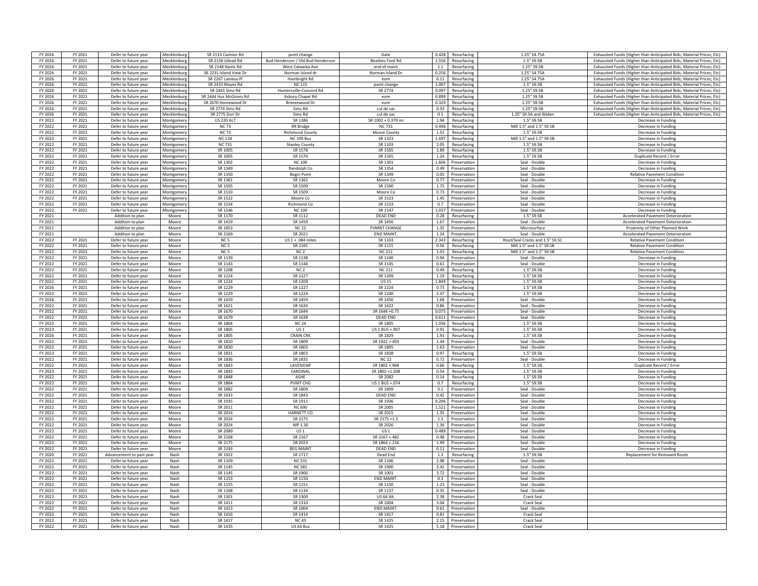| FY 2026 | FY 2021 | Defer to future year | Mecklenburg | SR 2133 Cashion Rd | pvmt change | Gate | 0.428 | Resurfacing | 1.25" S4.75A | Exhausted Funds (Higher than Anticipated Bids; Material Prices; Etc) |
|---|---|---|---|---|---|---|---|---|---|---|
| FY 2026 | FY 2021 | Defer to future year | Mecklenburg | SR 2136 Gilead Rd | Bud Henderson / Old Bud Henderson | Beatties Ford Rd | 1.556 | Resurfacing | 1.5" S9.5B | Exhausted Funds (Higher than Anticipated Bids; Material Prices; Etc) |
| FY 2026 | FY 2021 | Defer to future year | Mecklenburg | SR 2148 Nantz Rd | West Catawba Ave | end of maint | 1.1 | Resurfacing | 1.25" S9.5B | Exhausted Funds (Higher than Anticipated Bids; Material Prices; Etc) |
| FY 2026 | FY 2021 | Defer to future year | Mecklenburg | SR 2231 Island View Dr | Norman Island dr | Norman Island Dr | 0.256 | Resurfacing | 1.25" S4.75A | Exhausted Funds (Higher than Anticipated Bids; Material Prices; Etc) |
| FY 2026 | FY 2021 | Defer to future year | Mecklenburg | SR 2267 Lamesa Pl | Hambright Rd | eom | 0.11 | Resurfacing | 1.25" S4.75A | Exhausted Funds (Higher than Anticipated Bids; Material Prices; Etc) |
| FY 2026 | FY 2021 | Defer to future year | Mecklenburg | SR 2433 Mayes Rd | NC 115 | pvmt change | 1.007 | Resurfacing | 1.5" S9.5B | Exhausted Funds (Higher than Anticipated Bids; Material Prices; Etc) |
| FY 2026 | FY 2021 | Defer to future year | Mecklenburg | SR 2443 Sims Rd | Huntersville-Concord Rd | SR 2774 | 0.097 | Resurfacing | 1.25" S9.5B | Exhausted Funds (Higher than Anticipated Bids; Material Prices; Etc) |
| FY 2026 | FY 2021 | Defer to future year | Mecklenburg | SR 2444 Hus McGinnis Rd | Asbury Chapel Rd | eom | 0.899 | Resurfacing | 1.25" S9.5B | Exhausted Funds (Higher than Anticipated Bids; Material Prices; Etc) |
| FY 2026 | FY 2021 | Defer to future year | Mecklenburg | SR 2670 Homewood Dr | Breezewood Dr | eom | 0.329 | Resurfacing | 1.25" S9.5B | Exhausted Funds (Higher than Anticipated Bids; Material Prices; Etc) |
| FY 2026 | FY 2021 | Defer to future year | Mecklenburg | SR 2774 Sims Rd | Sims Rd | cul de sac | 0.33 | Resurfacing | 1.25" S9.5B | Exhausted Funds (Higher than Anticipated Bids; Material Prices; Etc) |
| FY 2026 | FY 2021 | Defer to future year | Mecklenburg | SR 2775 Dori Dr | Sims Rd | cul de sac | 0.1 | Resurfacing | 1.25" S9.5A and Widen | Exhausted Funds (Higher than Anticipated Bids; Material Prices; Etc) |
| FY 2022 | FY 2021 | Defer to future year | Montgomery | US 220 ALT | SR 1386 | SR 1002 + 0.379 mi | 1.94 | Resurfacing | 1.5" S9.5B | Decrease in Funding |
| FY 2022 | FY 2021 | Defer to future year | Montgomery | NC 73 | RR Bridge | NC 731 | 0.496 | Resurfacing | Mill 1.5" and 1.5" S9.5B | Decrease in Funding |
| FY 2022 | FY 2021 | Defer to future year | Montgomery | NC 73 | Richmond County | Moore County | 1.52 | Resurfacing | 1.5" S9.5B | Decrease in Funding |
| FY 2022 | FY 2021 | Defer to future year | Montgomery | NC 134 | NC 109 Bus | SR 1323 | 1.697 | Resurfacing | Mill 1.5" and 1.5" S9.5B | Decrease in Funding |
| FY 2022 | FY 2021 | Defer to future year | Montgomery | NC 731 | Stanley County | SR 1103 | 2.05 | Resurfacing | 1.5" S9.5B | Decrease in Funding |
| FY 2022 | FY 2021 | Defer to future year | Montgomery | SR 1005 | SR 1578 | SR 1565 | 1.89 | Resurfacing | 1.5" S9.5B | Decrease in Funding |
| FY 2022 | FY 2021 | Defer to future year | Montgomery | SR 1005 | SR 1570 | SR 1565 | 1.24 | Resurfacing | 1.5" S9.5B | Duplicate Record / Error |
| FY 2022 | FY 2021 | Defer to future year | Montgomery | SR 1302 | NC 109 | SR 1301 | 1.606 | Preservation | Seal - Double | Decrease in Funding |
| FY 2022 | FY 2021 | Defer to future year | Montgomery | SR 1349 | Randolph Co | SR 1354 | 0.49 | Preservation | Seal - Double | Decrease in Funding |
| FY 2022 | FY 2021 | Defer to future year | Montgomery | SR 1350 | Begin Pvmt | SR 1349 | 0.05 | Preservation | Seal - Double | Relative Pavement Condition |
| FY 2022 | FY 2021 | Defer to future year | Montgomery | SR 1361 | SR 1362 | Moore Co | 0.77 | Preservation | Seal - Double | Decrease in Funding |
| FY 2022 | FY 2021 | Defer to future year | Montgomery | SR 1505 | SR 1509 | SR 1500 | 1.75 | Preservation | Seal - Double | Decrease in Funding |
| FY 2022 | FY 2021 | Defer to future year | Montgomery | SR 1510 | SR 1509 | Moore Co | 0.73 | Preservation | Seal - Double | Decrease in Funding |
| FY 2022 | FY 2021 | Defer to future year | Montgomery | SR 1522 | Moore Co | SR 1523 | 1.45 | Preservation | Seal - Double | Decrease in Funding |
| FY 2022 | FY 2021 | Defer to future year | Montgomery | SR 1534 | Richmond Co | SR 1533 | 0.7 | Preservation | Seal - Double | Decrease in Funding |
| FY 2022 | FY 2021 | Defer to future year | Montgomery | SR 1546 | NC 109 | SR 1547 | 1.037 | Preservation | Seal - Double | Decrease in Funding |
| FY 2021 | | Addition to plan | Moore | SR 1170 | SR 1112 | DEAD END | 0.28 | Resurfacing | 1.5" S9.5B | Accelerated Pavement Deterioration |
| FY 2021 | | Addition to plan | Moore | SR 1419 | SR 1459 | SR 1456 | 1.67 | Preservation | Seal - Double | Accelerated Pavement Deterioration |
| FY 2021 | | Addition to plan | Moore | SR 1853 | NC 22 | PVMNT CHANGE | 1.35 | Preservation | Microsurface | Proximity of Other Planned Work |
| FY 2021 | | Addition to plan | Moore | SR 2169 | SR 2021 | END MAINT. | 1.24 | Preservation | Seal - Double | Accelerated Pavement Deterioration |
| FY 2022 | FY 2021 | Defer to future year | Moore | NC 5 | US 1 + .084 miles | SR 1103 | 2.343 | Resurfacing | Rout/Seal Cracks and 1.5" S9.5C | Relative Pavement Condition |
| FY 2022 | FY 2021 | Defer to future year | Moore | NC 5 | SR 1165 | SR 1115 | 0.56 | Resurfacing | Mill 1.5" and 1.5" S9.5B | Relative Pavement Condition |
| FY 2022 | FY 2021 | Defer to future year | Moore | NC 5 | NC 2 | NC 211 | 1.03 | Resurfacing | Mill 1.5" and 1.5" S9.5B | Relative Pavement Condition |
| FY 2022 | FY 2021 | Defer to future year | Moore | SR 1139 | SR 1138 | SR 1140 | 0.94 | Preservation | Seal - Double | Decrease in Funding |
| FY 2022 | FY 2021 | Defer to future year | Moore | SR 1143 | SR 1146 | SR 1145 | 0.61 | Preservation | Seal - Double | Decrease in Funding |
| FY 2022 | FY 2021 | Defer to future year | Moore | SR 1208 | NC 2 | NC 211 | 0.49 | Resurfacing | 1.5" S9.5B | Decrease in Funding |
| FY 2022 | FY 2021 | Defer to future year | Moore | SR 1224 | SR 1227 | SR 1209 | 1.19 | Resurfacing | 1.5" S9.5B | Decrease in Funding |
| FY 2022 | FY 2021 | Defer to future year | Moore | SR 1224 | SR 1209 | US 15 | 1.849 | Resurfacing | 1.5" S9.5B | Decrease in Funding |
| FY 2026 | FY 2021 | Defer to future year | Moore | SR 1229 | SR 1227 | SR 1224 | 0.73 | Resurfacing | 1.5" S9.5B | Decrease in Funding |
| FY 2022 | FY 2021 | Defer to future year | Moore | SR 1229 | SR 1224 | SR 1240 | 2.47 | Resurfacing | 1.5" S9.5B | Decrease in Funding |
| FY 2026 | FY 2021 | Defer to future year | Moore | SR 1419 | SR 1459 | SR 1456 | 1.68 | Preservation | Seal - Double | Decrease in Funding |
| FY 2022 | FY 2021 | Defer to future year | Moore | SR 1621 | SR 1620 | SR 1622 | 0.86 | Preservation | Seal - Double | Decrease in Funding |
| FY 2022 | FY 2021 | Defer to future year | Moore | SR 1670 | SR 1644 | SR 1644 +0.75 | 0.075 | Preservation | Seal - Double | Decrease in Funding |
| FY 2022 | FY 2021 | Defer to future year | Moore | SR 1679 | SR 1638 | DEAD END | 0.611 | Preservation | Seal - Double | Decrease in Funding |
| FY 2022 | FY 2021 | Defer to future year | Moore | SR 1804 | NC 24 | SR 1805 | 1.036 | Resurfacing | 1.5" S9.5B | Decrease in Funding |
| FY 2023 | FY 2021 | Defer to future year | Moore | SR 1805 | US 1 | US 1 BUS +.907 | 0.91 | Resurfacing | 1.5" S9.5B | Decrease in Funding |
| FY 2026 | FY 2021 | Defer to future year | Moore | SR 1805 | CRAIN CRK | SR 1829 | 1.91 | Resurfacing | 1.5" S9.5B | Decrease in Funding |
| FY 2022 | FY 2021 | Defer to future year | Moore | SR 1810 | SR 1809 | SR 1922 +.459 | 1.44 | Preservation | Seal - Double | Decrease in Funding |
| FY 2022 | FY 2021 | Defer to future year | Moore | SR 1830 | SR 1803 | SR 1805 | 1.63 | Preservation | Seal - Double | Decrease in Funding |
| FY 2023 | FY 2021 | Defer to future year | Moore | SR 1831 | SR 1803 | SR 1838 | 0.97 | Resurfacing | 1.5" S9.5B | Decrease in Funding |
| FY 2022 | FY 2021 | Defer to future year | Moore | SR 1836 | SR 1835 | NC 22 | 0.72 | Preservation | Seal - Double | Decrease in Funding |
| FY 2022 | FY 2021 | Defer to future year | Moore | SR 1843 | LAVENDAR | SR 1802 +.968 | 0.66 | Resurfacing | 1.5" S9.5B | Duplicate Record / Error |
| FY 2023 | FY 2021 | Defer to future year | Moore | SR 1843 | CARDINAL | SR 1802 +1.508 | 0.54 | Resurfacing | 1.5" S9.5B | Decrease in Funding |
| FY 2022 | FY 2021 | Defer to future year | Moore | SR 1848 | ASHE | SR 2082 | 0.14 | Resurfacing | 1.5" S9.5B | Decrease in Funding |
| FY 2022 | FY 2021 | Defer to future year | Moore | SR 1864 | PVMT CHG | US 1 BUS +.074 | 0.7 | Resurfacing | 1.5" S9.5B | Decrease in Funding |
| FY 2022 | FY 2021 | Defer to future year | Moore | SR 1882 | SR 1809 | SR 1809 | 0.1 | Preservation | Seal - Double | Decrease in Funding |
| FY 2022 | FY 2021 | Defer to future year | Moore | SR 1933 | SR 1843 | DEAD END | 0.42 | Preservation | Seal - Double | Decrease in Funding |
| FY 2022 | FY 2021 | Defer to future year | Moore | SR 1935 | SR 1911 | SR 1936 | 0.206 | Preservation | Seal - Double | Decrease in Funding |
| FY 2022 | FY 2021 | Defer to future year | Moore | SR 2011 | NC 690 | SR 2005 | 1.521 | Preservation | Seal - Double | Decrease in Funding |
| FY 2022 | FY 2021 | Defer to future year | Moore | SR 2014 | HARNETT CO | SR 2015 | 1.35 | Preservation | Seal - Double | Decrease in Funding |
| FY 2022 | FY 2021 | Defer to future year | Moore | SR 2024 | SR 2175 | SR 2175 +1.3 | 1.3 | Preservation | Seal - Double | Decrease in Funding |
| FY 2022 | FY 2021 | Defer to future year | Moore | SR 2024 | MP 1.30 | SR 2026 | 1.36 | Preservation | Seal - Double | Decrease in Funding |
| FY 2022 | FY 2021 | Defer to future year | Moore | SR 2089 | US 1 | SR 1001 | 0.489 | Preservation | Seal - Double | Decrease in Funding |
| FY 2022 | FY 2021 | Defer to future year | Moore | SR 2168 | SR 2167 | SR 2167 +.482 | 0.48 | Preservation | Seal - Double | Decrease in Funding |
| FY 2022 | FY 2021 | Defer to future year | Moore | SR 2175 | SR 2023 | SR 1864 +.216 | 1.99 | Preservation | Seal - Double | Decrease in Funding |
| FY 2022 | FY 2021 | Defer to future year | Moore | SR 2193 | BEG MAINT | DEAD END | 0.11 | Preservation | Seal - Double | Decrease in Funding |
| FY 2020 | FY 2021 | Advancement to past year | Nash | SR 1922 | SR 1717 | Dead End | 1.3 | Resurfacing | 1.5" S9.5B | Replacement for Removed Route |
| FY 2022 | FY 2021 | Defer to future year | Nash | SR 1109 | NC 231 | SR 1106 | 2.98 | Preservation | Seal - Double | |
| FY 2022 | FY 2021 | Defer to future year | Nash | SR 1145 | NC 581 | SR 1900 | 3.42 | Preservation | Seal - Double | |
| FY 2022 | FY 2021 | Defer to future year | Nash | SR 1145 | SR 1900 | SR 1001 | 3.72 | Preservation | Seal - Double | |
| FY 2022 | FY 2021 | Defer to future year | Nash | SR 1153 | SR 1150 | END MAINT. | 0.3 | Preservation | Seal - Double | |
| FY 2022 | FY 2021 | Defer to future year | Nash | SR 1155 | SR 1151 | SR 1150 | 1.23 | Preservation | Seal - Double | |
| FY 2022 | FY 2021 | Defer to future year | Nash | SR 1168 | SR 1134 | SR 1137 | 0.35 | Preservation | Seal - Double | |
| FY 2022 | FY 2021 | Defer to future year | Nash | SR 1301 | SR 1300 | US 64 Alt. | 2.38 | Preservation | Crack Seal | |
| FY 2022 | FY 2021 | Defer to future year | Nash | SR 1411 | SR 1310 | SR 1004 | 3.04 | Preservation | Crack Seal | |
| FY 2022 | FY 2021 | Defer to future year | Nash | SR 1413 | SR 1004 | END MAINT. | 0.61 | Preservation | Seal - Double | |
| FY 2022 | FY 2021 | Defer to future year | Nash | SR 1416 | SR 1414 | SR 1417 | 0.81 | Preservation | Crack Seal | |
| FY 2022 | FY 2021 | Defer to future year | Nash | SR 1417 | NC 43 | SR 1425 | 2.15 | Preservation | Crack Seal | |
| FY 2022 | FY 2021 | Defer to future year | Nash | SR 1435 | US 64 Bus | SR 1425 | 5.18 | Preservation | Crack Seal | |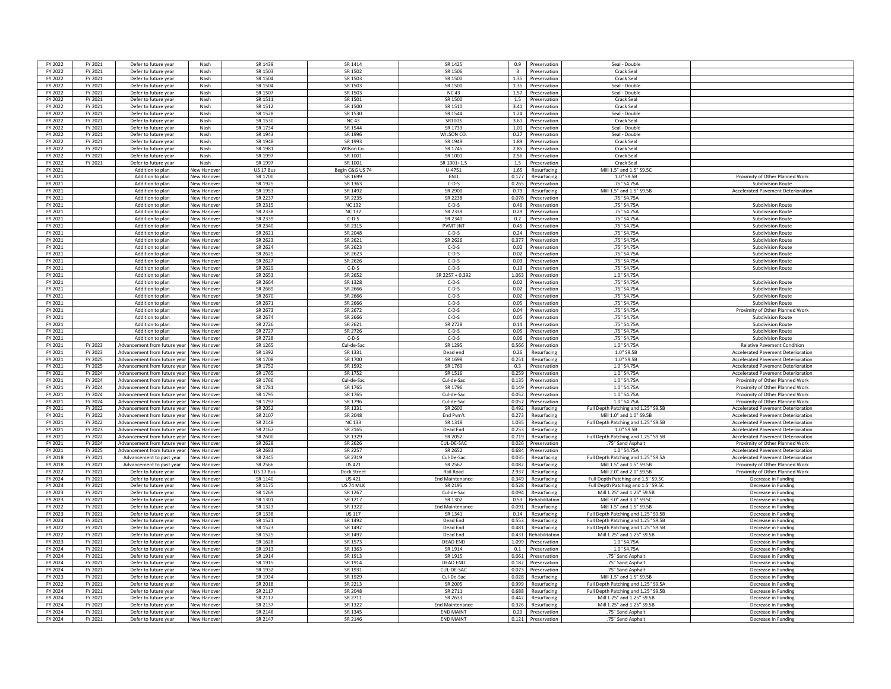| | | | | | | | | | | |
|---|---|---|---|---|---|---|---|---|---|---|
| FY 2022 | FY 2021 | Defer to future year | Nash | SR 1439 | SR 1414 | SR 1425 | 0.9 | Preservation | Seal - Double | |
| FY 2022 | FY 2021 | Defer to future year | Nash | SR 1503 | SR 1502 | SR 1506 | 3 | Preservation | Crack Seal | |
| FY 2022 | FY 2021 | Defer to future year | Nash | SR 1504 | SR 1503 | SR 1500 | 1.35 | Preservation | Crack Seal | |
| FY 2022 | FY 2021 | Defer to future year | Nash | SR 1504 | SR 1503 | SR 1500 | 1.35 | Preservation | Seal - Double | |
| FY 2022 | FY 2021 | Defer to future year | Nash | SR 1507 | SR 1503 | NC 43 | 1.57 | Preservation | Seal - Double | |
| FY 2022 | FY 2021 | Defer to future year | Nash | SR 1511 | SR 1501 | SR 1500 | 1.5 | Preservation | Crack Seal | |
| FY 2022 | FY 2021 | Defer to future year | Nash | SR 1512 | SR 1500 | SR 1510 | 3.41 | Preservation | Crack Seal | |
| FY 2022 | FY 2021 | Defer to future year | Nash | SR 1528 | SR 1530 | SR 1544 | 1.24 | Preservation | Seal - Double | |
| FY 2022 | FY 2021 | Defer to future year | Nash | SR 1530 | NC 43 | SR1003 | 3.61 | Preservation | Crack Seal | |
| FY 2022 | FY 2021 | Defer to future year | Nash | SR 1734 | SR 1544 | SR 1733 | 1.01 | Preservation | Seal - Double | |
| FY 2022 | FY 2021 | Defer to future year | Nash | SR 1943 | SR 1996 | WILSON CO. | 0.27 | Preservation | Seal - Double | |
| FY 2022 | FY 2021 | Defer to future year | Nash | SR 1948 | SR 1993 | SR 1949 | 1.89 | Preservation | Crack Seal | |
| FY 2022 | FY 2021 | Defer to future year | Nash | SR 1981 | Wilson Co. | SR 1745 | 2.85 | Preservation | Crack Seal | |
| FY 2022 | FY 2021 | Defer to future year | Nash | SR 1997 | SR 1001 | SR 1001 | 2.56 | Preservation | Crack Seal | |
| FY 2022 | FY 2021 | Defer to future year | Nash | SR 1997 | SR 1001 | SR 1001+1.5 | 1.5 | Preservation | Crack Seal | |
| FY 2021 | | Addition to plan | New Hanover | US 17 Bus | Begin C&G US 74 | U-4751 | 1.65 | Resurfacing | Mill 1.5" and 1.5" S9.5C | |
| FY 2021 | | Addition to plan | New Hanover | SR 1700 | SR 1699 | END | 0.177 | Resurfacing | 1.0" S9.5B | Proximity of Other Planned Work |
| FY 2021 | | Addition to plan | New Hanover | SR 1925 | SR 1363 | C-D-S | 0.265 | Preservation | .75" S4.75A | Subdivision Route |
| FY 2021 | | Addition to plan | New Hanover | SR 1953 | SR 1492 | SR 2900 | 0.79 | Resurfacing | Mill 1.5" and 1.5" S9.5B | Accelerated Pavement Deterioration |
| FY 2021 | | Addition to plan | New Hanover | SR 2237 | SR 2235 | SR 2238 | 0.076 | Preservation | .75" S4.75A | |
| FY 2021 | | Addition to plan | New Hanover | SR 2315 | NC 132 | C-D-S | 0.46 | Preservation | .75" S4.75A | Subdivision Route |
| FY 2021 | | Addition to plan | New Hanover | SR 2338 | NC 132 | SR 2339 | 0.29 | Preservation | .75" S4.75A | Subdivision Route |
| FY 2021 | | Addition to plan | New Hanover | SR 2339 | C-D-S | SR 2340 | 0.2 | Preservation | .75" S4.75A | Subdivision Route |
| FY 2021 | | Addition to plan | New Hanover | SR 2340 | SR 2315 | PVMT JNT | 0.45 | Preservation | .75" S4.75A | Subdivision Route |
| FY 2021 | | Addition to plan | New Hanover | SR 2621 | SR 2048 | C-D-S | 0.24 | Preservation | .75" S4.75A | Subdivision Route |
| FY 2021 | | Addition to plan | New Hanover | SR 2623 | SR 2621 | SR 2626 | 0.377 | Preservation | .75" S4.75A | Subdivision Route |
| FY 2021 | | Addition to plan | New Hanover | SR 2624 | SR 2623 | C-D-S | 0.02 | Preservation | .75" S4.75A | Subdivision Route |
| FY 2021 | | Addition to plan | New Hanover | SR 2625 | SR 2623 | C-D-S | 0.02 | Preservation | .75" S4.75A | Subdivision Route |
| FY 2021 | | Addition to plan | New Hanover | SR 2627 | SR 2626 | C-D-S | 0.03 | Preservation | .75" S4.75A | Subdivision Route |
| FY 2021 | | Addition to plan | New Hanover | SR 2629 | C-D-S | C-D-S | 0.19 | Preservation | .75" S4.75A | Subdivision Route |
| FY 2021 | | Addition to plan | New Hanover | SR 2653 | SR 2652 | SR 2257 + 0.392 | 1.063 | Preservation | 1.0" S4.75A | |
| FY 2021 | | Addition to plan | New Hanover | SR 2664 | SR 1328 | C-D-S | 0.02 | Preservation | .75" S4.75A | Subdivision Route |
| FY 2021 | | Addition to plan | New Hanover | SR 2669 | SR 2666 | C-D-S | 0.02 | Preservation | .75" S4.75A | Subdivision Route |
| FY 2021 | | Addition to plan | New Hanover | SR 2670 | SR 2666 | C-D-S | 0.02 | Preservation | .75" S4.75A | Subdivision Route |
| FY 2021 | | Addition to plan | New Hanover | SR 2671 | SR 2666 | C-D-S | 0.05 | Preservation | .75" S4.75A | Subdivision Route |
| FY 2021 | | Addition to plan | New Hanover | SR 2673 | SR 2672 | C-D-S | 0.04 | Preservation | .75" S4.75A | Proximity of Other Planned Work |
| FY 2021 | | Addition to plan | New Hanover | SR 2674 | SR 2666 | C-D-S | 0.05 | Preservation | .75" S4.75A | Subdivision Route |
| FY 2021 | | Addition to plan | New Hanover | SR 2726 | SR 2621 | SR 2728 | 0.14 | Preservation | .75" S4.75A | Subdivision Route |
| FY 2021 | | Addition to plan | New Hanover | SR 2727 | SR 2726 | C-D-S | 0.05 | Preservation | .75" S4.75A | Subdivision Route |
| FY 2021 | | Addition to plan | New Hanover | SR 2728 | C-D-S | C-D-S | 0.06 | Preservation | .75" S4.75A | Subdivision Route |
| FY 2021 | FY 2023 | Advancement from future year | New Hanover | SR 1265 | Cul-de-Sac | SR 1295 | 0.566 | Preservation | 1.0" S4.75A | Relative Pavement Condition |
| FY 2021 | FY 2023 | Advancement from future year | New Hanover | SR 1392 | SR 1331 | Dead end | 0.26 | Resurfacing | 1.0" S9.5B | Accelerated Pavement Deterioration |
| FY 2021 | FY 2025 | Advancement from future year | New Hanover | SR 1708 | SR 1700 | SR 1698 | 0.251 | Resurfacing | 1.0" S9.5B | Accelerated Pavement Deterioration |
| FY 2021 | FY 2025 | Advancement from future year | New Hanover | SR 1752 | SR 1592 | SR 1769 | 0.3 | Preservation | 1.0" S4.75A | Accelerated Pavement Deterioration |
| FY 2021 | FY 2024 | Advancement from future year | New Hanover | SR 1765 | SR 1752 | SR 1516 | 0.259 | Preservation | 1.0" S4.75A | Accelerated Pavement Deterioration |
| FY 2021 | FY 2024 | Advancement from future year | New Hanover | SR 1766 | Cul-de-Sac | Cul-de-Sac | 0.135 | Preservation | 1.0" S4.75A | Proximity of Other Planned Work |
| FY 2021 | FY 2024 | Advancement from future year | New Hanover | SR 1781 | SR 1765 | SR 1796 | 0.149 | Preservation | 1.0" S4.75A | Proximity of Other Planned Work |
| FY 2021 | FY 2024 | Advancement from future year | New Hanover | SR 1795 | SR 1765 | Cul-de-Sac | 0.052 | Preservation | 1.0" S4.75A | Proximity of Other Planned Work |
| FY 2021 | FY 2024 | Advancement from future year | New Hanover | SR 1797 | SR 1796 | Cul-de-Sac | 0.057 | Preservation | 1.0" S4.75A | Proximity of Other Planned Work |
| FY 2021 | FY 2022 | Advancement from future year | New Hanover | SR 2052 | SR 1331 | SR 2600 | 0.492 | Resurfacing | Full Depth Patching and 1.25" S9.5B | Accelerated Pavement Deterioration |
| FY 2021 | FY 2022 | Advancement from future year | New Hanover | SR 2107 | SR 2048 | End Pvm't | 0.273 | Resurfacing | Mill 1.0" and 1.0" S9.5B | Accelerated Pavement Deterioration |
| FY 2021 | FY 2022 | Advancement from future year | New Hanover | SR 2148 | NC 133 | SR 1318 | 1.035 | Resurfacing | Full Depth Patching and 1.25" S9.5B | Accelerated Pavement Deterioration |
| FY 2021 | FY 2023 | Advancement from future year | New Hanover | SR 2167 | SR 2165 | Dead End | 0.253 | Resurfacing | 1.0" S9.5B | Accelerated Pavement Deterioration |
| FY 2021 | FY 2022 | Advancement from future year | New Hanover | SR 2600 | SR 1329 | SR 2052 | 0.719 | Resurfacing | Full Depth Patching and 1.25" S9.5B | Accelerated Pavement Deterioration |
| FY 2021 | FY 2024 | Advancement from future year | New Hanover | SR 2628 | SR 2626 | CUL-DE-SAC | 0.026 | Preservation | .75" Sand Asphalt | Proximity of Other Planned Work |
| FY 2021 | FY 2025 | Advancement from future year | New Hanover | SR 2683 | SR 2257 | SR 2652 | 0.684 | Preservation | 1.0" S4.75A | Accelerated Pavement Deterioration |
| FY 2018 | FY 2021 | Advancement to past year | New Hanover | SR 2345 | SR 2319 | Cul-De-Sac | 0.035 | Resurfacing | Full Depth Patching and 1.25" S9.5A | Accelerated Pavement Deterioration |
| FY 2018 | FY 2021 | Advancement to past year | New Hanover | SR 2566 | US 421 | SR 2567 | 0.082 | Resurfacing | Mill 1.5" and 1.5" S9.5B | Proximity of Other Planned Work |
| FY 2022 | FY 2021 | Defer to future year | New Hanover | US 17 Bus | Dock Street | Rail Road | 2.937 | Resurfacing | Mill 2.0" and 2.0" S9.5B | Proximity of Other Planned Work |
| FY 2024 | FY 2021 | Defer to future year | New Hanover | SR 1140 | US 421 | End Maintenance | 0.349 | Resurfacing | Full Depth Patching and 1" S9.5C | Decrease in Funding |
| FY 2024 | FY 2021 | Defer to future year | New Hanover | SR 1175 | US 74 MLK | SR 2195 | 0.528 | Resurfacing | Full Depth Patching and 1.5" S9.5C | Decrease in Funding |
| FY 2023 | FY 2021 | Defer to future year | New Hanover | SR 1269 | SR 1267 | Cul-de-Sac | 0.094 | Resurfacing | Mill 1.25" and 1.25" S9.5B | Decrease in Funding |
| FY 2023 | FY 2021 | Defer to future year | New Hanover | SR 1301 | SR 1217 | SR 1302 | 0.53 | Rehabilitation | Mill 3.0" and 3.0" S9.5C | Decrease in Funding |
| FY 2022 | FY 2021 | Defer to future year | New Hanover | SR 1323 | SR 1322 | End Maintenance | 0.091 | Resurfacing | Mill 1.5" and 1.5" S9.5B | Decrease in Funding |
| FY 2023 | FY 2021 | Defer to future year | New Hanover | SR 1338 | US 117 | SR 1341 | 0.14 | Resurfacing | Full Depth Patching and 1.25" S9.5B | Decrease in Funding |
| FY 2024 | FY 2021 | Defer to future year | New Hanover | SR 1521 | SR 1492 | Dead End | 0.553 | Resurfacing | Full Depth Patching and 1.25" S9.5B | Decrease in Funding |
| FY 2022 | FY 2021 | Defer to future year | New Hanover | SR 1523 | SR 1492 | Dead End | 0.481 | Resurfacing | Full Depth Patching and 1.25" S9.5B | Decrease in Funding |
| FY 2022 | FY 2021 | Defer to future year | New Hanover | SR 1525 | SR 1492 | Dead End | 0.431 | Rehabilitation | Mill 1.25" and 1.25" S9.5B | Decrease in Funding |
| FY 2023 | FY 2021 | Defer to future year | New Hanover | SR 1628 | SR 1573 | DEAD END | 1.099 | Preservation | 1.0" S4.75A | Decrease in Funding |
| FY 2024 | FY 2021 | Defer to future year | New Hanover | SR 1913 | SR 1363 | SR 1914 | 0.1 | Preservation | 1.0" S4.75A | Decrease in Funding |
| FY 2024 | FY 2021 | Defer to future year | New Hanover | SR 1914 | SR 1913 | SR 1915 | 0.061 | Preservation | .75" Sand Asphalt | Decrease in Funding |
| FY 2024 | FY 2021 | Defer to future year | New Hanover | SR 1915 | SR 1914 | DEAD END | 0.182 | Preservation | .75" Sand Asphalt | Decrease in Funding |
| FY 2024 | FY 2021 | Defer to future year | New Hanover | SR 1932 | SR 1931 | CUL-DE-SAC | 0.073 | Preservation | .75" Sand Asphalt | Decrease in Funding |
| FY 2023 | FY 2021 | Defer to future year | New Hanover | SR 1934 | SR 1929 | Cul-De-Sac | 0.028 | Resurfacing | Mill 1.5" and 1.5" S9.5B | Decrease in Funding |
| FY 2022 | FY 2021 | Defer to future year | New Hanover | SR 2018 | SR 2213 | SR 2005 | 0.999 | Resurfacing | Full Depth Patching and 1.25" S9.5A | Decrease in Funding |
| FY 2024 | FY 2021 | Defer to future year | New Hanover | SR 2117 | SR 2048 | SR 2711 | 0.688 | Resurfacing | Full Depth Patching and 1.25" S9.5B | Decrease in Funding |
| FY 2024 | FY 2021 | Defer to future year | New Hanover | SR 2117 | SR 2711 | SR 2633 | 0.442 | Resurfacing | Mill 1.25" and 1.25" S9.5B | Decrease in Funding |
| FY 2024 | FY 2021 | Defer to future year | New Hanover | SR 2137 | SR 1322 | End Maintenance | 0.326 | Resurfacing | Mill 1.25" and 1.25" S9.5B | Decrease in Funding |
| FY 2024 | FY 2021 | Defer to future year | New Hanover | SR 2146 | SR 1345 | END MAINT | 0.29 | Preservation | .75" Sand Asphalt | Decrease in Funding |
| FY 2024 | FY 2021 | Defer to future year | New Hanover | SR 2147 | SR 2146 | END MAINT | 0.121 | Preservation | .75" Sand Asphalt | Decrease in Funding |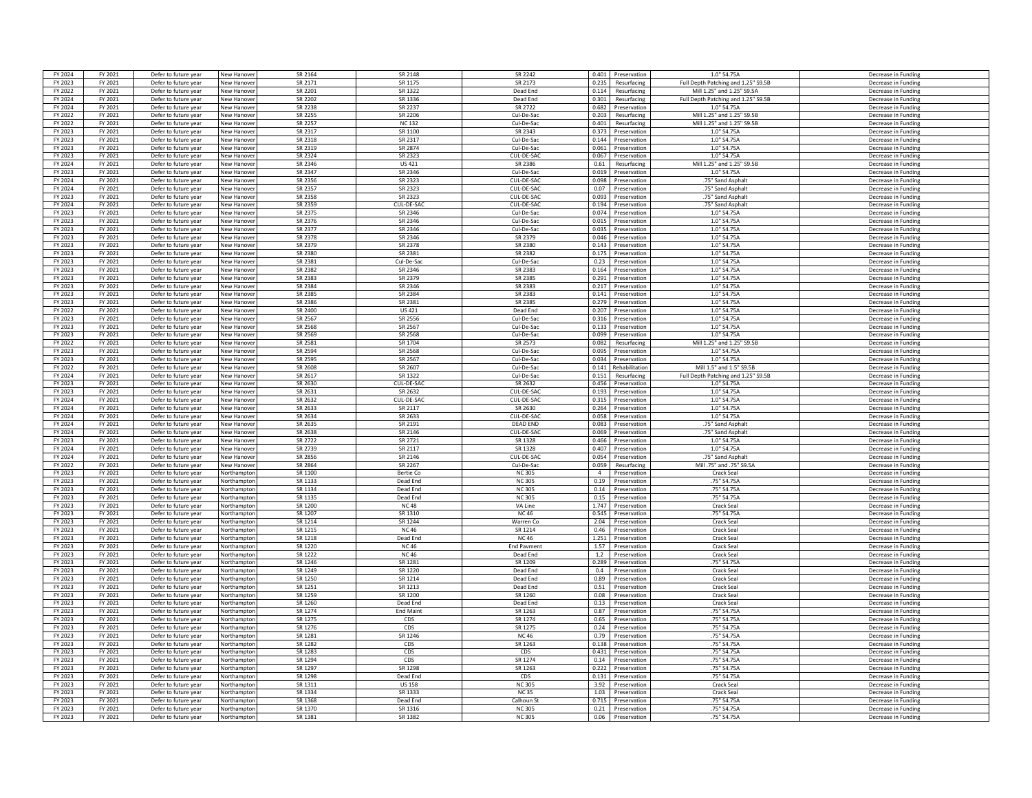| | | | | | | | | | | |
|---|---|---|---|---|---|---|---|---|---|---|
| FY 2024 | FY 2021 | Defer to future year | New Hanover | SR 2164 | SR 2148 | SR 2242 | 0.401 | Preservation | 1.0" S4.75A | Decrease in Funding |
| FY 2023 | FY 2021 | Defer to future year | New Hanover | SR 2171 | SR 1175 | SR 2173 | 0.235 | Resurfacing | Full Depth Patching and 1.25" S9.5B | Decrease in Funding |
| FY 2022 | FY 2021 | Defer to future year | New Hanover | SR 2201 | SR 1322 | Dead End | 0.114 | Resurfacing | Mill 1.25" and 1.25" S9.5A | Decrease in Funding |
| FY 2024 | FY 2021 | Defer to future year | New Hanover | SR 2202 | SR 1336 | Dead End | 0.301 | Resurfacing | Full Depth Patching and 1.25" S9.5B | Decrease in Funding |
| FY 2024 | FY 2021 | Defer to future year | New Hanover | SR 2238 | SR 2237 | SR 2722 | 0.682 | Preservation | 1.0" S4.75A | Decrease in Funding |
| FY 2022 | FY 2021 | Defer to future year | New Hanover | SR 2255 | SR 2206 | Cul-De-Sac | 0.203 | Resurfacing | Mill 1.25" and 1.25" S9.5B | Decrease in Funding |
| FY 2022 | FY 2021 | Defer to future year | New Hanover | SR 2257 | NC 132 | Cul-De-Sac | 0.401 | Resurfacing | Mill 1.25" and 1.25" S9.5B | Decrease in Funding |
| FY 2023 | FY 2021 | Defer to future year | New Hanover | SR 2317 | SR 1100 | SR 2343 | 0.373 | Preservation | 1.0" S4.75A | Decrease in Funding |
| FY 2023 | FY 2021 | Defer to future year | New Hanover | SR 2318 | SR 2317 | Cul-De-Sac | 0.144 | Preservation | 1.0" S4.75A | Decrease in Funding |
| FY 2023 | FY 2021 | Defer to future year | New Hanover | SR 2319 | SR 2874 | Cul-De-Sac | 0.061 | Preservation | 1.0" S4.75A | Decrease in Funding |
| FY 2023 | FY 2021 | Defer to future year | New Hanover | SR 2324 | SR 2323 | CUL-DE-SAC | 0.067 | Preservation | 1.0" S4.75A | Decrease in Funding |
| FY 2024 | FY 2021 | Defer to future year | New Hanover | SR 2346 | US 421 | SR 2386 | 0.61 | Resurfacing | Mill 1.25" and 1.25" S9.5B | Decrease in Funding |
| FY 2023 | FY 2021 | Defer to future year | New Hanover | SR 2347 | SR 2346 | Cul-De-Sac | 0.019 | Preservation | 1.0" S4.75A | Decrease in Funding |
| FY 2024 | FY 2021 | Defer to future year | New Hanover | SR 2356 | SR 2323 | CUL-DE-SAC | 0.098 | Preservation | .75" Sand Asphalt | Decrease in Funding |
| FY 2024 | FY 2021 | Defer to future year | New Hanover | SR 2357 | SR 2323 | CUL-DE-SAC | 0.07 | Preservation | .75" Sand Asphalt | Decrease in Funding |
| FY 2023 | FY 2021 | Defer to future year | New Hanover | SR 2358 | SR 2323 | CUL-DE-SAC | 0.093 | Preservation | .75" Sand Asphalt | Decrease in Funding |
| FY 2024 | FY 2021 | Defer to future year | New Hanover | SR 2359 | CUL-DE-SAC | CUL-DE-SAC | 0.194 | Preservation | .75" Sand Asphalt | Decrease in Funding |
| FY 2023 | FY 2021 | Defer to future year | New Hanover | SR 2375 | SR 2346 | Cul-De-Sac | 0.074 | Preservation | 1.0" S4.75A | Decrease in Funding |
| FY 2023 | FY 2021 | Defer to future year | New Hanover | SR 2376 | SR 2346 | Cul-De-Sac | 0.015 | Preservation | 1.0" S4.75A | Decrease in Funding |
| FY 2023 | FY 2021 | Defer to future year | New Hanover | SR 2377 | SR 2346 | Cul-De-Sac | 0.035 | Preservation | 1.0" S4.75A | Decrease in Funding |
| FY 2023 | FY 2021 | Defer to future year | New Hanover | SR 2378 | SR 2346 | SR 2379 | 0.046 | Preservation | 1.0" S4.75A | Decrease in Funding |
| FY 2023 | FY 2021 | Defer to future year | New Hanover | SR 2379 | SR 2378 | SR 2380 | 0.143 | Preservation | 1.0" S4.75A | Decrease in Funding |
| FY 2023 | FY 2021 | Defer to future year | New Hanover | SR 2380 | SR 2381 | SR 2382 | 0.175 | Preservation | 1.0" S4.75A | Decrease in Funding |
| FY 2023 | FY 2021 | Defer to future year | New Hanover | SR 2381 | Cul-De-Sac | Cul-De-Sac | 0.23 | Preservation | 1.0" S4.75A | Decrease in Funding |
| FY 2023 | FY 2021 | Defer to future year | New Hanover | SR 2382 | SR 2346 | SR 2383 | 0.164 | Preservation | 1.0" S4.75A | Decrease in Funding |
| FY 2023 | FY 2021 | Defer to future year | New Hanover | SR 2383 | SR 2379 | SR 2385 | 0.291 | Preservation | 1.0" S4.75A | Decrease in Funding |
| FY 2023 | FY 2021 | Defer to future year | New Hanover | SR 2384 | SR 2346 | SR 2383 | 0.217 | Preservation | 1.0" S4.75A | Decrease in Funding |
| FY 2023 | FY 2021 | Defer to future year | New Hanover | SR 2385 | SR 2384 | SR 2383 | 0.141 | Preservation | 1.0" S4.75A | Decrease in Funding |
| FY 2023 | FY 2021 | Defer to future year | New Hanover | SR 2386 | SR 2381 | SR 2385 | 0.279 | Preservation | 1.0" S4.75A | Decrease in Funding |
| FY 2022 | FY 2021 | Defer to future year | New Hanover | SR 2400 | US 421 | Dead End | 0.207 | Preservation | 1.0" S4.75A | Decrease in Funding |
| FY 2023 | FY 2021 | Defer to future year | New Hanover | SR 2567 | SR 2556 | Cul-De-Sac | 0.316 | Preservation | 1.0" S4.75A | Decrease in Funding |
| FY 2023 | FY 2021 | Defer to future year | New Hanover | SR 2568 | SR 2567 | Cul-De-Sac | 0.133 | Preservation | 1.0" S4.75A | Decrease in Funding |
| FY 2023 | FY 2021 | Defer to future year | New Hanover | SR 2569 | SR 2568 | Cul-De-Sac | 0.099 | Preservation | 1.0" S4.75A | Decrease in Funding |
| FY 2022 | FY 2021 | Defer to future year | New Hanover | SR 2581 | SR 1704 | SR 2573 | 0.082 | Resurfacing | Mill 1.25" and 1.25" S9.5B | Decrease in Funding |
| FY 2023 | FY 2021 | Defer to future year | New Hanover | SR 2594 | SR 2568 | Cul-De-Sac | 0.095 | Preservation | 1.0" S4.75A | Decrease in Funding |
| FY 2023 | FY 2021 | Defer to future year | New Hanover | SR 2595 | SR 2567 | Cul-De-Sac | 0.034 | Preservation | 1.0" S4.75A | Decrease in Funding |
| FY 2022 | FY 2021 | Defer to future year | New Hanover | SR 2608 | SR 2607 | Cul-De-Sac | 0.141 | Rehabilitation | Mill 1.5" and 1.5" S9.5B | Decrease in Funding |
| FY 2024 | FY 2021 | Defer to future year | New Hanover | SR 2617 | SR 1322 | Cul-De-Sac | 0.151 | Resurfacing | Full Depth Patching and 1.25" S9.5B | Decrease in Funding |
| FY 2023 | FY 2021 | Defer to future year | New Hanover | SR 2630 | CUL-DE-SAC | SR 2632 | 0.456 | Preservation | 1.0" S4.75A | Decrease in Funding |
| FY 2023 | FY 2021 | Defer to future year | New Hanover | SR 2631 | SR 2632 | CUL-DE-SAC | 0.193 | Preservation | 1.0" S4.75A | Decrease in Funding |
| FY 2024 | FY 2021 | Defer to future year | New Hanover | SR 2632 | CUL-DE-SAC | CUL-DE-SAC | 0.315 | Preservation | 1.0" S4.75A | Decrease in Funding |
| FY 2024 | FY 2021 | Defer to future year | New Hanover | SR 2633 | SR 2117 | SR 2630 | 0.264 | Preservation | 1.0" S4.75A | Decrease in Funding |
| FY 2024 | FY 2021 | Defer to future year | New Hanover | SR 2634 | SR 2633 | CUL-DE-SAC | 0.058 | Preservation | 1.0" S4.75A | Decrease in Funding |
| FY 2024 | FY 2021 | Defer to future year | New Hanover | SR 2635 | SR 2191 | DEAD END | 0.083 | Preservation | .75" Sand Asphalt | Decrease in Funding |
| FY 2024 | FY 2021 | Defer to future year | New Hanover | SR 2638 | SR 2146 | CUL-DE-SAC | 0.069 | Preservation | .75" Sand Asphalt | Decrease in Funding |
| FY 2023 | FY 2021 | Defer to future year | New Hanover | SR 2722 | SR 2721 | SR 1328 | 0.466 | Preservation | 1.0" S4.75A | Decrease in Funding |
| FY 2024 | FY 2021 | Defer to future year | New Hanover | SR 2739 | SR 2117 | SR 1328 | 0.407 | Preservation | 1.0" S4.75A | Decrease in Funding |
| FY 2024 | FY 2021 | Defer to future year | New Hanover | SR 2856 | SR 2146 | CUL-DE-SAC | 0.054 | Preservation | .75" Sand Asphalt | Decrease in Funding |
| FY 2022 | FY 2021 | Defer to future year | New Hanover | SR 2864 | SR 2267 | Cul-De-Sac | 0.059 | Resurfacing | Mill .75" and .75" S9.5A | Decrease in Funding |
| FY 2023 | FY 2021 | Defer to future year | Northampton | SR 1100 | Bertie Co | NC 305 | 4 | Preservation | Crack Seal | Decrease in Funding |
| FY 2023 | FY 2021 | Defer to future year | Northampton | SR 1133 | Dead End | NC 305 | 0.19 | Preservation | .75" S4.75A | Decrease in Funding |
| FY 2023 | FY 2021 | Defer to future year | Northampton | SR 1134 | Dead End | NC 305 | 0.14 | Preservation | .75" S4.75A | Decrease in Funding |
| FY 2023 | FY 2021 | Defer to future year | Northampton | SR 1135 | Dead End | NC 305 | 0.15 | Preservation | .75" S4.75A | Decrease in Funding |
| FY 2023 | FY 2021 | Defer to future year | Northampton | SR 1200 | NC 48 | VA Line | 1.747 | Preservation | Crack Seal | Decrease in Funding |
| FY 2023 | FY 2021 | Defer to future year | Northampton | SR 1207 | SR 1310 | NC 46 | 0.545 | Preservation | .75" S4.75A | Decrease in Funding |
| FY 2023 | FY 2021 | Defer to future year | Northampton | SR 1214 | SR 1244 | Warren Co | 2.04 | Preservation | Crack Seal | Decrease in Funding |
| FY 2023 | FY 2021 | Defer to future year | Northampton | SR 1215 | NC 46 | SR 1214 | 0.46 | Preservation | Crack Seal | Decrease in Funding |
| FY 2023 | FY 2021 | Defer to future year | Northampton | SR 1218 | Dead End | NC 46 | 1.251 | Preservation | Crack Seal | Decrease in Funding |
| FY 2023 | FY 2021 | Defer to future year | Northampton | SR 1220 | NC 46 | End Pavment | 1.57 | Preservation | Crack Seal | Decrease in Funding |
| FY 2023 | FY 2021 | Defer to future year | Northampton | SR 1222 | NC 46 | Dead End | 1.2 | Preservation | Crack Seal | Decrease in Funding |
| FY 2023 | FY 2021 | Defer to future year | Northampton | SR 1246 | SR 1281 | SR 1209 | 0.289 | Preservation | .75" S4.75A | Decrease in Funding |
| FY 2023 | FY 2021 | Defer to future year | Northampton | SR 1249 | SR 1220 | Dead End | 0.4 | Preservation | Crack Seal | Decrease in Funding |
| FY 2023 | FY 2021 | Defer to future year | Northampton | SR 1250 | SR 1214 | Dead End | 0.89 | Preservation | Crack Seal | Decrease in Funding |
| FY 2023 | FY 2021 | Defer to future year | Northampton | SR 1251 | SR 1213 | Dead End | 0.51 | Preservation | Crack Seal | Decrease in Funding |
| FY 2023 | FY 2021 | Defer to future year | Northampton | SR 1259 | SR 1200 | SR 1260 | 0.08 | Preservation | Crack Seal | Decrease in Funding |
| FY 2023 | FY 2021 | Defer to future year | Northampton | SR 1260 | Dead End | Dead End | 0.13 | Preservation | Crack Seal | Decrease in Funding |
| FY 2023 | FY 2021 | Defer to future year | Northampton | SR 1274 | End Maint | SR 1263 | 0.87 | Preservation | .75" S4.75A | Decrease in Funding |
| FY 2023 | FY 2021 | Defer to future year | Northampton | SR 1275 | CDS | SR 1274 | 0.65 | Preservation | .75" S4.75A | Decrease in Funding |
| FY 2023 | FY 2021 | Defer to future year | Northampton | SR 1276 | CDS | SR 1275 | 0.24 | Preservation | .75" S4.75A | Decrease in Funding |
| FY 2023 | FY 2021 | Defer to future year | Northampton | SR 1281 | SR 1246 | NC 46 | 0.79 | Preservation | .75" S4.75A | Decrease in Funding |
| FY 2023 | FY 2021 | Defer to future year | Northampton | SR 1282 | CDS | SR 1263 | 0.138 | Preservation | .75" S4.75A | Decrease in Funding |
| FY 2023 | FY 2021 | Defer to future year | Northampton | SR 1283 | CDS | CDS | 0.431 | Preservation | .75" S4.75A | Decrease in Funding |
| FY 2023 | FY 2021 | Defer to future year | Northampton | SR 1294 | CDS | SR 1274 | 0.14 | Preservation | .75" S4.75A | Decrease in Funding |
| FY 2023 | FY 2021 | Defer to future year | Northampton | SR 1297 | SR 1298 | SR 1263 | 0.222 | Preservation | .75" S4.75A | Decrease in Funding |
| FY 2023 | FY 2021 | Defer to future year | Northampton | SR 1298 | Dead End | CDS | 0.131 | Preservation | .75" S4.75A | Decrease in Funding |
| FY 2023 | FY 2021 | Defer to future year | Northampton | SR 1311 | US 158 | NC 305 | 3.92 | Preservation | Crack Seal | Decrease in Funding |
| FY 2023 | FY 2021 | Defer to future year | Northampton | SR 1334 | SR 1333 | NC 35 | 1.03 | Preservation | Crack Seal | Decrease in Funding |
| FY 2023 | FY 2021 | Defer to future year | Northampton | SR 1368 | Dead End | Calhoun St | 0.715 | Preservation | .75" S4.75A | Decrease in Funding |
| FY 2023 | FY 2021 | Defer to future year | Northampton | SR 1370 | SR 1316 | NC 305 | 0.21 | Preservation | .75" S4.75A | Decrease in Funding |
| FY 2023 | FY 2021 | Defer to future year | Northampton | SR 1381 | SR 1382 | NC 305 | 0.06 | Preservation | .75" S4.75A | Decrease in Funding |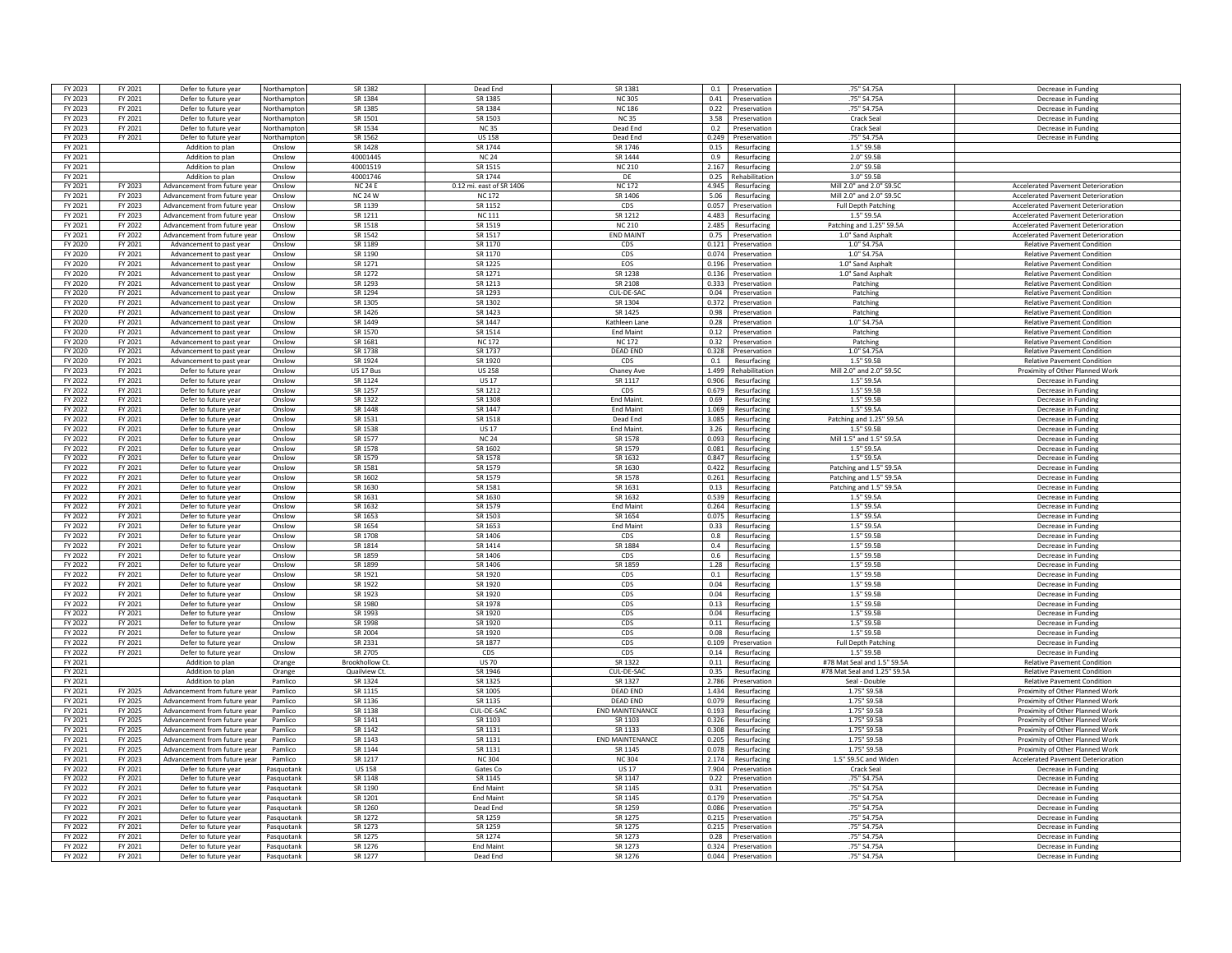| | | | | | | | | | | |
|---|---|---|---|---|---|---|---|---|---|---|
| FY 2023 | FY 2021 | Defer to future year | Northampton | SR 1382 | Dead End | SR 1381 | 0.1 | Preservation | .75" S4.75A | Decrease in Funding |
| FY 2023 | FY 2021 | Defer to future year | Northampton | SR 1384 | SR 1385 | NC 305 | 0.41 | Preservation | .75" S4.75A | Decrease in Funding |
| FY 2023 | FY 2021 | Defer to future year | Northampton | SR 1385 | SR 1384 | NC 186 | 0.22 | Preservation | .75" S4.75A | Decrease in Funding |
| FY 2023 | FY 2021 | Defer to future year | Northampton | SR 1501 | SR 1503 | NC 35 | 3.58 | Preservation | Crack Seal | Decrease in Funding |
| FY 2023 | FY 2021 | Defer to future year | Northampton | SR 1534 | NC 35 | Dead End | 0.2 | Preservation | Crack Seal | Decrease in Funding |
| FY 2023 | FY 2021 | Defer to future year | Northampton | SR 1562 | US 158 | Dead End | 0.249 | Preservation | .75" S4.75A | Decrease in Funding |
| FY 2021 | | Addition to plan | Onslow | SR 1428 | SR 1744 | SR 1746 | 0.15 | Resurfacing | 1.5" S9.5B | |
| FY 2021 | | Addition to plan | Onslow | 40001445 | NC 24 | SR 1444 | 0.9 | Resurfacing | 2.0" S9.5B | |
| FY 2021 | | Addition to plan | Onslow | 40001519 | SR 1515 | NC 210 | 2.167 | Resurfacing | 2.0" S9.5B | |
| FY 2021 | | Addition to plan | Onslow | 40001746 | SR 1744 | DE | 0.25 | Rehabilitation | 3.0" S9.5B | |
| FY 2021 | FY 2023 | Advancement from future year | Onslow | NC 24 E | 0.12 mi. east of SR 1406 | NC 172 | 4.945 | Resurfacing | Mill 2.0" and 2.0" S9.5C | Accelerated Pavement Deterioration |
| FY 2021 | FY 2023 | Advancement from future year | Onslow | NC 24 W | NC 172 | SR 1406 | 5.06 | Resurfacing | Mill 2.0" and 2.0" S9.5C | Accelerated Pavement Deterioration |
| FY 2021 | FY 2023 | Advancement from future year | Onslow | SR 1139 | SR 1152 | CDS | 0.057 | Preservation | Full Depth Patching | Accelerated Pavement Deterioration |
| FY 2021 | FY 2023 | Advancement from future year | Onslow | SR 1211 | NC 111 | SR 1212 | 4.483 | Resurfacing | 1.5" S9.5A | Accelerated Pavement Deterioration |
| FY 2021 | FY 2022 | Advancement from future year | Onslow | SR 1518 | SR 1519 | NC 210 | 2.485 | Resurfacing | Patching and 1.25" S9.5A | Accelerated Pavement Deterioration |
| FY 2021 | FY 2022 | Advancement from future year | Onslow | SR 1542 | SR 1517 | END MAINT | 0.75 | Preservation | 1.0" Sand Asphalt | Accelerated Pavement Deterioration |
| FY 2020 | FY 2021 | Advancement to past year | Onslow | SR 1189 | SR 1170 | CDS | 0.121 | Preservation | 1.0" S4.75A | Relative Pavement Condition |
| FY 2020 | FY 2021 | Advancement to past year | Onslow | SR 1190 | SR 1170 | CDS | 0.074 | Preservation | 1.0" S4.75A | Relative Pavement Condition |
| FY 2020 | FY 2021 | Advancement to past year | Onslow | SR 1271 | SR 1225 | EOS | 0.196 | Preservation | 1.0" Sand Asphalt | Relative Pavement Condition |
| FY 2020 | FY 2021 | Advancement to past year | Onslow | SR 1272 | SR 1271 | SR 1238 | 0.136 | Preservation | 1.0" Sand Asphalt | Relative Pavement Condition |
| FY 2020 | FY 2021 | Advancement to past year | Onslow | SR 1293 | SR 1213 | SR 2108 | 0.333 | Preservation | Patching | Relative Pavement Condition |
| FY 2020 | FY 2021 | Advancement to past year | Onslow | SR 1294 | SR 1293 | CUL-DE-SAC | 0.04 | Preservation | Patching | Relative Pavement Condition |
| FY 2020 | FY 2021 | Advancement to past year | Onslow | SR 1305 | SR 1302 | SR 1304 | 0.372 | Preservation | Patching | Relative Pavement Condition |
| FY 2020 | FY 2021 | Advancement to past year | Onslow | SR 1426 | SR 1423 | SR 1425 | 0.98 | Preservation | Patching | Relative Pavement Condition |
| FY 2020 | FY 2021 | Advancement to past year | Onslow | SR 1449 | SR 1447 | Kathleen Lane | 0.28 | Preservation | 1.0" S4.75A | Relative Pavement Condition |
| FY 2020 | FY 2021 | Advancement to past year | Onslow | SR 1570 | SR 1514 | End Maint | 0.12 | Preservation | Patching | Relative Pavement Condition |
| FY 2020 | FY 2021 | Advancement to past year | Onslow | SR 1681 | NC 172 | NC 172 | 0.32 | Preservation | Patching | Relative Pavement Condition |
| FY 2020 | FY 2021 | Advancement to past year | Onslow | SR 1738 | SR 1737 | DEAD END | 0.328 | Preservation | 1.0" S4.75A | Relative Pavement Condition |
| FY 2020 | FY 2021 | Advancement to past year | Onslow | SR 1924 | SR 1920 | CDS | 0.1 | Resurfacing | 1.5" S9.5B | Relative Pavement Condition |
| FY 2023 | FY 2021 | Defer to future year | Onslow | US 17 Bus | US 258 | Chaney Ave | 1.499 | Rehabilitation | Mill 2.0" and 2.0" S9.5C | Proximity of Other Planned Work |
| FY 2022 | FY 2021 | Defer to future year | Onslow | SR 1124 | US 17 | SR 1117 | 0.906 | Resurfacing | 1.5" S9.5A | Decrease in Funding |
| FY 2022 | FY 2021 | Defer to future year | Onslow | SR 1257 | SR 1212 | CDS | 0.679 | Resurfacing | 1.5" S9.5B | Decrease in Funding |
| FY 2022 | FY 2021 | Defer to future year | Onslow | SR 1322 | SR 1308 | End Maint. | 0.69 | Resurfacing | 1.5" S9.5B | Decrease in Funding |
| FY 2022 | FY 2021 | Defer to future year | Onslow | SR 1448 | SR 1447 | End Maint | 1.069 | Resurfacing | 1.5" S9.5A | Decrease in Funding |
| FY 2022 | FY 2021 | Defer to future year | Onslow | SR 1531 | SR 1518 | Dead End | 3.085 | Resurfacing | Patching and 1.25" S9.5A | Decrease in Funding |
| FY 2022 | FY 2021 | Defer to future year | Onslow | SR 1538 | US 17 | End Maint. | 3.26 | Resurfacing | 1.5" S9.5B | Decrease in Funding |
| FY 2022 | FY 2021 | Defer to future year | Onslow | SR 1577 | NC 24 | SR 1578 | 0.093 | Resurfacing | Mill 1.5" and 1.5" S9.5A | Decrease in Funding |
| FY 2022 | FY 2021 | Defer to future year | Onslow | SR 1578 | SR 1602 | SR 1579 | 0.081 | Resurfacing | 1.5" S9.5A | Decrease in Funding |
| FY 2022 | FY 2021 | Defer to future year | Onslow | SR 1579 | SR 1578 | SR 1632 | 0.847 | Resurfacing | 1.5" S9.5A | Decrease in Funding |
| FY 2022 | FY 2021 | Defer to future year | Onslow | SR 1581 | SR 1579 | SR 1630 | 0.422 | Resurfacing | Patching and 1.5" S9.5A | Decrease in Funding |
| FY 2022 | FY 2021 | Defer to future year | Onslow | SR 1602 | SR 1579 | SR 1578 | 0.261 | Resurfacing | Patching and 1.5" S9.5A | Decrease in Funding |
| FY 2022 | FY 2021 | Defer to future year | Onslow | SR 1630 | SR 1581 | SR 1631 | 0.13 | Resurfacing | Patching and 1.5" S9.5A | Decrease in Funding |
| FY 2022 | FY 2021 | Defer to future year | Onslow | SR 1631 | SR 1630 | SR 1632 | 0.539 | Resurfacing | 1.5" S9.5A | Decrease in Funding |
| FY 2022 | FY 2021 | Defer to future year | Onslow | SR 1632 | SR 1579 | End Maint | 0.264 | Resurfacing | 1.5" S9.5A | Decrease in Funding |
| FY 2022 | FY 2021 | Defer to future year | Onslow | SR 1653 | SR 1503 | SR 1654 | 0.075 | Resurfacing | 1.5" S9.5A | Decrease in Funding |
| FY 2022 | FY 2021 | Defer to future year | Onslow | SR 1654 | SR 1653 | End Maint | 0.33 | Resurfacing | 1.5" S9.5A | Decrease in Funding |
| FY 2022 | FY 2021 | Defer to future year | Onslow | SR 1708 | SR 1406 | CDS | 0.8 | Resurfacing | 1.5" S9.5B | Decrease in Funding |
| FY 2022 | FY 2021 | Defer to future year | Onslow | SR 1814 | SR 1414 | SR 1884 | 0.4 | Resurfacing | 1.5" S9.5B | Decrease in Funding |
| FY 2022 | FY 2021 | Defer to future year | Onslow | SR 1859 | SR 1406 | CDS | 0.6 | Resurfacing | 1.5" S9.5B | Decrease in Funding |
| FY 2022 | FY 2021 | Defer to future year | Onslow | SR 1899 | SR 1406 | SR 1859 | 1.28 | Resurfacing | 1.5" S9.5B | Decrease in Funding |
| FY 2022 | FY 2021 | Defer to future year | Onslow | SR 1921 | SR 1920 | CDS | 0.1 | Resurfacing | 1.5" S9.5B | Decrease in Funding |
| FY 2022 | FY 2021 | Defer to future year | Onslow | SR 1922 | SR 1920 | CDS | 0.04 | Resurfacing | 1.5" S9.5B | Decrease in Funding |
| FY 2022 | FY 2021 | Defer to future year | Onslow | SR 1923 | SR 1920 | CDS | 0.04 | Resurfacing | 1.5" S9.5B | Decrease in Funding |
| FY 2022 | FY 2021 | Defer to future year | Onslow | SR 1980 | SR 1978 | CDS | 0.13 | Resurfacing | 1.5" S9.5B | Decrease in Funding |
| FY 2022 | FY 2021 | Defer to future year | Onslow | SR 1993 | SR 1920 | CDS | 0.04 | Resurfacing | 1.5" S9.5B | Decrease in Funding |
| FY 2022 | FY 2021 | Defer to future year | Onslow | SR 1998 | SR 1920 | CDS | 0.11 | Resurfacing | 1.5" S9.5B | Decrease in Funding |
| FY 2022 | FY 2021 | Defer to future year | Onslow | SR 2004 | SR 1920 | CDS | 0.08 | Resurfacing | 1.5" S9.5B | Decrease in Funding |
| FY 2022 | FY 2021 | Defer to future year | Onslow | SR 2331 | SR 1877 | CDS | 0.109 | Preservation | Full Depth Patching | Decrease in Funding |
| FY 2022 | FY 2021 | Defer to future year | Onslow | SR 2705 | CDS | CDS | 0.14 | Resurfacing | 1.5" S9.5B | Decrease in Funding |
| FY 2021 | | Addition to plan | Orange | Brookhollow Ct. | US 70 | SR 1322 | 0.11 | Resurfacing | #78 Mat Seal and 1.5" S9.5A | Relative Pavement Condition |
| FY 2021 | | Addition to plan | Orange | Quailview Ct. | SR 1946 | CUL-DE-SAC | 0.35 | Resurfacing | #78 Mat Seal and 1.25" S9.5A | Relative Pavement Condition |
| FY 2021 | | Addition to plan | Pamlico | SR 1324 | SR 1325 | SR 1327 | 2.786 | Preservation | Seal - Double | Relative Pavement Condition |
| FY 2021 | FY 2025 | Advancement from future year | Pamlico | SR 1115 | SR 1005 | DEAD END | 1.434 | Resurfacing | 1.75" S9.5B | Proximity of Other Planned Work |
| FY 2021 | FY 2025 | Advancement from future year | Pamlico | SR 1136 | SR 1135 | DEAD END | 0.079 | Resurfacing | 1.75" S9.5B | Proximity of Other Planned Work |
| FY 2021 | FY 2025 | Advancement from future year | Pamlico | SR 1138 | CUL-DE-SAC | END MAINTENANCE | 0.193 | Resurfacing | 1.75" S9.5B | Proximity of Other Planned Work |
| FY 2021 | FY 2025 | Advancement from future year | Pamlico | SR 1141 | SR 1103 | SR 1103 | 0.326 | Resurfacing | 1.75" S9.5B | Proximity of Other Planned Work |
| FY 2021 | FY 2025 | Advancement from future year | Pamlico | SR 1142 | SR 1131 | SR 1133 | 0.308 | Resurfacing | 1.75" S9.5B | Proximity of Other Planned Work |
| FY 2021 | FY 2025 | Advancement from future year | Pamlico | SR 1143 | SR 1131 | END MAINTENANCE | 0.205 | Resurfacing | 1.75" S9.5B | Proximity of Other Planned Work |
| FY 2021 | FY 2025 | Advancement from future year | Pamlico | SR 1144 | SR 1131 | SR 1145 | 0.078 | Resurfacing | 1.75" S9.5B | Proximity of Other Planned Work |
| FY 2021 | FY 2023 | Advancement from future year | Pamlico | SR 1217 | NC 304 | NC 304 | 2.174 | Resurfacing | 1.5" S9.5C and Widen | Accelerated Pavement Deterioration |
| FY 2022 | FY 2021 | Defer to future year | Pasquotank | US 158 | Gates Co | US 17 | 7.904 | Preservation | Crack Seal | Decrease in Funding |
| FY 2022 | FY 2021 | Defer to future year | Pasquotank | SR 1148 | SR 1145 | SR 1147 | 0.22 | Preservation | .75" S4.75A | Decrease in Funding |
| FY 2022 | FY 2021 | Defer to future year | Pasquotank | SR 1190 | End Maint | SR 1145 | 0.31 | Preservation | .75" S4.75A | Decrease in Funding |
| FY 2022 | FY 2021 | Defer to future year | Pasquotank | SR 1201 | End Maint | SR 1145 | 0.179 | Preservation | .75" S4.75A | Decrease in Funding |
| FY 2022 | FY 2021 | Defer to future year | Pasquotank | SR 1260 | Dead End | SR 1259 | 0.086 | Preservation | .75" S4.75A | Decrease in Funding |
| FY 2022 | FY 2021 | Defer to future year | Pasquotank | SR 1272 | SR 1259 | SR 1275 | 0.215 | Preservation | .75" S4.75A | Decrease in Funding |
| FY 2022 | FY 2021 | Defer to future year | Pasquotank | SR 1273 | SR 1259 | SR 1275 | 0.215 | Preservation | .75" S4.75A | Decrease in Funding |
| FY 2022 | FY 2021 | Defer to future year | Pasquotank | SR 1275 | SR 1274 | SR 1273 | 0.28 | Preservation | .75" S4.75A | Decrease in Funding |
| FY 2022 | FY 2021 | Defer to future year | Pasquotank | SR 1276 | End Maint | SR 1273 | 0.324 | Preservation | .75" S4.75A | Decrease in Funding |
| FY 2022 | FY 2021 | Defer to future year | Pasquotank | SR 1277 | Dead End | SR 1276 | 0.044 | Preservation | .75" S4.75A | Decrease in Funding |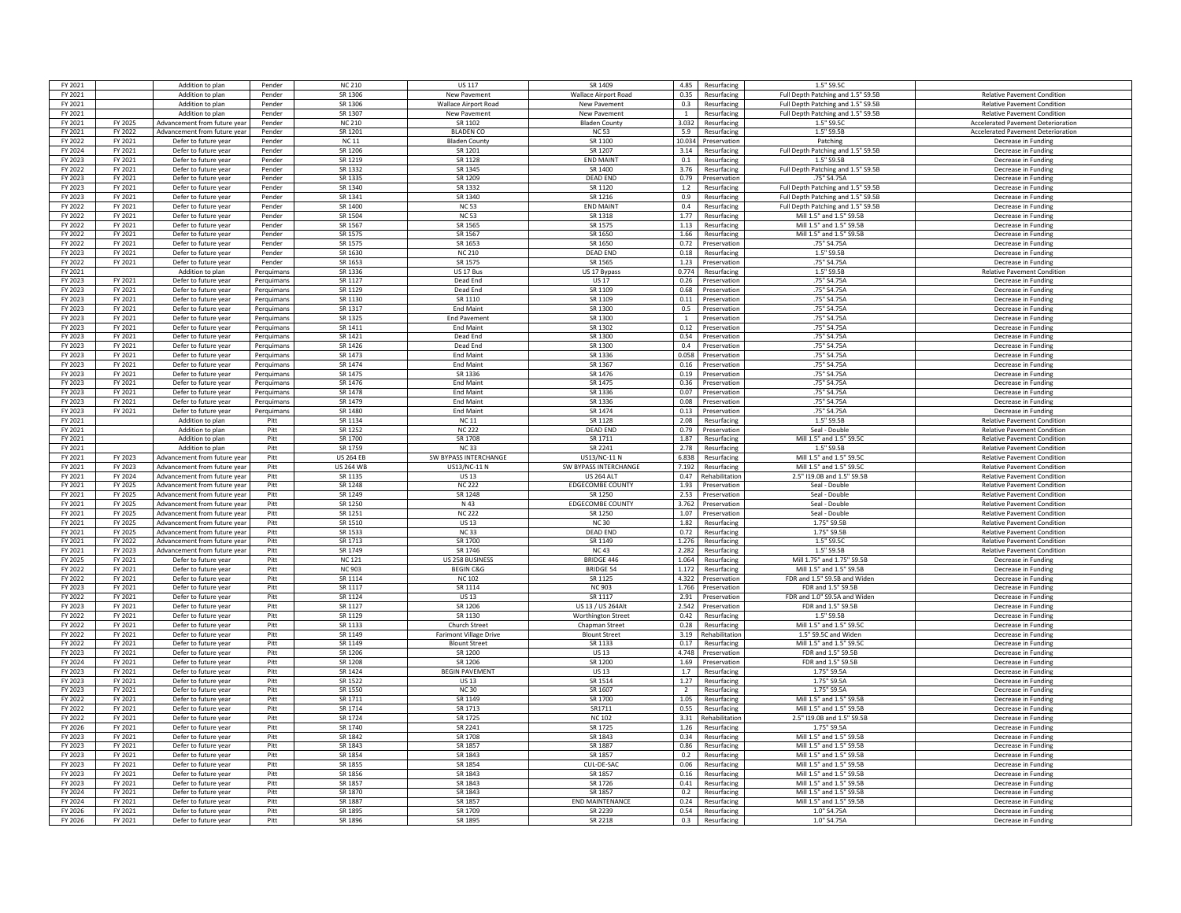| | | | | | | | | | | |
|---|---|---|---|---|---|---|---|---|---|---|
| FY 2021 | | Addition to plan | Pender | NC 210 | US 117 | SR 1409 | 4.85 | Resurfacing | 1.5" S9.5C | |
| FY 2021 | | Addition to plan | Pender | SR 1306 | New Pavement | Wallace Airport Road | 0.35 | Resurfacing | Full Depth Patching and 1.5" S9.5B | Relative Pavement Condition |
| FY 2021 | | Addition to plan | Pender | SR 1306 | Wallace Airport Road | New Pavement | 0.3 | Resurfacing | Full Depth Patching and 1.5" S9.5B | Relative Pavement Condition |
| FY 2021 | | Addition to plan | Pender | SR 1307 | New Pavement | Wallace Airport Road | 1 | Resurfacing | Full Depth Patching and 1.5" S9.5B | Relative Pavement Condition |
| FY 2021 | FY 2025 | Advancement from future year | Pender | NC 210 | SR 1102 | Bladen County | 3.032 | Resurfacing | 1.5" S9.5C | Accelerated Pavement Deterioration |
| FY 2021 | FY 2022 | Advancement from future year | Pender | SR 1201 | BLADEN CO | NC 53 | 5.9 | Resurfacing | 1.5" S9.5B | Accelerated Pavement Deterioration |
| FY 2022 | FY 2021 | Defer to future year | Pender | NC 11 | Bladen County | SR 1100 | 10.034 | Preservation | Patching | Decrease in Funding |
| FY 2024 | FY 2021 | Defer to future year | Pender | SR 1206 | SR 1201 | SR 1207 | 3.14 | Resurfacing | Full Depth Patching and 1.5" S9.5B | Decrease in Funding |
| FY 2023 | FY 2021 | Defer to future year | Pender | SR 1219 | SR 1128 | END MAINT | 0.1 | Resurfacing | 1.5" S9.5B | Decrease in Funding |
| FY 2022 | FY 2021 | Defer to future year | Pender | SR 1332 | SR 1345 | SR 1400 | 3.76 | Resurfacing | Full Depth Patching and 1.5" S9.5B | Decrease in Funding |
| FY 2023 | FY 2021 | Defer to future year | Pender | SR 1335 | SR 1209 | DEAD END | 0.79 | Preservation | .75" S4.75A | Decrease in Funding |
| FY 2023 | FY 2021 | Defer to future year | Pender | SR 1340 | SR 1332 | SR 1120 | 1.2 | Resurfacing | Full Depth Patching and 1.5" S9.5B | Decrease in Funding |
| FY 2023 | FY 2021 | Defer to future year | Pender | SR 1341 | SR 1340 | SR 1216 | 0.9 | Resurfacing | Full Depth Patching and 1.5" S9.5B | Decrease in Funding |
| FY 2022 | FY 2021 | Defer to future year | Pender | SR 1400 | NC 53 | END MAINT | 0.4 | Resurfacing | Full Depth Patching and 1.5" S9.5B | Decrease in Funding |
| FY 2022 | FY 2021 | Defer to future year | Pender | SR 1504 | NC 53 | SR 1318 | 1.77 | Resurfacing | Mill 1.5" and 1.5" S9.5B | Decrease in Funding |
| FY 2022 | FY 2021 | Defer to future year | Pender | SR 1567 | SR 1565 | SR 1575 | 1.13 | Resurfacing | Mill 1.5" and 1.5" S9.5B | Decrease in Funding |
| FY 2022 | FY 2021 | Defer to future year | Pender | SR 1575 | SR 1567 | SR 1650 | 1.66 | Resurfacing | Mill 1.5" and 1.5" S9.5B | Decrease in Funding |
| FY 2022 | FY 2021 | Defer to future year | Pender | SR 1575 | SR 1653 | SR 1650 | 0.72 | Preservation | .75" S4.75A | Decrease in Funding |
| FY 2023 | FY 2021 | Defer to future year | Pender | SR 1630 | NC 210 | DEAD END | 0.18 | Resurfacing | 1.5" S9.5B | Decrease in Funding |
| FY 2022 | FY 2021 | Defer to future year | Pender | SR 1653 | SR 1575 | SR 1565 | 1.23 | Preservation | .75" S4.75A | Decrease in Funding |
| FY 2021 | | Addition to plan | Perquimans | SR 1336 | US 17 Bus | US 17 Bypass | 0.774 | Resurfacing | 1.5" S9.5B | Relative Pavement Condition |
| FY 2023 | FY 2021 | Defer to future year | Perquimans | SR 1127 | Dead End | US 17 | 0.26 | Preservation | .75" S4.75A | Decrease in Funding |
| FY 2023 | FY 2021 | Defer to future year | Perquimans | SR 1129 | Dead End | SR 1109 | 0.68 | Preservation | .75" S4.75A | Decrease in Funding |
| FY 2023 | FY 2021 | Defer to future year | Perquimans | SR 1130 | SR 1110 | SR 1109 | 0.11 | Preservation | .75" S4.75A | Decrease in Funding |
| FY 2023 | FY 2021 | Defer to future year | Perquimans | SR 1317 | End Maint | SR 1300 | 0.5 | Preservation | .75" S4.75A | Decrease in Funding |
| FY 2023 | FY 2021 | Defer to future year | Perquimans | SR 1325 | End Pavement | SR 1300 | 1 | Preservation | .75" S4.75A | Decrease in Funding |
| FY 2023 | FY 2021 | Defer to future year | Perquimans | SR 1411 | End Maint | SR 1302 | 0.12 | Preservation | .75" S4.75A | Decrease in Funding |
| FY 2023 | FY 2021 | Defer to future year | Perquimans | SR 1421 | Dead End | SR 1300 | 0.54 | Preservation | .75" S4.75A | Decrease in Funding |
| FY 2023 | FY 2021 | Defer to future year | Perquimans | SR 1426 | Dead End | SR 1300 | 0.4 | Preservation | .75" S4.75A | Decrease in Funding |
| FY 2023 | FY 2021 | Defer to future year | Perquimans | SR 1473 | End Maint | SR 1336 | 0.058 | Preservation | .75" S4.75A | Decrease in Funding |
| FY 2023 | FY 2021 | Defer to future year | Perquimans | SR 1474 | End Maint | SR 1367 | 0.16 | Preservation | .75" S4.75A | Decrease in Funding |
| FY 2023 | FY 2021 | Defer to future year | Perquimans | SR 1475 | End Maint | SR 1336 | 0.19 | Preservation | .75" S4.75A | Decrease in Funding |
| FY 2023 | FY 2021 | Defer to future year | Perquimans | SR 1476 | End Maint | SR 1475 | 0.36 | Preservation | .75" S4.75A | Decrease in Funding |
| FY 2023 | FY 2021 | Defer to future year | Perquimans | SR 1478 | End Maint | SR 1336 | 0.07 | Preservation | .75" S4.75A | Decrease in Funding |
| FY 2023 | FY 2021 | Defer to future year | Perquimans | SR 1479 | End Maint | SR 1336 | 0.08 | Preservation | .75" S4.75A | Decrease in Funding |
| FY 2023 | FY 2021 | Defer to future year | Perquimans | SR 1480 | End Maint | SR 1474 | 0.13 | Preservation | .75" S4.75A | Decrease in Funding |
| FY 2021 | | Addition to plan | Pitt | SR 1134 | NC 11 | SR 1128 | 2.08 | Resurfacing | 1.5" S9.5B | Relative Pavement Condition |
| FY 2021 | | Addition to plan | Pitt | SR 1252 | NC 222 | DEAD END | 0.79 | Preservation | Seal - Double | Relative Pavement Condition |
| FY 2021 | | Addition to plan | Pitt | SR 1700 | SR 1708 | SR 1711 | 1.87 | Resurfacing | Mill 1.5" and 1.5" S9.5C | Relative Pavement Condition |
| FY 2021 | | Addition to plan | Pitt | SR 1759 | NC 33 | SR 2241 | 2.78 | Resurfacing | 1.5" S9.5B | Relative Pavement Condition |
| FY 2021 | FY 2023 | Advancement from future year | Pitt | US 264 EB | SW BYPASS INTERCHANGE | US13/NC-11 N | 6.838 | Resurfacing | Mill 1.5" and 1.5" S9.5C | Relative Pavement Condition |
| FY 2021 | FY 2023 | Advancement from future year | Pitt | US 264 WB | US13/NC-11 N | SW BYPASS INTERCHANGE | 7.192 | Resurfacing | Mill 1.5" and 1.5" S9.5C | Relative Pavement Condition |
| FY 2021 | FY 2024 | Advancement from future year | Pitt | SR 1135 | US 13 | US 264 ALT | 0.47 | Rehabilitation | 2.5" I19.0B and 1.5" S9.5B | Relative Pavement Condition |
| FY 2021 | FY 2025 | Advancement from future year | Pitt | SR 1248 | NC 222 | EDGECOMBE COUNTY | 1.93 | Preservation | Seal - Double | Relative Pavement Condition |
| FY 2021 | FY 2025 | Advancement from future year | Pitt | SR 1249 | SR 1248 | SR 1250 | 2.53 | Preservation | Seal - Double | Relative Pavement Condition |
| FY 2021 | FY 2025 | Advancement from future year | Pitt | SR 1250 | N 43 | EDGECOMBE COUNTY | 3.762 | Preservation | Seal - Double | Relative Pavement Condition |
| FY 2021 | FY 2025 | Advancement from future year | Pitt | SR 1251 | NC 222 | SR 1250 | 1.07 | Preservation | Seal - Double | Relative Pavement Condition |
| FY 2021 | FY 2025 | Advancement from future year | Pitt | SR 1510 | US 13 | NC 30 | 1.82 | Resurfacing | 1.75" S9.5B | Relative Pavement Condition |
| FY 2021 | FY 2025 | Advancement from future year | Pitt | SR 1533 | NC 33 | DEAD END | 0.72 | Resurfacing | 1.75" S9.5B | Relative Pavement Condition |
| FY 2021 | FY 2022 | Advancement from future year | Pitt | SR 1713 | SR 1700 | SR 1149 | 1.276 | Resurfacing | 1.5" S9.5C | Relative Pavement Condition |
| FY 2021 | FY 2023 | Advancement from future year | Pitt | SR 1749 | SR 1746 | NC 43 | 2.282 | Resurfacing | 1.5" S9.5B | Relative Pavement Condition |
| FY 2025 | FY 2021 | Defer to future year | Pitt | NC 121 | US 258 BUSINESS | BRIDGE 446 | 1.064 | Resurfacing | Mill 1.75" and 1.75" S9.5B | Decrease in Funding |
| FY 2022 | FY 2021 | Defer to future year | Pitt | NC 903 | BEGIN C&G | BRIDGE 54 | 1.172 | Resurfacing | Mill 1.5" and 1.5" S9.5B | Decrease in Funding |
| FY 2022 | FY 2021 | Defer to future year | Pitt | SR 1114 | NC 102 | SR 1125 | 4.322 | Preservation | FDR and 1.5" S9.5B and Widen | Decrease in Funding |
| FY 2023 | FY 2021 | Defer to future year | Pitt | SR 1117 | SR 1114 | NC 903 | 1.766 | Preservation | FDR and 1.5" S9.5B | Decrease in Funding |
| FY 2022 | FY 2021 | Defer to future year | Pitt | SR 1124 | US 13 | SR 1117 | 2.91 | Preservation | FDR and 1.0" S9.5A and Widen | Decrease in Funding |
| FY 2023 | FY 2021 | Defer to future year | Pitt | SR 1127 | SR 1206 | US 13 / US 264Alt | 2.542 | Preservation | FDR and 1.5" S9.5B | Decrease in Funding |
| FY 2022 | FY 2021 | Defer to future year | Pitt | SR 1129 | SR 1130 | Worthington Street | 0.42 | Resurfacing | 1.5" S9.5B | Decrease in Funding |
| FY 2022 | FY 2021 | Defer to future year | Pitt | SR 1133 | Church Street | Chapman Street | 0.28 | Resurfacing | Mill 1.5" and 1.5" S9.5C | Decrease in Funding |
| FY 2022 | FY 2021 | Defer to future year | Pitt | SR 1149 | Farimont Village Drive | Blount Street | 3.19 | Rehabilitation | 1.5" S9.5C and Widen | Decrease in Funding |
| FY 2022 | FY 2021 | Defer to future year | Pitt | SR 1149 | Blount Street | SR 1133 | 0.17 | Resurfacing | Mill 1.5" and 1.5" S9.5C | Decrease in Funding |
| FY 2023 | FY 2021 | Defer to future year | Pitt | SR 1206 | SR 1200 | US 13 | 4.748 | Preservation | FDR and 1.5" S9.5B | Decrease in Funding |
| FY 2024 | FY 2021 | Defer to future year | Pitt | SR 1208 | SR 1206 | SR 1200 | 1.69 | Preservation | FDR and 1.5" S9.5B | Decrease in Funding |
| FY 2023 | FY 2021 | Defer to future year | Pitt | SR 1424 | BEGIN PAVEMENT | US 13 | 1.7 | Resurfacing | 1.75" S9.5A | Decrease in Funding |
| FY 2023 | FY 2021 | Defer to future year | Pitt | SR 1522 | US 13 | SR 1514 | 1.27 | Resurfacing | 1.75" S9.5A | Decrease in Funding |
| FY 2023 | FY 2021 | Defer to future year | Pitt | SR 1550 | NC 30 | SR 1607 | 2 | Resurfacing | 1.75" S9.5A | Decrease in Funding |
| FY 2022 | FY 2021 | Defer to future year | Pitt | SR 1711 | SR 1149 | SR 1700 | 1.05 | Resurfacing | Mill 1.5" and 1.5" S9.5B | Decrease in Funding |
| FY 2022 | FY 2021 | Defer to future year | Pitt | SR 1714 | SR 1713 | SR1711 | 0.55 | Resurfacing | Mill 1.5" and 1.5" S9.5B | Decrease in Funding |
| FY 2022 | FY 2021 | Defer to future year | Pitt | SR 1724 | SR 1725 | NC 102 | 3.31 | Rehabilitation | 2.5" I19.0B and 1.5" S9.5B | Decrease in Funding |
| FY 2026 | FY 2021 | Defer to future year | Pitt | SR 1740 | SR 2241 | SR 1725 | 1.26 | Resurfacing | 1.75" S9.5A | Decrease in Funding |
| FY 2023 | FY 2021 | Defer to future year | Pitt | SR 1842 | SR 1708 | SR 1843 | 0.34 | Resurfacing | Mill 1.5" and 1.5" S9.5B | Decrease in Funding |
| FY 2023 | FY 2021 | Defer to future year | Pitt | SR 1843 | SR 1857 | SR 1887 | 0.86 | Resurfacing | Mill 1.5" and 1.5" S9.5B | Decrease in Funding |
| FY 2023 | FY 2021 | Defer to future year | Pitt | SR 1854 | SR 1843 | SR 1857 | 0.2 | Resurfacing | Mill 1.5" and 1.5" S9.5B | Decrease in Funding |
| FY 2023 | FY 2021 | Defer to future year | Pitt | SR 1855 | SR 1854 | CUL-DE-SAC | 0.06 | Resurfacing | Mill 1.5" and 1.5" S9.5B | Decrease in Funding |
| FY 2023 | FY 2021 | Defer to future year | Pitt | SR 1856 | SR 1843 | SR 1857 | 0.16 | Resurfacing | Mill 1.5" and 1.5" S9.5B | Decrease in Funding |
| FY 2023 | FY 2021 | Defer to future year | Pitt | SR 1857 | SR 1843 | SR 1726 | 0.41 | Resurfacing | Mill 1.5" and 1.5" S9.5B | Decrease in Funding |
| FY 2024 | FY 2021 | Defer to future year | Pitt | SR 1870 | SR 1843 | SR 1857 | 0.2 | Resurfacing | Mill 1.5" and 1.5" S9.5B | Decrease in Funding |
| FY 2024 | FY 2021 | Defer to future year | Pitt | SR 1887 | SR 1857 | END MAINTENANCE | 0.24 | Resurfacing | Mill 1.5" and 1.5" S9.5B | Decrease in Funding |
| FY 2026 | FY 2021 | Defer to future year | Pitt | SR 1895 | SR 1709 | SR 2239 | 0.54 | Resurfacing | 1.0" S4.75A | Decrease in Funding |
| FY 2026 | FY 2021 | Defer to future year | Pitt | SR 1896 | SR 1895 | SR 2218 | 0.3 | Resurfacing | 1.0" S4.75A | Decrease in Funding |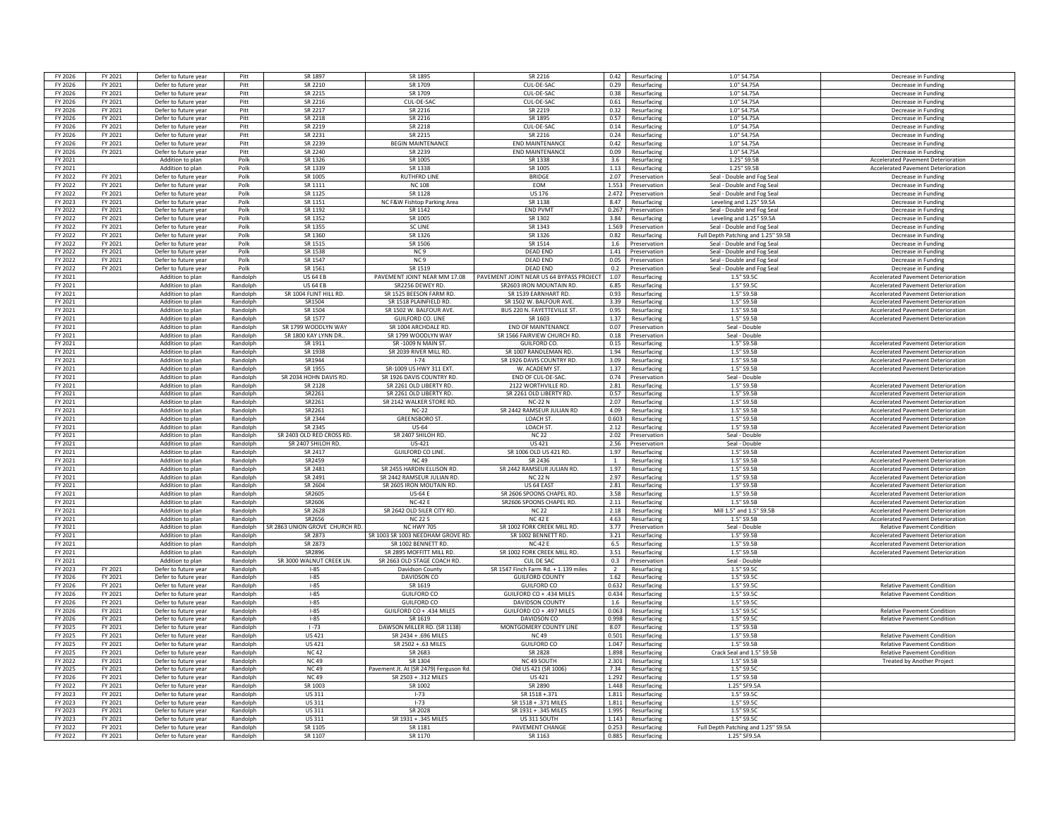| | | | | | | | | | | |
|---|---|---|---|---|---|---|---|---|---|---|
| FY 2026 | FY 2021 | Defer to future year | Pitt | SR 1897 | SR 1895 | SR 2216 | 0.42 | Resurfacing | 1.0" S4.75A | Decrease in Funding |
| FY 2026 | FY 2021 | Defer to future year | Pitt | SR 2210 | SR 1709 | CUL-DE-SAC | 0.29 | Resurfacing | 1.0" S4.75A | Decrease in Funding |
| FY 2026 | FY 2021 | Defer to future year | Pitt | SR 2215 | SR 1709 | CUL-DE-SAC | 0.38 | Resurfacing | 1.0" S4.75A | Decrease in Funding |
| FY 2026 | FY 2021 | Defer to future year | Pitt | SR 2216 | CUL-DE-SAC | CUL-DE-SAC | 0.61 | Resurfacing | 1.0" S4.75A | Decrease in Funding |
| FY 2026 | FY 2021 | Defer to future year | Pitt | SR 2217 | SR 2216 | SR 2219 | 0.32 | Resurfacing | 1.0" S4.75A | Decrease in Funding |
| FY 2026 | FY 2021 | Defer to future year | Pitt | SR 2218 | SR 2216 | SR 1895 | 0.57 | Resurfacing | 1.0" S4.75A | Decrease in Funding |
| FY 2026 | FY 2021 | Defer to future year | Pitt | SR 2219 | SR 2218 | CUL-DE-SAC | 0.14 | Resurfacing | 1.0" S4.75A | Decrease in Funding |
| FY 2026 | FY 2021 | Defer to future year | Pitt | SR 2231 | SR 2215 | SR 2216 | 0.24 | Resurfacing | 1.0" S4.75A | Decrease in Funding |
| FY 2026 | FY 2021 | Defer to future year | Pitt | SR 2239 | BEGIN MAINTENANCE | END MAINTENANCE | 0.42 | Resurfacing | 1.0" S4.75A | Decrease in Funding |
| FY 2026 | FY 2021 | Defer to future year | Pitt | SR 2240 | SR 2239 | END MAINTENANCE | 0.09 | Resurfacing | 1.0" S4.75A | Decrease in Funding |
| FY 2021 | | Addition to plan | Polk | SR 1326 | SR 1005 | SR 1338 | 3.6 | Resurfacing | 1.25" S9.5B | Accelerated Pavement Deterioration |
| FY 2021 | | Addition to plan | Polk | SR 1339 | SR 1338 | SR 1005 | 1.13 | Resurfacing | 1.25" S9.5B | Accelerated Pavement Deterioration |
| FY 2022 | FY 2021 | Defer to future year | Polk | SR 1005 | RUTHFRD LINE | BRIDGE | 2.07 | Preservation | Seal - Double and Fog Seal | Decrease in Funding |
| FY 2022 | FY 2021 | Defer to future year | Polk | SR 1111 | NC 108 | EOM | 1.553 | Preservation | Seal - Double and Fog Seal | Decrease in Funding |
| FY 2022 | FY 2021 | Defer to future year | Polk | SR 1125 | SR 1128 | US 176 | 2.472 | Preservation | Seal - Double and Fog Seal | Decrease in Funding |
| FY 2023 | FY 2021 | Defer to future year | Polk | SR 1151 | NC F&W Fishtop Parking Area | SR 1138 | 8.47 | Resurfacing | Leveling and 1.25" S9.5A | Decrease in Funding |
| FY 2022 | FY 2021 | Defer to future year | Polk | SR 1192 | SR 1142 | END PVMT | 0.267 | Preservation | Seal - Double and Fog Seal | Decrease in Funding |
| FY 2022 | FY 2021 | Defer to future year | Polk | SR 1352 | SR 1005 | SR 1302 | 3.84 | Resurfacing | Leveling and 1.25" S9.5A | Decrease in Funding |
| FY 2022 | FY 2021 | Defer to future year | Polk | SR 1355 | SC LINE | SR 1343 | 1.569 | Preservation | Seal - Double and Fog Seal | Decrease in Funding |
| FY 2022 | FY 2021 | Defer to future year | Polk | SR 1360 | SR 1326 | SR 1326 | 0.82 | Resurfacing | Full Depth Patching and 1.25" S9.5B | Decrease in Funding |
| FY 2022 | FY 2021 | Defer to future year | Polk | SR 1515 | SR 1506 | SR 1514 | 1.6 | Preservation | Seal - Double and Fog Seal | Decrease in Funding |
| FY 2022 | FY 2021 | Defer to future year | Polk | SR 1538 | NC 9 | DEAD END | 1.41 | Preservation | Seal - Double and Fog Seal | Decrease in Funding |
| FY 2022 | FY 2021 | Defer to future year | Polk | SR 1547 | NC 9 | DEAD END | 0.05 | Preservation | Seal - Double and Fog Seal | Decrease in Funding |
| FY 2022 | FY 2021 | Defer to future year | Polk | SR 1561 | SR 1519 | DEAD END | 0.2 | Preservation | Seal - Double and Fog Seal | Decrease in Funding |
| FY 2021 | | Addition to plan | Randolph | US 64 EB | PAVEMENT JOINT NEAR MM 17.08 | PAVEMENT JOINT NEAR US 64 BYPASS PROJECT | 1.07 | Resurfacing | 1.5" S9.5C | Accelerated Pavement Deterioration |
| FY 2021 | | Addition to plan | Randolph | US 64 EB | SR2256 DEWEY RD. | SR2603 IRON MOUNTAIN RD. | 6.85 | Resurfacing | 1.5" S9.5C | Accelerated Pavement Deterioration |
| FY 2021 | | Addition to plan | Randolph | SR 1004 FLINT HILL RD. | SR 1525 BEESON FARM RD. | SR 1539 EARNHART RD. | 0.93 | Resurfacing | 1.5" S9.5B | Accelerated Pavement Deterioration |
| FY 2021 | | Addition to plan | Randolph | SR1504 | SR 1518 PLAINFIELD RD. | SR 1502 W. BALFOUR AVE. | 3.39 | Resurfacing | 1.5" S9.5B | Accelerated Pavement Deterioration |
| FY 2021 | | Addition to plan | Randolph | SR 1504 | SR 1502 W. BALFOUR AVE. | BUS 220 N. FAYETTEVILLE ST. | 0.95 | Resurfacing | 1.5" S9.5B | Accelerated Pavement Deterioration |
| FY 2021 | | Addition to plan | Randolph | SR 1577 | GUILFORD CO. LINE | SR 1603 | 1.37 | Resurfacing | 1.5" S9.5B | Accelerated Pavement Deterioration |
| FY 2021 | | Addition to plan | Randolph | SR 1799 WOODLYN WAY | SR 1004 ARCHDALE RD. | END OF MAINTENANCE | 0.07 | Preservation | Seal - Double | |
| FY 2021 | | Addition to plan | Randolph | SR 1800 KAY LYNN DR.. | SR 1799 WOODLYN WAY | SR 1566 FAIRVIEW CHURCH RD. | 0.18 | Preservation | Seal - Double | |
| FY 2021 | | Addition to plan | Randolph | SR 1911 | SR -1009 N MAIN ST. | GUILFORD CO. | 0.15 | Resurfacing | 1.5" S9.5B | Accelerated Pavement Deterioration |
| FY 2021 | | Addition to plan | Randolph | SR 1938 | SR 2039 RIVER MILL RD. | SR 1007 RANDLEMAN RD. | 1.94 | Resurfacing | 1.5" S9.5B | Accelerated Pavement Deterioration |
| FY 2021 | | Addition to plan | Randolph | SR1944 | I-74 | SR 1926 DAVIS COUNTRY RD. | 3.09 | Resurfacing | 1.5" S9.5B | Accelerated Pavement Deterioration |
| FY 2021 | | Addition to plan | Randolph | SR 1955 | SR-1009 US HWY 311 EXT. | W. ACADEMY ST. | 1.37 | Resurfacing | 1.5" S9.5B | Accelerated Pavement Deterioration |
| FY 2021 | | Addition to plan | Randolph | SR 2034 HOHN DAVIS RD. | SR 1926 DAVIS COUNTRY RD. | END OF CUL-DE-SAC. | 0.74 | Preservation | Seal - Double | |
| FY 2021 | | Addition to plan | Randolph | SR 2128 | SR 2261 OLD LIBERTY RD. | 2122 WORTHVILLE RD. | 2.81 | Resurfacing | 1.5" S9.5B | Accelerated Pavement Deterioration |
| FY 2021 | | Addition to plan | Randolph | SR2261 | SR 2261 OLD LIBERTY RD. | SR 2261 OLD LIBERTY RD. | 0.57 | Resurfacing | 1.5" S9.5B | Accelerated Pavement Deterioration |
| FY 2021 | | Addition to plan | Randolph | SR2261 | SR 2142 WALKER STORE RD. | NC-22 N | 2.07 | Resurfacing | 1.5" S9.5B | Accelerated Pavement Deterioration |
| FY 2021 | | Addition to plan | Randolph | SR2261 | NC-22 | SR 2442 RAMSEUR JULIAN RD | 4.09 | Resurfacing | 1.5" S9.5B | Accelerated Pavement Deterioration |
| FY 2021 | | Addition to plan | Randolph | SR 2344 | GREENSBORO ST. | LOACH ST. | 0.603 | Resurfacing | 1.5" S9.5B | Accelerated Pavement Deterioration |
| FY 2021 | | Addition to plan | Randolph | SR 2345 | US-64 | LOACH ST. | 2.12 | Resurfacing | 1.5" S9.5B | Accelerated Pavement Deterioration |
| FY 2021 | | Addition to plan | Randolph | SR 2403 OLD RED CROSS RD. | SR 2407 SHILOH RD. | NC 22 | 2.02 | Preservation | Seal - Double | |
| FY 2021 | | Addition to plan | Randolph | SR 2407 SHILOH RD. | US-421 | US 421 | 2.56 | Preservation | Seal - Double | |
| FY 2021 | | Addition to plan | Randolph | SR 2417 | GUILFORD CO LINE. | SR 1006 OLD US 421 RD. | 1.97 | Resurfacing | 1.5" S9.5B | Accelerated Pavement Deterioration |
| FY 2021 | | Addition to plan | Randolph | SR2459 | NC 49 | SR 2436 | 1 | Resurfacing | 1.5" S9.5B | Accelerated Pavement Deterioration |
| FY 2021 | | Addition to plan | Randolph | SR 2481 | SR 2455 HARDIN ELLISON RD. | SR 2442 RAMSEUR JULIAN RD. | 1.97 | Resurfacing | 1.5" S9.5B | Accelerated Pavement Deterioration |
| FY 2021 | | Addition to plan | Randolph | SR 2491 | SR 2442 RAMSEUR JULIAN RD. | NC 22 N | 2.97 | Resurfacing | 1.5" S9.5B | Accelerated Pavement Deterioration |
| FY 2021 | | Addition to plan | Randolph | SR 2604 | SR 2605 IRON MOUTAIN RD. | US 64 EAST | 2.81 | Resurfacing | 1.5" S9.5B | Accelerated Pavement Deterioration |
| FY 2021 | | Addition to plan | Randolph | SR2605 | US-64 E | SR 2606 SPOONS CHAPEL RD. | 3.58 | Resurfacing | 1.5" S9.5B | Accelerated Pavement Deterioration |
| FY 2021 | | Addition to plan | Randolph | SR2606 | NC-42 E | SR2606 SPOONS CHAPEL RD. | 2.11 | Resurfacing | 1.5" S9.5B | Accelerated Pavement Deterioration |
| FY 2021 | | Addition to plan | Randolph | SR 2628 | SR 2642 OLD SILER CITY RD. | NC 22 | 2.18 | Resurfacing | Mill 1.5" and 1.5" S9.5B | Accelerated Pavement Deterioration |
| FY 2021 | | Addition to plan | Randolph | SR2656 | NC 22 S | NC 42 E | 4.63 | Resurfacing | 1.5" S9.5B | Accelerated Pavement Deterioration |
| FY 2021 | | Addition to plan | Randolph | SR 2863 UNION GROVE CHURCH RD. | NC HWY 705 | SR 1002 FORK CREEK MILL RD. | 3.77 | Preservation | Seal - Double | Relative Pavement Condition |
| FY 2021 | | Addition to plan | Randolph | SR 2873 | SR 1003 SR 1003 NEEDHAM GROVE RD. | SR 1002 BENNETT RD. | 3.21 | Resurfacing | 1.5" S9.5B | Accelerated Pavement Deterioration |
| FY 2021 | | Addition to plan | Randolph | SR 2873 | SR 1002 BENNETT RD. | NC-42 E | 6.5 | Resurfacing | 1.5" S9.5B | Accelerated Pavement Deterioration |
| FY 2021 | | Addition to plan | Randolph | SR2896 | SR 2895 MOFFITT MILL RD. | SR 1002 FORK CREEK MILL RD. | 3.51 | Resurfacing | 1.5" S9.5B | Accelerated Pavement Deterioration |
| FY 2021 | | Addition to plan | Randolph | SR 3000 WALNUT CREEK LN. | SR 2663 OLD STAGE COACH RD. | CUL DE SAC | 0.3 | Preservation | Seal - Double | |
| FY 2023 | FY 2021 | Defer to future year | Randolph | I-85 | Davidson County | SR 1547 Finch Farm Rd. + 1.139 miles | 2 | Resurfacing | 1.5" S9.5C | |
| FY 2026 | FY 2021 | Defer to future year | Randolph | I-85 | DAVIDSON CO | GUILFORD COUNTY | 1.62 | Resurfacing | 1.5" S9.5C | |
| FY 2026 | FY 2021 | Defer to future year | Randolph | I-85 | SR 1619 | GUILFORD CO | 0.632 | Resurfacing | 1.5" S9.5C | Relative Pavement Condition |
| FY 2026 | FY 2021 | Defer to future year | Randolph | I-85 | GUILFORD CO | GUILFORD CO + .434 MILES | 0.434 | Resurfacing | 1.5" S9.5C | Relative Pavement Condition |
| FY 2026 | FY 2021 | Defer to future year | Randolph | I-85 | GUILFORD CO | DAVIDSON COUNTY | 1.6 | Resurfacing | 1.5" S9.5C | |
| FY 2026 | FY 2021 | Defer to future year | Randolph | I-85 | GUILFORD CO + .434 MILES | GUILFORD CO + .497 MILES | 0.063 | Resurfacing | 1.5" S9.5C | Relative Pavement Condition |
| FY 2026 | FY 2021 | Defer to future year | Randolph | I-85 | SR 1619 | DAVIDSON CO | 0.998 | Resurfacing | 1.5" S9.5C | Relative Pavement Condition |
| FY 2025 | FY 2021 | Defer to future year | Randolph | I -73 | DAWSON MILLER RD. (SR 1138) | MONTGOMERY COUNTY LINE | 8.07 | Resurfacing | 1.5" S9.5B | |
| FY 2025 | FY 2021 | Defer to future year | Randolph | US 421 | SR 2434 + .696 MILES | NC 49 | 0.501 | Resurfacing | 1.5" S9.5B | Relative Pavement Condition |
| FY 2025 | FY 2021 | Defer to future year | Randolph | US 421 | SR 2502 + .63 MILES | GUILFORD CO | 1.047 | Resurfacing | 1.5" S9.5B | Relative Pavement Condition |
| FY 2025 | FY 2021 | Defer to future year | Randolph | NC 42 | SR 2628 | SR 2828 | 1.898 | Resurfacing | Crack Seal and 1.5" S9.5B | Relative Pavement Condition |
| FY 2022 | FY 2021 | Defer to future year | Randolph | NC 49 | SR 1304 | NC 49 SOUTH | 2.301 | Resurfacing | 1.5" S9.5B | Treated by Another Project |
| FY 2025 | FY 2021 | Defer to future year | Randolph | NC 49 | Pavement Jt. At (SR 2479) Ferguson Rd. | Old US 421 (SR 1006) | 7.34 | Resurfacing | 1.5" S9.5C | |
| FY 2026 | FY 2021 | Defer to future year | Randolph | NC 49 | SR 2503 + .312 MILES | US 421 | 1.292 | Resurfacing | 1.5" S9.5B | |
| FY 2022 | FY 2021 | Defer to future year | Randolph | SR 1003 | SR 1002 | SR 2890 | 1.448 | Resurfacing | 1.25" SF9.5A | |
| FY 2023 | FY 2021 | Defer to future year | Randolph | US 311 | I-73 | SR 1518 +.371 | 1.811 | Resurfacing | 1.5" S9.5C | |
| FY 2023 | FY 2021 | Defer to future year | Randolph | US 311 | I-73 | SR 1518 + .371 MILES | 1.811 | Resurfacing | 1.5" S9.5C | |
| FY 2023 | FY 2021 | Defer to future year | Randolph | US 311 | SR 2028 | SR 1931 + .345 MILES | 1.995 | Resurfacing | 1.5" S9.5C | |
| FY 2023 | FY 2021 | Defer to future year | Randolph | US 311 | SR 1931 + .345 MILES | US 311 SOUTH | 1.143 | Resurfacing | 1.5" S9.5C | |
| FY 2022 | FY 2021 | Defer to future year | Randolph | SR 1105 | SR 1181 | PAVEMENT CHANGE | 0.253 | Resurfacing | Full Depth Patching and 1.25" S9.5A | |
| FY 2022 | FY 2021 | Defer to future year | Randolph | SR 1107 | SR 1170 | SR 1163 | 0.885 | Resurfacing | 1.25" SF9.5A | |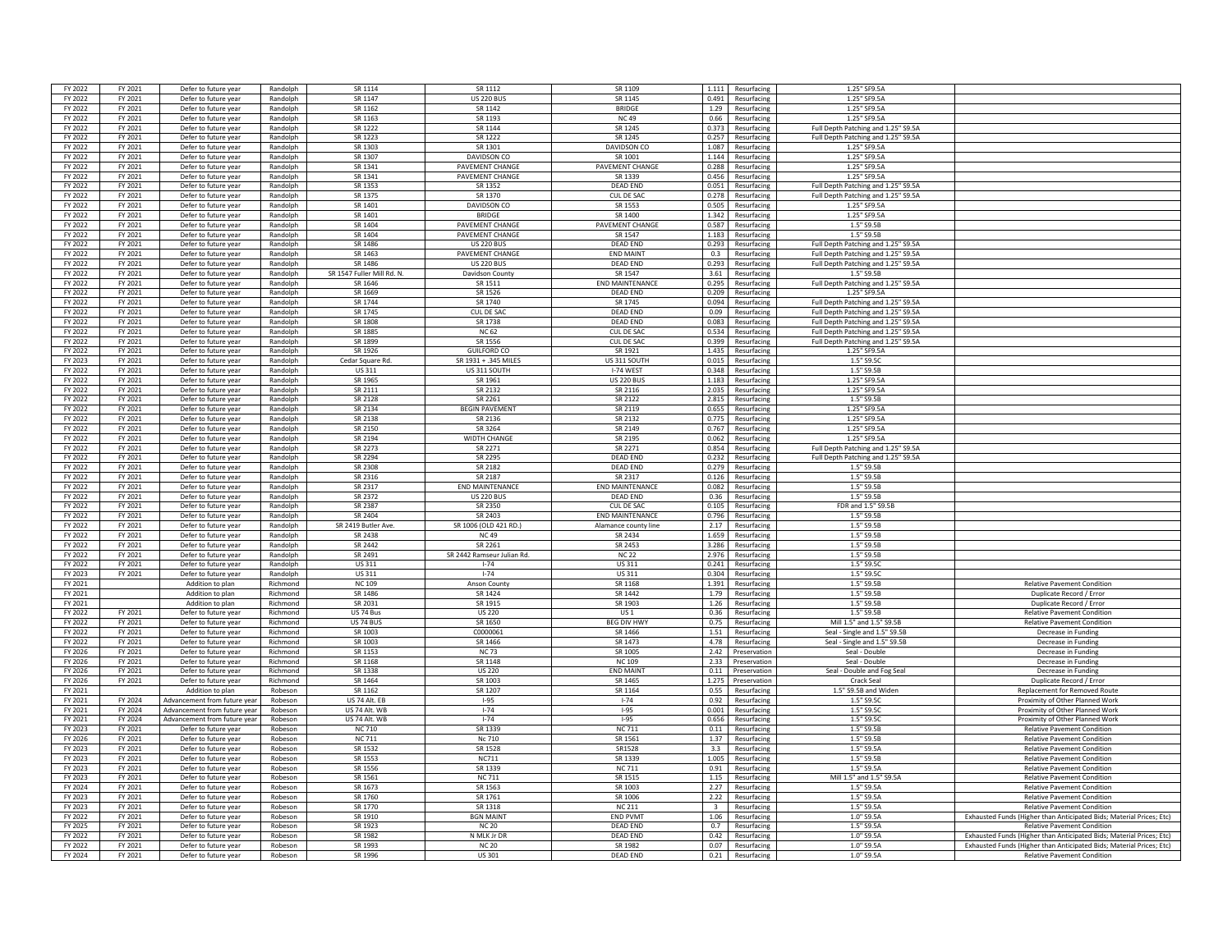| | | | | | | | | | | |
|---|---|---|---|---|---|---|---|---|---|---|
| FY 2022 | FY 2021 | Defer to future year | Randolph | SR 1114 | SR 1112 | SR 1109 | 1.111 | Resurfacing | 1.25" SF9.5A | |
| FY 2022 | FY 2021 | Defer to future year | Randolph | SR 1147 | US 220 BUS | SR 1145 | 0.491 | Resurfacing | 1.25" SF9.5A | |
| FY 2022 | FY 2021 | Defer to future year | Randolph | SR 1162 | SR 1142 | BRIDGE | 1.29 | Resurfacing | 1.25" SF9.5A | |
| FY 2022 | FY 2021 | Defer to future year | Randolph | SR 1163 | SR 1193 | NC 49 | 0.66 | Resurfacing | 1.25" SF9.5A | |
| FY 2022 | FY 2021 | Defer to future year | Randolph | SR 1222 | SR 1144 | SR 1245 | 0.373 | Resurfacing | Full Depth Patching and 1.25" S9.5A | |
| FY 2022 | FY 2021 | Defer to future year | Randolph | SR 1223 | SR 1222 | SR 1245 | 0.257 | Resurfacing | Full Depth Patching and 1.25" S9.5A | |
| FY 2022 | FY 2021 | Defer to future year | Randolph | SR 1303 | SR 1301 | DAVIDSON CO | 1.087 | Resurfacing | 1.25" SF9.5A | |
| FY 2022 | FY 2021 | Defer to future year | Randolph | SR 1307 | DAVIDSON CO | SR 1001 | 1.144 | Resurfacing | 1.25" SF9.5A | |
| FY 2022 | FY 2021 | Defer to future year | Randolph | SR 1341 | PAVEMENT CHANGE | PAVEMENT CHANGE | 0.288 | Resurfacing | 1.25" SF9.5A | |
| FY 2022 | FY 2021 | Defer to future year | Randolph | SR 1341 | PAVEMENT CHANGE | SR 1339 | 0.456 | Resurfacing | 1.25" SF9.5A | |
| FY 2022 | FY 2021 | Defer to future year | Randolph | SR 1353 | SR 1352 | DEAD END | 0.051 | Resurfacing | Full Depth Patching and 1.25" S9.5A | |
| FY 2022 | FY 2021 | Defer to future year | Randolph | SR 1375 | SR 1370 | CUL DE SAC | 0.278 | Resurfacing | Full Depth Patching and 1.25" S9.5A | |
| FY 2022 | FY 2021 | Defer to future year | Randolph | SR 1401 | DAVIDSON CO | SR 1553 | 0.505 | Resurfacing | 1.25" SF9.5A | |
| FY 2022 | FY 2021 | Defer to future year | Randolph | SR 1401 | BRIDGE | SR 1400 | 1.342 | Resurfacing | 1.25" SF9.5A | |
| FY 2022 | FY 2021 | Defer to future year | Randolph | SR 1404 | PAVEMENT CHANGE | PAVEMENT CHANGE | 0.587 | Resurfacing | 1.5" S9.5B | |
| FY 2022 | FY 2021 | Defer to future year | Randolph | SR 1404 | PAVEMENT CHANGE | SR 1547 | 1.183 | Resurfacing | 1.5" S9.5B | |
| FY 2022 | FY 2021 | Defer to future year | Randolph | SR 1486 | US 220 BUS | DEAD END | 0.293 | Resurfacing | Full Depth Patching and 1.25" S9.5A | |
| FY 2022 | FY 2021 | Defer to future year | Randolph | SR 1463 | PAVEMENT CHANGE | END MAINT | 0.3 | Resurfacing | Full Depth Patching and 1.25" S9.5A | |
| FY 2022 | FY 2021 | Defer to future year | Randolph | SR 1486 | US 220 BUS | DEAD END | 0.293 | Resurfacing | Full Depth Patching and 1.25" S9.5A | |
| FY 2022 | FY 2021 | Defer to future year | Randolph | SR 1547 Fuller Mill Rd. N. | Davidson County | SR 1547 | 3.61 | Resurfacing | 1.5" S9.5B | |
| FY 2022 | FY 2021 | Defer to future year | Randolph | SR 1646 | SR 1511 | END MAINTENANCE | 0.295 | Resurfacing | Full Depth Patching and 1.25" S9.5A | |
| FY 2022 | FY 2021 | Defer to future year | Randolph | SR 1669 | SR 1526 | DEAD END | 0.209 | Resurfacing | 1.25" SF9.5A | |
| FY 2022 | FY 2021 | Defer to future year | Randolph | SR 1744 | SR 1740 | SR 1745 | 0.094 | Resurfacing | Full Depth Patching and 1.25" S9.5A | |
| FY 2022 | FY 2021 | Defer to future year | Randolph | SR 1745 | CUL DE SAC | DEAD END | 0.09 | Resurfacing | Full Depth Patching and 1.25" S9.5A | |
| FY 2022 | FY 2021 | Defer to future year | Randolph | SR 1808 | SR 1738 | DEAD END | 0.083 | Resurfacing | Full Depth Patching and 1.25" S9.5A | |
| FY 2022 | FY 2021 | Defer to future year | Randolph | SR 1885 | NC 62 | CUL DE SAC | 0.534 | Resurfacing | Full Depth Patching and 1.25" S9.5A | |
| FY 2022 | FY 2021 | Defer to future year | Randolph | SR 1899 | SR 1556 | CUL DE SAC | 0.399 | Resurfacing | Full Depth Patching and 1.25" S9.5A | |
| FY 2022 | FY 2021 | Defer to future year | Randolph | SR 1926 | GUILFORD CO | SR 1921 | 1.435 | Resurfacing | 1.25" SF9.5A | |
| FY 2023 | FY 2021 | Defer to future year | Randolph | Cedar Square Rd. | SR 1931 + .345 MILES | US 311 SOUTH | 0.015 | Resurfacing | 1.5" S9.5C | |
| FY 2022 | FY 2021 | Defer to future year | Randolph | US 311 | US 311 SOUTH | I-74 WEST | 0.348 | Resurfacing | 1.5" S9.5B | |
| FY 2022 | FY 2021 | Defer to future year | Randolph | SR 1965 | SR 1961 | US 220 BUS | 1.183 | Resurfacing | 1.25" SF9.5A | |
| FY 2022 | FY 2021 | Defer to future year | Randolph | SR 2111 | SR 2132 | SR 2116 | 2.035 | Resurfacing | 1.25" SF9.5A | |
| FY 2022 | FY 2021 | Defer to future year | Randolph | SR 2128 | SR 2261 | SR 2122 | 2.815 | Resurfacing | 1.5" S9.5B | |
| FY 2022 | FY 2021 | Defer to future year | Randolph | SR 2134 | BEGIN PAVEMENT | SR 2119 | 0.655 | Resurfacing | 1.25" SF9.5A | |
| FY 2022 | FY 2021 | Defer to future year | Randolph | SR 2138 | SR 2136 | SR 2132 | 0.775 | Resurfacing | 1.25" SF9.5A | |
| FY 2022 | FY 2021 | Defer to future year | Randolph | SR 2150 | SR 3264 | SR 2149 | 0.767 | Resurfacing | 1.25" SF9.5A | |
| FY 2022 | FY 2021 | Defer to future year | Randolph | SR 2194 | WIDTH CHANGE | SR 2195 | 0.062 | Resurfacing | 1.25" SF9.5A | |
| FY 2022 | FY 2021 | Defer to future year | Randolph | SR 2273 | SR 2271 | SR 2271 | 0.854 | Resurfacing | Full Depth Patching and 1.25" S9.5A | |
| FY 2022 | FY 2021 | Defer to future year | Randolph | SR 2294 | SR 2295 | DEAD END | 0.232 | Resurfacing | Full Depth Patching and 1.25" S9.5A | |
| FY 2022 | FY 2021 | Defer to future year | Randolph | SR 2308 | SR 2182 | DEAD END | 0.279 | Resurfacing | 1.5" S9.5B | |
| FY 2022 | FY 2021 | Defer to future year | Randolph | SR 2316 | SR 2187 | SR 2317 | 0.126 | Resurfacing | 1.5" S9.5B | |
| FY 2022 | FY 2021 | Defer to future year | Randolph | SR 2317 | END MAINTENANCE | END MAINTENANCE | 0.082 | Resurfacing | 1.5" S9.5B | |
| FY 2022 | FY 2021 | Defer to future year | Randolph | SR 2372 | US 220 BUS | DEAD END | 0.36 | Resurfacing | 1.5" S9.5B | |
| FY 2022 | FY 2021 | Defer to future year | Randolph | SR 2387 | SR 2350 | CUL DE SAC | 0.105 | Resurfacing | FDR and 1.5" S9.5B | |
| FY 2022 | FY 2021 | Defer to future year | Randolph | SR 2404 | SR 2403 | END MAINTENANCE | 0.796 | Resurfacing | 1.5" S9.5B | |
| FY 2022 | FY 2021 | Defer to future year | Randolph | SR 2419 Butler Ave. | SR 1006 (OLD 421 RD.) | Alamance county line | 2.17 | Resurfacing | 1.5" S9.5B | |
| FY 2022 | FY 2021 | Defer to future year | Randolph | SR 2438 | NC 49 | SR 2434 | 1.659 | Resurfacing | 1.5" S9.5B | |
| FY 2022 | FY 2021 | Defer to future year | Randolph | SR 2442 | SR 2261 | SR 2453 | 3.286 | Resurfacing | 1.5" S9.5B | |
| FY 2022 | FY 2021 | Defer to future year | Randolph | SR 2491 | SR 2442 Ramseur Julian Rd. | NC 22 | 2.976 | Resurfacing | 1.5" S9.5B | |
| FY 2022 | FY 2021 | Defer to future year | Randolph | US 311 | I-74 | US 311 | 0.241 | Resurfacing | 1.5" S9.5C | |
| FY 2023 | FY 2021 | Defer to future year | Randolph | US 311 | I-74 | US 311 | 0.304 | Resurfacing | 1.5" S9.5C | |
| FY 2021 | | Addition to plan | Richmond | NC 109 | Anson County | SR 1168 | 1.391 | Resurfacing | 1.5" S9.5B | Relative Pavement Condition |
| FY 2021 | | Addition to plan | Richmond | SR 1486 | SR 1424 | SR 1442 | 1.79 | Resurfacing | 1.5" S9.5B | Duplicate Record / Error |
| FY 2021 | | Addition to plan | Richmond | SR 2031 | SR 1915 | SR 1903 | 1.26 | Resurfacing | 1.5" S9.5B | Duplicate Record / Error |
| FY 2022 | FY 2021 | Defer to future year | Richmond | US 74 Bus | US 220 | US 1 | 0.36 | Resurfacing | 1.5" S9.5B | Relative Pavement Condition |
| FY 2022 | FY 2021 | Defer to future year | Richmond | US 74 BUS | SR 1650 | BEG DIV HWY | 0.75 | Resurfacing | Mill 1.5" and 1.5" S9.5B | Relative Pavement Condition |
| FY 2022 | FY 2021 | Defer to future year | Richmond | SR 1003 | C0000061 | SR 1466 | 1.51 | Resurfacing | Seal - Single and 1.5" S9.5B | Decrease in Funding |
| FY 2022 | FY 2021 | Defer to future year | Richmond | SR 1003 | SR 1466 | SR 1473 | 4.78 | Resurfacing | Seal - Single and 1.5" S9.5B | Decrease in Funding |
| FY 2026 | FY 2021 | Defer to future year | Richmond | SR 1153 | NC 73 | SR 1005 | 2.42 | Preservation | Seal - Double | Decrease in Funding |
| FY 2026 | FY 2021 | Defer to future year | Richmond | SR 1168 | SR 1148 | NC 109 | 2.33 | Preservation | Seal - Double | Decrease in Funding |
| FY 2026 | FY 2021 | Defer to future year | Richmond | SR 1338 | US 220 | END MAINT | 0.11 | Preservation | Seal - Double and Fog Seal | Decrease in Funding |
| FY 2026 | FY 2021 | Defer to future year | Richmond | SR 1464 | SR 1003 | SR 1465 | 1.275 | Preservation | Crack Seal | Duplicate Record / Error |
| FY 2021 | | Addition to plan | Robeson | SR 1207 | SR 1162 | SR 1164 | 0.55 | Resurfacing | 1.5" S9.5B and Widen | Replacement for Removed Route |
| FY 2021 | FY 2024 | Advancement from future year | Robeson | US 74 Alt. EB | I-95 | I-74 | 0.92 | Resurfacing | 1.5" S9.5C | Proximity of Other Planned Work |
| FY 2021 | FY 2024 | Advancement from future year | Robeson | US 74 Alt. WB | I-74 | I-95 | 0.001 | Resurfacing | 1.5" S9.5C | Proximity of Other Planned Work |
| FY 2021 | FY 2024 | Advancement from future year | Robeson | US 74 Alt. WB | I-74 | I-95 | 0.656 | Resurfacing | 1.5" S9.5C | Proximity of Other Planned Work |
| FY 2023 | FY 2021 | Defer to future year | Robeson | NC 710 | SR 1339 | NC 711 | 0.11 | Resurfacing | 1.5" S9.5B | Relative Pavement Condition |
| FY 2026 | FY 2021 | Defer to future year | Robeson | NC 711 | Nc 710 | SR 1561 | 1.37 | Resurfacing | 1.5" S9.5B | Relative Pavement Condition |
| FY 2023 | FY 2021 | Defer to future year | Robeson | SR 1532 | SR 1528 | SR1528 | 3.3 | Resurfacing | 1.5" S9.5A | Relative Pavement Condition |
| FY 2023 | FY 2021 | Defer to future year | Robeson | SR 1553 | NC711 | SR 1339 | 1.005 | Resurfacing | 1.5" S9.5B | Relative Pavement Condition |
| FY 2023 | FY 2021 | Defer to future year | Robeson | SR 1556 | SR 1339 | NC 711 | 0.91 | Resurfacing | 1.5" S9.5A | Relative Pavement Condition |
| FY 2023 | FY 2021 | Defer to future year | Robeson | SR 1561 | NC 711 | SR 1515 | 1.15 | Resurfacing | Mill 1.5" and 1.5" S9.5A | Relative Pavement Condition |
| FY 2024 | FY 2021 | Defer to future year | Robeson | SR 1673 | SR 1563 | SR 1003 | 2.27 | Resurfacing | 1.5" S9.5A | Relative Pavement Condition |
| FY 2023 | FY 2021 | Defer to future year | Robeson | SR 1760 | SR 1761 | SR 1006 | 2.22 | Resurfacing | 1.5" S9.5A | Relative Pavement Condition |
| FY 2023 | FY 2021 | Defer to future year | Robeson | SR 1770 | SR 1318 | NC 211 | 3 | Resurfacing | 1.5" S9.5A | Relative Pavement Condition |
| FY 2022 | FY 2021 | Defer to future year | Robeson | SR 1910 | BGN MAINT | END PVMT | 1.06 | Resurfacing | 1.0" S9.5A | Exhausted Funds (Higher than Anticipated Bids; Material Prices; Etc) |
| FY 2025 | FY 2021 | Defer to future year | Robeson | SR 1923 | NC 20 | DEAD END | 0.7 | Resurfacing | 1.5" S9.5A | Relative Pavement Condition |
| FY 2022 | FY 2021 | Defer to future year | Robeson | SR 1982 | N MLK Jr DR | DEAD END | 0.42 | Resurfacing | 1.0" S9.5A | Exhausted Funds (Higher than Anticipated Bids; Material Prices; Etc) |
| FY 2022 | FY 2021 | Defer to future year | Robeson | SR 1993 | NC 20 | SR 1982 | 0.07 | Resurfacing | 1.0" S9.5A | Exhausted Funds (Higher than Anticipated Bids; Material Prices; Etc) |
| FY 2024 | FY 2021 | Defer to future year | Robeson | SR 1996 | US 301 | DEAD END | 0.21 | Resurfacing | 1.0" S9.5A | Relative Pavement Condition |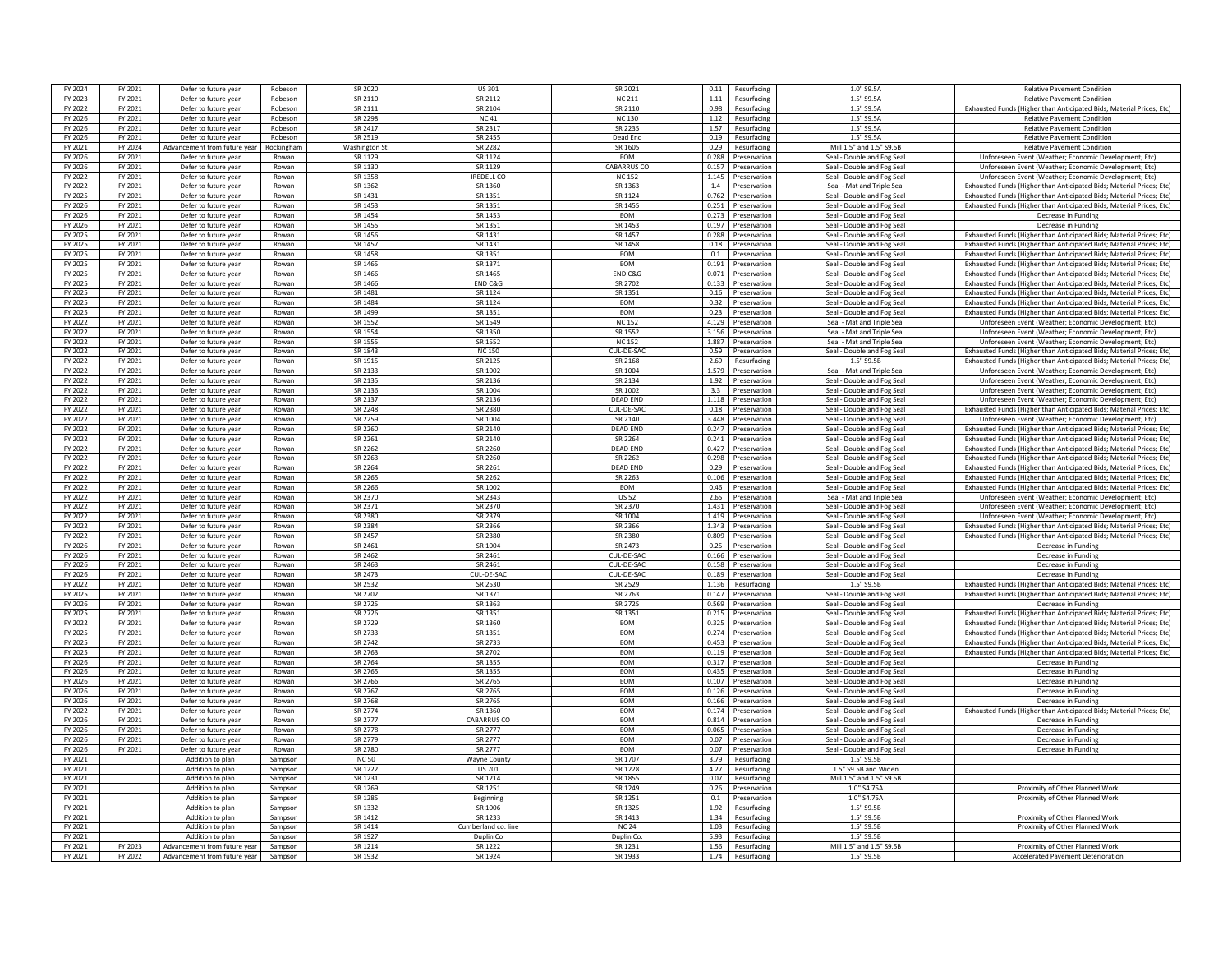| | | | | | | | | | | |
|---|---|---|---|---|---|---|---|---|---|---|
| FY 2024 | FY 2021 | Defer to future year | Robeson | SR 2020 | US 301 | SR 2021 | 0.11 | Resurfacing | 1.0" S9.5A | Relative Pavement Condition |
| FY 2023 | FY 2021 | Defer to future year | Robeson | SR 2110 | SR 2112 | NC 211 | 1.11 | Resurfacing | 1.5" S9.5A | Relative Pavement Condition |
| FY 2022 | FY 2021 | Defer to future year | Robeson | SR 2111 | SR 2104 | SR 2110 | 0.98 | Resurfacing | 1.5" S9.5A | Exhausted Funds (Higher than Anticipated Bids; Material Prices; Etc) |
| FY 2026 | FY 2021 | Defer to future year | Robeson | SR 2298 | NC 41 | NC 130 | 1.12 | Resurfacing | 1.5" S9.5A | Relative Pavement Condition |
| FY 2026 | FY 2021 | Defer to future year | Robeson | SR 2417 | SR 2317 | SR 2235 | 1.57 | Resurfacing | 1.5" S9.5A | Relative Pavement Condition |
| FY 2026 | FY 2021 | Defer to future year | Robeson | SR 2519 | SR 2455 | Dead End | 0.19 | Resurfacing | 1.5" S9.5A | Relative Pavement Condition |
| FY 2021 | FY 2024 | Advancement from future year | Rockingham | Washington St. | SR 2282 | SR 1605 | 0.29 | Resurfacing | Mill 1.5" and 1.5" S9.5B | Relative Pavement Condition |
| FY 2026 | FY 2021 | Defer to future year | Rowan | SR 1129 | SR 1124 | EOM | 0.288 | Preservation | Seal - Double and Fog Seal | Unforeseen Event (Weather; Economic Development; Etc) |
| FY 2026 | FY 2021 | Defer to future year | Rowan | SR 1130 | SR 1129 | CABARRUS CO | 0.157 | Preservation | Seal - Double and Fog Seal | Unforeseen Event (Weather; Economic Development; Etc) |
| FY 2022 | FY 2021 | Defer to future year | Rowan | SR 1358 | IREDELL CO | NC 152 | 1.145 | Preservation | Seal - Double and Fog Seal | Unforeseen Event (Weather; Economic Development; Etc) |
| FY 2022 | FY 2021 | Defer to future year | Rowan | SR 1362 | SR 1360 | SR 1363 | 1.4 | Preservation | Seal - Mat and Triple Seal | Exhausted Funds (Higher than Anticipated Bids; Material Prices; Etc) |
| FY 2025 | FY 2021 | Defer to future year | Rowan | SR 1431 | SR 1351 | SR 1124 | 0.762 | Preservation | Seal - Double and Fog Seal | Exhausted Funds (Higher than Anticipated Bids; Material Prices; Etc) |
| FY 2026 | FY 2021 | Defer to future year | Rowan | SR 1453 | SR 1351 | SR 1455 | 0.251 | Preservation | Seal - Double and Fog Seal | Exhausted Funds (Higher than Anticipated Bids; Material Prices; Etc) |
| FY 2026 | FY 2021 | Defer to future year | Rowan | SR 1454 | SR 1453 | EOM | 0.273 | Preservation | Seal - Double and Fog Seal | Decrease in Funding |
| FY 2026 | FY 2021 | Defer to future year | Rowan | SR 1455 | SR 1351 | SR 1453 | 0.197 | Preservation | Seal - Double and Fog Seal | Decrease in Funding |
| FY 2025 | FY 2021 | Defer to future year | Rowan | SR 1456 | SR 1431 | SR 1457 | 0.288 | Preservation | Seal - Double and Fog Seal | Exhausted Funds (Higher than Anticipated Bids; Material Prices; Etc) |
| FY 2025 | FY 2021 | Defer to future year | Rowan | SR 1457 | SR 1431 | SR 1458 | 0.18 | Preservation | Seal - Double and Fog Seal | Exhausted Funds (Higher than Anticipated Bids; Material Prices; Etc) |
| FY 2025 | FY 2021 | Defer to future year | Rowan | SR 1458 | SR 1351 | EOM | 0.1 | Preservation | Seal - Double and Fog Seal | Exhausted Funds (Higher than Anticipated Bids; Material Prices; Etc) |
| FY 2025 | FY 2021 | Defer to future year | Rowan | SR 1465 | SR 1371 | EOM | 0.191 | Preservation | Seal - Double and Fog Seal | Exhausted Funds (Higher than Anticipated Bids; Material Prices; Etc) |
| FY 2025 | FY 2021 | Defer to future year | Rowan | SR 1466 | SR 1465 | END C&G | 0.071 | Preservation | Seal - Double and Fog Seal | Exhausted Funds (Higher than Anticipated Bids; Material Prices; Etc) |
| FY 2025 | FY 2021 | Defer to future year | Rowan | SR 1466 | END C&G | SR 2702 | 0.133 | Preservation | Seal - Double and Fog Seal | Exhausted Funds (Higher than Anticipated Bids; Material Prices; Etc) |
| FY 2025 | FY 2021 | Defer to future year | Rowan | SR 1481 | SR 1124 | SR 1351 | 0.16 | Preservation | Seal - Double and Fog Seal | Exhausted Funds (Higher than Anticipated Bids; Material Prices; Etc) |
| FY 2025 | FY 2021 | Defer to future year | Rowan | SR 1484 | SR 1124 | EOM | 0.32 | Preservation | Seal - Double and Fog Seal | Exhausted Funds (Higher than Anticipated Bids; Material Prices; Etc) |
| FY 2025 | FY 2021 | Defer to future year | Rowan | SR 1499 | SR 1351 | EOM | 0.23 | Preservation | Seal - Double and Fog Seal | Exhausted Funds (Higher than Anticipated Bids; Material Prices; Etc) |
| FY 2022 | FY 2021 | Defer to future year | Rowan | SR 1552 | SR 1549 | NC 152 | 4.129 | Preservation | Seal - Mat and Triple Seal | Unforeseen Event (Weather; Economic Development; Etc) |
| FY 2022 | FY 2021 | Defer to future year | Rowan | SR 1554 | SR 1550 | SR 1552 | 3.156 | Preservation | Seal - Mat and Triple Seal | Unforeseen Event (Weather; Economic Development; Etc) |
| FY 2022 | FY 2021 | Defer to future year | Rowan | SR 1555 | SR 1552 | NC 152 | 1.887 | Preservation | Seal - Mat and Triple Seal | Unforeseen Event (Weather; Economic Development; Etc) |
| FY 2022 | FY 2021 | Defer to future year | Rowan | SR 1843 | NC 150 | CUL-DE-SAC | 0.59 | Preservation | Seal - Double and Fog Seal | Exhausted Funds (Higher than Anticipated Bids; Material Prices; Etc) |
| FY 2022 | FY 2021 | Defer to future year | Rowan | SR 1915 | SR 2125 | SR 2168 | 2.69 | Resurfacing | 1.5" S9.5B | Exhausted Funds (Higher than Anticipated Bids; Material Prices; Etc) |
| FY 2022 | FY 2021 | Defer to future year | Rowan | SR 2133 | SR 1004 | SR 1004 | 1.579 | Preservation | Seal - Mat and Triple Seal | Unforeseen Event (Weather; Economic Development; Etc) |
| FY 2022 | FY 2021 | Defer to future year | Rowan | SR 2135 | SR 2136 | SR 2134 | 1.92 | Preservation | Seal - Double and Fog Seal | Unforeseen Event (Weather; Economic Development; Etc) |
| FY 2022 | FY 2021 | Defer to future year | Rowan | SR 2136 | SR 1004 | SR 1002 | 3.3 | Preservation | Seal - Double and Fog Seal | Unforeseen Event (Weather; Economic Development; Etc) |
| FY 2022 | FY 2021 | Defer to future year | Rowan | SR 2137 | SR 2136 | DEAD END | 1.118 | Preservation | Seal - Double and Fog Seal | Unforeseen Event (Weather; Economic Development; Etc) |
| FY 2022 | FY 2021 | Defer to future year | Rowan | SR 2248 | SR 2380 | CUL-DE-SAC | 0.18 | Preservation | Seal - Double and Fog Seal | Exhausted Funds (Higher than Anticipated Bids; Material Prices; Etc) |
| FY 2022 | FY 2021 | Defer to future year | Rowan | SR 2259 | SR 1004 | SR 2140 | 3.448 | Preservation | Seal - Double and Fog Seal | Unforeseen Event (Weather; Economic Development; Etc) |
| FY 2022 | FY 2021 | Defer to future year | Rowan | SR 2260 | SR 2140 | DEAD END | 0.247 | Preservation | Seal - Double and Fog Seal | Exhausted Funds (Higher than Anticipated Bids; Material Prices; Etc) |
| FY 2022 | FY 2021 | Defer to future year | Rowan | SR 2261 | SR 2140 | SR 2264 | 0.241 | Preservation | Seal - Double and Fog Seal | Exhausted Funds (Higher than Anticipated Bids; Material Prices; Etc) |
| FY 2022 | FY 2021 | Defer to future year | Rowan | SR 2262 | SR 2260 | DEAD END | 0.427 | Preservation | Seal - Double and Fog Seal | Exhausted Funds (Higher than Anticipated Bids; Material Prices; Etc) |
| FY 2022 | FY 2021 | Defer to future year | Rowan | SR 2263 | SR 2260 | SR 2262 | 0.298 | Preservation | Seal - Double and Fog Seal | Exhausted Funds (Higher than Anticipated Bids; Material Prices; Etc) |
| FY 2022 | FY 2021 | Defer to future year | Rowan | SR 2264 | SR 2261 | DEAD END | 0.29 | Preservation | Seal - Double and Fog Seal | Exhausted Funds (Higher than Anticipated Bids; Material Prices; Etc) |
| FY 2022 | FY 2021 | Defer to future year | Rowan | SR 2265 | SR 2262 | SR 2263 | 0.106 | Preservation | Seal - Double and Fog Seal | Exhausted Funds (Higher than Anticipated Bids; Material Prices; Etc) |
| FY 2022 | FY 2021 | Defer to future year | Rowan | SR 2266 | SR 1002 | EOM | 0.46 | Preservation | Seal - Double and Fog Seal | Exhausted Funds (Higher than Anticipated Bids; Material Prices; Etc) |
| FY 2022 | FY 2021 | Defer to future year | Rowan | SR 2370 | SR 2343 | US 52 | 2.65 | Preservation | Seal - Mat and Triple Seal | Unforeseen Event (Weather; Economic Development; Etc) |
| FY 2022 | FY 2021 | Defer to future year | Rowan | SR 2371 | SR 2370 | SR 2370 | 1.431 | Preservation | Seal - Double and Fog Seal | Unforeseen Event (Weather; Economic Development; Etc) |
| FY 2022 | FY 2021 | Defer to future year | Rowan | SR 2380 | SR 2379 | SR 1004 | 1.419 | Preservation | Seal - Double and Fog Seal | Unforeseen Event (Weather; Economic Development; Etc) |
| FY 2022 | FY 2021 | Defer to future year | Rowan | SR 2384 | SR 2366 | SR 2366 | 1.343 | Preservation | Seal - Double and Fog Seal | Exhausted Funds (Higher than Anticipated Bids; Material Prices; Etc) |
| FY 2022 | FY 2021 | Defer to future year | Rowan | SR 2457 | SR 2380 | SR 2380 | 0.809 | Preservation | Seal - Double and Fog Seal | Exhausted Funds (Higher than Anticipated Bids; Material Prices; Etc) |
| FY 2026 | FY 2021 | Defer to future year | Rowan | SR 2461 | SR 1004 | SR 2473 | 0.25 | Preservation | Seal - Double and Fog Seal | Decrease in Funding |
| FY 2026 | FY 2021 | Defer to future year | Rowan | SR 2462 | SR 2461 | CUL-DE-SAC | 0.166 | Preservation | Seal - Double and Fog Seal | Decrease in Funding |
| FY 2026 | FY 2021 | Defer to future year | Rowan | SR 2463 | SR 2461 | CUL-DE-SAC | 0.158 | Preservation | Seal - Double and Fog Seal | Decrease in Funding |
| FY 2026 | FY 2021 | Defer to future year | Rowan | SR 2473 | CUL-DE-SAC | CUL-DE-SAC | 0.189 | Preservation | Seal - Double and Fog Seal | Decrease in Funding |
| FY 2022 | FY 2021 | Defer to future year | Rowan | SR 2532 | SR 2530 | SR 2529 | 1.136 | Resurfacing | 1.5" S9.5B | Exhausted Funds (Higher than Anticipated Bids; Material Prices; Etc) |
| FY 2025 | FY 2021 | Defer to future year | Rowan | SR 2702 | SR 1371 | SR 2763 | 0.147 | Preservation | Seal - Double and Fog Seal | Exhausted Funds (Higher than Anticipated Bids; Material Prices; Etc) |
| FY 2026 | FY 2021 | Defer to future year | Rowan | SR 2725 | SR 1363 | SR 2725 | 0.569 | Preservation | Seal - Double and Fog Seal | Decrease in Funding |
| FY 2025 | FY 2021 | Defer to future year | Rowan | SR 2726 | SR 1351 | SR 1351 | 0.215 | Preservation | Seal - Double and Fog Seal | Exhausted Funds (Higher than Anticipated Bids; Material Prices; Etc) |
| FY 2022 | FY 2021 | Defer to future year | Rowan | SR 2729 | SR 1360 | EOM | 0.325 | Preservation | Seal - Double and Fog Seal | Exhausted Funds (Higher than Anticipated Bids; Material Prices; Etc) |
| FY 2025 | FY 2021 | Defer to future year | Rowan | SR 2733 | SR 1351 | EOM | 0.274 | Preservation | Seal - Double and Fog Seal | Exhausted Funds (Higher than Anticipated Bids; Material Prices; Etc) |
| FY 2025 | FY 2021 | Defer to future year | Rowan | SR 2742 | SR 2733 | EOM | 0.453 | Preservation | Seal - Double and Fog Seal | Exhausted Funds (Higher than Anticipated Bids; Material Prices; Etc) |
| FY 2025 | FY 2021 | Defer to future year | Rowan | SR 2763 | SR 2702 | EOM | 0.119 | Preservation | Seal - Double and Fog Seal | Exhausted Funds (Higher than Anticipated Bids; Material Prices; Etc) |
| FY 2026 | FY 2021 | Defer to future year | Rowan | SR 2764 | SR 1355 | EOM | 0.317 | Preservation | Seal - Double and Fog Seal | Decrease in Funding |
| FY 2026 | FY 2021 | Defer to future year | Rowan | SR 2765 | SR 1355 | EOM | 0.435 | Preservation | Seal - Double and Fog Seal | Decrease in Funding |
| FY 2026 | FY 2021 | Defer to future year | Rowan | SR 2766 | SR 2765 | EOM | 0.107 | Preservation | Seal - Double and Fog Seal | Decrease in Funding |
| FY 2026 | FY 2021 | Defer to future year | Rowan | SR 2767 | SR 2765 | EOM | 0.126 | Preservation | Seal - Double and Fog Seal | Decrease in Funding |
| FY 2026 | FY 2021 | Defer to future year | Rowan | SR 2768 | SR 2765 | EOM | 0.166 | Preservation | Seal - Double and Fog Seal | Decrease in Funding |
| FY 2022 | FY 2021 | Defer to future year | Rowan | SR 2774 | SR 1360 | EOM | 0.174 | Preservation | Seal - Double and Fog Seal | Exhausted Funds (Higher than Anticipated Bids; Material Prices; Etc) |
| FY 2026 | FY 2021 | Defer to future year | Rowan | SR 2777 | CABARRUS CO | EOM | 0.814 | Preservation | Seal - Double and Fog Seal | Decrease in Funding |
| FY 2026 | FY 2021 | Defer to future year | Rowan | SR 2778 | SR 2777 | EOM | 0.065 | Preservation | Seal - Double and Fog Seal | Decrease in Funding |
| FY 2026 | FY 2021 | Defer to future year | Rowan | SR 2779 | SR 2777 | EOM | 0.07 | Preservation | Seal - Double and Fog Seal | Decrease in Funding |
| FY 2026 | FY 2021 | Defer to future year | Rowan | SR 2780 | SR 2777 | EOM | 0.07 | Preservation | Seal - Double and Fog Seal | Decrease in Funding |
| FY 2021 | | Addition to plan | Sampson | NC 50 | Wayne County | SR 1707 | 3.79 | Resurfacing | 1.5" S9.5B | |
| FY 2021 | | Addition to plan | Sampson | SR 1222 | US 701 | SR 1228 | 4.27 | Resurfacing | 1.5" S9.5B and Widen | |
| FY 2021 | | Addition to plan | Sampson | SR 1231 | SR 1214 | SR 1855 | 0.07 | Resurfacing | Mill 1.5" and 1.5" S9.5B | |
| FY 2021 | | Addition to plan | Sampson | SR 1269 | SR 1251 | SR 1249 | 0.26 | Preservation | 1.0" S4.75A | Proximity of Other Planned Work |
| FY 2021 | | Addition to plan | Sampson | SR 1285 | Beginning | SR 1251 | 0.1 | Preservation | 1.0" S4.75A | Proximity of Other Planned Work |
| FY 2021 | | Addition to plan | Sampson | SR 1332 | SR 1006 | SR 1325 | 1.92 | Resurfacing | 1.5" S9.5B | |
| FY 2021 | | Addition to plan | Sampson | SR 1412 | SR 1233 | SR 1413 | 1.34 | Resurfacing | 1.5" S9.5B | Proximity of Other Planned Work |
| FY 2021 | | Addition to plan | Sampson | SR 1414 | Cumberland co. line | NC 24 | 1.03 | Resurfacing | 1.5" S9.5B | Proximity of Other Planned Work |
| FY 2021 | | Addition to plan | Sampson | SR 1927 | Duplin Co | Duplin Co. | 5.93 | Resurfacing | 1.5" S9.5B | |
| FY 2021 | FY 2023 | Advancement from future year | Sampson | SR 1214 | SR 1222 | SR 1231 | 1.56 | Resurfacing | Mill 1.5" and 1.5" S9.5B | Proximity of Other Planned Work |
| FY 2021 | FY 2022 | Advancement from future year | Sampson | SR 1932 | SR 1924 | SR 1933 | 1.74 | Resurfacing | 1.5" S9.5B | Accelerated Pavement Deterioration |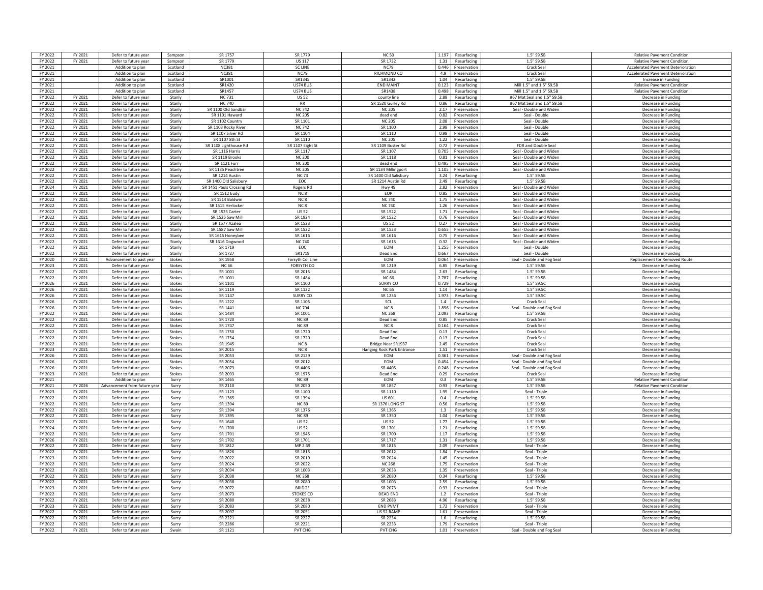| | | | | | | | | | | |
|---|---|---|---|---|---|---|---|---|---|---|
| FY 2022 | FY 2021 | Defer to future year | Sampson | SR 1757 | SR 1779 | NC 50 | 1.197 | Resurfacing | 1.5" S9.5B | Relative Pavement Condition |
| FY 2022 | FY 2021 | Defer to future year | Sampson | SR 1779 | US 117 | SR 1732 | 1.31 | Resurfacing | 1.5" S9.5B | Relative Pavement Condition |
| FY 2021 | | Addition to plan | Scotland | NC381 | SC LINE | NC79 | 0.446 | Preservation | Crack Seal | Accelerated Pavement Deterioration |
| FY 2021 | | Addition to plan | Scotland | NC381 | NC79 | RICHMOND CO | 4.9 | Preservation | Crack Seal | Accelerated Pavement Deterioration |
| FY 2021 | | Addition to plan | Scotland | SR1001 | SR1345 | SR1342 | 1.04 | Resurfacing | 1.5" S9.5B | Increase in Funding |
| FY 2021 | | Addition to plan | Scotland | SR1420 | US74 BUS | END MAINT | 0.123 | Resurfacing | Mill 1.5" and 1.5" S9.5B | Relative Pavement Condition |
| FY 2021 | | Addition to plan | Scotland | SR1457 | US74 BUS | SR1438 | 0.498 | Resurfacing | Mill 1.5" and 1.5" S9.5B | Relative Pavement Condition |
| FY 2022 | FY 2021 | Defer to future year | Stanly | NC 731 | US 52 | county line | 2.88 | Resurfacing | #67 Mat Seal and 1.5" S9.5B | Decrease in Funding |
| FY 2022 | FY 2021 | Defer to future year | Stanly | NC 740 | RR | SR 1520 Gurley Rd | 0.86 | Resurfacing | #67 Mat Seal and 1.5" S9.5B | Decrease in Funding |
| FY 2022 | FY 2021 | Defer to future year | Stanly | SR 1100 Old Sandbar | NC 742 | NC 205 | 2.17 | Preservation | Seal - Double and Widen | Decrease in Funding |
| FY 2022 | FY 2021 | Defer to future year | Stanly | SR 1101 Haward | NC 205 | dead end | 0.82 | Preservation | Seal - Double | Decrease in Funding |
| FY 2022 | FY 2021 | Defer to future year | Stanly | SR 1102 Country | SR 1101 | NC 205 | 2.08 | Preservation | Seal - Double | Decrease in Funding |
| FY 2022 | FY 2021 | Defer to future year | Stanly | SR 1103 Rocky River | NC 742 | SR 1100 | 2.98 | Preservation | Seal - Double | Decrease in Funding |
| FY 2022 | FY 2021 | Defer to future year | Stanly | SR 1107 Silver Rd | SR 1104 | SR 1110 | 0.98 | Preservation | Seal - Double | Decrease in Funding |
| FY 2022 | FY 2021 | Defer to future year | Stanly | SR 1107 8th St | SR 1110 | NC 205 | 1.22 | Preservation | Seal - Double | Decrease in Funding |
| FY 2022 | FY 2021 | Defer to future year | Stanly | SR 1108 Lighthouse Rd | SR 1107 Eight St | SR 1109 Buster Rd | 0.72 | Preservation | FDR and Double Seal | Decrease in Funding |
| FY 2022 | FY 2021 | Defer to future year | Stanly | SR 1116 Harris | SR 1117 | SR 1107 | 0.705 | Preservation | Seal - Double and Widen | Decrease in Funding |
| FY 2022 | FY 2021 | Defer to future year | Stanly | SR 1119 Brooks | NC 200 | SR 1118 | 0.81 | Preservation | Seal - Double and Widen | Decrease in Funding |
| FY 2022 | FY 2021 | Defer to future year | Stanly | SR 1121 Furr | NC 200 | dead end | 0.495 | Preservation | Seal - Double and Widen | Decrease in Funding |
| FY 2022 | FY 2021 | Defer to future year | Stanly | SR 1135 Peachtree | NC 205 | SR 1134 Millingport | 1.105 | Preservation | Seal - Double and Widen | Decrease in Funding |
| FY 2022 | FY 2021 | Defer to future year | Stanly | SR 1214 Austin | NC 73 | SR 1400 Old Salisbury | 3.24 | Resurfacing | 1.5" S9.5B | Decrease in Funding |
| FY 2022 | FY 2021 | Defer to future year | Stanly | SR 1400 Old Salisbury | EOC | SR 1214 Austin Rd | 2.49 | Resurfacing | 1.5" S9.5B | Decrease in Funding |
| FY 2024 | FY 2021 | Defer to future year | Stanly | SR 1451 Pauls Crossing Rd | Rogers Rd | Hwy 49 | 2.82 | Preservation | Seal - Double and Widen | Decrease in Funding |
| FY 2022 | FY 2021 | Defer to future year | Stanly | SR 1512 Eudy | NC 8 | EOP | 0.85 | Preservation | Seal - Double and Widen | Decrease in Funding |
| FY 2022 | FY 2021 | Defer to future year | Stanly | SR 1514 Baldwin | NC 8 | NC 740 | 1.75 | Preservation | Seal - Double and Widen | Decrease in Funding |
| FY 2022 | FY 2021 | Defer to future year | Stanly | SR 1515 Herlocker | NC 8 | NC 740 | 1.26 | Preservation | Seal - Double and Widen | Decrease in Funding |
| FY 2022 | FY 2021 | Defer to future year | Stanly | SR 1523 Carter | US 52 | SR 1522 | 1.71 | Preservation | Seal - Double and Widen | Decrease in Funding |
| FY 2022 | FY 2021 | Defer to future year | Stanly | SR 1525 Saw Mill | SR 1924 | SR 1522 | 0.76 | Preservation | Seal - Double and Widen | Decrease in Funding |
| FY 2022 | FY 2021 | Defer to future year | Stanly | SR 1577 Azalea | SR 1523 | US 52 | 0.27 | Preservation | Seal - Double and Widen | Decrease in Funding |
| FY 2022 | FY 2021 | Defer to future year | Stanly | SR 1587 Saw Mill | SR 1522 | SR 1523 | 0.655 | Preservation | Seal - Double and Widen | Decrease in Funding |
| FY 2022 | FY 2021 | Defer to future year | Stanly | SR 1615 Honeybee | SR 1616 | SR 1616 | 0.75 | Preservation | Seal - Double and Widen | Decrease in Funding |
| FY 2022 | FY 2021 | Defer to future year | Stanly | SR 1616 Dogwood | NC 740 | SR 1615 | 0.32 | Preservation | Seal - Double and Widen | Decrease in Funding |
| FY 2022 | FY 2021 | Defer to future year | Stanly | SR 1719 | EOC | EOM | 1.255 | Preservation | Seal - Double | Decrease in Funding |
| FY 2022 | FY 2021 | Defer to future year | Stanly | SR 1727 | SR1719 | Dead End | 0.667 | Preservation | Seal - Double | Decrease in Funding |
| FY 2020 | FY 2021 | Advancement to past year | Stokes | SR 1958 | Forsyth Co. Line | EOM | 0.064 | Preservation | Seal - Double and Fog Seal | Replacement for Removed Route |
| FY 2023 | FY 2021 | Defer to future year | Stokes | NC 66 | FORSYTH CO | SR 1219 | 6.85 | Resurfacing | 1.5" S9.5B | Decrease in Funding |
| FY 2022 | FY 2021 | Defer to future year | Stokes | SR 1001 | SR 2015 | SR 1484 | 2.63 | Resurfacing | 1.5" S9.5B | Decrease in Funding |
| FY 2022 | FY 2021 | Defer to future year | Stokes | SR 1001 | SR 1484 | NC 66 | 2.787 | Resurfacing | 1.5" S9.5B | Decrease in Funding |
| FY 2026 | FY 2021 | Defer to future year | Stokes | SR 1101 | SR 1100 | SURRY CO | 0.729 | Resurfacing | 1.5" S9.5C | Decrease in Funding |
| FY 2026 | FY 2021 | Defer to future year | Stokes | SR 1119 | SR 1122 | NC 65 | 1.14 | Resurfacing | 1.5" S9.5C | Decrease in Funding |
| FY 2026 | FY 2021 | Defer to future year | Stokes | SR 1147 | SURRY CO | SR 1236 | 1.973 | Resurfacing | 1.5" S9.5C | Decrease in Funding |
| FY 2026 | FY 2021 | Defer to future year | Stokes | SR 1222 | SR 1105 | SCL | 1.4 | Preservation | Crack Seal | Decrease in Funding |
| FY 2026 | FY 2021 | Defer to future year | Stokes | SR 1441 | NC 704 | NC 8 | 1.896 | Preservation | Seal - Double and Fog Seal | Decrease in Funding |
| FY 2022 | FY 2021 | Defer to future year | Stokes | SR 1484 | SR 1001 | NC 268 | 2.093 | Resurfacing | 1.5" S9.5B | Decrease in Funding |
| FY 2022 | FY 2021 | Defer to future year | Stokes | SR 1720 | NC 89 | Dead End | 0.85 | Preservation | Crack Seal | Decrease in Funding |
| FY 2022 | FY 2021 | Defer to future year | Stokes | SR 1747 | NC 89 | NC 8 | 0.164 | Preservation | Crack Seal | Decrease in Funding |
| FY 2022 | FY 2021 | Defer to future year | Stokes | SR 1750 | SR 1720 | Dead End | 0.13 | Preservation | Crack Seal | Decrease in Funding |
| FY 2022 | FY 2021 | Defer to future year | Stokes | SR 1754 | SR 1720 | Dead End | 0.13 | Preservation | Crack Seal | Decrease in Funding |
| FY 2022 | FY 2021 | Defer to future year | Stokes | SR 1945 | NC 8 | Bridge Near SR1937 | 2.45 | Preservation | Crack Seal | Decrease in Funding |
| FY 2023 | FY 2021 | Defer to future year | Stokes | SR 2015 | NC 8 | Hanging Rock Park Entrance | 1.51 | Preservation | Crack Seal | Decrease in Funding |
| FY 2026 | FY 2021 | Defer to future year | Stokes | SR 2053 | SR 2129 | EOM | 0.361 | Preservation | Seal - Double and Fog Seal | Decrease in Funding |
| FY 2026 | FY 2021 | Defer to future year | Stokes | SR 2054 | SR 2012 | EOM | 0.454 | Preservation | Seal - Double and Fog Seal | Decrease in Funding |
| FY 2026 | FY 2021 | Defer to future year | Stokes | SR 2073 | SR 4406 | SR 4405 | 0.248 | Preservation | Seal - Double and Fog Seal | Decrease in Funding |
| FY 2023 | FY 2021 | Defer to future year | Stokes | SR 2093 | SR 1975 | Dead End | 0.29 | Preservation | Crack Seal | Decrease in Funding |
| FY 2021 | | Addition to plan | Surry | SR 1465 | NC 89 | EOM | 0.3 | Resurfacing | 1.5" S9.5B | Relative Pavement Condition |
| FY 2021 | FY 2026 | Advancement from future year | Surry | SR 2110 | SR 2050 | SR 1857 | 0.93 | Resurfacing | 1.5" S9.5B | Relative Pavement Condition |
| FY 2023 | FY 2021 | Defer to future year | Surry | SR 1123 | SR 1100 | SR 1110 | 1.95 | Preservation | Seal - Triple | Decrease in Funding |
| FY 2022 | FY 2021 | Defer to future year | Surry | SR 1365 | SR 1394 | US 601 | 0.4 | Resurfacing | 1.5" S9.5B | Decrease in Funding |
| FY 2022 | FY 2021 | Defer to future year | Surry | SR 1394 | NC 89 | SR 1376 LONG ST | 0.56 | Resurfacing | 1.5" S9.5B | Decrease in Funding |
| FY 2022 | FY 2021 | Defer to future year | Surry | SR 1394 | SR 1376 | SR 1365 | 1.3 | Resurfacing | 1.5" S9.5B | Decrease in Funding |
| FY 2022 | FY 2021 | Defer to future year | Surry | SR 1395 | NC 89 | SR 1350 | 1.04 | Resurfacing | 1.5" S9.5B | Decrease in Funding |
| FY 2022 | FY 2021 | Defer to future year | Surry | SR 1640 | US 52 | US 52 | 1.77 | Resurfacing | 1.5" S9.5B | Decrease in Funding |
| FY 2024 | FY 2021 | Defer to future year | Surry | SR 1700 | US 52 | SR 1701 | 1.21 | Resurfacing | 1.5" S9.5B | Decrease in Funding |
| FY 2022 | FY 2021 | Defer to future year | Surry | SR 1701 | SR 1945 | SR 1700 | 1.17 | Resurfacing | 1.5" S9.5B | Decrease in Funding |
| FY 2026 | FY 2021 | Defer to future year | Surry | SR 1702 | SR 1701 | SR 1717 | 1.31 | Resurfacing | 1.5" S9.5B | Decrease in Funding |
| FY 2022 | FY 2021 | Defer to future year | Surry | SR 1812 | MP 2.69 | SR 1815 | 2.09 | Preservation | Seal - Triple | Decrease in Funding |
| FY 2022 | FY 2021 | Defer to future year | Surry | SR 1826 | SR 1815 | SR 2012 | 1.84 | Preservation | Seal - Triple | Decrease in Funding |
| FY 2023 | FY 2021 | Defer to future year | Surry | SR 2022 | SR 2019 | SR 2024 | 1.45 | Preservation | Seal - Triple | Decrease in Funding |
| FY 2022 | FY 2021 | Defer to future year | Surry | SR 2024 | SR 2022 | NC 268 | 1.75 | Preservation | Seal - Triple | Decrease in Funding |
| FY 2022 | FY 2021 | Defer to future year | Surry | SR 2034 | SR 1003 | SR 2033 | 1.35 | Preservation | Seal - Triple | Decrease in Funding |
| FY 2022 | FY 2021 | Defer to future year | Surry | SR 2038 | NC 268 | SR 2080 | 0.34 | Resurfacing | 1.5" S9.5B | Decrease in Funding |
| FY 2022 | FY 2021 | Defer to future year | Surry | SR 2038 | SR 2080 | SR 1003 | 2.59 | Resurfacing | 1.5" S9.5B | Decrease in Funding |
| FY 2023 | FY 2021 | Defer to future year | Surry | SR 2072 | BRIDGE | SR 2073 | 0.93 | Preservation | Seal - Triple | Decrease in Funding |
| FY 2022 | FY 2021 | Defer to future year | Surry | SR 2073 | STOKES CO | DEAD END | 1.2 | Preservation | Seal - Triple | Decrease in Funding |
| FY 2022 | FY 2021 | Defer to future year | Surry | SR 2080 | SR 2038 | SR 2083 | 4.96 | Resurfacing | 1.5" S9.5B | Decrease in Funding |
| FY 2023 | FY 2021 | Defer to future year | Surry | SR 2083 | SR 2080 | END PVMT | 1.72 | Preservation | Seal - Triple | Decrease in Funding |
| FY 2022 | FY 2021 | Defer to future year | Surry | SR 2097 | SR 2051 | US 52 RAMP | 1.61 | Preservation | Seal - Triple | Decrease in Funding |
| FY 2022 | FY 2021 | Defer to future year | Surry | SR 2221 | SR 2227 | SR 2234 | 1.6 | Resurfacing | 1.5" S9.5B | Decrease in Funding |
| FY 2022 | FY 2021 | Defer to future year | Surry | SR 2286 | SR 2221 | SR 2233 | 1.79 | Preservation | Seal - Triple | Decrease in Funding |
| FY 2022 | FY 2021 | Defer to future year | Swain | SR 1121 | PVT CHG | PVT CHG | 1.01 | Preservation | Seal - Double and Fog Seal | Decrease in Funding |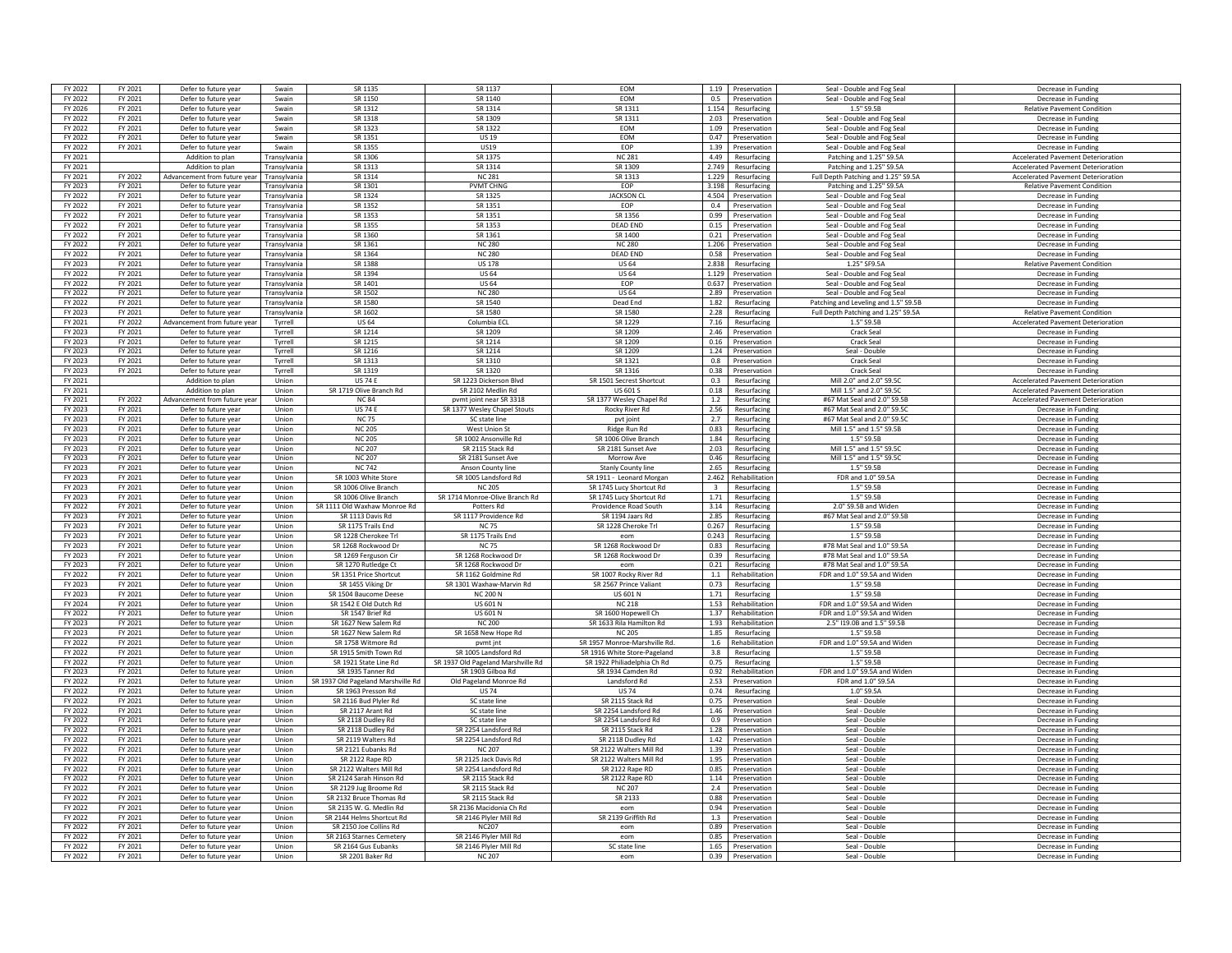| | | | | | | | | | | |
|---|---|---|---|---|---|---|---|---|---|---|
| FY 2022 | FY 2021 | Defer to future year | Swain | SR 1135 | SR 1137 | EOM | 1.19 | Preservation | Seal - Double and Fog Seal | Decrease in Funding |
| FY 2022 | FY 2021 | Defer to future year | Swain | SR 1150 | SR 1140 | EOM | 0.5 | Preservation | Seal - Double and Fog Seal | Decrease in Funding |
| FY 2026 | FY 2021 | Defer to future year | Swain | SR 1312 | SR 1314 | SR 1311 | 1.154 | Resurfacing | 1.5" S9.5B | Relative Pavement Condition |
| FY 2022 | FY 2021 | Defer to future year | Swain | SR 1318 | SR 1309 | SR 1311 | 2.03 | Preservation | Seal - Double and Fog Seal | Decrease in Funding |
| FY 2022 | FY 2021 | Defer to future year | Swain | SR 1323 | SR 1322 | EOM | 1.09 | Preservation | Seal - Double and Fog Seal | Decrease in Funding |
| FY 2022 | FY 2021 | Defer to future year | Swain | SR 1351 | US 19 | EOM | 0.47 | Preservation | Seal - Double and Fog Seal | Decrease in Funding |
| FY 2022 | FY 2021 | Defer to future year | Swain | SR 1355 | US19 | EOP | 1.39 | Preservation | Seal - Double and Fog Seal | Decrease in Funding |
| FY 2021 | | Addition to plan | Transylvania | SR 1306 | SR 1375 | NC 281 | 4.49 | Resurfacing | Patching and 1.25" S9.5A | Accelerated Pavement Deterioration |
| FY 2021 | | Addition to plan | Transylvania | SR 1313 | SR 1314 | SR 1309 | 2.749 | Resurfacing | Patching and 1.25" S9.5A | Accelerated Pavement Deterioration |
| FY 2021 | FY 2022 | Advancement from future year | Transylvania | SR 1314 | NC 281 | SR 1313 | 1.229 | Resurfacing | Full Depth Patching and 1.25" S9.5A | Accelerated Pavement Deterioration |
| FY 2023 | FY 2021 | Defer to future year | Transylvania | SR 1301 | PVMT CHNG | EOP | 3.198 | Resurfacing | Patching and 1.25" S9.5A | Relative Pavement Condition |
| FY 2022 | FY 2021 | Defer to future year | Transylvania | SR 1324 | SR 1325 | JACKSON CL | 4.504 | Preservation | Seal - Double and Fog Seal | Decrease in Funding |
| FY 2022 | FY 2021 | Defer to future year | Transylvania | SR 1352 | SR 1351 | EOP | 0.4 | Preservation | Seal - Double and Fog Seal | Decrease in Funding |
| FY 2022 | FY 2021 | Defer to future year | Transylvania | SR 1353 | SR 1351 | SR 1356 | 0.99 | Preservation | Seal - Double and Fog Seal | Decrease in Funding |
| FY 2022 | FY 2021 | Defer to future year | Transylvania | SR 1355 | SR 1353 | DEAD END | 0.15 | Preservation | Seal - Double and Fog Seal | Decrease in Funding |
| FY 2022 | FY 2021 | Defer to future year | Transylvania | SR 1360 | SR 1361 | SR 1400 | 0.21 | Preservation | Seal - Double and Fog Seal | Decrease in Funding |
| FY 2022 | FY 2021 | Defer to future year | Transylvania | SR 1361 | NC 280 | NC 280 | 1.206 | Preservation | Seal - Double and Fog Seal | Decrease in Funding |
| FY 2022 | FY 2021 | Defer to future year | Transylvania | SR 1364 | NC 280 | DEAD END | 0.58 | Preservation | Seal - Double and Fog Seal | Decrease in Funding |
| FY 2023 | FY 2021 | Defer to future year | Transylvania | SR 1388 | US 178 | US 64 | 2.838 | Resurfacing | 1.25" SF9.5A | Relative Pavement Condition |
| FY 2022 | FY 2021 | Defer to future year | Transylvania | SR 1394 | US 64 | US 64 | 1.129 | Preservation | Seal - Double and Fog Seal | Decrease in Funding |
| FY 2022 | FY 2021 | Defer to future year | Transylvania | SR 1401 | US 64 | EOP | 0.637 | Preservation | Seal - Double and Fog Seal | Decrease in Funding |
| FY 2022 | FY 2021 | Defer to future year | Transylvania | SR 1502 | NC 280 | US 64 | 2.89 | Preservation | Seal - Double and Fog Seal | Decrease in Funding |
| FY 2022 | FY 2021 | Defer to future year | Transylvania | SR 1580 | SR 1540 | Dead End | 1.82 | Resurfacing | Patching and Leveling and 1.5" S9.5B | Decrease in Funding |
| FY 2023 | FY 2021 | Defer to future year | Transylvania | SR 1602 | SR 1580 | SR 1580 | 2.28 | Resurfacing | Full Depth Patching and 1.25" S9.5A | Relative Pavement Condition |
| FY 2021 | FY 2022 | Advancement from future year | Tyrrell | US 64 | Columbia ECL | SR 1229 | 7.16 | Resurfacing | 1.5" S9.5B | Accelerated Pavement Deterioration |
| FY 2023 | FY 2021 | Defer to future year | Tyrrell | SR 1214 | SR 1209 | SR 1209 | 2.46 | Preservation | Crack Seal | Decrease in Funding |
| FY 2023 | FY 2021 | Defer to future year | Tyrrell | SR 1215 | SR 1214 | SR 1209 | 0.16 | Preservation | Crack Seal | Decrease in Funding |
| FY 2023 | FY 2021 | Defer to future year | Tyrrell | SR 1216 | SR 1214 | SR 1209 | 1.24 | Preservation | Seal - Double | Decrease in Funding |
| FY 2023 | FY 2021 | Defer to future year | Tyrrell | SR 1313 | SR 1310 | SR 1321 | 0.8 | Preservation | Crack Seal | Decrease in Funding |
| FY 2023 | FY 2021 | Defer to future year | Tyrrell | SR 1319 | SR 1320 | SR 1316 | 0.38 | Preservation | Crack Seal | Decrease in Funding |
| FY 2021 | | Addition to plan | Union | US 74 E | SR 1223 Dickerson Blvd | SR 1501 Secrest Shortcut | 0.3 | Resurfacing | Mill 2.0" and 2.0" S9.5C | Accelerated Pavement Deterioration |
| FY 2021 | | Addition to plan | Union | SR 1719 Olive Branch Rd | SR 2102 Medlin Rd | US 601 S | 0.18 | Resurfacing | Mill 1.5" and 2.0" S9.5C | Accelerated Pavement Deterioration |
| FY 2021 | FY 2022 | Advancement from future year | Union | NC 84 | pvmt joint near SR 3318 | SR 1377 Wesley Chapel Rd | 1.2 | Resurfacing | #67 Mat Seal and 2.0" S9.5B | Accelerated Pavement Deterioration |
| FY 2023 | FY 2021 | Defer to future year | Union | US 74 E | SR 1377 Wesley Chapel Stouts | Rocky River Rd | 2.56 | Resurfacing | #67 Mat Seal and 2.0" S9.5C | Decrease in Funding |
| FY 2023 | FY 2021 | Defer to future year | Union | NC 75 | SC state line | pvt joint | 2.7 | Resurfacing | #67 Mat Seal and 2.0" S9.5C | Decrease in Funding |
| FY 2023 | FY 2021 | Defer to future year | Union | NC 205 | West Union St | Ridge Run Rd | 0.83 | Resurfacing | Mill 1.5" and 1.5" S9.5B | Decrease in Funding |
| FY 2023 | FY 2021 | Defer to future year | Union | NC 205 | SR 1002 Ansonville Rd | SR 1006 Olive Branch | 1.84 | Resurfacing | 1.5" S9.5B | Decrease in Funding |
| FY 2023 | FY 2021 | Defer to future year | Union | NC 207 | SR 2115 Stack Rd | SR 2181 Sunset Ave | 2.03 | Resurfacing | Mill 1.5" and 1.5" S9.5C | Decrease in Funding |
| FY 2023 | FY 2021 | Defer to future year | Union | NC 207 | SR 2181 Sunset Ave | Morrow Ave | 0.46 | Resurfacing | Mill 1.5" and 1.5" S9.5C | Decrease in Funding |
| FY 2023 | FY 2021 | Defer to future year | Union | NC 742 | Anson County line | Stanly County line | 2.65 | Resurfacing | 1.5" S9.5B | Decrease in Funding |
| FY 2023 | FY 2021 | Defer to future year | Union | SR 1003 White Store | SR 1005 Landsford Rd | SR 1911 - Leonard Morgan | 2.462 | Rehabilitation | FDR and 1.0" S9.5A | Decrease in Funding |
| FY 2023 | FY 2021 | Defer to future year | Union | SR 1006 Olive Branch | NC 205 | SR 1745 Lucy Shortcut Rd | 3 | Resurfacing | 1.5" S9.5B | Decrease in Funding |
| FY 2023 | FY 2021 | Defer to future year | Union | SR 1006 Olive Branch | SR 1714 Monroe-Olive Branch Rd | SR 1745 Lucy Shortcut Rd | 1.71 | Resurfacing | 1.5" S9.5B | Decrease in Funding |
| FY 2022 | FY 2021 | Defer to future year | Union | SR 1111 Old Waxhaw Monroe Rd | Potters Rd | Providence Road South | 3.14 | Resurfacing | 2.0" S9.5B and Widen | Decrease in Funding |
| FY 2023 | FY 2021 | Defer to future year | Union | SR 1113 Davis Rd | SR 1117 Providence Rd | SR 1194 Jaars Rd | 2.85 | Resurfacing | #67 Mat Seal and 2.0" S9.5B | Decrease in Funding |
| FY 2023 | FY 2021 | Defer to future year | Union | SR 1175 Trails End | NC 75 | SR 1228 Cheroke Trl | 0.267 | Resurfacing | 1.5" S9.5B | Decrease in Funding |
| FY 2023 | FY 2021 | Defer to future year | Union | SR 1228 Cherokee Trl | SR 1175 Trails End | eom | 0.243 | Resurfacing | 1.5" S9.5B | Decrease in Funding |
| FY 2023 | FY 2021 | Defer to future year | Union | SR 1268 Rockwood Dr | NC 75 | SR 1268 Rockwood Dr | 0.83 | Resurfacing | #78 Mat Seal and 1.0" S9.5A | Decrease in Funding |
| FY 2023 | FY 2021 | Defer to future year | Union | SR 1269 Ferguson Cir | SR 1268 Rockwood Dr | SR 1268 Rockwood Dr | 0.39 | Resurfacing | #78 Mat Seal and 1.0" S9.5A | Decrease in Funding |
| FY 2023 | FY 2021 | Defer to future year | Union | SR 1270 Rutledge Ct | SR 1268 Rockwood Dr | eom | 0.21 | Resurfacing | #78 Mat Seal and 1.0" S9.5A | Decrease in Funding |
| FY 2022 | FY 2021 | Defer to future year | Union | SR 1351 Price Shortcut | SR 1162 Goldmine Rd | SR 1007 Rocky River Rd | 1.1 | Rehabilitation | FDR and 1.0" S9.5A and Widen | Decrease in Funding |
| FY 2023 | FY 2021 | Defer to future year | Union | SR 1455 Viking Dr | SR 1301 Waxhaw-Marvin Rd | SR 2567 Prince Valiant | 0.73 | Resurfacing | 1.5" S9.5B | Decrease in Funding |
| FY 2023 | FY 2021 | Defer to future year | Union | SR 1504 Baucome Deese | NC 200 N | US 601 N | 1.71 | Resurfacing | 1.5" S9.5B | Decrease in Funding |
| FY 2024 | FY 2021 | Defer to future year | Union | SR 1542 E Old Dutch Rd | US 601 N | NC 218 | 1.53 | Rehabilitation | FDR and 1.0" S9.5A and Widen | Decrease in Funding |
| FY 2022 | FY 2021 | Defer to future year | Union | SR 1547 Brief Rd | US 601 N | SR 1600 Hopewell Ch | 1.37 | Rehabilitation | FDR and 1.0" S9.5A and Widen | Decrease in Funding |
| FY 2023 | FY 2021 | Defer to future year | Union | SR 1627 New Salem Rd | NC 200 | SR 1633 Rila Hamilton Rd | 1.93 | Rehabilitation | 2.5" I19.0B and 1.5" S9.5B | Decrease in Funding |
| FY 2023 | FY 2021 | Defer to future year | Union | SR 1627 New Salem Rd | SR 1658 New Hope Rd | NC 205 | 1.85 | Resurfacing | 1.5" S9.5B | Decrease in Funding |
| FY 2022 | FY 2021 | Defer to future year | Union | SR 1758 Witmore Rd | pvmt jnt | SR 1957 Monroe-Marshville Rd. | 1.6 | Rehabilitation | FDR and 1.0" S9.5A and Widen | Decrease in Funding |
| FY 2022 | FY 2021 | Defer to future year | Union | SR 1915 Smith Town Rd | SR 1005 Landsford Rd | SR 1916 White Store-Pageland | 3.8 | Resurfacing | 1.5" S9.5B | Decrease in Funding |
| FY 2022 | FY 2021 | Defer to future year | Union | SR 1921 State Line Rd | SR 1937 Old Pageland Marshville Rd | SR 1922 Philiadelphia Ch Rd | 0.75 | Resurfacing | 1.5" S9.5B | Decrease in Funding |
| FY 2023 | FY 2021 | Defer to future year | Union | SR 1935 Tanner Rd | SR 1903 Gilboa Rd | SR 1934 Camden Rd | 0.92 | Rehabilitation | FDR and 1.0" S9.5A and Widen | Decrease in Funding |
| FY 2022 | FY 2021 | Defer to future year | Union | SR 1937 Old Pageland Marshville Rd | Old Pageland Monroe Rd | Landsford Rd | 2.53 | Preservation | FDR and 1.0" S9.5A | Decrease in Funding |
| FY 2022 | FY 2021 | Defer to future year | Union | SR 1963 Presson Rd | US 74 | US 74 | 0.74 | Resurfacing | 1.0" S9.5A | Decrease in Funding |
| FY 2022 | FY 2021 | Defer to future year | Union | SR 2116 Bud Plyler Rd | SC state line | SR 2115 Stack Rd | 0.75 | Preservation | Seal - Double | Decrease in Funding |
| FY 2022 | FY 2021 | Defer to future year | Union | SR 2117 Arant Rd | SC state line | SR 2254 Landsford Rd | 1.46 | Preservation | Seal - Double | Decrease in Funding |
| FY 2022 | FY 2021 | Defer to future year | Union | SR 2118 Dudley Rd | SC state line | SR 2254 Landsford Rd | 0.9 | Preservation | Seal - Double | Decrease in Funding |
| FY 2022 | FY 2021 | Defer to future year | Union | SR 2118 Dudley Rd | SR 2254 Landsford Rd | SR 2115 Stack Rd | 1.28 | Preservation | Seal - Double | Decrease in Funding |
| FY 2022 | FY 2021 | Defer to future year | Union | SR 2119 Walters Rd | SR 2254 Landsford Rd | SR 2118 Dudley Rd | 1.42 | Preservation | Seal - Double | Decrease in Funding |
| FY 2022 | FY 2021 | Defer to future year | Union | SR 2121 Eubanks Rd | NC 207 | SR 2122 Walters Mill Rd | 1.39 | Preservation | Seal - Double | Decrease in Funding |
| FY 2022 | FY 2021 | Defer to future year | Union | SR 2122 Rape RD | SR 2125 Jack Davis Rd | SR 2122 Walters Mill Rd | 1.95 | Preservation | Seal - Double | Decrease in Funding |
| FY 2022 | FY 2021 | Defer to future year | Union | SR 2122 Walters Mill Rd | SR 2254 Landsford Rd | SR 2122 Rape RD | 0.85 | Preservation | Seal - Double | Decrease in Funding |
| FY 2022 | FY 2021 | Defer to future year | Union | SR 2124 Sarah Hinson Rd | SR 2115 Stack Rd | SR 2122 Rape RD | 1.14 | Preservation | Seal - Double | Decrease in Funding |
| FY 2022 | FY 2021 | Defer to future year | Union | SR 2129 Jug Broome Rd | SR 2115 Stack Rd | NC 207 | 2.4 | Preservation | Seal - Double | Decrease in Funding |
| FY 2022 | FY 2021 | Defer to future year | Union | SR 2132 Bruce Thomas Rd | SR 2115 Stack Rd | SR 2133 | 0.88 | Preservation | Seal - Double | Decrease in Funding |
| FY 2022 | FY 2021 | Defer to future year | Union | SR 2135 W. G. Medlin Rd | SR 2136 Macidonia Ch Rd | eom | 0.94 | Preservation | Seal - Double | Decrease in Funding |
| FY 2022 | FY 2021 | Defer to future year | Union | SR 2144 Helms Shortcut Rd | SR 2146 Plyler Mill Rd | SR 2139 Griffith Rd | 1.3 | Preservation | Seal - Double | Decrease in Funding |
| FY 2022 | FY 2021 | Defer to future year | Union | SR 2150 Joe Collins Rd | NC207 | eom | 0.89 | Preservation | Seal - Double | Decrease in Funding |
| FY 2022 | FY 2021 | Defer to future year | Union | SR 2163 Starnes Cemetery | SR 2146 Plyler Mill Rd | eom | 0.85 | Preservation | Seal - Double | Decrease in Funding |
| FY 2022 | FY 2021 | Defer to future year | Union | SR 2164 Gus Eubanks | SR 2146 Plyler Mill Rd | SC state line | 1.65 | Preservation | Seal - Double | Decrease in Funding |
| FY 2022 | FY 2021 | Defer to future year | Union | SR 2201 Baker Rd | NC 207 | eom | 0.39 | Preservation | Seal - Double | Decrease in Funding |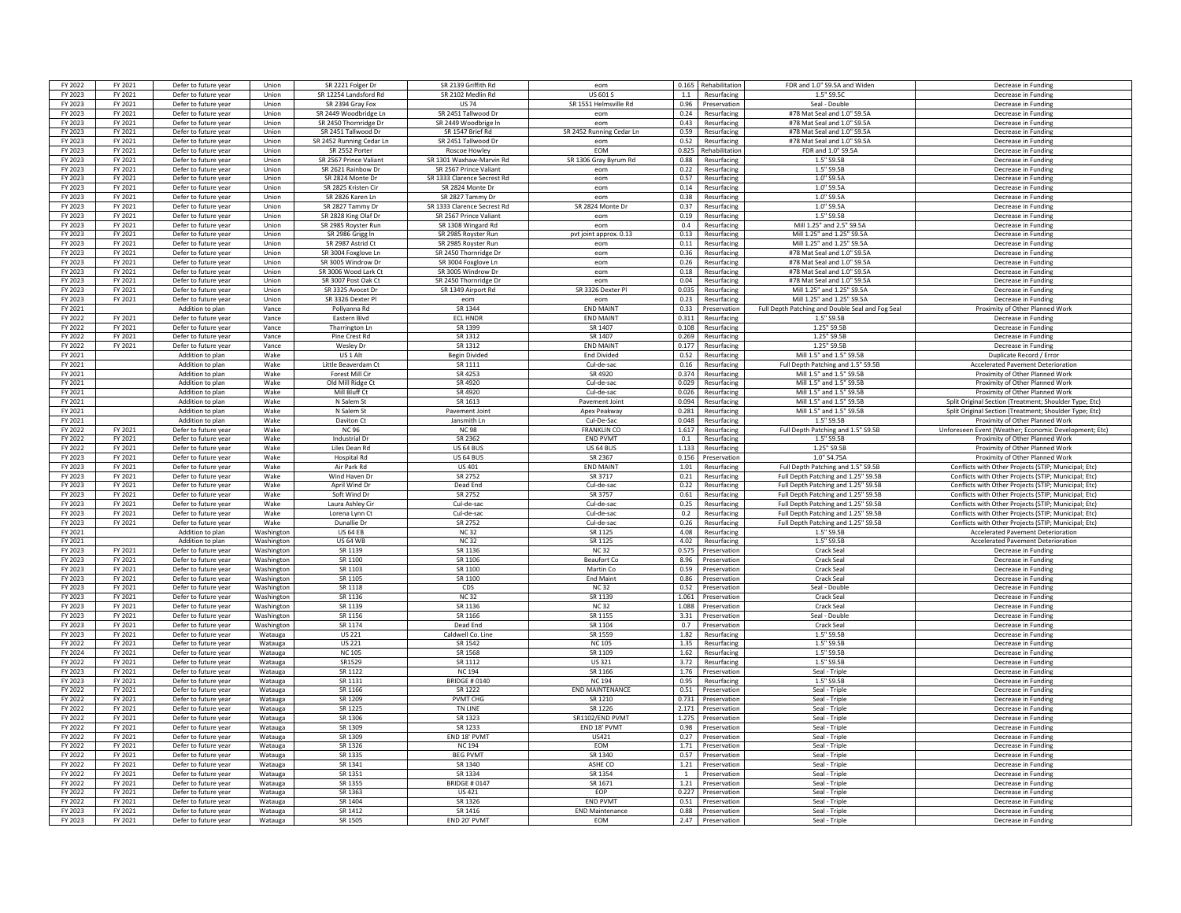| | | | | | | | | | | |
|---|---|---|---|---|---|---|---|---|---|---|
| FY 2022 | FY 2021 | Defer to future year | Union | SR 2221 Folger Dr | SR 2139 Griffith Rd | eom | 0.165 | Rehabilitation | FDR and 1.0" S9.5A and Widen | Decrease in Funding |
| FY 2023 | FY 2021 | Defer to future year | Union | SR 12254 Landsford Rd | SR 2102 Medlin Rd | US 601 S | 1.1 | Resurfacing | 1.5" S9.5C | Decrease in Funding |
| FY 2023 | FY 2021 | Defer to future year | Union | SR 2394 Gray Fox | US 74 | SR 1551 Helmsville Rd | 0.96 | Preservation | Seal - Double | Decrease in Funding |
| FY 2023 | FY 2021 | Defer to future year | Union | SR 2449 Woodbridge Ln | SR 2451 Tallwood Dr | eom | 0.24 | Resurfacing | #78 Mat Seal and 1.0" S9.5A | Decrease in Funding |
| FY 2023 | FY 2021 | Defer to future year | Union | SR 2450 Thornridge Dr | SR 2449 Woodbrige ln | eom | 0.43 | Resurfacing | #78 Mat Seal and 1.0" S9.5A | Decrease in Funding |
| FY 2023 | FY 2021 | Defer to future year | Union | SR 2451 Tallwood Dr | SR 1547 Brief Rd | SR 2452 Running Cedar Ln | 0.59 | Resurfacing | #78 Mat Seal and 1.0" S9.5A | Decrease in Funding |
| FY 2023 | FY 2021 | Defer to future year | Union | SR 2452 Running Cedar Ln | SR 2451 Tallwood Dr | eom | 0.52 | Resurfacing | #78 Mat Seal and 1.0" S9.5A | Decrease in Funding |
| FY 2023 | FY 2021 | Defer to future year | Union | SR 2552 Porter | Roscoe Howley | EOM | 0.825 | Rehabilitation | FDR and 1.0" S9.5A | Decrease in Funding |
| FY 2023 | FY 2021 | Defer to future year | Union | SR 2567 Prince Valiant | SR 1301 Waxhaw-Marvin Rd | SR 1306 Gray Byrum Rd | 0.88 | Resurfacing | 1.5" S9.5B | Decrease in Funding |
| FY 2023 | FY 2021 | Defer to future year | Union | SR 2621 Rainbow Dr | SR 2567 Prince Valiant | eom | 0.22 | Resurfacing | 1.5" S9.5B | Decrease in Funding |
| FY 2023 | FY 2021 | Defer to future year | Union | SR 2824 Monte Dr | SR 1333 Clarence Secrest Rd | eom | 0.57 | Resurfacing | 1.0" S9.5A | Decrease in Funding |
| FY 2023 | FY 2021 | Defer to future year | Union | SR 2825 Kristen Cir | SR 2824 Monte Dr | eom | 0.14 | Resurfacing | 1.0" S9.5A | Decrease in Funding |
| FY 2023 | FY 2021 | Defer to future year | Union | SR 2826 Karen Ln | SR 2827 Tammy Dr | eom | 0.38 | Resurfacing | 1.0" S9.5A | Decrease in Funding |
| FY 2023 | FY 2021 | Defer to future year | Union | SR 2827 Tammy Dr | SR 1333 Clarence Secrest Rd | SR 2824 Monte Dr | 0.37 | Resurfacing | 1.0" S9.5A | Decrease in Funding |
| FY 2023 | FY 2021 | Defer to future year | Union | SR 2828 King Olaf Dr | SR 2567 Prince Valiant | eom | 0.19 | Resurfacing | 1.5" S9.5B | Decrease in Funding |
| FY 2023 | FY 2021 | Defer to future year | Union | SR 2985 Royster Run | SR 1308 Wingard Rd | eom | 0.4 | Resurfacing | Mill 1.25" and 2.5" S9.5A | Decrease in Funding |
| FY 2023 | FY 2021 | Defer to future year | Union | SR 2986 Grigg ln | SR 2985 Royster Run | pvt joint approx. 0.13 | 0.13 | Resurfacing | Mill 1.25" and 1.25" S9.5A | Decrease in Funding |
| FY 2023 | FY 2021 | Defer to future year | Union | SR 2987 Astrid Ct | SR 2985 Royster Run | eom | 0.11 | Resurfacing | Mill 1.25" and 1.25" S9.5A | Decrease in Funding |
| FY 2023 | FY 2021 | Defer to future year | Union | SR 3004 Foxglove Ln | SR 2450 Thornridge Dr | eom | 0.36 | Resurfacing | #78 Mat Seal and 1.0" S9.5A | Decrease in Funding |
| FY 2023 | FY 2021 | Defer to future year | Union | SR 3005 Windrow Dr | SR 3004 Foxglove Ln | eom | 0.26 | Resurfacing | #78 Mat Seal and 1.0" S9.5A | Decrease in Funding |
| FY 2023 | FY 2021 | Defer to future year | Union | SR 3006 Wood Lark Ct | SR 3005 Windrow Dr | eom | 0.18 | Resurfacing | #78 Mat Seal and 1.0" S9.5A | Decrease in Funding |
| FY 2023 | FY 2021 | Defer to future year | Union | SR 3007 Post Oak Ct | SR 2450 Thornridge Dr | eom | 0.04 | Resurfacing | #78 Mat Seal and 1.0" S9.5A | Decrease in Funding |
| FY 2023 | FY 2021 | Defer to future year | Union | SR 3325 Avocet Dr | SR 1349 Airport Rd | SR 3326 Dexter Pl | 0.035 | Resurfacing | Mill 1.25" and 1.25" S9.5A | Decrease in Funding |
| FY 2023 | FY 2021 | Defer to future year | Union | SR 3326 Dexter Pl | eom | eom | 0.23 | Resurfacing | Mill 1.25" and 1.25" S9.5A | Decrease in Funding |
| FY 2021 | | Addition to plan | Vance | Pollyanna Rd | SR 1344 | END MAINT | 0.33 | Preservation | Full Depth Patching and Double Seal and Fog Seal | Proximity of Other Planned Work |
| FY 2022 | FY 2021 | Defer to future year | Vance | Eastern Blvd | ECL HNDR | END MAINT | 0.311 | Resurfacing | 1.5" S9.5B | Decrease in Funding |
| FY 2022 | FY 2021 | Defer to future year | Vance | Tharrington Ln | SR 1399 | SR 1407 | 0.108 | Resurfacing | 1.25" S9.5B | Decrease in Funding |
| FY 2022 | FY 2021 | Defer to future year | Vance | Pine Crest Rd | SR 1312 | SR 1407 | 0.269 | Resurfacing | 1.25" S9.5B | Decrease in Funding |
| FY 2022 | FY 2021 | Defer to future year | Vance | Wesley Dr | SR 1312 | END MAINT | 0.177 | Resurfacing | 1.25" S9.5B | Decrease in Funding |
| FY 2021 | | Addition to plan | Wake | US 1 Alt | Begin Divided | End Divided | 0.52 | Resurfacing | Mill 1.5" and 1.5" S9.5B | Duplicate Record / Error |
| FY 2021 | | Addition to plan | Wake | Little Beaverdam Ct | SR 1111 | Cul-de-sac | 0.16 | Resurfacing | Full Depth Patching and 1.5" S9.5B | Accelerated Pavement Deterioration |
| FY 2021 | | Addition to plan | Wake | Forest Mill Cir | SR 4253 | SR 4920 | 0.374 | Resurfacing | Mill 1.5" and 1.5" S9.5B | Proximity of Other Planned Work |
| FY 2021 | | Addition to plan | Wake | Old Mill Ridge Ct | SR 4920 | Cul-de-sac | 0.029 | Resurfacing | Mill 1.5" and 1.5" S9.5B | Proximity of Other Planned Work |
| FY 2021 | | Addition to plan | Wake | Mill Bluff Ct | SR 4920 | Cul-de-sac | 0.026 | Resurfacing | Mill 1.5" and 1.5" S9.5B | Proximity of Other Planned Work |
| FY 2021 | | Addition to plan | Wake | N Salem St | SR 1613 | Pavement Joint | 0.094 | Resurfacing | Mill 1.5" and 1.5" S9.5B | Split Original Section (Treatment; Shoulder Type; Etc) |
| FY 2021 | | Addition to plan | Wake | N Salem St | Pavement Joint | Apex Peakway | 0.281 | Resurfacing | Mill 1.5" and 1.5" S9.5B | Split Original Section (Treatment; Shoulder Type; Etc) |
| FY 2021 | | Addition to plan | Wake | Daviton Ct | Jansmith Ln | Cul-De-Sac | 0.048 | Resurfacing | 1.5" S9.5B | Proximity of Other Planned Work |
| FY 2022 | FY 2021 | Defer to future year | Wake | NC 96 | NC 98 | FRANKLIN CO | 1.617 | Resurfacing | Full Depth Patching and 1.5" S9.5B | Unforeseen Event (Weather; Economic Development; Etc) |
| FY 2022 | FY 2021 | Defer to future year | Wake | Industrial Dr | SR 2362 | END PVMT | 0.1 | Resurfacing | 1.5" S9.5B | Proximity of Other Planned Work |
| FY 2022 | FY 2021 | Defer to future year | Wake | Liles Dean Rd | US 64 BUS | US 64 BUS | 1.133 | Resurfacing | 1.25" S9.5B | Proximity of Other Planned Work |
| FY 2023 | FY 2021 | Defer to future year | Wake | Hospital Rd | US 64 BUS | SR 2367 | 0.156 | Preservation | 1.0" S4.75A | Proximity of Other Planned Work |
| FY 2023 | FY 2021 | Defer to future year | Wake | Air Park Rd | US 401 | END MAINT | 1.01 | Resurfacing | Full Depth Patching and 1.5" S9.5B | Conflicts with Other Projects (STIP; Municipal; Etc) |
| FY 2023 | FY 2021 | Defer to future year | Wake | Wind Haven Dr | SR 2752 | SR 3717 | 0.21 | Resurfacing | Full Depth Patching and 1.25" S9.5B | Conflicts with Other Projects (STIP; Municipal; Etc) |
| FY 2023 | FY 2021 | Defer to future year | Wake | April Wind Dr | Dead End | Cul-de-sac | 0.22 | Resurfacing | Full Depth Patching and 1.25" S9.5B | Conflicts with Other Projects (STIP; Municipal; Etc) |
| FY 2023 | FY 2021 | Defer to future year | Wake | Soft Wind Dr | SR 2752 | SR 3757 | 0.61 | Resurfacing | Full Depth Patching and 1.25" S9.5B | Conflicts with Other Projects (STIP; Municipal; Etc) |
| FY 2023 | FY 2021 | Defer to future year | Wake | Laura Ashley Cir | Cul-de-sac | Cul-de-sac | 0.25 | Resurfacing | Full Depth Patching and 1.25" S9.5B | Conflicts with Other Projects (STIP; Municipal; Etc) |
| FY 2023 | FY 2021 | Defer to future year | Wake | Lorena Lynn Ct | Cul-de-sac | Cul-de-sac | 0.2 | Resurfacing | Full Depth Patching and 1.25" S9.5B | Conflicts with Other Projects (STIP; Municipal; Etc) |
| FY 2023 | FY 2021 | Defer to future year | Wake | Dunallie Dr | SR 2752 | Cul-de-sac | 0.26 | Resurfacing | Full Depth Patching and 1.25" S9.5B | Conflicts with Other Projects (STIP; Municipal; Etc) |
| FY 2021 | | Addition to plan | Washington | US 64 EB | NC 32 | SR 1125 | 4.08 | Resurfacing | 1.5" S9.5B | Accelerated Pavement Deterioration |
| FY 2021 | | Addition to plan | Washington | US 64 WB | NC 32 | SR 1125 | 4.02 | Resurfacing | 1.5" S9.5B | Accelerated Pavement Deterioration |
| FY 2023 | FY 2021 | Defer to future year | Washington | SR 1139 | SR 1136 | NC 32 | 0.575 | Preservation | Crack Seal | Decrease in Funding |
| FY 2023 | FY 2021 | Defer to future year | Washington | SR 1100 | SR 1106 | Beaufort Co | 8.96 | Preservation | Crack Seal | Decrease in Funding |
| FY 2023 | FY 2021 | Defer to future year | Washington | SR 1103 | SR 1100 | Martin Co | 0.59 | Preservation | Crack Seal | Decrease in Funding |
| FY 2023 | FY 2021 | Defer to future year | Washington | SR 1105 | SR 1100 | End Maint | 0.86 | Preservation | Crack Seal | Decrease in Funding |
| FY 2023 | FY 2021 | Defer to future year | Washington | SR 1118 | CDS | NC 32 | 0.52 | Preservation | Seal - Double | Decrease in Funding |
| FY 2023 | FY 2021 | Defer to future year | Washington | SR 1136 | NC 32 | SR 1139 | 1.061 | Preservation | Crack Seal | Decrease in Funding |
| FY 2023 | FY 2021 | Defer to future year | Washington | SR 1139 | SR 1136 | NC 32 | 1.088 | Preservation | Crack Seal | Decrease in Funding |
| FY 2023 | FY 2021 | Defer to future year | Washington | SR 1156 | SR 1166 | SR 1155 | 3.31 | Preservation | Seal - Double | Decrease in Funding |
| FY 2023 | FY 2021 | Defer to future year | Washington | SR 1174 | Dead End | SR 1104 | 0.7 | Preservation | Crack Seal | Decrease in Funding |
| FY 2023 | FY 2021 | Defer to future year | Watauga | US 221 | Caldwell Co. Line | SR 1559 | 1.82 | Resurfacing | 1.5" S9.5B | Decrease in Funding |
| FY 2022 | FY 2021 | Defer to future year | Watauga | US 221 | SR 1542 | NC 105 | 1.35 | Resurfacing | 1.5" S9.5B | Decrease in Funding |
| FY 2024 | FY 2021 | Defer to future year | Watauga | NC 105 | SR 1568 | SR 1109 | 1.62 | Resurfacing | 1.5" S9.5B | Decrease in Funding |
| FY 2022 | FY 2021 | Defer to future year | Watauga | SR1529 | SR 1112 | US 321 | 3.72 | Resurfacing | 1.5" S9.5B | Decrease in Funding |
| FY 2023 | FY 2021 | Defer to future year | Watauga | SR 1122 | NC 194 | SR 1166 | 1.76 | Preservation | Seal - Triple | Decrease in Funding |
| FY 2023 | FY 2021 | Defer to future year | Watauga | SR 1131 | BRIDGE # 0140 | NC 194 | 0.95 | Resurfacing | 1.5" S9.5B | Decrease in Funding |
| FY 2022 | FY 2021 | Defer to future year | Watauga | SR 1166 | SR 1222 | END MAINTENANCE | 0.51 | Preservation | Seal - Triple | Decrease in Funding |
| FY 2022 | FY 2021 | Defer to future year | Watauga | SR 1209 | PVMT CHG | SR 1210 | 0.731 | Preservation | Seal - Triple | Decrease in Funding |
| FY 2022 | FY 2021 | Defer to future year | Watauga | SR 1225 | TN LINE | SR 1226 | 2.171 | Preservation | Seal - Triple | Decrease in Funding |
| FY 2022 | FY 2021 | Defer to future year | Watauga | SR 1306 | SR 1323 | SR1102/END PVMT | 1.275 | Preservation | Seal - Triple | Decrease in Funding |
| FY 2022 | FY 2021 | Defer to future year | Watauga | SR 1309 | SR 1233 | END 18' PVMT | 0.98 | Preservation | Seal - Triple | Decrease in Funding |
| FY 2022 | FY 2021 | Defer to future year | Watauga | SR 1309 | END 18' PVMT | US421 | 0.27 | Preservation | Seal - Triple | Decrease in Funding |
| FY 2022 | FY 2021 | Defer to future year | Watauga | SR 1326 | NC 194 | EOM | 1.71 | Preservation | Seal - Triple | Decrease in Funding |
| FY 2022 | FY 2021 | Defer to future year | Watauga | SR 1335 | BEG PVMT | SR 1340 | 0.57 | Preservation | Seal - Triple | Decrease in Funding |
| FY 2022 | FY 2021 | Defer to future year | Watauga | SR 1341 | SR 1340 | ASHE CO | 1.21 | Preservation | Seal - Triple | Decrease in Funding |
| FY 2022 | FY 2021 | Defer to future year | Watauga | SR 1351 | SR 1334 | SR 1354 | 1 | Preservation | Seal - Triple | Decrease in Funding |
| FY 2022 | FY 2021 | Defer to future year | Watauga | SR 1355 | BRIDGE # 0147 | SR 1671 | 1.21 | Preservation | Seal - Triple | Decrease in Funding |
| FY 2022 | FY 2021 | Defer to future year | Watauga | SR 1363 | US 421 | EOP | 0.227 | Preservation | Seal - Triple | Decrease in Funding |
| FY 2022 | FY 2021 | Defer to future year | Watauga | SR 1404 | SR 1326 | END PVMT | 0.51 | Preservation | Seal - Triple | Decrease in Funding |
| FY 2023 | FY 2021 | Defer to future year | Watauga | SR 1412 | SR 1416 | END Maintenance | 0.88 | Preservation | Seal - Triple | Decrease in Funding |
| FY 2023 | FY 2021 | Defer to future year | Watauga | SR 1505 | END 20' PVMT | EOM | 2.47 | Preservation | Seal - Triple | Decrease in Funding |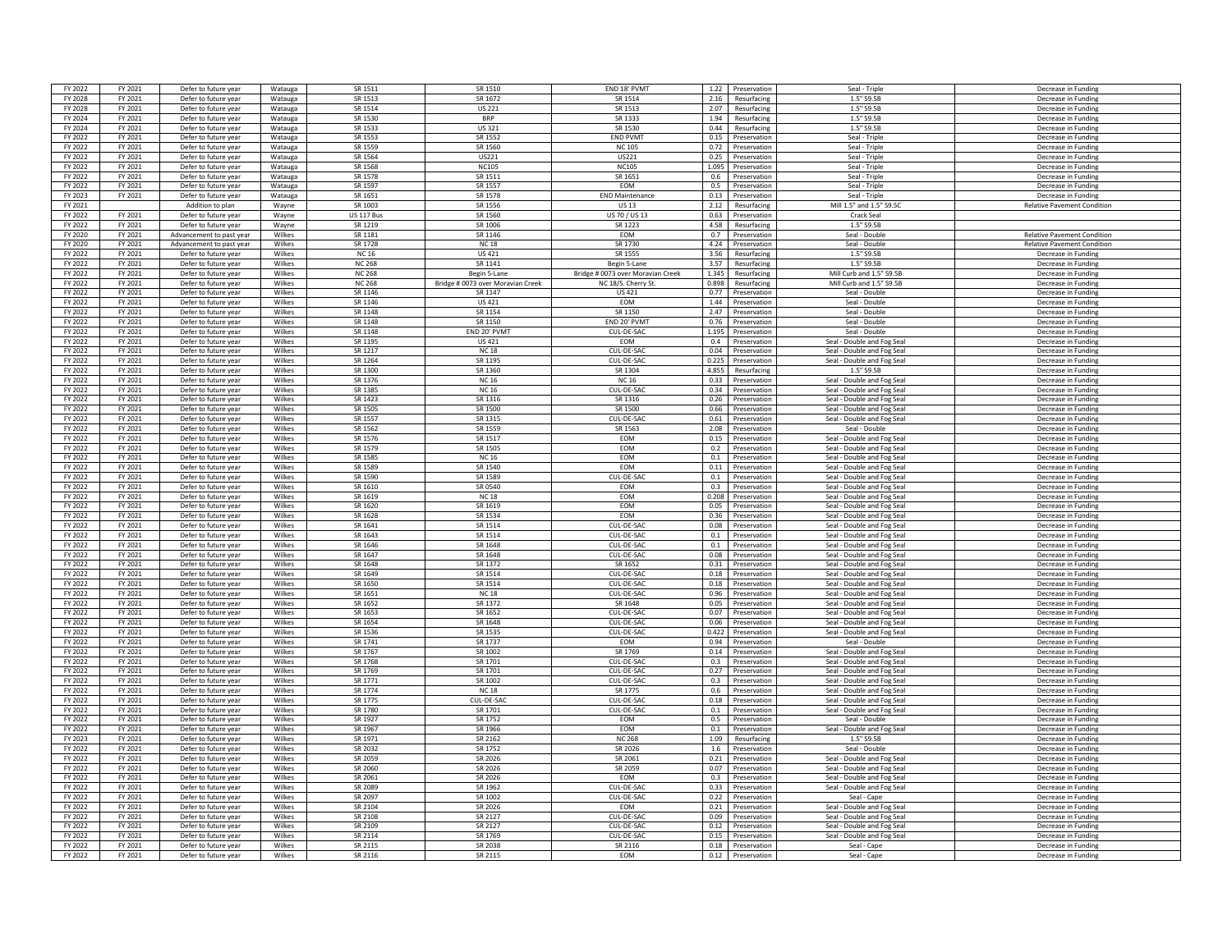| | | | | | | | | | | |
|---|---|---|---|---|---|---|---|---|---|---|
| FY 2022 | FY 2021 | Defer to future year | Watauga | SR 1511 | SR 1510 | END 18' PVMT | 1.22 | Preservation | Seal - Triple | Decrease in Funding |
| FY 2028 | FY 2021 | Defer to future year | Watauga | SR 1513 | SR 1672 | SR 1514 | 2.16 | Resurfacing | 1.5" S9.5B | Decrease in Funding |
| FY 2028 | FY 2021 | Defer to future year | Watauga | SR 1514 | US 221 | SR 1513 | 2.07 | Resurfacing | 1.5" S9.5B | Decrease in Funding |
| FY 2024 | FY 2021 | Defer to future year | Watauga | SR 1530 | BRP | SR 1333 | 1.94 | Resurfacing | 1.5" S9.5B | Decrease in Funding |
| FY 2024 | FY 2021 | Defer to future year | Watauga | SR 1533 | US 321 | SR 1530 | 0.44 | Resurfacing | 1.5" S9.5B | Decrease in Funding |
| FY 2022 | FY 2021 | Defer to future year | Watauga | SR 1553 | SR 1552 | END PVMT | 0.15 | Preservation | Seal - Triple | Decrease in Funding |
| FY 2022 | FY 2021 | Defer to future year | Watauga | SR 1559 | SR 1560 | NC 105 | 0.72 | Preservation | Seal - Triple | Decrease in Funding |
| FY 2022 | FY 2021 | Defer to future year | Watauga | SR 1564 | US221 | US221 | 0.25 | Preservation | Seal - Triple | Decrease in Funding |
| FY 2022 | FY 2021 | Defer to future year | Watauga | SR 1568 | NC105 | NC105 | 1.095 | Preservation | Seal - Triple | Decrease in Funding |
| FY 2022 | FY 2021 | Defer to future year | Watauga | SR 1578 | SR 1511 | SR 1651 | 0.6 | Preservation | Seal - Triple | Decrease in Funding |
| FY 2022 | FY 2021 | Defer to future year | Watauga | SR 1597 | SR 1557 | EOM | 0.5 | Preservation | Seal - Triple | Decrease in Funding |
| FY 2023 | FY 2021 | Defer to future year | Watauga | SR 1651 | SR 1578 | END Maintenance | 0.13 | Preservation | Seal - Triple | Decrease in Funding |
| FY 2021 | | Addition to plan | Wayne | SR 1003 | SR 1556 | US 13 | 2.12 | Resurfacing | Mill 1.5" and 1.5" S9.5C | Relative Pavement Condition |
| FY 2022 | FY 2021 | Defer to future year | Wayne | US 117 Bus | SR 1560 | US 70 / US 13 | 0.63 | Preservation | Crack Seal | |
| FY 2022 | FY 2021 | Defer to future year | Wayne | SR 1219 | SR 1006 | SR 1223 | 4.58 | Resurfacing | 1.5" S9.5B | |
| FY 2020 | FY 2021 | Advancement to past year | Wilkes | SR 1181 | SR 1146 | EOM | 0.7 | Preservation | Seal - Double | Relative Pavement Condition |
| FY 2020 | FY 2021 | Advancement to past year | Wilkes | SR 1728 | NC 18 | SR 1730 | 4.24 | Preservation | Seal - Double | Relative Pavement Condition |
| FY 2022 | FY 2021 | Defer to future year | Wilkes | NC 16 | US 421 | SR 1555 | 3.56 | Resurfacing | 1.5" S9.5B | Decrease in Funding |
| FY 2022 | FY 2021 | Defer to future year | Wilkes | NC 268 | SR 1141 | Begin 5-Lane | 3.57 | Resurfacing | 1.5" S9.5B | Decrease in Funding |
| FY 2022 | FY 2021 | Defer to future year | Wilkes | NC 268 | Begin 5-Lane | Bridge # 0073 over Moravian Creek | 1.345 | Resurfacing | Mill Curb and 1.5" S9.5B | Decrease in Funding |
| FY 2022 | FY 2021 | Defer to future year | Wilkes | NC 268 | Bridge # 0073 over Moravian Creek | NC 18/S. Cherry St. | 0.898 | Resurfacing | Mill Curb and 1.5" S9.5B | Decrease in Funding |
| FY 2022 | FY 2021 | Defer to future year | Wilkes | SR 1146 | SR 1147 | US 421 | 0.77 | Preservation | Seal - Double | Decrease in Funding |
| FY 2022 | FY 2021 | Defer to future year | Wilkes | SR 1146 | US 421 | EOM | 1.44 | Preservation | Seal - Double | Decrease in Funding |
| FY 2022 | FY 2021 | Defer to future year | Wilkes | SR 1148 | SR 1154 | SR 1150 | 2.47 | Preservation | Seal - Double | Decrease in Funding |
| FY 2022 | FY 2021 | Defer to future year | Wilkes | SR 1148 | SR 1150 | END 20' PVMT | 0.76 | Preservation | Seal - Double | Decrease in Funding |
| FY 2022 | FY 2021 | Defer to future year | Wilkes | SR 1148 | END 20' PVMT | CUL-DE-SAC | 1.195 | Preservation | Seal - Double | Decrease in Funding |
| FY 2022 | FY 2021 | Defer to future year | Wilkes | SR 1195 | US 421 | EOM | 0.4 | Preservation | Seal - Double and Fog Seal | Decrease in Funding |
| FY 2022 | FY 2021 | Defer to future year | Wilkes | SR 1217 | NC 18 | CUL-DE-SAC | 0.04 | Preservation | Seal - Double and Fog Seal | Decrease in Funding |
| FY 2022 | FY 2021 | Defer to future year | Wilkes | SR 1264 | SR 1195 | CUL-DE-SAC | 0.225 | Preservation | Seal - Double and Fog Seal | Decrease in Funding |
| FY 2022 | FY 2021 | Defer to future year | Wilkes | SR 1300 | SR 1360 | SR 1304 | 4.855 | Resurfacing | 1.5" S9.5B | Decrease in Funding |
| FY 2022 | FY 2021 | Defer to future year | Wilkes | SR 1376 | NC 16 | NC 16 | 0.33 | Preservation | Seal - Double and Fog Seal | Decrease in Funding |
| FY 2022 | FY 2021 | Defer to future year | Wilkes | SR 1385 | NC 16 | CUL-DE-SAC | 0.34 | Preservation | Seal - Double and Fog Seal | Decrease in Funding |
| FY 2022 | FY 2021 | Defer to future year | Wilkes | SR 1423 | SR 1316 | SR 1316 | 0.26 | Preservation | Seal - Double and Fog Seal | Decrease in Funding |
| FY 2022 | FY 2021 | Defer to future year | Wilkes | SR 1505 | SR 1500 | SR 1500 | 0.66 | Preservation | Seal - Double and Fog Seal | Decrease in Funding |
| FY 2022 | FY 2021 | Defer to future year | Wilkes | SR 1557 | SR 1315 | CUL-DE-SAC | 0.61 | Preservation | Seal - Double and Fog Seal | Decrease in Funding |
| FY 2022 | FY 2021 | Defer to future year | Wilkes | SR 1562 | SR 1559 | SR 1563 | 2.08 | Preservation | Seal - Double | Decrease in Funding |
| FY 2022 | FY 2021 | Defer to future year | Wilkes | SR 1576 | SR 1517 | EOM | 0.15 | Preservation | Seal - Double and Fog Seal | Decrease in Funding |
| FY 2022 | FY 2021 | Defer to future year | Wilkes | SR 1579 | SR 1505 | EOM | 0.2 | Preservation | Seal - Double and Fog Seal | Decrease in Funding |
| FY 2022 | FY 2021 | Defer to future year | Wilkes | SR 1585 | NC 16 | EOM | 0.1 | Preservation | Seal - Double and Fog Seal | Decrease in Funding |
| FY 2022 | FY 2021 | Defer to future year | Wilkes | SR 1589 | SR 1540 | EOM | 0.11 | Preservation | Seal - Double and Fog Seal | Decrease in Funding |
| FY 2022 | FY 2021 | Defer to future year | Wilkes | SR 1590 | SR 1589 | CUL-DE-SAC | 0.1 | Preservation | Seal - Double and Fog Seal | Decrease in Funding |
| FY 2022 | FY 2021 | Defer to future year | Wilkes | SR 1610 | SR 0540 | EOM | 0.3 | Preservation | Seal - Double and Fog Seal | Decrease in Funding |
| FY 2022 | FY 2021 | Defer to future year | Wilkes | SR 1619 | NC 18 | EOM | 0.208 | Preservation | Seal - Double and Fog Seal | Decrease in Funding |
| FY 2022 | FY 2021 | Defer to future year | Wilkes | SR 1620 | SR 1619 | EOM | 0.05 | Preservation | Seal - Double and Fog Seal | Decrease in Funding |
| FY 2022 | FY 2021 | Defer to future year | Wilkes | SR 1628 | SR 1534 | EOM | 0.36 | Preservation | Seal - Double and Fog Seal | Decrease in Funding |
| FY 2022 | FY 2021 | Defer to future year | Wilkes | SR 1641 | SR 1514 | CUL-DE-SAC | 0.08 | Preservation | Seal - Double and Fog Seal | Decrease in Funding |
| FY 2022 | FY 2021 | Defer to future year | Wilkes | SR 1643 | SR 1514 | CUL-DE-SAC | 0.1 | Preservation | Seal - Double and Fog Seal | Decrease in Funding |
| FY 2022 | FY 2021 | Defer to future year | Wilkes | SR 1646 | SR 1648 | CUL-DE-SAC | 0.1 | Preservation | Seal - Double and Fog Seal | Decrease in Funding |
| FY 2022 | FY 2021 | Defer to future year | Wilkes | SR 1647 | SR 1648 | CUL-DE-SAC | 0.08 | Preservation | Seal - Double and Fog Seal | Decrease in Funding |
| FY 2022 | FY 2021 | Defer to future year | Wilkes | SR 1648 | SR 1372 | SR 1652 | 0.31 | Preservation | Seal - Double and Fog Seal | Decrease in Funding |
| FY 2022 | FY 2021 | Defer to future year | Wilkes | SR 1649 | SR 1514 | CUL-DE-SAC | 0.18 | Preservation | Seal - Double and Fog Seal | Decrease in Funding |
| FY 2022 | FY 2021 | Defer to future year | Wilkes | SR 1650 | SR 1514 | CUL-DE-SAC | 0.18 | Preservation | Seal - Double and Fog Seal | Decrease in Funding |
| FY 2022 | FY 2021 | Defer to future year | Wilkes | SR 1651 | NC 18 | CUL-DE-SAC | 0.96 | Preservation | Seal - Double and Fog Seal | Decrease in Funding |
| FY 2022 | FY 2021 | Defer to future year | Wilkes | SR 1652 | SR 1372 | SR 1648 | 0.05 | Preservation | Seal - Double and Fog Seal | Decrease in Funding |
| FY 2022 | FY 2021 | Defer to future year | Wilkes | SR 1653 | SR 1652 | CUL-DE-SAC | 0.07 | Preservation | Seal - Double and Fog Seal | Decrease in Funding |
| FY 2022 | FY 2021 | Defer to future year | Wilkes | SR 1654 | SR 1648 | CUL-DE-SAC | 0.06 | Preservation | Seal - Double and Fog Seal | Decrease in Funding |
| FY 2022 | FY 2021 | Defer to future year | Wilkes | SR 1536 | SR 1535 | CUL-DE-SAC | 0.422 | Preservation | Seal - Double and Fog Seal | Decrease in Funding |
| FY 2022 | FY 2021 | Defer to future year | Wilkes | SR 1741 | SR 1737 | EOM | 0.94 | Preservation | Seal - Double | Decrease in Funding |
| FY 2022 | FY 2021 | Defer to future year | Wilkes | SR 1767 | SR 1002 | SR 1769 | 0.14 | Preservation | Seal - Double and Fog Seal | Decrease in Funding |
| FY 2022 | FY 2021 | Defer to future year | Wilkes | SR 1768 | SR 1701 | CUL-DE-SAC | 0.3 | Preservation | Seal - Double and Fog Seal | Decrease in Funding |
| FY 2022 | FY 2021 | Defer to future year | Wilkes | SR 1769 | SR 1701 | CUL-DE-SAC | 0.27 | Preservation | Seal - Double and Fog Seal | Decrease in Funding |
| FY 2022 | FY 2021 | Defer to future year | Wilkes | SR 1771 | SR 1002 | CUL-DE-SAC | 0.3 | Preservation | Seal - Double and Fog Seal | Decrease in Funding |
| FY 2022 | FY 2021 | Defer to future year | Wilkes | SR 1774 | NC 18 | SR 1775 | 0.6 | Preservation | Seal - Double and Fog Seal | Decrease in Funding |
| FY 2022 | FY 2021 | Defer to future year | Wilkes | SR 1775 | CUL-DE-SAC | CUL-DE-SAC | 0.18 | Preservation | Seal - Double and Fog Seal | Decrease in Funding |
| FY 2022 | FY 2021 | Defer to future year | Wilkes | SR 1780 | SR 1701 | CUL-DE-SAC | 0.1 | Preservation | Seal - Double and Fog Seal | Decrease in Funding |
| FY 2022 | FY 2021 | Defer to future year | Wilkes | SR 1927 | SR 1752 | EOM | 0.5 | Preservation | Seal - Double | Decrease in Funding |
| FY 2022 | FY 2021 | Defer to future year | Wilkes | SR 1967 | SR 1966 | EOM | 0.1 | Preservation | Seal - Double and Fog Seal | Decrease in Funding |
| FY 2023 | FY 2021 | Defer to future year | Wilkes | SR 1971 | SR 2162 | NC 268 | 1.09 | Resurfacing | 1.5" S9.5B | Decrease in Funding |
| FY 2022 | FY 2021 | Defer to future year | Wilkes | SR 2032 | SR 1752 | SR 2026 | 1.6 | Preservation | Seal - Double | Decrease in Funding |
| FY 2022 | FY 2021 | Defer to future year | Wilkes | SR 2059 | SR 2026 | SR 2061 | 0.21 | Preservation | Seal - Double and Fog Seal | Decrease in Funding |
| FY 2022 | FY 2021 | Defer to future year | Wilkes | SR 2060 | SR 2026 | SR 2059 | 0.07 | Preservation | Seal - Double and Fog Seal | Decrease in Funding |
| FY 2022 | FY 2021 | Defer to future year | Wilkes | SR 2061 | SR 2026 | EOM | 0.3 | Preservation | Seal - Double and Fog Seal | Decrease in Funding |
| FY 2022 | FY 2021 | Defer to future year | Wilkes | SR 2089 | SR 1962 | CUL-DE-SAC | 0.33 | Preservation | Seal - Double and Fog Seal | Decrease in Funding |
| FY 2022 | FY 2021 | Defer to future year | Wilkes | SR 2097 | SR 1002 | CUL-DE-SAC | 0.22 | Preservation | Seal - Cape | Decrease in Funding |
| FY 2022 | FY 2021 | Defer to future year | Wilkes | SR 2104 | SR 2026 | EOM | 0.21 | Preservation | Seal - Double and Fog Seal | Decrease in Funding |
| FY 2022 | FY 2021 | Defer to future year | Wilkes | SR 2108 | SR 2127 | CUL-DE-SAC | 0.09 | Preservation | Seal - Double and Fog Seal | Decrease in Funding |
| FY 2022 | FY 2021 | Defer to future year | Wilkes | SR 2109 | SR 2127 | CUL-DE-SAC | 0.12 | Preservation | Seal - Double and Fog Seal | Decrease in Funding |
| FY 2022 | FY 2021 | Defer to future year | Wilkes | SR 2114 | SR 1769 | CUL-DE-SAC | 0.15 | Preservation | Seal - Double and Fog Seal | Decrease in Funding |
| FY 2022 | FY 2021 | Defer to future year | Wilkes | SR 2115 | SR 2038 | SR 2116 | 0.18 | Preservation | Seal - Cape | Decrease in Funding |
| FY 2022 | FY 2021 | Defer to future year | Wilkes | SR 2116 | SR 2115 | EOM | 0.12 | Preservation | Seal - Cape | Decrease in Funding |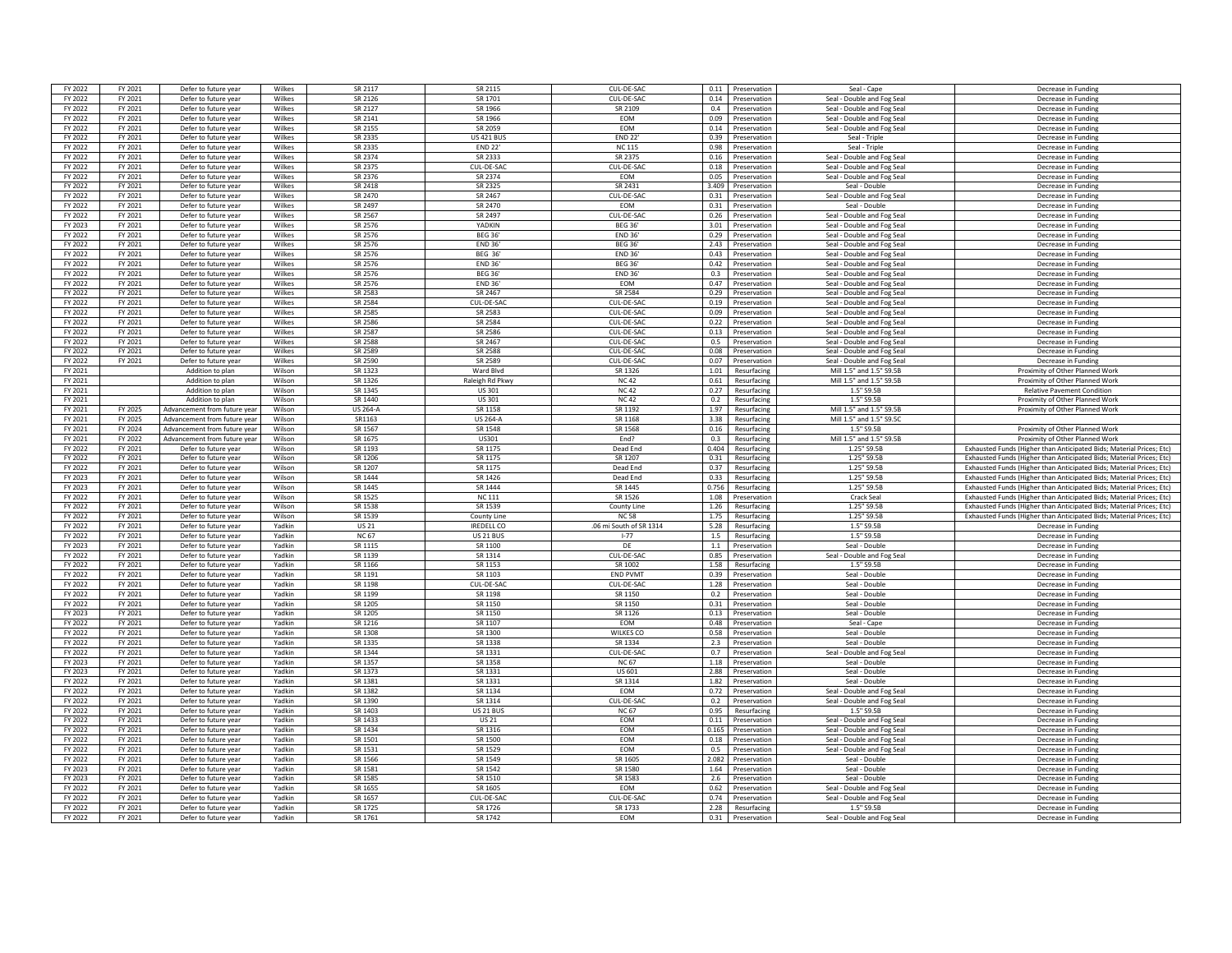| | | | | | | | | | | |
|---|---|---|---|---|---|---|---|---|---|---|
| FY 2022 | FY 2021 | Defer to future year | Wilkes | SR 2117 | SR 2115 | CUL-DE-SAC | 0.11 | Preservation | Seal - Cape | Decrease in Funding |
| FY 2022 | FY 2021 | Defer to future year | Wilkes | SR 2126 | SR 1701 | CUL-DE-SAC | 0.14 | Preservation | Seal - Double and Fog Seal | Decrease in Funding |
| FY 2022 | FY 2021 | Defer to future year | Wilkes | SR 2127 | SR 1966 | SR 2109 | 0.4 | Preservation | Seal - Double and Fog Seal | Decrease in Funding |
| FY 2022 | FY 2021 | Defer to future year | Wilkes | SR 2141 | SR 1966 | EOM | 0.09 | Preservation | Seal - Double and Fog Seal | Decrease in Funding |
| FY 2022 | FY 2021 | Defer to future year | Wilkes | SR 2155 | SR 2059 | EOM | 0.14 | Preservation | Seal - Double and Fog Seal | Decrease in Funding |
| FY 2022 | FY 2021 | Defer to future year | Wilkes | SR 2335 | US 421 BUS | END 22' | 0.39 | Preservation | Seal - Triple | Decrease in Funding |
| FY 2022 | FY 2021 | Defer to future year | Wilkes | SR 2335 | END 22' | NC 115 | 0.98 | Preservation | Seal - Triple | Decrease in Funding |
| FY 2022 | FY 2021 | Defer to future year | Wilkes | SR 2374 | SR 2333 | SR 2375 | 0.16 | Preservation | Seal - Double and Fog Seal | Decrease in Funding |
| FY 2022 | FY 2021 | Defer to future year | Wilkes | SR 2375 | CUL-DE-SAC | CUL-DE-SAC | 0.18 | Preservation | Seal - Double and Fog Seal | Decrease in Funding |
| FY 2022 | FY 2021 | Defer to future year | Wilkes | SR 2376 | SR 2374 | EOM | 0.05 | Preservation | Seal - Double and Fog Seal | Decrease in Funding |
| FY 2022 | FY 2021 | Defer to future year | Wilkes | SR 2418 | SR 2325 | SR 2431 | 3.409 | Preservation | Seal - Double | Decrease in Funding |
| FY 2022 | FY 2021 | Defer to future year | Wilkes | SR 2470 | SR 2467 | CUL-DE-SAC | 0.31 | Preservation | Seal - Double and Fog Seal | Decrease in Funding |
| FY 2022 | FY 2021 | Defer to future year | Wilkes | SR 2497 | SR 2470 | EOM | 0.31 | Preservation | Seal - Double | Decrease in Funding |
| FY 2022 | FY 2021 | Defer to future year | Wilkes | SR 2567 | SR 2497 | CUL-DE-SAC | 0.26 | Preservation | Seal - Double and Fog Seal | Decrease in Funding |
| FY 2023 | FY 2021 | Defer to future year | Wilkes | SR 2576 | YADKIN | BEG 36' | 3.01 | Preservation | Seal - Double and Fog Seal | Decrease in Funding |
| FY 2022 | FY 2021 | Defer to future year | Wilkes | SR 2576 | BEG 36' | END 36' | 0.29 | Preservation | Seal - Double and Fog Seal | Decrease in Funding |
| FY 2022 | FY 2021 | Defer to future year | Wilkes | SR 2576 | END 36' | BEG 36' | 2.43 | Preservation | Seal - Double and Fog Seal | Decrease in Funding |
| FY 2022 | FY 2021 | Defer to future year | Wilkes | SR 2576 | BEG 36' | END 36' | 0.43 | Preservation | Seal - Double and Fog Seal | Decrease in Funding |
| FY 2022 | FY 2021 | Defer to future year | Wilkes | SR 2576 | END 36' | BEG 36' | 0.42 | Preservation | Seal - Double and Fog Seal | Decrease in Funding |
| FY 2022 | FY 2021 | Defer to future year | Wilkes | SR 2576 | BEG 36' | END 36' | 0.3 | Preservation | Seal - Double and Fog Seal | Decrease in Funding |
| FY 2022 | FY 2021 | Defer to future year | Wilkes | SR 2576 | END 36' | EOM | 0.47 | Preservation | Seal - Double and Fog Seal | Decrease in Funding |
| FY 2022 | FY 2021 | Defer to future year | Wilkes | SR 2583 | SR 2467 | SR 2584 | 0.29 | Preservation | Seal - Double and Fog Seal | Decrease in Funding |
| FY 2022 | FY 2021 | Defer to future year | Wilkes | SR 2584 | CUL-DE-SAC | CUL-DE-SAC | 0.19 | Preservation | Seal - Double and Fog Seal | Decrease in Funding |
| FY 2022 | FY 2021 | Defer to future year | Wilkes | SR 2585 | SR 2583 | CUL-DE-SAC | 0.09 | Preservation | Seal - Double and Fog Seal | Decrease in Funding |
| FY 2022 | FY 2021 | Defer to future year | Wilkes | SR 2586 | SR 2584 | CUL-DE-SAC | 0.22 | Preservation | Seal - Double and Fog Seal | Decrease in Funding |
| FY 2022 | FY 2021 | Defer to future year | Wilkes | SR 2587 | SR 2586 | CUL-DE-SAC | 0.13 | Preservation | Seal - Double and Fog Seal | Decrease in Funding |
| FY 2022 | FY 2021 | Defer to future year | Wilkes | SR 2588 | SR 2467 | CUL-DE-SAC | 0.5 | Preservation | Seal - Double and Fog Seal | Decrease in Funding |
| FY 2022 | FY 2021 | Defer to future year | Wilkes | SR 2589 | SR 2588 | CUL-DE-SAC | 0.08 | Preservation | Seal - Double and Fog Seal | Decrease in Funding |
| FY 2022 | FY 2021 | Defer to future year | Wilkes | SR 2590 | SR 2589 | CUL-DE-SAC | 0.07 | Preservation | Seal - Double and Fog Seal | Decrease in Funding |
| FY 2021 | | Addition to plan | Wilson | SR 1323 | Ward Blvd | SR 1326 | 1.01 | Resurfacing | Mill 1.5" and 1.5" S9.5B | Proximity of Other Planned Work |
| FY 2021 | | Addition to plan | Wilson | SR 1326 | Raleigh Rd Pkwy | NC 42 | 0.61 | Resurfacing | Mill 1.5" and 1.5" S9.5B | Proximity of Other Planned Work |
| FY 2021 | | Addition to plan | Wilson | SR 1345 | US 301 | NC 42 | 0.27 | Resurfacing | 1.5" S9.5B | Relative Pavement Condition |
| FY 2021 | | Addition to plan | Wilson | SR 1440 | US 301 | NC 42 | 0.2 | Resurfacing | 1.5" S9.5B | Proximity of Other Planned Work |
| FY 2021 | FY 2025 | Advancement from future year | Wilson | US 264-A | SR 1158 | SR 1192 | 1.97 | Resurfacing | Mill 1.5" and 1.5" S9.5B | Proximity of Other Planned Work |
| FY 2021 | FY 2025 | Advancement from future year | Wilson | SR1163 | US 264-A | SR 1168 | 3.38 | Resurfacing | Mill 1.5" and 1.5" S9.5C | |
| FY 2021 | FY 2024 | Advancement from future year | Wilson | SR 1567 | SR 1548 | SR 1568 | 0.16 | Resurfacing | 1.5" S9.5B | Proximity of Other Planned Work |
| FY 2021 | FY 2022 | Advancement from future year | Wilson | SR 1675 | US301 | End? | 0.3 | Resurfacing | Mill 1.5" and 1.5" S9.5B | Proximity of Other Planned Work |
| FY 2022 | FY 2021 | Defer to future year | Wilson | SR 1193 | SR 1175 | Dead End | 0.404 | Resurfacing | 1.25" S9.5B | Exhausted Funds (Higher than Anticipated Bids; Material Prices; Etc) |
| FY 2022 | FY 2021 | Defer to future year | Wilson | SR 1206 | SR 1175 | SR 1207 | 0.31 | Resurfacing | 1.25" S9.5B | Exhausted Funds (Higher than Anticipated Bids; Material Prices; Etc) |
| FY 2022 | FY 2021 | Defer to future year | Wilson | SR 1207 | SR 1175 | Dead End | 0.37 | Resurfacing | 1.25" S9.5B | Exhausted Funds (Higher than Anticipated Bids; Material Prices; Etc) |
| FY 2023 | FY 2021 | Defer to future year | Wilson | SR 1444 | SR 1426 | Dead End | 0.33 | Resurfacing | 1.25" S9.5B | Exhausted Funds (Higher than Anticipated Bids; Material Prices; Etc) |
| FY 2023 | FY 2021 | Defer to future year | Wilson | SR 1445 | SR 1444 | SR 1445 | 0.756 | Resurfacing | 1.25" S9.5B | Exhausted Funds (Higher than Anticipated Bids; Material Prices; Etc) |
| FY 2022 | FY 2021 | Defer to future year | Wilson | SR 1525 | NC 111 | SR 1526 | 1.08 | Preservation | Crack Seal | Exhausted Funds (Higher than Anticipated Bids; Material Prices; Etc) |
| FY 2022 | FY 2021 | Defer to future year | Wilson | SR 1538 | SR 1539 | County Line | 1.26 | Resurfacing | 1.25" S9.5B | Exhausted Funds (Higher than Anticipated Bids; Material Prices; Etc) |
| FY 2022 | FY 2021 | Defer to future year | Wilson | SR 1539 | County Line | NC 58 | 1.75 | Resurfacing | 1.25" S9.5B | Exhausted Funds (Higher than Anticipated Bids; Material Prices; Etc) |
| FY 2022 | FY 2021 | Defer to future year | Yadkin | US 21 | IREDELL CO | .06 mi South of SR 1314 | 5.28 | Resurfacing | 1.5" S9.5B | Decrease in Funding |
| FY 2022 | FY 2021 | Defer to future year | Yadkin | NC 67 | US 21 BUS | I-77 | 1.5 | Resurfacing | 1.5" S9.5B | Decrease in Funding |
| FY 2023 | FY 2021 | Defer to future year | Yadkin | SR 1115 | SR 1100 | DE | 1.1 | Preservation | Seal - Double | Decrease in Funding |
| FY 2022 | FY 2021 | Defer to future year | Yadkin | SR 1139 | SR 1314 | CUL-DE-SAC | 0.85 | Preservation | Seal - Double and Fog Seal | Decrease in Funding |
| FY 2022 | FY 2021 | Defer to future year | Yadkin | SR 1166 | SR 1153 | SR 1002 | 1.58 | Resurfacing | 1.5" S9.5B | Decrease in Funding |
| FY 2022 | FY 2021 | Defer to future year | Yadkin | SR 1191 | SR 1103 | END PVMT | 0.39 | Preservation | Seal - Double | Decrease in Funding |
| FY 2022 | FY 2021 | Defer to future year | Yadkin | SR 1198 | CUL-DE-SAC | CUL-DE-SAC | 1.28 | Preservation | Seal - Double | Decrease in Funding |
| FY 2022 | FY 2021 | Defer to future year | Yadkin | SR 1199 | SR 1198 | SR 1150 | 0.2 | Preservation | Seal - Double | Decrease in Funding |
| FY 2022 | FY 2021 | Defer to future year | Yadkin | SR 1205 | SR 1150 | SR 1150 | 0.31 | Preservation | Seal - Double | Decrease in Funding |
| FY 2023 | FY 2021 | Defer to future year | Yadkin | SR 1205 | SR 1150 | SR 1126 | 0.13 | Preservation | Seal - Double | Decrease in Funding |
| FY 2022 | FY 2021 | Defer to future year | Yadkin | SR 1216 | SR 1107 | EOM | 0.48 | Preservation | Seal - Cape | Decrease in Funding |
| FY 2022 | FY 2021 | Defer to future year | Yadkin | SR 1308 | SR 1300 | WILKES CO | 0.58 | Preservation | Seal - Double | Decrease in Funding |
| FY 2022 | FY 2021 | Defer to future year | Yadkin | SR 1335 | SR 1338 | SR 1334 | 2.3 | Preservation | Seal - Double | Decrease in Funding |
| FY 2022 | FY 2021 | Defer to future year | Yadkin | SR 1344 | SR 1331 | CUL-DE-SAC | 0.7 | Preservation | Seal - Double and Fog Seal | Decrease in Funding |
| FY 2023 | FY 2021 | Defer to future year | Yadkin | SR 1357 | SR 1358 | NC 67 | 1.18 | Preservation | Seal - Double | Decrease in Funding |
| FY 2023 | FY 2021 | Defer to future year | Yadkin | SR 1373 | SR 1331 | US 601 | 2.88 | Preservation | Seal - Double | Decrease in Funding |
| FY 2022 | FY 2021 | Defer to future year | Yadkin | SR 1381 | SR 1331 | SR 1314 | 1.82 | Preservation | Seal - Double | Decrease in Funding |
| FY 2022 | FY 2021 | Defer to future year | Yadkin | SR 1382 | SR 1134 | EOM | 0.72 | Preservation | Seal - Double and Fog Seal | Decrease in Funding |
| FY 2022 | FY 2021 | Defer to future year | Yadkin | SR 1390 | SR 1314 | CUL-DE-SAC | 0.2 | Preservation | Seal - Double and Fog Seal | Decrease in Funding |
| FY 2022 | FY 2021 | Defer to future year | Yadkin | SR 1403 | US 21 BUS | NC 67 | 0.95 | Resurfacing | 1.5" S9.5B | Decrease in Funding |
| FY 2022 | FY 2021 | Defer to future year | Yadkin | SR 1433 | US 21 | EOM | 0.11 | Preservation | Seal - Double and Fog Seal | Decrease in Funding |
| FY 2022 | FY 2021 | Defer to future year | Yadkin | SR 1434 | SR 1316 | EOM | 0.165 | Preservation | Seal - Double and Fog Seal | Decrease in Funding |
| FY 2022 | FY 2021 | Defer to future year | Yadkin | SR 1501 | SR 1500 | EOM | 0.18 | Preservation | Seal - Double and Fog Seal | Decrease in Funding |
| FY 2022 | FY 2021 | Defer to future year | Yadkin | SR 1531 | SR 1529 | EOM | 0.5 | Preservation | Seal - Double and Fog Seal | Decrease in Funding |
| FY 2022 | FY 2021 | Defer to future year | Yadkin | SR 1566 | SR 1549 | SR 1605 | 2.082 | Preservation | Seal - Double | Decrease in Funding |
| FY 2023 | FY 2021 | Defer to future year | Yadkin | SR 1581 | SR 1542 | SR 1580 | 1.64 | Preservation | Seal - Double | Decrease in Funding |
| FY 2023 | FY 2021 | Defer to future year | Yadkin | SR 1585 | SR 1510 | SR 1583 | 2.6 | Preservation | Seal - Double | Decrease in Funding |
| FY 2022 | FY 2021 | Defer to future year | Yadkin | SR 1655 | SR 1605 | EOM | 0.62 | Preservation | Seal - Double and Fog Seal | Decrease in Funding |
| FY 2022 | FY 2021 | Defer to future year | Yadkin | SR 1657 | CUL-DE-SAC | CUL-DE-SAC | 0.74 | Preservation | Seal - Double and Fog Seal | Decrease in Funding |
| FY 2022 | FY 2021 | Defer to future year | Yadkin | SR 1725 | SR 1726 | SR 1733 | 2.28 | Resurfacing | 1.5" S9.5B | Decrease in Funding |
| FY 2022 | FY 2021 | Defer to future year | Yadkin | SR 1761 | SR 1742 | EOM | 0.31 | Preservation | Seal - Double and Fog Seal | Decrease in Funding |